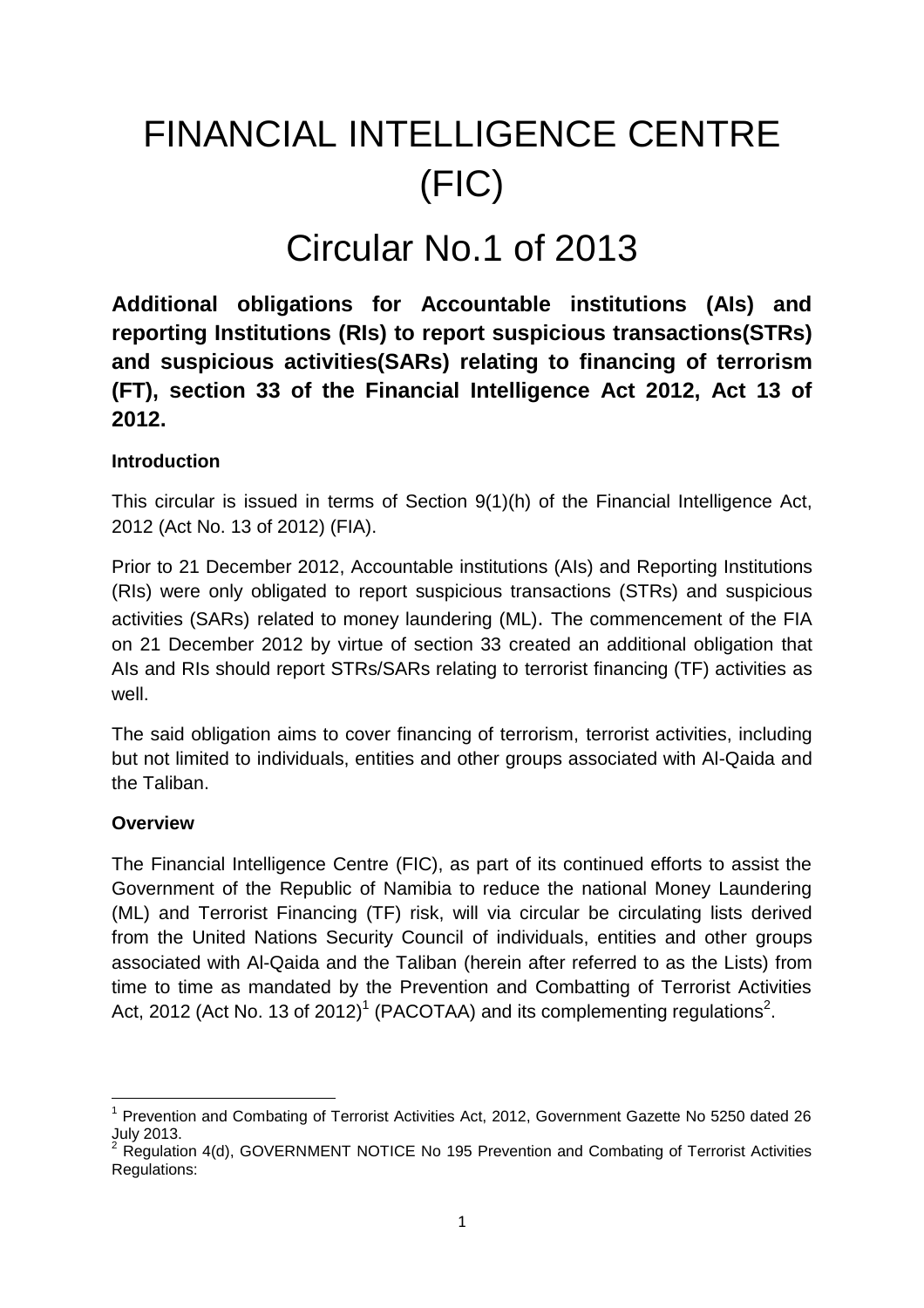# FINANCIAL INTELLIGENCE CENTRE (FIC)

# Circular No.1 of 2013

**Additional obligations for Accountable institutions (AIs) and reporting Institutions (RIs) to report suspicious transactions(STRs) and suspicious activities(SARs) relating to financing of terrorism (FT), section 33 of the Financial Intelligence Act 2012, Act 13 of 2012.**

### Introduction

This circular is issued in terms of Section 9(1)(h) of the Financial Intelligence Act, 2012 (Act No. 13 of 2012) (FIA).

Prior to 21 December 2012, Accountable institutions (AIs) and Reporting Institutions (RIs) were only obligated to report suspicious transactions (STRs) and suspicious activities (SARs) related to money laundering (ML). The commencement of the FIA on 21 December 2012 by virtue of section 33 created an additional obligation that AIs and RIs should report STRs/SARs relating to terrorist financing (TF) activities as well.

The said obligation aims to cover financing of terrorism, terrorist activities, including but not limited to individuals, entities and other groups associated with Al-Qaida and the Taliban.

### Overview

The Financial Intelligence Centre (FIC), as part of its continued efforts to assist the Government of the Republic of Namibia to reduce the national Money Laundering (ML) and Terrorist Financing (TF) risk, will via circular be circulating lists derived from the United Nations Security Council of individuals, entities and other groups associated with Al-Qaida and the Taliban (herein after referred to as the Lists) from time to time as mandated by the Prevention and Combatting of Terrorist Activities Act, 2012 (Act No. 13 of 2012)[1] (PACOTAA) and its complementing regulations[2].

---

[1] Prevention and Combating of Terrorist Activities Act, 2012, Government Gazette No 5250 dated 26 July 2013.

[2] Regulation 4(d), GOVERNMENT NOTICE No 195 Prevention and Combating of Terrorist Activities Regulations: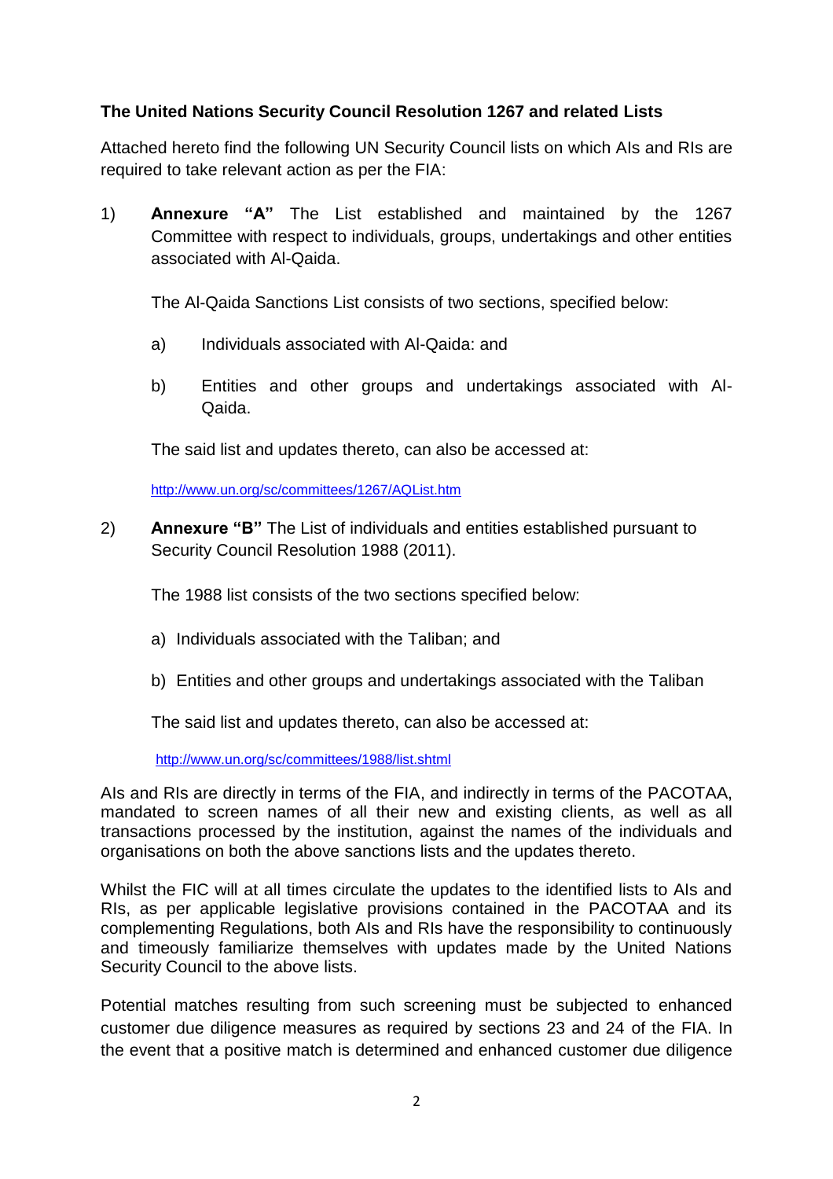**The United Nations Security Council Resolution 1267 and related Lists**

Attached hereto find the following UN Security Council lists on which AIs and RIs are required to take relevant action as per the FIA:

1) **Annexure "A"** The List established and maintained by the 1267 Committee with respect to individuals, groups, undertakings and other entities associated with Al-Qaida.

   The Al-Qaida Sanctions List consists of two sections, specified below:

   a) Individuals associated with Al-Qaida: and

   b) Entities and other groups and undertakings associated with Al-Qaida.

   The said list and updates thereto, can also be accessed at:

   http://www.un.org/sc/committees/1267/AQList.htm

2) **Annexure "B"** The List of individuals and entities established pursuant to Security Council Resolution 1988 (2011).

   The 1988 list consists of the two sections specified below:

   a) Individuals associated with the Taliban; and

   b) Entities and other groups and undertakings associated with the Taliban

   The said list and updates thereto, can also be accessed at:

   http://www.un.org/sc/committees/1988/list.shtml

AIs and RIs are directly in terms of the FIA, and indirectly in terms of the PACOTAA, mandated to screen names of all their new and existing clients, as well as all transactions processed by the institution, against the names of the individuals and organisations on both the above sanctions lists and the updates thereto.

Whilst the FIC will at all times circulate the updates to the identified lists to AIs and RIs, as per applicable legislative provisions contained in the PACOTAA and its complementing Regulations, both AIs and RIs have the responsibility to continuously and timeously familiarize themselves with updates made by the United Nations Security Council to the above lists.

Potential matches resulting from such screening must be subjected to enhanced customer due diligence measures as required by sections 23 and 24 of the FIA. In the event that a positive match is determined and enhanced customer due diligence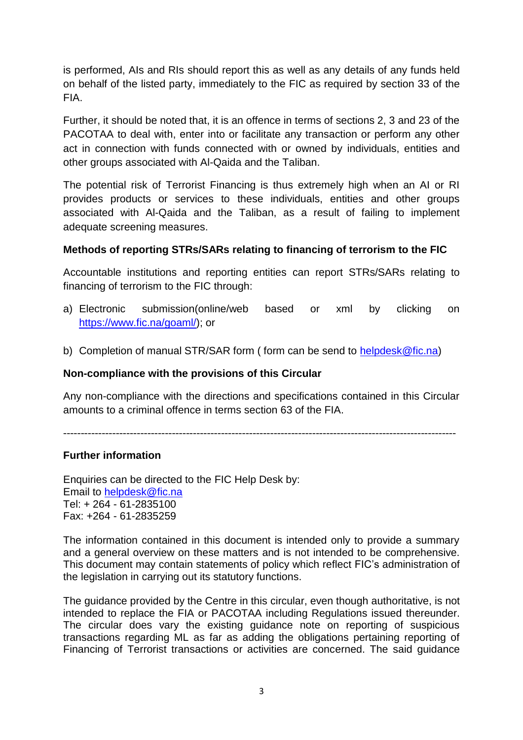is performed, AIs and RIs should report this as well as any details of any funds held on behalf of the listed party, immediately to the FIC as required by section 33 of the FIA.

Further, it should be noted that, it is an offence in terms of sections 2, 3 and 23 of the PACOTAA to deal with, enter into or facilitate any transaction or perform any other act in connection with funds connected with or owned by individuals, entities and other groups associated with Al-Qaida and the Taliban.

The potential risk of Terrorist Financing is thus extremely high when an AI or RI provides products or services to these individuals, entities and other groups associated with Al-Qaida and the Taliban, as a result of failing to implement adequate screening measures.

**Methods of reporting STRs/SARs relating to financing of terrorism to the FIC**

Accountable institutions and reporting entities can report STRs/SARs relating to financing of terrorism to the FIC through:

a) Electronic submission(online/web based or xml by clicking on https://www.fic.na/goaml/); or

b) Completion of manual STR/SAR form ( form can be send to helpdesk@fic.na)

**Non-compliance with the provisions of this Circular**

Any non-compliance with the directions and specifications contained in this Circular amounts to a criminal offence in terms section 63 of the FIA.

---

**Further information**

Enquiries can be directed to the FIC Help Desk by:
Email to helpdesk@fic.na
Tel: + 264 - 61-2835100
Fax: +264 - 61-2835259

The information contained in this document is intended only to provide a summary and a general overview on these matters and is not intended to be comprehensive. This document may contain statements of policy which reflect FIC's administration of the legislation in carrying out its statutory functions.

The guidance provided by the Centre in this circular, even though authoritative, is not intended to replace the FIA or PACOTAA including Regulations issued thereunder. The circular does vary the existing guidance note on reporting of suspicious transactions regarding ML as far as adding the obligations pertaining reporting of Financing of Terrorist transactions or activities are concerned. The said guidance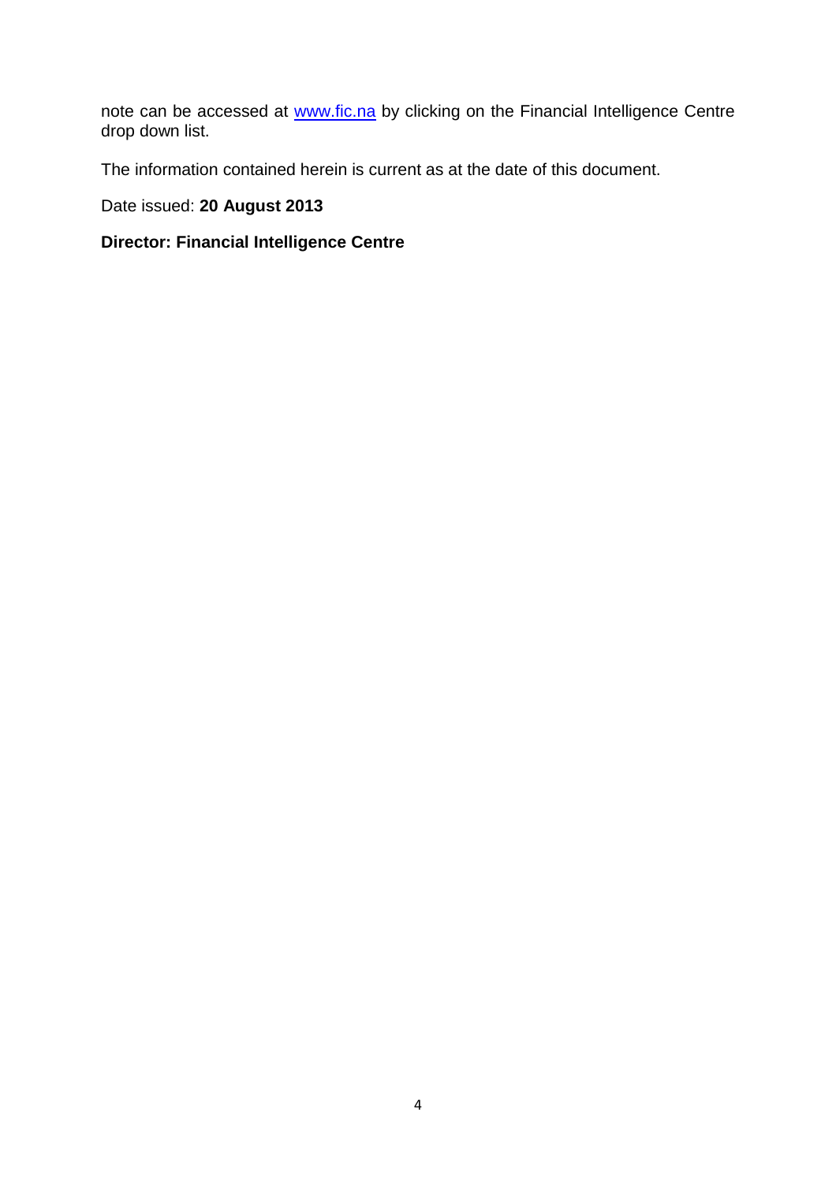note can be accessed at [www.fic.na](http://www.fic.na) by clicking on the Financial Intelligence Centre drop down list.

The information contained herein is current as at the date of this document.

Date issued: **20 August 2013**

**Director: Financial Intelligence Centre**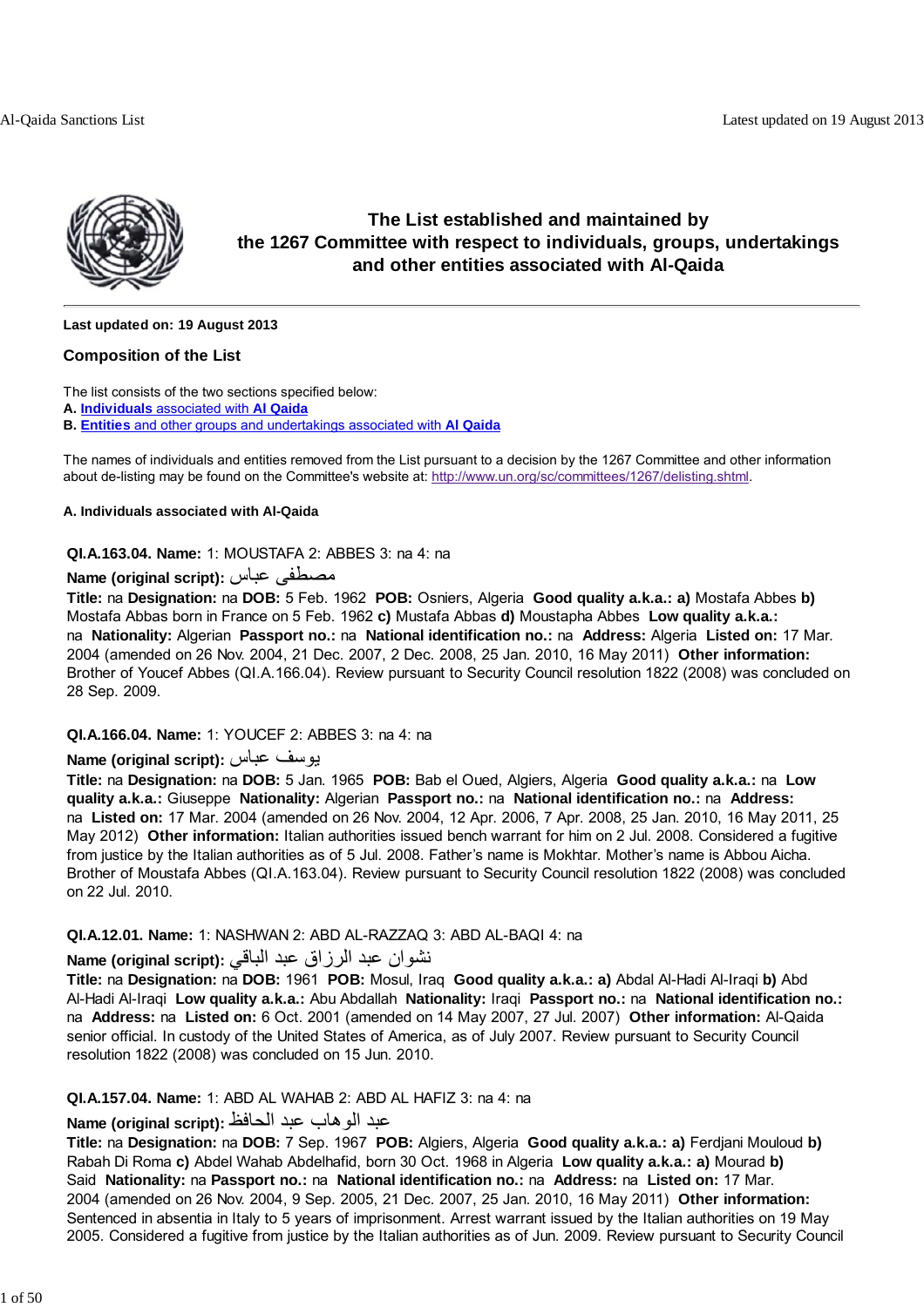## The List established and maintained by the 1267 Committee with respect to individuals, groups, undertakings and other entities associated with Al-Qaida

**Last updated on: 19 August 2013**

### Composition of the List

The list consists of the two sections specified below:
**A.** **Individuals** associated with **Al Qaida**
**B.** **Entities** and other groups and undertakings associated with **Al Qaida**

The names of individuals and entities removed from the List pursuant to a decision by the 1267 Committee and other information about de-listing may be found on the Committee's website at: http://www.un.org/sc/committees/1267/delisting.shtml.

#### A. Individuals associated with Al-Qaida

**QI.A.163.04. Name:** 1: MOUSTAFA 2: ABBES 3: na 4: na
**Name (original script):** مصطفى عباس
**Title:** na **Designation:** na **DOB:** 5 Feb. 1962 **POB:** Osniers, Algeria **Good quality a.k.a.: a)** Mostafa Abbes **b)** Mostafa Abbas born in France on 5 Feb. 1962 **c)** Mustafa Abbas **d)** Moustapha Abbes **Low quality a.k.a.:** na **Nationality:** Algerian **Passport no.:** na **National identification no.:** na **Address:** Algeria **Listed on:** 17 Mar. 2004 (amended on 26 Nov. 2004, 21 Dec. 2007, 2 Dec. 2008, 25 Jan. 2010, 16 May 2011) **Other information:** Brother of Youcef Abbes (QI.A.166.04). Review pursuant to Security Council resolution 1822 (2008) was concluded on 28 Sep. 2009.

**QI.A.166.04. Name:** 1: YOUCEF 2: ABBES 3: na 4: na
**Name (original script):** يوسف عباس
**Title:** na **Designation:** na **DOB:** 5 Jan. 1965 **POB:** Bab el Oued, Algiers, Algeria **Good quality a.k.a.:** na **Low quality a.k.a.:** Giuseppe **Nationality:** Algerian **Passport no.:** na **National identification no.:** na **Address:** na **Listed on:** 17 Mar. 2004 (amended on 26 Nov. 2004, 12 Apr. 2006, 7 Apr. 2008, 25 Jan. 2010, 16 May 2011, 25 May 2012) **Other information:** Italian authorities issued bench warrant for him on 2 Jul. 2008. Considered a fugitive from justice by the Italian authorities as of 5 Jul. 2008. Father's name is Mokhtar. Mother's name is Abbou Aicha. Brother of Moustafa Abbes (QI.A.163.04). Review pursuant to Security Council resolution 1822 (2008) was concluded on 22 Jul. 2010.

**QI.A.12.01. Name:** 1: NASHWAN 2: ABD AL-RAZZAQ 3: ABD AL-BAQI 4: na
**Name (original script):** نشوان عبد الرزاق عبد الباقي
**Title:** na **Designation:** na **DOB:** 1961 **POB:** Mosul, Iraq **Good quality a.k.a.: a)** Abdal Al-Hadi Al-Iraqi **b)** Abd Al-Hadi Al-Iraqi **Low quality a.k.a.:** Abu Abdallah **Nationality:** Iraqi **Passport no.:** na **National identification no.:** na **Address:** na **Listed on:** 6 Oct. 2001 (amended on 14 May 2007, 27 Jul. 2007) **Other information:** Al-Qaida senior official. In custody of the United States of America, as of July 2007. Review pursuant to Security Council resolution 1822 (2008) was concluded on 15 Jun. 2010.

**QI.A.157.04. Name:** 1: ABD AL WAHAB 2: ABD AL HAFIZ 3: na 4: na
**Name (original script):** عبد الوهاب عبد الحافظ
**Title:** na **Designation:** na **DOB:** 7 Sep. 1967 **POB:** Algiers, Algeria **Good quality a.k.a.: a)** Ferdjani Mouloud **b)** Rabah Di Roma **c)** Abdel Wahab Abdelhafid, born 30 Oct. 1968 in Algeria **Low quality a.k.a.: a)** Mourad **b)** Said **Nationality:** na **Passport no.:** na **National identification no.:** na **Address:** na **Listed on:** 17 Mar. 2004 (amended on 26 Nov. 2004, 9 Sep. 2005, 21 Dec. 2007, 25 Jan. 2010, 16 May 2011) **Other information:** Sentenced in absentia in Italy to 5 years of imprisonment. Arrest warrant issued by the Italian authorities on 19 May 2005. Considered a fugitive from justice by the Italian authorities as of Jun. 2009. Review pursuant to Security Council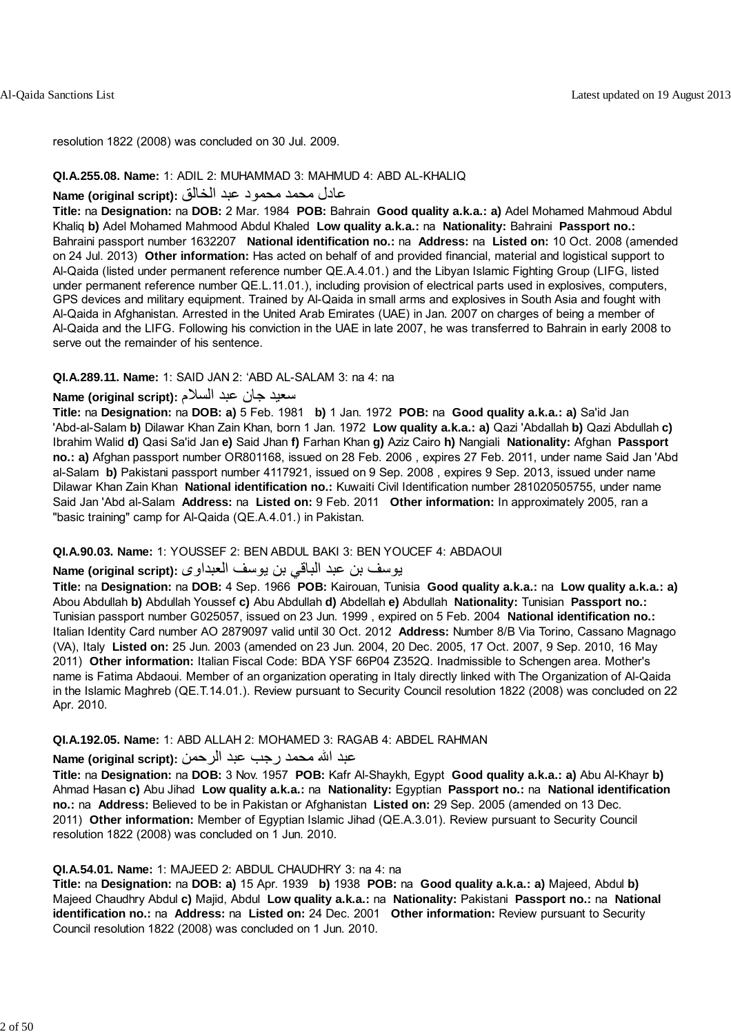resolution 1822 (2008) was concluded on 30 Jul. 2009.

**QI.A.255.08. Name:** 1: ADIL 2: MUHAMMAD 3: MAHMUD 4: ABD AL-KHALIQ

**Name (original script):** عادل محمد محمود عبد الخالق

**Title:** na **Designation:** na **DOB:** 2 Mar. 1984 **POB:** Bahrain **Good quality a.k.a.: a)** Adel Mohamed Mahmoud Abdul Khaliq **b)** Adel Mohamed Mahmood Abdul Khaled **Low quality a.k.a.:** na **Nationality:** Bahraini **Passport no.:** Bahraini passport number 1632207 **National identification no.:** na **Address:** na **Listed on:** 10 Oct. 2008 (amended on 24 Jul. 2013) **Other information:** Has acted on behalf of and provided financial, material and logistical support to Al-Qaida (listed under permanent reference number QE.A.4.01.) and the Libyan Islamic Fighting Group (LIFG, listed under permanent reference number QE.L.11.01.), including provision of electrical parts used in explosives, computers, GPS devices and military equipment. Trained by Al-Qaida in small arms and explosives in South Asia and fought with Al-Qaida in Afghanistan. Arrested in the United Arab Emirates (UAE) in Jan. 2007 on charges of being a member of Al-Qaida and the LIFG. Following his conviction in the UAE in late 2007, he was transferred to Bahrain in early 2008 to serve out the remainder of his sentence.

**QI.A.289.11. Name:** 1: SAID JAN 2: 'ABD AL-SALAM 3: na 4: na

**Name (original script):** سعيد جان عبد السلام

**Title:** na **Designation:** na **DOB: a)** 5 Feb. 1981 **b)** 1 Jan. 1972 **POB:** na **Good quality a.k.a.: a)** Sa'id Jan 'Abd-al-Salam **b)** Dilawar Khan Zain Khan, born 1 Jan. 1972 **Low quality a.k.a.: a)** Qazi 'Abdallah **b)** Qazi Abdullah **c)** Ibrahim Walid **d)** Qasi Sa'id Jan **e)** Said Jhan **f)** Farhan Khan **g)** Aziz Cairo **h)** Nangiali **Nationality:** Afghan **Passport no.: a)** Afghan passport number OR801168, issued on 28 Feb. 2006 , expires 27 Feb. 2011, under name Said Jan 'Abd al-Salam **b)** Pakistani passport number 4117921, issued on 9 Sep. 2008 , expires 9 Sep. 2013, issued under name Dilawar Khan Zain Khan **National identification no.:** Kuwaiti Civil Identification number 281020505755, under name Said Jan 'Abd al-Salam **Address:** na **Listed on:** 9 Feb. 2011 **Other information:** In approximately 2005, ran a "basic training" camp for Al-Qaida (QE.A.4.01.) in Pakistan.

**QI.A.90.03. Name:** 1: YOUSSEF 2: BEN ABDUL BAKI 3: BEN YOUCEF 4: ABDAOUI

**Name (original script):** يوسف بن عبد الباقي بن يوسف العبداوى

**Title:** na **Designation:** na **DOB:** 4 Sep. 1966 **POB:** Kairouan, Tunisia **Good quality a.k.a.:** na **Low quality a.k.a.: a)** Abou Abdullah **b)** Abdullah Youssef **c)** Abu Abdullah **d)** Abdellah **e)** Abdullah **Nationality:** Tunisian **Passport no.:** Tunisian passport number G025057, issued on 23 Jun. 1999 , expired on 5 Feb. 2004 **National identification no.:** Italian Identity Card number AO 2879097 valid until 30 Oct. 2012 **Address:** Number 8/B Via Torino, Cassano Magnago (VA), Italy **Listed on:** 25 Jun. 2003 (amended on 23 Jun. 2004, 20 Dec. 2005, 17 Oct. 2007, 9 Sep. 2010, 16 May 2011) **Other information:** Italian Fiscal Code: BDA YSF 66P04 Z352Q. Inadmissible to Schengen area. Mother's name is Fatima Abdaoui. Member of an organization operating in Italy directly linked with The Organization of Al-Qaida in the Islamic Maghreb (QE.T.14.01.). Review pursuant to Security Council resolution 1822 (2008) was concluded on 22 Apr. 2010.

**QI.A.192.05. Name:** 1: ABD ALLAH 2: MOHAMED 3: RAGAB 4: ABDEL RAHMAN

**Name (original script):** عبد الله محمد رجب عبد الرحمن

**Title:** na **Designation:** na **DOB:** 3 Nov. 1957 **POB:** Kafr Al-Shaykh, Egypt **Good quality a.k.a.: a)** Abu Al-Khayr **b)** Ahmad Hasan **c)** Abu Jihad **Low quality a.k.a.:** na **Nationality:** Egyptian **Passport no.:** na **National identification no.:** na **Address:** Believed to be in Pakistan or Afghanistan **Listed on:** 29 Sep. 2005 (amended on 13 Dec. 2011) **Other information:** Member of Egyptian Islamic Jihad (QE.A.3.01). Review pursuant to Security Council resolution 1822 (2008) was concluded on 1 Jun. 2010.

**QI.A.54.01. Name:** 1: MAJEED 2: ABDUL CHAUDHRY 3: na 4: na

**Title:** na **Designation:** na **DOB: a)** 15 Apr. 1939 **b)** 1938 **POB:** na **Good quality a.k.a.: a)** Majeed, Abdul **b)** Majeed Chaudhry Abdul **c)** Majid, Abdul **Low quality a.k.a.:** na **Nationality:** Pakistani **Passport no.:** na **National identification no.:** na **Address:** na **Listed on:** 24 Dec. 2001 **Other information:** Review pursuant to Security Council resolution 1822 (2008) was concluded on 1 Jun. 2010.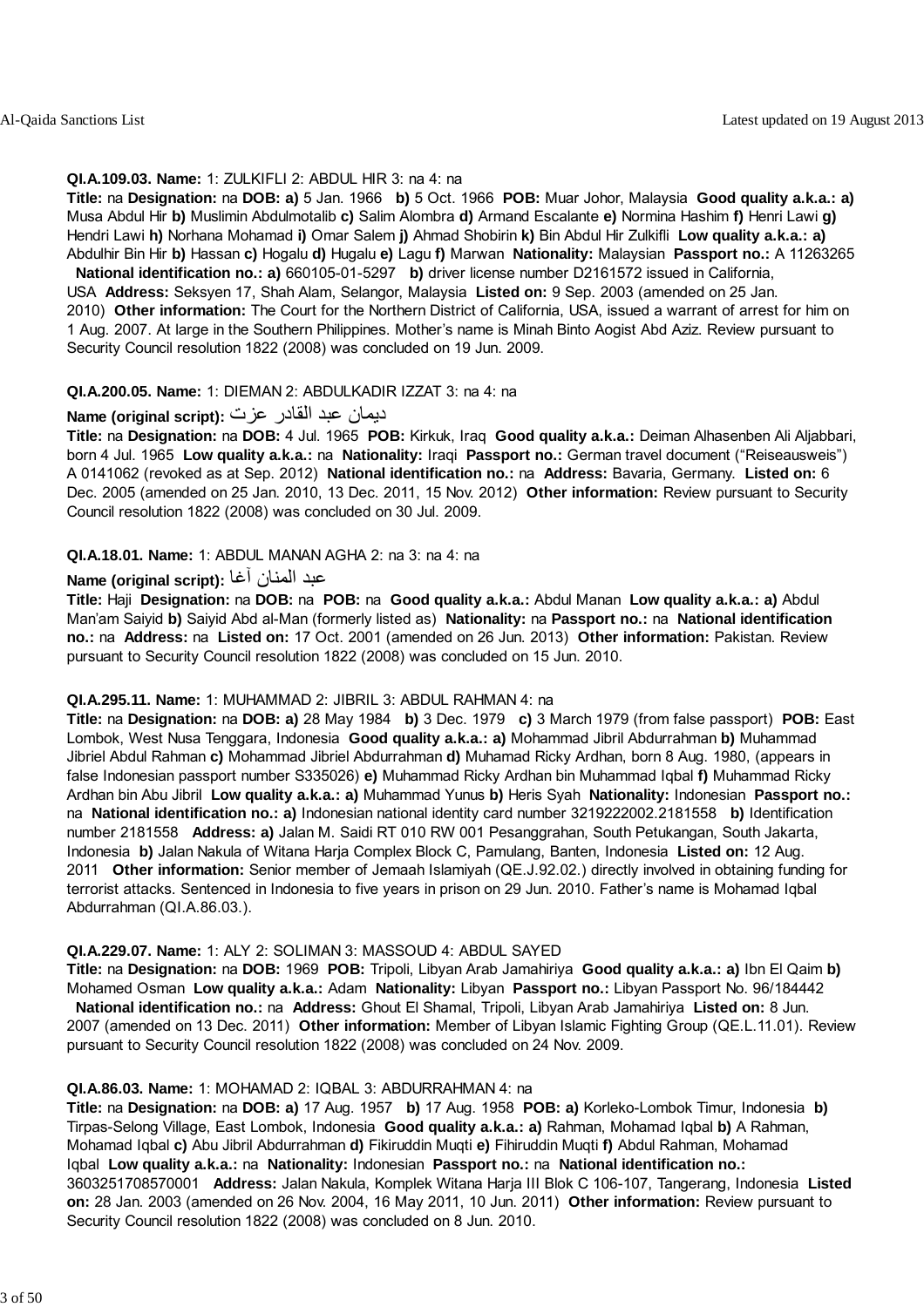**QI.A.109.03. Name:** 1: ZULKIFLI 2: ABDUL HIR 3: na 4: na
**Title:** na **Designation:** na **DOB:** **a)** 5 Jan. 1966 **b)** 5 Oct. 1966 **POB:** Muar Johor, Malaysia **Good quality a.k.a.:** **a)** Musa Abdul Hir **b)** Muslimin Abdulmotalib **c)** Salim Alombra **d)** Armand Escalante **e)** Normina Hashim **f)** Henri Lawi **g)** Hendri Lawi **h)** Norhana Mohamad **i)** Omar Salem **j)** Ahmad Shobirin **k)** Bin Abdul Hir Zulkifli **Low quality a.k.a.:** **a)** Abdulhir Bin Hir **b)** Hassan **c)** Hogalu **d)** Hugalu **e)** Lagu **f)** Marwan **Nationality:** Malaysian **Passport no.:** A 11263265 **National identification no.:** **a)** 660105-01-5297 **b)** driver license number D2161572 issued in California, USA **Address:** Seksyen 17, Shah Alam, Selangor, Malaysia **Listed on:** 9 Sep. 2003 (amended on 25 Jan. 2010) **Other information:** The Court for the Northern District of California, USA, issued a warrant of arrest for him on 1 Aug. 2007. At large in the Southern Philippines. Mother's name is Minah Binto Aogist Abd Aziz. Review pursuant to Security Council resolution 1822 (2008) was concluded on 19 Jun. 2009.

**QI.A.200.05. Name:** 1: DIEMAN 2: ABDULKADIR IZZAT 3: na 4: na
**Name (original script):** ديمان عبد القادر عزت
**Title:** na **Designation:** na **DOB:** 4 Jul. 1965 **POB:** Kirkuk, Iraq **Good quality a.k.a.:** Deiman Alhasenben Ali Aljabbari, born 4 Jul. 1965 **Low quality a.k.a.:** na **Nationality:** Iraqi **Passport no.:** German travel document ("Reiseausweis") A 0141062 (revoked as at Sep. 2012) **National identification no.:** na **Address:** Bavaria, Germany. **Listed on:** 6 Dec. 2005 (amended on 25 Jan. 2010, 13 Dec. 2011, 15 Nov. 2012) **Other information:** Review pursuant to Security Council resolution 1822 (2008) was concluded on 30 Jul. 2009.

**QI.A.18.01. Name:** 1: ABDUL MANAN AGHA 2: na 3: na 4: na
**Name (original script):** عبد المنان آغا
**Title:** Haji **Designation:** na **DOB:** na **POB:** na **Good quality a.k.a.:** Abdul Manan **Low quality a.k.a.:** **a)** Abdul Man'am Saiyid **b)** Saiyid Abd al-Man (formerly listed as) **Nationality:** na **Passport no.:** na **National identification no.:** na **Address:** na **Listed on:** 17 Oct. 2001 (amended on 26 Jun. 2013) **Other information:** Pakistan. Review pursuant to Security Council resolution 1822 (2008) was concluded on 15 Jun. 2010.

**QI.A.295.11. Name:** 1: MUHAMMAD 2: JIBRIL 3: ABDUL RAHMAN 4: na
**Title:** na **Designation:** na **DOB:** **a)** 28 May 1984 **b)** 3 Dec. 1979 **c)** 3 March 1979 (from false passport) **POB:** East Lombok, West Nusa Tenggara, Indonesia **Good quality a.k.a.:** **a)** Mohammad Jibril Abdurrahman **b)** Muhammad Jibriel Abdul Rahman **c)** Mohammad Jibriel Abdurrahman **d)** Muhamad Ricky Ardhan, born 8 Aug. 1980, (appears in false Indonesian passport number S335026) **e)** Muhammad Ricky Ardhan bin Muhammad Iqbal **f)** Muhammad Ricky Ardhan bin Abu Jibril **Low quality a.k.a.:** **a)** Muhammad Yunus **b)** Heris Syah **Nationality:** Indonesian **Passport no.:** na **National identification no.:** **a)** Indonesian national identity card number 3219222002.2181558 **b)** Identification number 2181558 **Address:** **a)** Jalan M. Saidi RT 010 RW 001 Pesanggrahan, South Petukangan, South Jakarta, Indonesia **b)** Jalan Nakula of Witana Harja Complex Block C, Pamulang, Banten, Indonesia **Listed on:** 12 Aug. 2011 **Other information:** Senior member of Jemaah Islamiyah (QE.J.92.02.) directly involved in obtaining funding for terrorist attacks. Sentenced in Indonesia to five years in prison on 29 Jun. 2010. Father's name is Mohamad Iqbal Abdurrahman (QI.A.86.03.).

**QI.A.229.07. Name:** 1: ALY 2: SOLIMAN 3: MASSOUD 4: ABDUL SAYED
**Title:** na **Designation:** na **DOB:** 1969 **POB:** Tripoli, Libyan Arab Jamahiriya **Good quality a.k.a.:** **a)** Ibn El Qaim **b)** Mohamed Osman **Low quality a.k.a.:** Adam **Nationality:** Libyan **Passport no.:** Libyan Passport No. 96/184442 **National identification no.:** na **Address:** Ghout El Shamal, Tripoli, Libyan Arab Jamahiriya **Listed on:** 8 Jun. 2007 (amended on 13 Dec. 2011) **Other information:** Member of Libyan Islamic Fighting Group (QE.L.11.01). Review pursuant to Security Council resolution 1822 (2008) was concluded on 24 Nov. 2009.

**QI.A.86.03. Name:** 1: MOHAMAD 2: IQBAL 3: ABDURRAHMAN 4: na
**Title:** na **Designation:** na **DOB:** **a)** 17 Aug. 1957 **b)** 17 Aug. 1958 **POB:** **a)** Korleko-Lombok Timur, Indonesia **b)** Tirpas-Selong Village, East Lombok, Indonesia **Good quality a.k.a.:** **a)** Rahman, Mohamad Iqbal **b)** A Rahman, Mohamad Iqbal **c)** Abu Jibril Abdurrahman **d)** Fikiruddin Muqti **e)** Fihiruddin Muqti **f)** Abdul Rahman, Mohamad Iqbal **Low quality a.k.a.:** na **Nationality:** Indonesian **Passport no.:** na **National identification no.:** 3603251708570001 **Address:** Jalan Nakula, Komplek Witana Harja III Blok C 106-107, Tangerang, Indonesia **Listed on:** 28 Jan. 2003 (amended on 26 Nov. 2004, 16 May 2011, 10 Jun. 2011) **Other information:** Review pursuant to Security Council resolution 1822 (2008) was concluded on 8 Jun. 2010.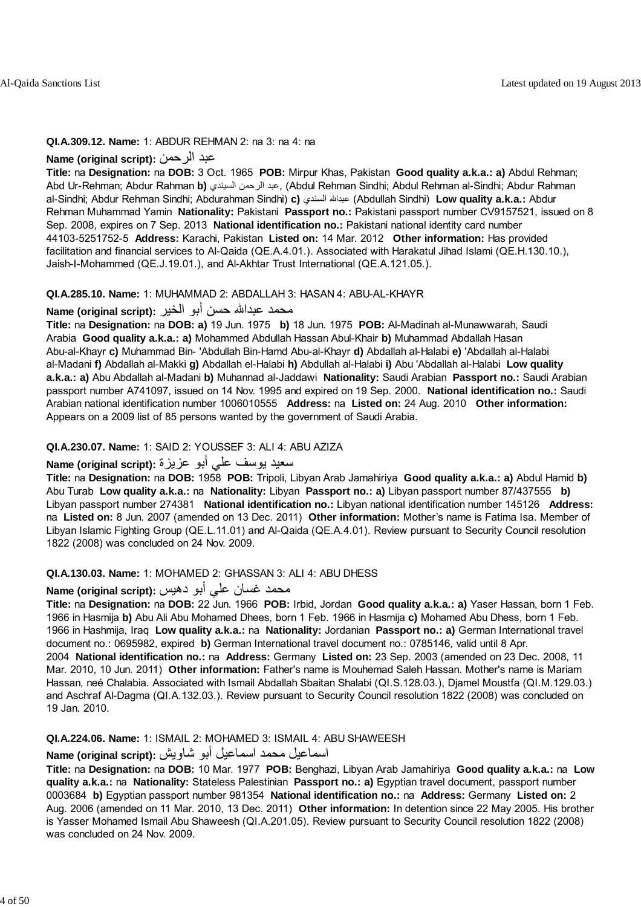**QI.A.309.12. Name:** 1: ABDUR REHMAN 2: na 3: na 4: na

**Name (original script):** عبد الرحمن

**Title:** na **Designation:** na **DOB:** 3 Oct. 1965 **POB:** Mirpur Khas, Pakistan **Good quality a.k.a.: a)** Abdul Rehman; Abd Ur-Rehman; Abdur Rahman **b)** عبد الرحمن السيندي, (Abdul Rehman Sindhi; Abdul Rehman al-Sindhi; Abdur Rahman al-Sindhi; Abdur Rehman Sindhi; Abdurahman Sindhi) **c)** عبدالله السندي (Abdullah Sindhi) **Low quality a.k.a.:** Abdur Rehman Muhammad Yamin **Nationality:** Pakistani **Passport no.:** Pakistani passport number CV9157521, issued on 8 Sep. 2008, expires on 7 Sep. 2013 **National identification no.:** Pakistani national identity card number 44103-5251752-5 **Address:** Karachi, Pakistan **Listed on:** 14 Mar. 2012 **Other information:** Has provided facilitation and financial services to Al-Qaida (QE.A.4.01.). Associated with Harakatul Jihad Islami (QE.H.130.10.), Jaish-I-Mohammed (QE.J.19.01.), and Al-Akhtar Trust International (QE.A.121.05.).

**QI.A.285.10. Name:** 1: MUHAMMAD 2: ABDALLAH 3: HASAN 4: ABU-AL-KHAYR

**Name (original script):** محمد عبدالله حسن أبو الخير

**Title:** na **Designation:** na **DOB: a)** 19 Jun. 1975 **b)** 18 Jun. 1975 **POB:** Al-Madinah al-Munawwarah, Saudi Arabia **Good quality a.k.a.: a)** Mohammed Abdullah Hassan Abul-Khair **b)** Muhammad Abdallah Hasan Abu-al-Khayr **c)** Muhammad Bin- 'Abdullah Bin-Hamd Abu-al-Khayr **d)** Abdallah al-Halabi **e)** 'Abdallah al-Halabi al-Madani **f)** Abdallah al-Makki **g)** Abdallah el-Halabi **h)** Abdullah al-Halabi **i)** Abu 'Abdallah al-Halabi **Low quality a.k.a.: a)** Abu Abdallah al-Madani **b)** Muhannad al-Jaddawi **Nationality:** Saudi Arabian **Passport no.:** Saudi Arabian passport number A741097, issued on 14 Nov. 1995 and expired on 19 Sep. 2000. **National identification no.:** Saudi Arabian national identification number 1006010555 **Address:** na **Listed on:** 24 Aug. 2010 **Other information:** Appears on a 2009 list of 85 persons wanted by the government of Saudi Arabia.

**QI.A.230.07. Name:** 1: SAID 2: YOUSSEF 3: ALI 4: ABU AZIZA

**Name (original script):** سعيد يوسف علي أبو عزيزة

**Title:** na **Designation:** na **DOB:** 1958 **POB:** Tripoli, Libyan Arab Jamahiriya **Good quality a.k.a.: a)** Abdul Hamid **b)** Abu Turab **Low quality a.k.a.:** na **Nationality:** Libyan **Passport no.: a)** Libyan passport number 87/437555 **b)** Libyan passport number 274381 **National identification no.:** Libyan national identification number 145126 **Address:** na **Listed on:** 8 Jun. 2007 (amended on 13 Dec. 2011) **Other information:** Mother's name is Fatima Isa. Member of Libyan Islamic Fighting Group (QE.L.11.01) and Al-Qaida (QE.A.4.01). Review pursuant to Security Council resolution 1822 (2008) was concluded on 24 Nov. 2009.

**QI.A.130.03. Name:** 1: MOHAMED 2: GHASSAN 3: ALI 4: ABU DHESS

**Name (original script):** محمد غسان علي أبو دهيس

**Title:** na **Designation:** na **DOB:** 22 Jun. 1966 **POB:** Irbid, Jordan **Good quality a.k.a.: a)** Yaser Hassan, born 1 Feb. 1966 in Hasmija **b)** Abu Ali Abu Mohamed Dhees, born 1 Feb. 1966 in Hasmija **c)** Mohamed Abu Dhess, born 1 Feb. 1966 in Hashmija, Iraq **Low quality a.k.a.:** na **Nationality:** Jordanian **Passport no.: a)** German International travel document no.: 0695982, expired **b)** German International travel document no.: 0785146, valid until 8 Apr. 2004 **National identification no.:** na **Address:** Germany **Listed on:** 23 Sep. 2003 (amended on 23 Dec. 2008, 11 Mar. 2010, 10 Jun. 2011) **Other information:** Father's name is Mouhemad Saleh Hassan. Mother's name is Mariam Hassan, neé Chalabia. Associated with Ismail Abdallah Sbaitan Shalabi (QI.S.128.03.), Djamel Moustfa (QI.M.129.03.) and Aschraf Al-Dagma (QI.A.132.03.). Review pursuant to Security Council resolution 1822 (2008) was concluded on 19 Jan. 2010.

**QI.A.224.06. Name:** 1: ISMAIL 2: MOHAMED 3: ISMAIL 4: ABU SHAWEESH

**Name (original script):** اسماعيل محمد اسماعيل أبو شاويش

**Title:** na **Designation:** na **DOB:** 10 Mar. 1977 **POB:** Benghazi, Libyan Arab Jamahiriya **Good quality a.k.a.:** na **Low quality a.k.a.:** na **Nationality:** Stateless Palestinian **Passport no.: a)** Egyptian travel document, passport number 0003684 **b)** Egyptian passport number 981354 **National identification no.:** na **Address:** Germany **Listed on:** 2 Aug. 2006 (amended on 11 Mar. 2010, 13 Dec. 2011) **Other information:** In detention since 22 May 2005. His brother is Yasser Mohamed Ismail Abu Shaweesh (QI.A.201.05). Review pursuant to Security Council resolution 1822 (2008) was concluded on 24 Nov. 2009.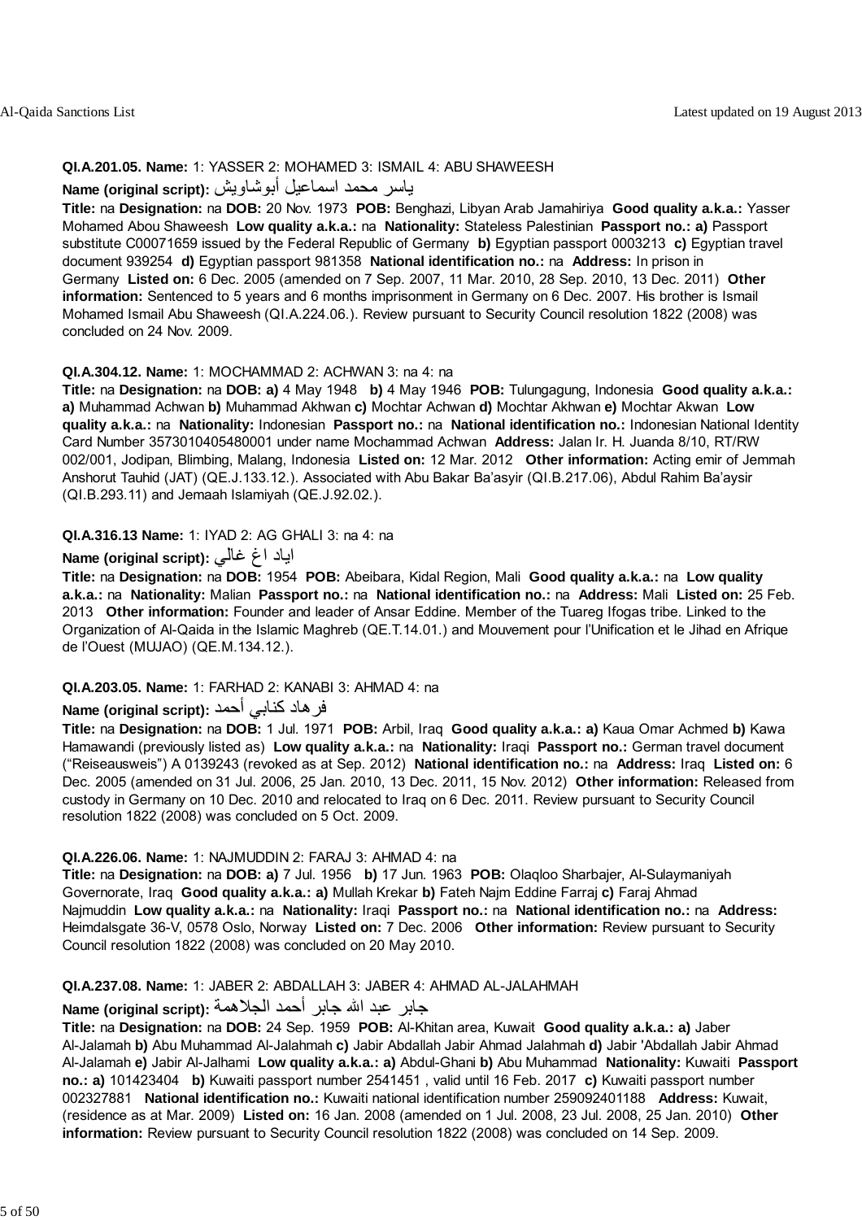**QI.A.201.05. Name:** 1: YASSER 2: MOHAMED 3: ISMAIL 4: ABU SHAWEESH

**Name (original script):** ياسر محمد اسماعيل أبوشاويش

**Title:** na **Designation:** na **DOB:** 20 Nov. 1973 **POB:** Benghazi, Libyan Arab Jamahiriya **Good quality a.k.a.:** Yasser Mohamed Abou Shaweesh **Low quality a.k.a.:** na **Nationality:** Stateless Palestinian **Passport no.: a)** Passport substitute C00071659 issued by the Federal Republic of Germany **b)** Egyptian passport 0003213 **c)** Egyptian travel document 939254 **d)** Egyptian passport 981358 **National identification no.:** na **Address:** In prison in Germany **Listed on:** 6 Dec. 2005 (amended on 7 Sep. 2007, 11 Mar. 2010, 28 Sep. 2010, 13 Dec. 2011) **Other information:** Sentenced to 5 years and 6 months imprisonment in Germany on 6 Dec. 2007. His brother is Ismail Mohamed Ismail Abu Shaweesh (QI.A.224.06.). Review pursuant to Security Council resolution 1822 (2008) was concluded on 24 Nov. 2009.

**QI.A.304.12. Name:** 1: MOCHAMMAD 2: ACHWAN 3: na 4: na

**Title:** na **Designation:** na **DOB: a)** 4 May 1948 **b)** 4 May 1946 **POB:** Tulungagung, Indonesia **Good quality a.k.a.: a)** Muhammad Achwan **b)** Muhammad Akhwan **c)** Mochtar Achwan **d)** Mochtar Akhwan **e)** Mochtar Akwan **Low quality a.k.a.:** na **Nationality:** Indonesian **Passport no.:** na **National identification no.:** Indonesian National Identity Card Number 3573010405480001 under name Mochammad Achwan **Address:** Jalan Ir. H. Juanda 8/10, RT/RW 002/001, Jodipan, Blimbing, Malang, Indonesia **Listed on:** 12 Mar. 2012 **Other information:** Acting emir of Jemmah Anshorut Tauhid (JAT) (QE.J.133.12.). Associated with Abu Bakar Ba'asyir (QI.B.217.06), Abdul Rahim Ba'aysir (QI.B.293.11) and Jemaah Islamiyah (QE.J.92.02.).

**QI.A.316.13 Name:** 1: IYAD 2: AG GHALI 3: na 4: na

**Name (original script):** اياد اغ غالي

**Title:** na **Designation:** na **DOB:** 1954 **POB:** Abeibara, Kidal Region, Mali **Good quality a.k.a.:** na **Low quality a.k.a.:** na **Nationality:** Malian **Passport no.:** na **National identification no.:** na **Address:** Mali **Listed on:** 25 Feb. 2013 **Other information:** Founder and leader of Ansar Eddine. Member of the Tuareg Ifogas tribe. Linked to the Organization of Al-Qaida in the Islamic Maghreb (QE.T.14.01.) and Mouvement pour l'Unification et le Jihad en Afrique de l'Ouest (MUJAO) (QE.M.134.12.).

**QI.A.203.05. Name:** 1: FARHAD 2: KANABI 3: AHMAD 4: na

**Name (original script):** فرهاد كنابي أحمد

**Title:** na **Designation:** na **DOB:** 1 Jul. 1971 **POB:** Arbil, Iraq **Good quality a.k.a.: a)** Kaua Omar Achmed **b)** Kawa Hamawandi (previously listed as) **Low quality a.k.a.:** na **Nationality:** Iraqi **Passport no.:** German travel document ("Reiseausweis") A 0139243 (revoked as at Sep. 2012) **National identification no.:** na **Address:** Iraq **Listed on:** 6 Dec. 2005 (amended on 31 Jul. 2006, 25 Jan. 2010, 13 Dec. 2011, 15 Nov. 2012) **Other information:** Released from custody in Germany on 10 Dec. 2010 and relocated to Iraq on 6 Dec. 2011. Review pursuant to Security Council resolution 1822 (2008) was concluded on 5 Oct. 2009.

**QI.A.226.06. Name:** 1: NAJMUDDIN 2: FARAJ 3: AHMAD 4: na

**Title:** na **Designation:** na **DOB: a)** 7 Jul. 1956 **b)** 17 Jun. 1963 **POB:** Olaqloo Sharbajer, Al-Sulaymaniyah Governorate, Iraq **Good quality a.k.a.: a)** Mullah Krekar **b)** Fateh Najm Eddine Farraj **c)** Faraj Ahmad Najmuddin **Low quality a.k.a.:** na **Nationality:** Iraqi **Passport no.:** na **National identification no.:** na **Address:** Heimdalsgate 36-V, 0578 Oslo, Norway **Listed on:** 7 Dec. 2006 **Other information:** Review pursuant to Security Council resolution 1822 (2008) was concluded on 20 May 2010.

**QI.A.237.08. Name:** 1: JABER 2: ABDALLAH 3: JABER 4: AHMAD AL-JALAHMAH

**Name (original script):** جابر عبد الله جابر أحمد الجلاهمة

**Title:** na **Designation:** na **DOB:** 24 Sep. 1959 **POB:** Al-Khitan area, Kuwait **Good quality a.k.a.: a)** Jaber Al-Jalamah **b)** Abu Muhammad Al-Jalahmah **c)** Jabir Abdallah Jabir Ahmad Jalahmah **d)** Jabir 'Abdallah Jabir Ahmad Al-Jalamah **e)** Jabir Al-Jalhami **Low quality a.k.a.: a)** Abdul-Ghani **b)** Abu Muhammad **Nationality:** Kuwaiti **Passport no.: a)** 101423404 **b)** Kuwaiti passport number 2541451 , valid until 16 Feb. 2017 **c)** Kuwaiti passport number 002327881 **National identification no.:** Kuwaiti national identification number 259092401188 **Address:** Kuwait, (residence as at Mar. 2009) **Listed on:** 16 Jan. 2008 (amended on 1 Jul. 2008, 23 Jul. 2008, 25 Jan. 2010) **Other information:** Review pursuant to Security Council resolution 1822 (2008) was concluded on 14 Sep. 2009.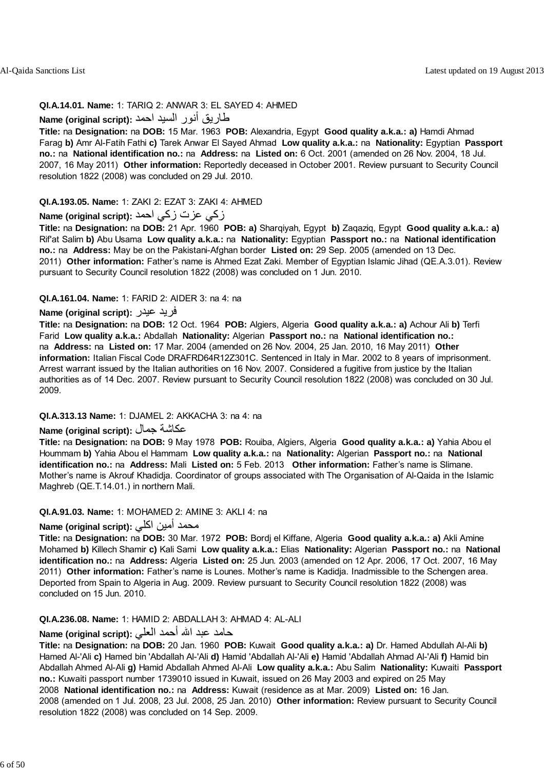**QI.A.14.01. Name:** 1: TARIQ 2: ANWAR 3: EL SAYED 4: AHMED

**Name (original script):** طارق أنور السيد احمد

**Title:** na **Designation:** na **DOB:** 15 Mar. 1963 **POB:** Alexandria, Egypt **Good quality a.k.a.: a)** Hamdi Ahmad Farag **b)** Amr Al-Fatih Fathi **c)** Tarek Anwar El Sayed Ahmad **Low quality a.k.a.:** na **Nationality:** Egyptian **Passport no.:** na **National identification no.:** na **Address:** na **Listed on:** 6 Oct. 2001 (amended on 26 Nov. 2004, 18 Jul. 2007, 16 May 2011) **Other information:** Reportedly deceased in October 2001. Review pursuant to Security Council resolution 1822 (2008) was concluded on 29 Jul. 2010.

**QI.A.193.05. Name:** 1: ZAKI 2: EZAT 3: ZAKI 4: AHMED

**Name (original script):** زكي عزت زكي احمد

**Title:** na **Designation:** na **DOB:** 21 Apr. 1960 **POB: a)** Sharqiyah, Egypt **b)** Zaqaziq, Egypt **Good quality a.k.a.: a)** Rif'at Salim **b)** Abu Usama **Low quality a.k.a.:** na **Nationality:** Egyptian **Passport no.:** na **National identification no.:** na **Address:** May be on the Pakistani-Afghan border **Listed on:** 29 Sep. 2005 (amended on 13 Dec. 2011) **Other information:** Father's name is Ahmed Ezat Zaki. Member of Egyptian Islamic Jihad (QE.A.3.01). Review pursuant to Security Council resolution 1822 (2008) was concluded on 1 Jun. 2010.

**QI.A.161.04. Name:** 1: FARID 2: AIDER 3: na 4: na

**Name (original script):** فريد عيدر

**Title:** na **Designation:** na **DOB:** 12 Oct. 1964 **POB:** Algiers, Algeria **Good quality a.k.a.: a)** Achour Ali **b)** Terfi Farid **Low quality a.k.a.:** Abdallah **Nationality:** Algerian **Passport no.:** na **National identification no.:** na **Address:** na **Listed on:** 17 Mar. 2004 (amended on 26 Nov. 2004, 25 Jan. 2010, 16 May 2011) **Other information:** Italian Fiscal Code DRAFRD64R12Z301C. Sentenced in Italy in Mar. 2002 to 8 years of imprisonment. Arrest warrant issued by the Italian authorities on 16 Nov. 2007. Considered a fugitive from justice by the Italian authorities as of 14 Dec. 2007. Review pursuant to Security Council resolution 1822 (2008) was concluded on 30 Jul. 2009.

**QI.A.313.13 Name:** 1: DJAMEL 2: AKKACHA 3: na 4: na

**Name (original script):** عكاشة جمال

**Title:** na **Designation:** na **DOB:** 9 May 1978 **POB:** Rouiba, Algiers, Algeria **Good quality a.k.a.: a)** Yahia Abou el Hoummam **b)** Yahia Abou el Hammam **Low quality a.k.a.:** na **Nationality:** Algerian **Passport no.:** na **National identification no.:** na **Address:** Mali **Listed on:** 5 Feb. 2013 **Other information:** Father's name is Slimane. Mother's name is Akrouf Khadidja. Coordinator of groups associated with The Organisation of Al-Qaida in the Islamic Maghreb (QE.T.14.01.) in northern Mali.

**QI.A.91.03. Name:** 1: MOHAMED 2: AMINE 3: AKLI 4: na

**Name (original script):** محمد أمين اكلي

**Title:** na **Designation:** na **DOB:** 30 Mar. 1972 **POB:** Bordj el Kiffane, Algeria **Good quality a.k.a.: a)** Akli Amine Mohamed **b)** Killech Shamir **c)** Kali Sami **Low quality a.k.a.:** Elias **Nationality:** Algerian **Passport no.:** na **National identification no.:** na **Address:** Algeria **Listed on:** 25 Jun. 2003 (amended on 12 Apr. 2006, 17 Oct. 2007, 16 May 2011) **Other information:** Father's name is Lounes. Mother's name is Kadidja. Inadmissible to the Schengen area. Deported from Spain to Algeria in Aug. 2009. Review pursuant to Security Council resolution 1822 (2008) was concluded on 15 Jun. 2010.

**QI.A.236.08. Name:** 1: HAMID 2: ABDALLAH 3: AHMAD 4: AL-ALI

**Name (original script):** حامد عبد الله أحمد العلي

**Title:** na **Designation:** na **DOB:** 20 Jan. 1960 **POB:** Kuwait **Good quality a.k.a.: a)** Dr. Hamed Abdullah Al-Ali **b)** Hamed Al-'Ali **c)** Hamed bin 'Abdallah Al-'Ali **d)** Hamid 'Abdallah Al-'Ali **e)** Hamid 'Abdallah Ahmad Al-'Ali **f)** Hamid bin Abdallah Ahmed Al-Ali **g)** Hamid Abdallah Ahmed Al-Ali **Low quality a.k.a.:** Abu Salim **Nationality:** Kuwaiti **Passport no.:** Kuwaiti passport number 1739010 issued in Kuwait, issued on 26 May 2003 and expired on 25 May 2008 **National identification no.:** na **Address:** Kuwait (residence as at Mar. 2009) **Listed on:** 16 Jan. 2008 (amended on 1 Jul. 2008, 23 Jul. 2008, 25 Jan. 2010) **Other information:** Review pursuant to Security Council resolution 1822 (2008) was concluded on 14 Sep. 2009.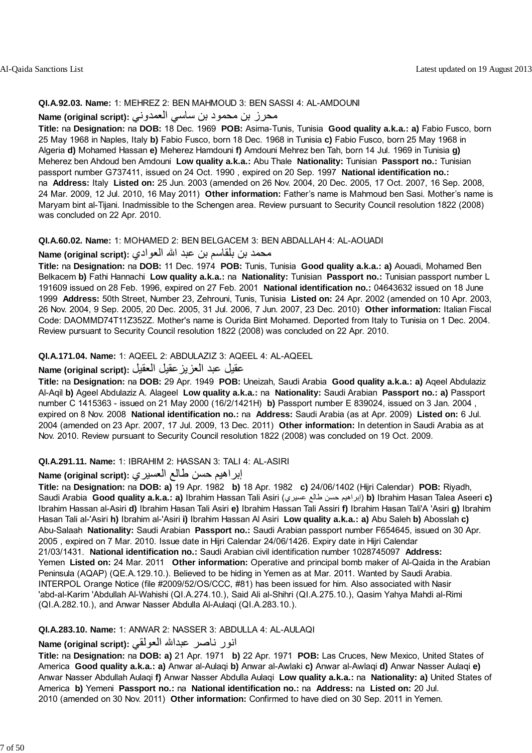**QI.A.92.03. Name:** 1: MEHREZ 2: BEN MAHMOUD 3: BEN SASSI 4: AL-AMDOUNI

**Name (original script):** محرز بن محمود بن ساسي العمدوني

**Title:** na **Designation:** na **DOB:** 18 Dec. 1969 **POB:** Asima-Tunis, Tunisia **Good quality a.k.a.: a)** Fabio Fusco, born 25 May 1968 in Naples, Italy **b)** Fabio Fusco, born 18 Dec. 1968 in Tunisia **c)** Fabio Fusco, born 25 May 1968 in Algeria **d)** Mohamed Hassan **e)** Meherez Hamdouni **f)** Amdouni Mehrez ben Tah, born 14 Jul. 1969 in Tunisia **g)** Meherez ben Ahdoud ben Amdouni **Low quality a.k.a.:** Abu Thale **Nationality:** Tunisian **Passport no.:** Tunisian passport number G737411, issued on 24 Oct. 1990 , expired on 20 Sep. 1997 **National identification no.:** na **Address:** Italy **Listed on:** 25 Jun. 2003 (amended on 26 Nov. 2004, 20 Dec. 2005, 17 Oct. 2007, 16 Sep. 2008, 24 Mar. 2009, 12 Jul. 2010, 16 May 2011) **Other information:** Father's name is Mahmoud ben Sasi. Mother's name is Maryam bint al-Tijani. Inadmissible to the Schengen area. Review pursuant to Security Council resolution 1822 (2008) was concluded on 22 Apr. 2010.

**QI.A.60.02. Name:** 1: MOHAMED 2: BEN BELGACEM 3: BEN ABDALLAH 4: AL-AOUADI

**Name (original script):** محمد بن بلقاسم بن عبد الله العوادي

**Title:** na **Designation:** na **DOB:** 11 Dec. 1974 **POB:** Tunis, Tunisia **Good quality a.k.a.: a)** Aouadi, Mohamed Ben Belkacem **b)** Fathi Hannachi **Low quality a.k.a.:** na **Nationality:** Tunisian **Passport no.:** Tunisian passport number L 191609 issued on 28 Feb. 1996, expired on 27 Feb. 2001 **National identification no.:** 04643632 issued on 18 June 1999 **Address:** 50th Street, Number 23, Zehrouni, Tunis, Tunisia **Listed on:** 24 Apr. 2002 (amended on 10 Apr. 2003, 26 Nov. 2004, 9 Sep. 2005, 20 Dec. 2005, 31 Jul. 2006, 7 Jun. 2007, 23 Dec. 2010) **Other information:** Italian Fiscal Code: DAOMMD74T11Z352Z. Mother's name is Ourida Bint Mohamed. Deported from Italy to Tunisia on 1 Dec. 2004. Review pursuant to Security Council resolution 1822 (2008) was concluded on 22 Apr. 2010.

**QI.A.171.04. Name:** 1: AQEEL 2: ABDULAZIZ 3: AQEEL 4: AL-AQEEL

**Name (original script):** عقيل عبد العزيزعقيل العقيل

**Title:** na **Designation:** na **DOB:** 29 Apr. 1949 **POB:** Uneizah, Saudi Arabia **Good quality a.k.a.: a)** Aqeel Abdulaziz Al-Aqil **b)** Ageel Abdulaziz A. Alageel **Low quality a.k.a.:** na **Nationality:** Saudi Arabian **Passport no.: a)** Passport number C 1415363 - issued on 21 May 2000 (16/2/1421H) **b)** Passport number E 839024, issued on 3 Jan. 2004 , expired on 8 Nov. 2008 **National identification no.:** na **Address:** Saudi Arabia (as at Apr. 2009) **Listed on:** 6 Jul. 2004 (amended on 23 Apr. 2007, 17 Jul. 2009, 13 Dec. 2011) **Other information:** In detention in Saudi Arabia as at Nov. 2010. Review pursuant to Security Council resolution 1822 (2008) was concluded on 19 Oct. 2009.

**QI.A.291.11. Name:** 1: IBRAHIM 2: HASSAN 3: TALI 4: AL-ASIRI

**Name (original script):** إبراهيم حسن طالع العسيري

**Title:** na **Designation:** na **DOB: a)** 19 Apr. 1982 **b)** 18 Apr. 1982 **c)** 24/06/1402 (Hijri Calendar) **POB:** Riyadh, Saudi Arabia **Good quality a.k.a.: a)** Ibrahim Hassan Tali Asiri (إبراهيم حسن طالع عسيري) **b)** Ibrahim Hasan Talea Aseeri **c)** Ibrahim Hassan al-Asiri **d)** Ibrahim Hasan Tali Asiri **e)** Ibrahim Hassan Tali Assiri **f)** Ibrahim Hasan Tali'A 'Asiri **g)** Ibrahim Hasan Tali al-'Asiri **h)** Ibrahim al-'Asiri **i)** Ibrahim Hassan Al Asiri **Low quality a.k.a.: a)** Abu Saleh **b)** Abosslah **c)** Abu-Salaah **Nationality:** Saudi Arabian **Passport no.:** Saudi Arabian passport number F654645, issued on 30 Apr. 2005 , expired on 7 Mar. 2010. Issue date in Hijri Calendar 24/06/1426. Expiry date in Hijri Calendar 21/03/1431. **National identification no.:** Saudi Arabian civil identification number 1028745097 **Address:** Yemen **Listed on:** 24 Mar. 2011 **Other information:** Operative and principal bomb maker of Al-Qaida in the Arabian Peninsula (AQAP) (QE.A.129.10.). Believed to be hiding in Yemen as at Mar. 2011. Wanted by Saudi Arabia. INTERPOL Orange Notice (file #2009/52/OS/CCC, #81) has been issued for him. Also associated with Nasir 'abd-al-Karim 'Abdullah Al-Wahishi (QI.A.274.10.), Said Ali al-Shihri (QI.A.275.10.), Qasim Yahya Mahdi al-Rimi (QI.A.282.10.), and Anwar Nasser Abdulla Al-Aulaqi (QI.A.283.10.).

**QI.A.283.10. Name:** 1: ANWAR 2: NASSER 3: ABDULLA 4: AL-AULAQI

**Name (original script):** انور ناصر عبدالله العولقي

**Title:** na **Designation:** na **DOB: a)** 21 Apr. 1971 **b)** 22 Apr. 1971 **POB:** Las Cruces, New Mexico, United States of America **Good quality a.k.a.: a)** Anwar al-Aulaqi **b)** Anwar al-Awlaki **c)** Anwar al-Awlaqi **d)** Anwar Nasser Aulaqi **e)** Anwar Nasser Abdullah Aulaqi **f)** Anwar Nasser Abdulla Aulaqi **Low quality a.k.a.:** na **Nationality: a)** United States of America **b)** Yemeni **Passport no.:** na **National identification no.:** na **Address:** na **Listed on:** 20 Jul. 2010 (amended on 30 Nov. 2011) **Other information:** Confirmed to have died on 30 Sep. 2011 in Yemen.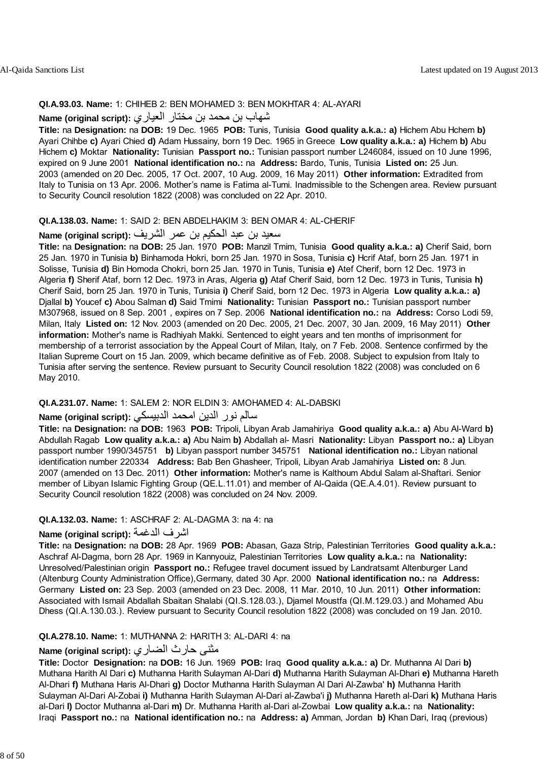**QI.A.93.03. Name:** 1: CHIHEB 2: BEN MOHAMED 3: BEN MOKHTAR 4: AL-AYARI

**Name (original script):** شهاب بن محمد بن مختار العياري

**Title:** na **Designation:** na **DOB:** 19 Dec. 1965 **POB:** Tunis, Tunisia **Good quality a.k.a.: a)** Hichem Abu Hchem **b)** Ayari Chihbe **c)** Ayari Chied **d)** Adam Hussainy, born 19 Dec. 1965 in Greece **Low quality a.k.a.: a)** Hichem **b)** Abu Hichem **c)** Moktar **Nationality:** Tunisian **Passport no.:** Tunisian passport number L246084, issued on 10 June 1996, expired on 9 June 2001 **National identification no.:** na **Address:** Bardo, Tunis, Tunisia **Listed on:** 25 Jun. 2003 (amended on 20 Dec. 2005, 17 Oct. 2007, 10 Aug. 2009, 16 May 2011) **Other information:** Extradited from Italy to Tunisia on 13 Apr. 2006. Mother's name is Fatima al-Tumi. Inadmissible to the Schengen area. Review pursuant to Security Council resolution 1822 (2008) was concluded on 22 Apr. 2010.

**QI.A.138.03. Name:** 1: SAID 2: BEN ABDELHAKIM 3: BEN OMAR 4: AL-CHERIF

**Name (original script):** سعيد بن عبد الحكيم بن عمر الشريف

**Title:** na **Designation:** na **DOB:** 25 Jan. 1970 **POB:** Manzil Tmim, Tunisia **Good quality a.k.a.: a)** Cherif Said, born 25 Jan. 1970 in Tunisia **b)** Binhamoda Hokri, born 25 Jan. 1970 in Sosa, Tunisia **c)** Hcrif Ataf, born 25 Jan. 1971 in Solisse, Tunisia **d)** Bin Homoda Chokri, born 25 Jan. 1970 in Tunis, Tunisia **e)** Atef Cherif, born 12 Dec. 1973 in Algeria **f)** Sherif Ataf, born 12 Dec. 1973 in Aras, Algeria **g)** Ataf Cherif Said, born 12 Dec. 1973 in Tunis, Tunisia **h)** Cherif Said, born 25 Jan. 1970 in Tunis, Tunisia **i)** Cherif Said, born 12 Dec. 1973 in Algeria **Low quality a.k.a.: a)** Djallal **b)** Youcef **c)** Abou Salman **d)** Said Tmimi **Nationality:** Tunisian **Passport no.:** Tunisian passport number M307968, issued on 8 Sep. 2001 , expires on 7 Sep. 2006 **National identification no.:** na **Address:** Corso Lodi 59, Milan, Italy **Listed on:** 12 Nov. 2003 (amended on 20 Dec. 2005, 21 Dec. 2007, 30 Jan. 2009, 16 May 2011) **Other information:** Mother's name is Radhiyah Makki. Sentenced to eight years and ten months of imprisonment for membership of a terrorist association by the Appeal Court of Milan, Italy, on 7 Feb. 2008. Sentence confirmed by the Italian Supreme Court on 15 Jan. 2009, which became definitive as of Feb. 2008. Subject to expulsion from Italy to Tunisia after serving the sentence. Review pursuant to Security Council resolution 1822 (2008) was concluded on 6 May 2010.

**QI.A.231.07. Name:** 1: SALEM 2: NOR ELDIN 3: AMOHAMED 4: AL-DABSKI

**Name (original script):** سالم نور الدين امحمد الدبيسكي

**Title:** na **Designation:** na **DOB:** 1963 **POB:** Tripoli, Libyan Arab Jamahiriya **Good quality a.k.a.: a)** Abu Al-Ward **b)** Abdullah Ragab **Low quality a.k.a.: a)** Abu Naim **b)** Abdallah al- Masri **Nationality:** Libyan **Passport no.: a)** Libyan passport number 1990/345751 **b)** Libyan passport number 345751 **National identification no.:** Libyan national identification number 220334 **Address:** Bab Ben Ghasheer, Tripoli, Libyan Arab Jamahiriya **Listed on:** 8 Jun. 2007 (amended on 13 Dec. 2011) **Other information:** Mother's name is Kalthoum Abdul Salam al-Shaftari. Senior member of Libyan Islamic Fighting Group (QE.L.11.01) and member of Al-Qaida (QE.A.4.01). Review pursuant to Security Council resolution 1822 (2008) was concluded on 24 Nov. 2009.

**QI.A.132.03. Name:** 1: ASCHRAF 2: AL-DAGMA 3: na 4: na

**Name (original script):** اشرف الدغمة

**Title:** na **Designation:** na **DOB:** 28 Apr. 1969 **POB:** Abasan, Gaza Strip, Palestinian Territories **Good quality a.k.a.:** Aschraf Al-Dagma, born 28 Apr. 1969 in Kannyouiz, Palestinian Territories **Low quality a.k.a.:** na **Nationality:** Unresolved/Palestinian origin **Passport no.:** Refugee travel document issued by Landratsamt Altenburger Land (Altenburg County Administration Office),Germany, dated 30 Apr. 2000 **National identification no.:** na **Address:** Germany **Listed on:** 23 Sep. 2003 (amended on 23 Dec. 2008, 11 Mar. 2010, 10 Jun. 2011) **Other information:** Associated with Ismail Abdallah Sbaitan Shalabi (QI.S.128.03.), Djamel Moustfa (QI.M.129.03.) and Mohamed Abu Dhess (QI.A.130.03.). Review pursuant to Security Council resolution 1822 (2008) was concluded on 19 Jan. 2010.

**QI.A.278.10. Name:** 1: MUTHANNA 2: HARITH 3: AL-DARI 4: na

**Name (original script):** مثنى حارث الضاري

**Title:** Doctor **Designation:** na **DOB:** 16 Jun. 1969 **POB:** Iraq **Good quality a.k.a.: a)** Dr. Muthanna Al Dari **b)** Muthana Harith Al Dari **c)** Muthanna Harith Sulayman Al-Dari **d)** Muthanna Harith Sulayman Al-Dhari **e)** Muthanna Hareth Al-Dhari **f)** Muthana Haris Al-Dhari **g)** Doctor Muthanna Harith Sulayman Al Dari Al-Zawba' **h)** Muthanna Harith Sulayman Al-Dari Al-Zobai **i)** Muthanna Harith Sulayman Al-Dari al-Zawba'i **j)** Muthanna Hareth al-Dari **k)** Muthana Haris al-Dari **l)** Doctor Muthanna al-Dari **m)** Dr. Muthanna Harith al-Dari al-Zowbai **Low quality a.k.a.:** na **Nationality:** Iraqi **Passport no.:** na **National identification no.:** na **Address: a)** Amman, Jordan **b)** Khan Dari, Iraq (previous)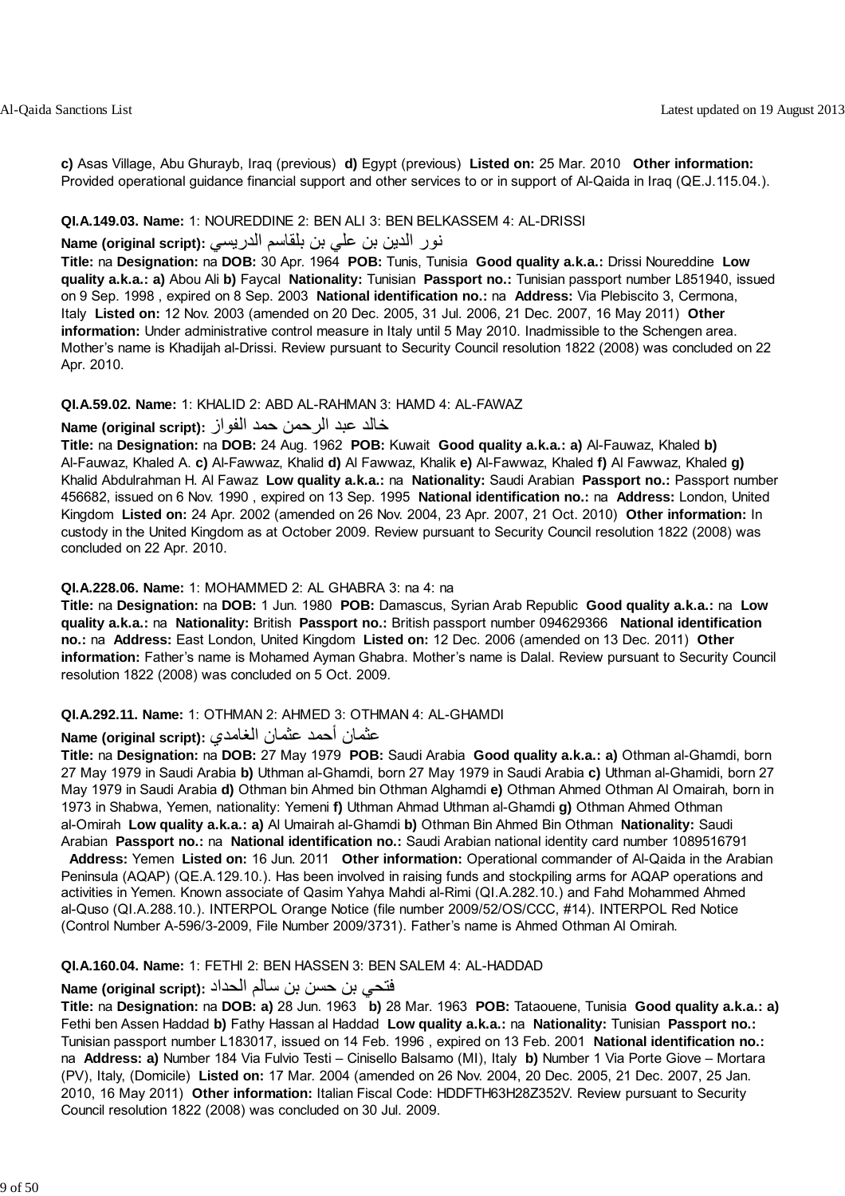**c)** Asas Village, Abu Ghurayb, Iraq (previous) **d)** Egypt (previous) **Listed on:** 25 Mar. 2010 **Other information:** Provided operational guidance financial support and other services to or in support of Al-Qaida in Iraq (QE.J.115.04.).

**QI.A.149.03. Name:** 1: NOUREDDINE 2: BEN ALI 3: BEN BELKASSEM 4: AL-DRISSI

**Name (original script):** نور الدين بن علي بن بلقاسم الدريسي

**Title:** na **Designation:** na **DOB:** 30 Apr. 1964 **POB:** Tunis, Tunisia **Good quality a.k.a.:** Drissi Noureddine **Low quality a.k.a.: a)** Abou Ali **b)** Faycal **Nationality:** Tunisian **Passport no.:** Tunisian passport number L851940, issued on 9 Sep. 1998 , expired on 8 Sep. 2003 **National identification no.:** na **Address:** Via Plebiscito 3, Cermona, Italy **Listed on:** 12 Nov. 2003 (amended on 20 Dec. 2005, 31 Jul. 2006, 21 Dec. 2007, 16 May 2011) **Other information:** Under administrative control measure in Italy until 5 May 2010. Inadmissible to the Schengen area. Mother's name is Khadijah al-Drissi. Review pursuant to Security Council resolution 1822 (2008) was concluded on 22 Apr. 2010.

**QI.A.59.02. Name:** 1: KHALID 2: ABD AL-RAHMAN 3: HAMD 4: AL-FAWAZ

**Name (original script):** خالد عبد الرحمن حمد الفواز

**Title:** na **Designation:** na **DOB:** 24 Aug. 1962 **POB:** Kuwait **Good quality a.k.a.: a)** Al-Fauwaz, Khaled **b)** Al-Fauwaz, Khaled A. **c)** Al-Fawwaz, Khalid **d)** Al Fawwaz, Khalik **e)** Al-Fawwaz, Khaled **f)** Al Fawwaz, Khaled **g)** Khalid Abdulrahman H. Al Fawaz **Low quality a.k.a.:** na **Nationality:** Saudi Arabian **Passport no.:** Passport number 456682, issued on 6 Nov. 1990 , expired on 13 Sep. 1995 **National identification no.:** na **Address:** London, United Kingdom **Listed on:** 24 Apr. 2002 (amended on 26 Nov. 2004, 23 Apr. 2007, 21 Oct. 2010) **Other information:** In custody in the United Kingdom as at October 2009. Review pursuant to Security Council resolution 1822 (2008) was concluded on 22 Apr. 2010.

**QI.A.228.06. Name:** 1: MOHAMMED 2: AL GHABRA 3: na 4: na

**Title:** na **Designation:** na **DOB:** 1 Jun. 1980 **POB:** Damascus, Syrian Arab Republic **Good quality a.k.a.:** na **Low quality a.k.a.:** na **Nationality:** British **Passport no.:** British passport number 094629366 **National identification no.:** na **Address:** East London, United Kingdom **Listed on:** 12 Dec. 2006 (amended on 13 Dec. 2011) **Other information:** Father's name is Mohamed Ayman Ghabra. Mother's name is Dalal. Review pursuant to Security Council resolution 1822 (2008) was concluded on 5 Oct. 2009.

**QI.A.292.11. Name:** 1: OTHMAN 2: AHMED 3: OTHMAN 4: AL-GHAMDI

**Name (original script):** عثمان أحمد عثمان الغامدي

**Title:** na **Designation:** na **DOB:** 27 May 1979 **POB:** Saudi Arabia **Good quality a.k.a.: a)** Othman al-Ghamdi, born 27 May 1979 in Saudi Arabia **b)** Uthman al-Ghamdi, born 27 May 1979 in Saudi Arabia **c)** Uthman al-Ghamidi, born 27 May 1979 in Saudi Arabia **d)** Othman bin Ahmed bin Othman Alghamdi **e)** Othman Ahmed Othman Al Omairah, born in 1973 in Shabwa, Yemen, nationality: Yemeni **f)** Uthman Ahmad Uthman al-Ghamdi **g)** Othman Ahmed Othman al-Omirah **Low quality a.k.a.: a)** Al Umairah al-Ghamdi **b)** Othman Bin Ahmed Bin Othman **Nationality:** Saudi Arabian **Passport no.:** na **National identification no.:** Saudi Arabian national identity card number 1089516791 **Address:** Yemen **Listed on:** 16 Jun. 2011 **Other information:** Operational commander of Al-Qaida in the Arabian Peninsula (AQAP) (QE.A.129.10.). Has been involved in raising funds and stockpiling arms for AQAP operations and activities in Yemen. Known associate of Qasim Yahya Mahdi al-Rimi (QI.A.282.10.) and Fahd Mohammed Ahmed al-Quso (QI.A.288.10.). INTERPOL Orange Notice (file number 2009/52/OS/CCC, #14). INTERPOL Red Notice (Control Number A-596/3-2009, File Number 2009/3731). Father's name is Ahmed Othman Al Omirah.

**QI.A.160.04. Name:** 1: FETHI 2: BEN HASSEN 3: BEN SALEM 4: AL-HADDAD

**Name (original script):** فتحي بن حسن بن سالم الحداد

**Title:** na **Designation:** na **DOB: a)** 28 Jun. 1963 **b)** 28 Mar. 1963 **POB:** Tataouene, Tunisia **Good quality a.k.a.: a)** Fethi ben Assen Haddad **b)** Fathy Hassan al Haddad **Low quality a.k.a.:** na **Nationality:** Tunisian **Passport no.:** Tunisian passport number L183017, issued on 14 Feb. 1996 , expired on 13 Feb. 2001 **National identification no.:** na **Address: a)** Number 184 Via Fulvio Testi – Cinisello Balsamo (MI), Italy **b)** Number 1 Via Porte Giove – Mortara (PV), Italy, (Domicile) **Listed on:** 17 Mar. 2004 (amended on 26 Nov. 2004, 20 Dec. 2005, 21 Dec. 2007, 25 Jan. 2010, 16 May 2011) **Other information:** Italian Fiscal Code: HDDFTH63H28Z352V. Review pursuant to Security Council resolution 1822 (2008) was concluded on 30 Jul. 2009.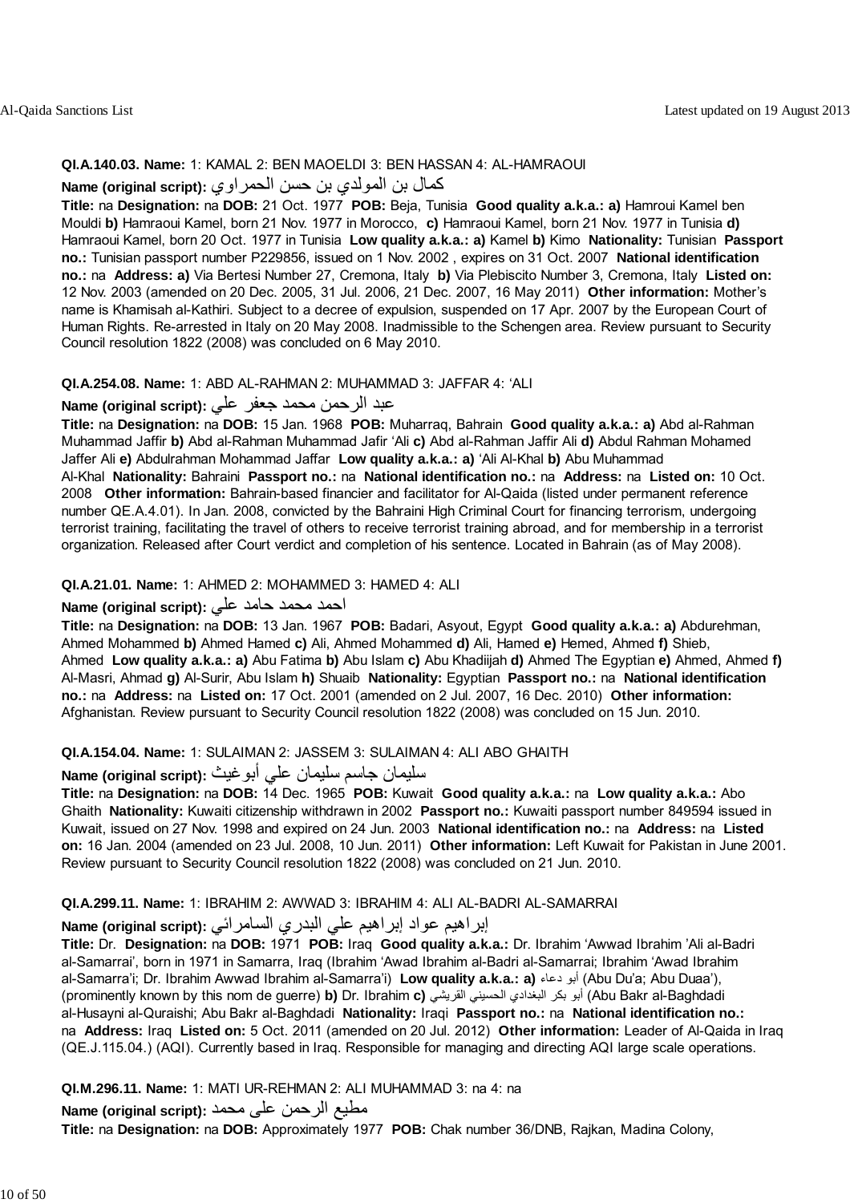**QI.A.140.03. Name:** 1: KAMAL 2: BEN MAOELDI 3: BEN HASSAN 4: AL-HAMRAOUI

**Name (original script):** كمال بن المولدي بن حسن الحمراوي

**Title:** na **Designation:** na **DOB:** 21 Oct. 1977 **POB:** Beja, Tunisia **Good quality a.k.a.: a)** Hamroui Kamel ben Mouldi **b)** Hamraoui Kamel, born 21 Nov. 1977 in Morocco, **c)** Hamraoui Kamel, born 21 Nov. 1977 in Tunisia **d)** Hamraoui Kamel, born 20 Oct. 1977 in Tunisia **Low quality a.k.a.: a)** Kamel **b)** Kimo **Nationality:** Tunisian **Passport no.:** Tunisian passport number P229856, issued on 1 Nov. 2002 , expires on 31 Oct. 2007 **National identification no.:** na **Address: a)** Via Bertesi Number 27, Cremona, Italy **b)** Via Plebiscito Number 3, Cremona, Italy **Listed on:** 12 Nov. 2003 (amended on 20 Dec. 2005, 31 Jul. 2006, 21 Dec. 2007, 16 May 2011) **Other information:** Mother's name is Khamisah al-Kathiri. Subject to a decree of expulsion, suspended on 17 Apr. 2007 by the European Court of Human Rights. Re-arrested in Italy on 20 May 2008. Inadmissible to the Schengen area. Review pursuant to Security Council resolution 1822 (2008) was concluded on 6 May 2010.

**QI.A.254.08. Name:** 1: ABD AL-RAHMAN 2: MUHAMMAD 3: JAFFAR 4: 'ALI

**Name (original script):** عبد الرحمن محمد جعفر علي

**Title:** na **Designation:** na **DOB:** 15 Jan. 1968 **POB:** Muharraq, Bahrain **Good quality a.k.a.: a)** Abd al-Rahman Muhammad Jaffir **b)** Abd al-Rahman Muhammad Jafir 'Ali **c)** Abd al-Rahman Jaffir Ali **d)** Abdul Rahman Mohamed Jaffer Ali **e)** Abdulrahman Mohammad Jaffar **Low quality a.k.a.: a)** 'Ali Al-Khal **b)** Abu Muhammad Al-Khal **Nationality:** Bahraini **Passport no.:** na **National identification no.:** na **Address:** na **Listed on:** 10 Oct. 2008 **Other information:** Bahrain-based financier and facilitator for Al-Qaida (listed under permanent reference number QE.A.4.01). In Jan. 2008, convicted by the Bahraini High Criminal Court for financing terrorism, undergoing terrorist training, facilitating the travel of others to receive terrorist training abroad, and for membership in a terrorist organization. Released after Court verdict and completion of his sentence. Located in Bahrain (as of May 2008).

**QI.A.21.01. Name:** 1: AHMED 2: MOHAMMED 3: HAMED 4: ALI

**Name (original script):** احمد محمد حامد علي

**Title:** na **Designation:** na **DOB:** 13 Jan. 1967 **POB:** Badari, Asyout, Egypt **Good quality a.k.a.: a)** Abdurehman, Ahmed Mohammed **b)** Ahmed Hamed **c)** Ali, Ahmed Mohammed **d)** Ali, Hamed **e)** Hemed, Ahmed **f)** Shieb, Ahmed **Low quality a.k.a.: a)** Abu Fatima **b)** Abu Islam **c)** Abu Khadiijah **d)** Ahmed The Egyptian **e)** Ahmed, Ahmed **f)** Al-Masri, Ahmad **g)** Al-Surir, Abu Islam **h)** Shuaib **Nationality:** Egyptian **Passport no.:** na **National identification no.:** na **Address:** na **Listed on:** 17 Oct. 2001 (amended on 2 Jul. 2007, 16 Dec. 2010) **Other information:** Afghanistan. Review pursuant to Security Council resolution 1822 (2008) was concluded on 15 Jun. 2010.

**QI.A.154.04. Name:** 1: SULAIMAN 2: JASSEM 3: SULAIMAN 4: ALI ABO GHAITH

**Name (original script):** سليمان جاسم سليمان علي أبوغيث

**Title:** na **Designation:** na **DOB:** 14 Dec. 1965 **POB:** Kuwait **Good quality a.k.a.:** na **Low quality a.k.a.:** Abo Ghaith **Nationality:** Kuwaiti citizenship withdrawn in 2002 **Passport no.:** Kuwaiti passport number 849594 issued in Kuwait, issued on 27 Nov. 1998 and expired on 24 Jun. 2003 **National identification no.:** na **Address:** na **Listed on:** 16 Jan. 2004 (amended on 23 Jul. 2008, 10 Jun. 2011) **Other information:** Left Kuwait for Pakistan in June 2001. Review pursuant to Security Council resolution 1822 (2008) was concluded on 21 Jun. 2010.

**QI.A.299.11. Name:** 1: IBRAHIM 2: AWWAD 3: IBRAHIM 4: ALI AL-BADRI AL-SAMARRAI

**Name (original script):** إبراهيم عواد إبراهيم علي البدري السامرائي

**Title:** Dr. **Designation:** na **DOB:** 1971 **POB:** Iraq **Good quality a.k.a.:** Dr. Ibrahim 'Awwad Ibrahim 'Ali al-Badri al-Samarrai', born in 1971 in Samarra, Iraq (Ibrahim 'Awad Ibrahim al-Badri al-Samarrai; Ibrahim 'Awad Ibrahim al-Samarra'i; Dr. Ibrahim Awwad Ibrahim al-Samarra'i) **Low quality a.k.a.: a)** أبو دعاء (Abu Du'a; Abu Duaa'), (prominently known by this nom de guerre) **b)** Dr. Ibrahim **c)** أبو بكر البغدادي الحسيني القريشي (Abu Bakr al-Baghdadi al-Husayni al-Quraishi; Abu Bakr al-Baghdadi **Nationality:** Iraqi **Passport no.:** na **National identification no.:** na **Address:** Iraq **Listed on:** 5 Oct. 2011 (amended on 20 Jul. 2012) **Other information:** Leader of Al-Qaida in Iraq (QE.J.115.04.) (AQI). Currently based in Iraq. Responsible for managing and directing AQI large scale operations.

**QI.M.296.11. Name:** 1: MATI UR-REHMAN 2: ALI MUHAMMAD 3: na 4: na

**Name (original script):** مطيع الرحمن علی محمد

**Title:** na **Designation:** na **DOB:** Approximately 1977 **POB:** Chak number 36/DNB, Rajkan, Madina Colony,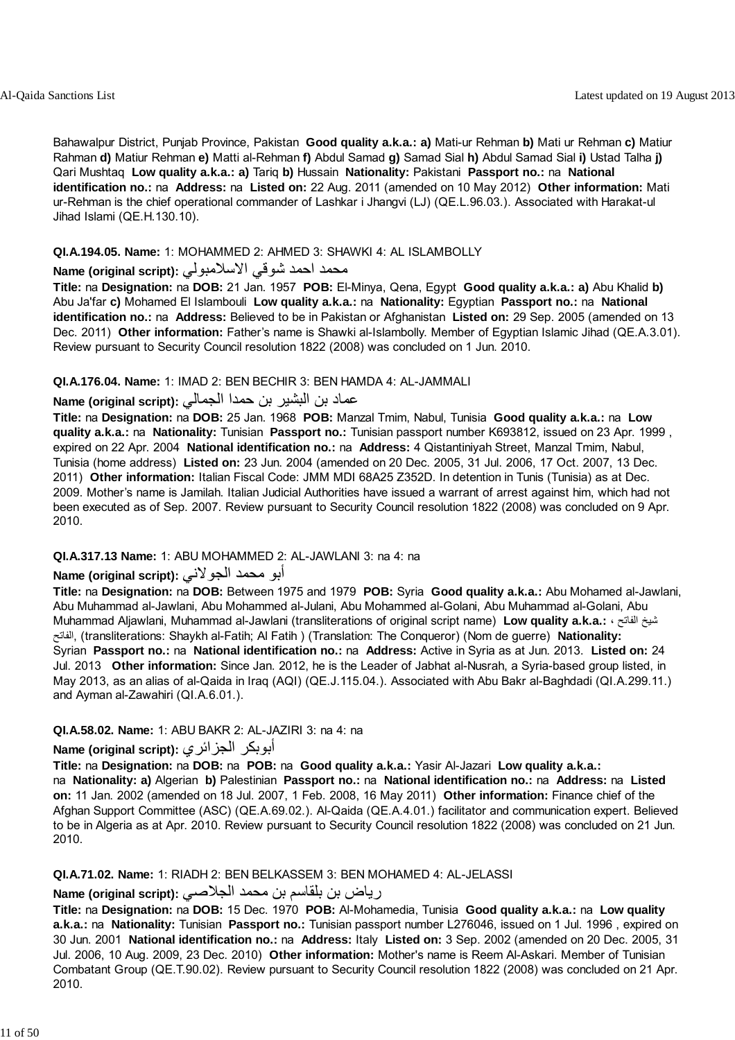Bahawalpur District, Punjab Province, Pakistan **Good quality a.k.a.: a)** Mati-ur Rehman **b)** Mati ur Rehman **c)** Matiur Rahman **d)** Matiur Rehman **e)** Matti al-Rehman **f)** Abdul Samad **g)** Samad Sial **h)** Abdul Samad Sial **i)** Ustad Talha **j)** Qari Mushtaq **Low quality a.k.a.: a)** Tariq **b)** Hussain **Nationality:** Pakistani **Passport no.:** na **National identification no.:** na **Address:** na **Listed on:** 22 Aug. 2011 (amended on 10 May 2012) **Other information:** Mati ur-Rehman is the chief operational commander of Lashkar i Jhangvi (LJ) (QE.L.96.03.). Associated with Harakat-ul Jihad Islami (QE.H.130.10).

**QI.A.194.05. Name:** 1: MOHAMMED 2: AHMED 3: SHAWKI 4: AL ISLAMBOLLY

**Name (original script):** محمد احمد شوقي الاسلامبولي

**Title:** na **Designation:** na **DOB:** 21 Jan. 1957 **POB:** El-Minya, Qena, Egypt **Good quality a.k.a.: a)** Abu Khalid **b)** Abu Ja'far **c)** Mohamed El Islambouli **Low quality a.k.a.:** na **Nationality:** Egyptian **Passport no.:** na **National identification no.:** na **Address:** Believed to be in Pakistan or Afghanistan **Listed on:** 29 Sep. 2005 (amended on 13 Dec. 2011) **Other information:** Father's name is Shawki al-Islambolly. Member of Egyptian Islamic Jihad (QE.A.3.01). Review pursuant to Security Council resolution 1822 (2008) was concluded on 1 Jun. 2010.

**QI.A.176.04. Name:** 1: IMAD 2: BEN BECHIR 3: BEN HAMDA 4: AL-JAMMALI

**Name (original script):** عماد بن البشير بن حمدا الجمالي

**Title:** na **Designation:** na **DOB:** 25 Jan. 1968 **POB:** Manzal Tmim, Nabul, Tunisia **Good quality a.k.a.:** na **Low quality a.k.a.:** na **Nationality:** Tunisian **Passport no.:** Tunisian passport number K693812, issued on 23 Apr. 1999 , expired on 22 Apr. 2004 **National identification no.:** na **Address:** 4 Qistantiniyah Street, Manzal Tmim, Nabul, Tunisia (home address) **Listed on:** 23 Jun. 2004 (amended on 20 Dec. 2005, 31 Jul. 2006, 17 Oct. 2007, 13 Dec. 2011) **Other information:** Italian Fiscal Code: JMM MDI 68A25 Z352D. In detention in Tunis (Tunisia) as at Dec. 2009. Mother's name is Jamilah. Italian Judicial Authorities have issued a warrant of arrest against him, which had not been executed as of Sep. 2007. Review pursuant to Security Council resolution 1822 (2008) was concluded on 9 Apr. 2010.

**QI.A.317.13 Name:** 1: ABU MOHAMMED 2: AL-JAWLANI 3: na 4: na

**Name (original script):** أبو محمد الجولاني

**Title:** na **Designation:** na **DOB:** Between 1975 and 1979 **POB:** Syria **Good quality a.k.a.:** Abu Mohamed al-Jawlani, Abu Muhammad al-Jawlani, Abu Mohammed al-Julani, Abu Mohammed al-Golani, Abu Muhammad al-Golani, Abu Muhammad Aljawlani, Muhammad al-Jawlani (transliterations of original script name) **Low quality a.k.a.:** شيخ الفاتح ، الفاتح, (transliterations: Shaykh al-Fatih; Al Fatih ) (Translation: The Conqueror) (Nom de guerre) **Nationality:** Syrian **Passport no.:** na **National identification no.:** na **Address:** Active in Syria as at Jun. 2013. **Listed on:** 24 Jul. 2013 **Other information:** Since Jan. 2012, he is the Leader of Jabhat al-Nusrah, a Syria-based group listed, in May 2013, as an alias of al-Qaida in Iraq (AQI) (QE.J.115.04.). Associated with Abu Bakr al-Baghdadi (QI.A.299.11.) and Ayman al-Zawahiri (QI.A.6.01.).

**QI.A.58.02. Name:** 1: ABU BAKR 2: AL-JAZIRI 3: na 4: na

**Name (original script):** أبوبكر الجزائري

**Title:** na **Designation:** na **DOB:** na **POB:** na **Good quality a.k.a.:** Yasir Al-Jazari **Low quality a.k.a.:** na **Nationality: a)** Algerian **b)** Palestinian **Passport no.:** na **National identification no.:** na **Address:** na **Listed on:** 11 Jan. 2002 (amended on 18 Jul. 2007, 1 Feb. 2008, 16 May 2011) **Other information:** Finance chief of the Afghan Support Committee (ASC) (QE.A.69.02.). Al-Qaida (QE.A.4.01.) facilitator and communication expert. Believed to be in Algeria as at Apr. 2010. Review pursuant to Security Council resolution 1822 (2008) was concluded on 21 Jun. 2010.

**QI.A.71.02. Name:** 1: RIADH 2: BEN BELKASSEM 3: BEN MOHAMED 4: AL-JELASSI

**Name (original script):** رياض بن بلقاسم بن محمد الجلاصي

**Title:** na **Designation:** na **DOB:** 15 Dec. 1970 **POB:** Al-Mohamedia, Tunisia **Good quality a.k.a.:** na **Low quality a.k.a.:** na **Nationality:** Tunisian **Passport no.:** Tunisian passport number L276046, issued on 1 Jul. 1996 , expired on 30 Jun. 2001 **National identification no.:** na **Address:** Italy **Listed on:** 3 Sep. 2002 (amended on 20 Dec. 2005, 31 Jul. 2006, 10 Aug. 2009, 23 Dec. 2010) **Other information:** Mother's name is Reem Al-Askari. Member of Tunisian Combatant Group (QE.T.90.02). Review pursuant to Security Council resolution 1822 (2008) was concluded on 21 Apr. 2010.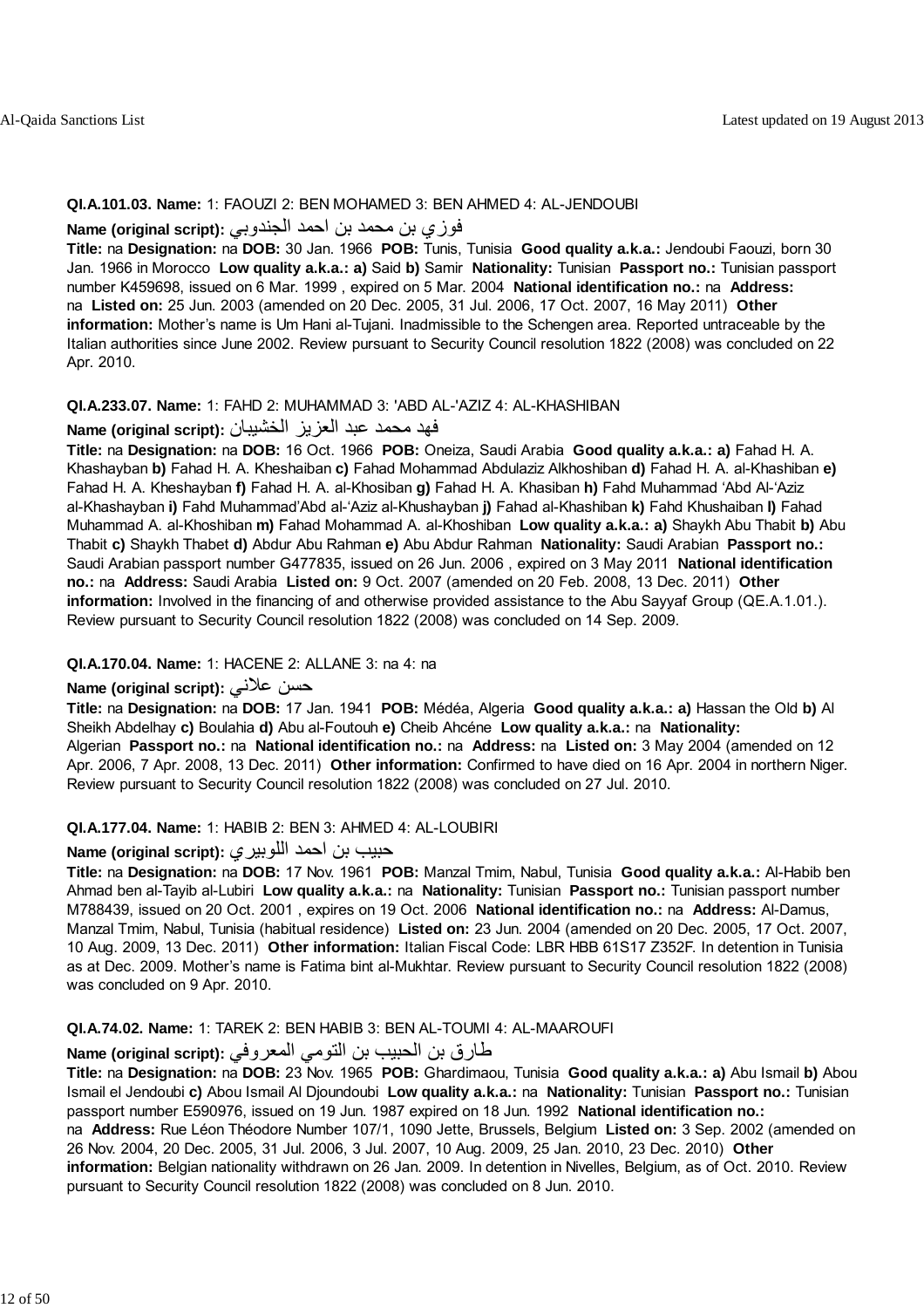**QI.A.101.03. Name:** 1: FAOUZI 2: BEN MOHAMED 3: BEN AHMED 4: AL-JENDOUBI

**Name (original script):** فوزي بن محمد بن احمد الجندوبي

**Title:** na **Designation:** na **DOB:** 30 Jan. 1966 **POB:** Tunis, Tunisia **Good quality a.k.a.:** Jendoubi Faouzi, born 30 Jan. 1966 in Morocco **Low quality a.k.a.: a)** Said **b)** Samir **Nationality:** Tunisian **Passport no.:** Tunisian passport number K459698, issued on 6 Mar. 1999 , expired on 5 Mar. 2004 **National identification no.:** na **Address:** na **Listed on:** 25 Jun. 2003 (amended on 20 Dec. 2005, 31 Jul. 2006, 17 Oct. 2007, 16 May 2011) **Other information:** Mother's name is Um Hani al-Tujani. Inadmissible to the Schengen area. Reported untraceable by the Italian authorities since June 2002. Review pursuant to Security Council resolution 1822 (2008) was concluded on 22 Apr. 2010.

**QI.A.233.07. Name:** 1: FAHD 2: MUHAMMAD 3: 'ABD AL-'AZIZ 4: AL-KHASHIBAN

**Name (original script):** فهد محمد عبد العزيز الخشيبان

**Title:** na **Designation:** na **DOB:** 16 Oct. 1966 **POB:** Oneiza, Saudi Arabia **Good quality a.k.a.: a)** Fahad H. A. Khashayban **b)** Fahad H. A. Kheshaiban **c)** Fahad Mohammad Abdulaziz Alkhoshiban **d)** Fahad H. A. al-Khashiban **e)** Fahad H. A. Kheshayban **f)** Fahad H. A. al-Khosiban **g)** Fahad H. A. Khasiban **h)** Fahd Muhammad 'Abd Al-'Aziz al-Khashayban **i)** Fahd Muhammad'Abd al-'Aziz al-Khushayban **j)** Fahad al-Khashiban **k)** Fahd Khushaiban **l)** Fahad Muhammad A. al-Khoshiban **m)** Fahad Mohammad A. al-Khoshiban **Low quality a.k.a.: a)** Shaykh Abu Thabit **b)** Abu Thabit **c)** Shaykh Thabet **d)** Abdur Abu Rahman **e)** Abu Abdur Rahman **Nationality:** Saudi Arabian **Passport no.:** Saudi Arabian passport number G477835, issued on 26 Jun. 2006 , expired on 3 May 2011 **National identification no.:** na **Address:** Saudi Arabia **Listed on:** 9 Oct. 2007 (amended on 20 Feb. 2008, 13 Dec. 2011) **Other information:** Involved in the financing of and otherwise provided assistance to the Abu Sayyaf Group (QE.A.1.01.). Review pursuant to Security Council resolution 1822 (2008) was concluded on 14 Sep. 2009.

**QI.A.170.04. Name:** 1: HACENE 2: ALLANE 3: na 4: na

**Name (original script):** حسن علاني

**Title:** na **Designation:** na **DOB:** 17 Jan. 1941 **POB:** Médéa, Algeria **Good quality a.k.a.: a)** Hassan the Old **b)** Al Sheikh Abdelhay **c)** Boulahia **d)** Abu al-Foutouh **e)** Cheib Ahcéne **Low quality a.k.a.:** na **Nationality:** Algerian **Passport no.:** na **National identification no.:** na **Address:** na **Listed on:** 3 May 2004 (amended on 12 Apr. 2006, 7 Apr. 2008, 13 Dec. 2011) **Other information:** Confirmed to have died on 16 Apr. 2004 in northern Niger. Review pursuant to Security Council resolution 1822 (2008) was concluded on 27 Jul. 2010.

**QI.A.177.04. Name:** 1: HABIB 2: BEN 3: AHMED 4: AL-LOUBIRI

**Name (original script):** حبيب بن احمد اللوبيري

**Title:** na **Designation:** na **DOB:** 17 Nov. 1961 **POB:** Manzal Tmim, Nabul, Tunisia **Good quality a.k.a.:** Al-Habib ben Ahmad ben al-Tayib al-Lubiri **Low quality a.k.a.:** na **Nationality:** Tunisian **Passport no.:** Tunisian passport number M788439, issued on 20 Oct. 2001 , expires on 19 Oct. 2006 **National identification no.:** na **Address:** Al-Damus, Manzal Tmim, Nabul, Tunisia (habitual residence) **Listed on:** 23 Jun. 2004 (amended on 20 Dec. 2005, 17 Oct. 2007, 10 Aug. 2009, 13 Dec. 2011) **Other information:** Italian Fiscal Code: LBR HBB 61S17 Z352F. In detention in Tunisia as at Dec. 2009. Mother's name is Fatima bint al-Mukhtar. Review pursuant to Security Council resolution 1822 (2008) was concluded on 9 Apr. 2010.

**QI.A.74.02. Name:** 1: TAREK 2: BEN HABIB 3: BEN AL-TOUMI 4: AL-MAAROUFI

**Name (original script):** طارق بن الحبيب بن التومي المعروفي

**Title:** na **Designation:** na **DOB:** 23 Nov. 1965 **POB:** Ghardimaou, Tunisia **Good quality a.k.a.: a)** Abu Ismail **b)** Abou Ismail el Jendoubi **c)** Abou Ismail Al Djoundoubi **Low quality a.k.a.:** na **Nationality:** Tunisian **Passport no.:** Tunisian passport number E590976, issued on 19 Jun. 1987 expired on 18 Jun. 1992 **National identification no.:** na **Address:** Rue Léon Théodore Number 107/1, 1090 Jette, Brussels, Belgium **Listed on:** 3 Sep. 2002 (amended on 26 Nov. 2004, 20 Dec. 2005, 31 Jul. 2006, 3 Jul. 2007, 10 Aug. 2009, 25 Jan. 2010, 23 Dec. 2010) **Other information:** Belgian nationality withdrawn on 26 Jan. 2009. In detention in Nivelles, Belgium, as of Oct. 2010. Review pursuant to Security Council resolution 1822 (2008) was concluded on 8 Jun. 2010.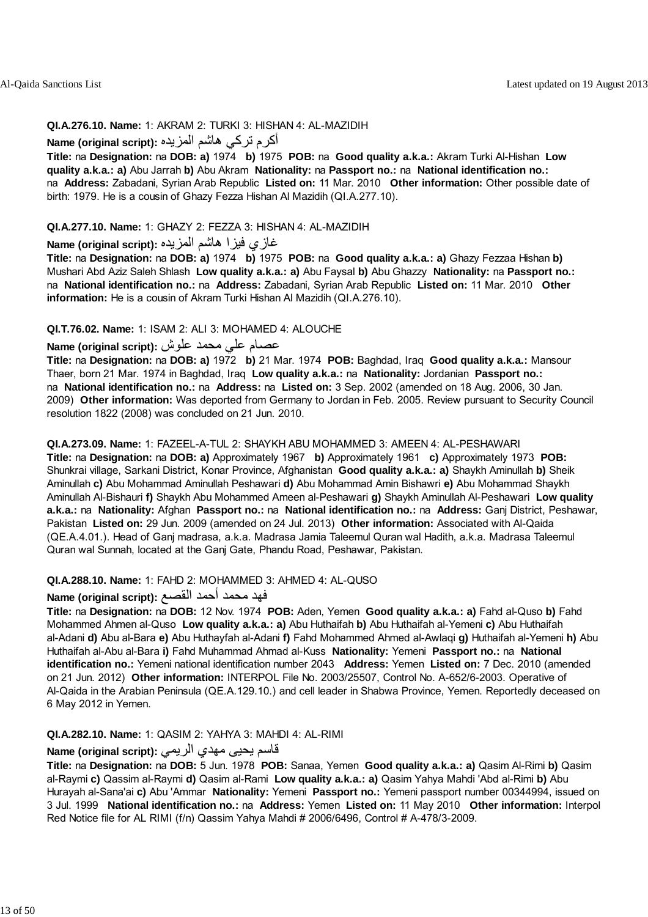**QI.A.276.10. Name:** 1: AKRAM 2: TURKI 3: HISHAN 4: AL-MAZIDIH

**Name (original script):** أكرم تركي هاشم المزيده

**Title:** na **Designation:** na **DOB:** **a)** 1974 **b)** 1975 **POB:** na **Good quality a.k.a.:** Akram Turki Al-Hishan **Low quality a.k.a.:** **a)** Abu Jarrah **b)** Abu Akram **Nationality:** na **Passport no.:** na **National identification no.:** na **Address:** Zabadani, Syrian Arab Republic **Listed on:** 11 Mar. 2010 **Other information:** Other possible date of birth: 1979. He is a cousin of Ghazy Fezza Hishan Al Mazidih (QI.A.277.10).

**QI.A.277.10. Name:** 1: GHAZY 2: FEZZA 3: HISHAN 4: AL-MAZIDIH

**Name (original script):** غازي فيزا هاشم المزيده

**Title:** na **Designation:** na **DOB:** **a)** 1974 **b)** 1975 **POB:** na **Good quality a.k.a.:** **a)** Ghazy Fezzaa Hishan **b)** Mushari Abd Aziz Saleh Shlash **Low quality a.k.a.:** **a)** Abu Faysal **b)** Abu Ghazzy **Nationality:** na **Passport no.:** na **National identification no.:** na **Address:** Zabadani, Syrian Arab Republic **Listed on:** 11 Mar. 2010 **Other information:** He is a cousin of Akram Turki Hishan Al Mazidih (QI.A.276.10).

**QI.T.76.02. Name:** 1: ISAM 2: ALI 3: MOHAMED 4: ALOUCHE

**Name (original script):** عصام علي محمد علوش

**Title:** na **Designation:** na **DOB:** **a)** 1972 **b)** 21 Mar. 1974 **POB:** Baghdad, Iraq **Good quality a.k.a.:** Mansour Thaer, born 21 Mar. 1974 in Baghdad, Iraq **Low quality a.k.a.:** na **Nationality:** Jordanian **Passport no.:** na **National identification no.:** na **Address:** na **Listed on:** 3 Sep. 2002 (amended on 18 Aug. 2006, 30 Jan. 2009) **Other information:** Was deported from Germany to Jordan in Feb. 2005. Review pursuant to Security Council resolution 1822 (2008) was concluded on 21 Jun. 2010.

**QI.A.273.09. Name:** 1: FAZEEL-A-TUL 2: SHAYKH ABU MOHAMMED 3: AMEEN 4: AL-PESHAWARI

**Title:** na **Designation:** na **DOB:** **a)** Approximately 1967 **b)** Approximately 1961 **c)** Approximately 1973 **POB:** Shunkrai village, Sarkani District, Konar Province, Afghanistan **Good quality a.k.a.:** **a)** Shaykh Aminullah **b)** Sheik Aminullah **c)** Abu Mohammad Aminullah Peshawari **d)** Abu Mohammad Amin Bishawri **e)** Abu Mohammad Shaykh Aminullah Al-Bishauri **f)** Shaykh Abu Mohammed Ameen al-Peshawari **g)** Shaykh Aminullah Al-Peshawari **Low quality a.k.a.:** na **Nationality:** Afghan **Passport no.:** na **National identification no.:** na **Address:** Ganj District, Peshawar, Pakistan **Listed on:** 29 Jun. 2009 (amended on 24 Jul. 2013) **Other information:** Associated with Al-Qaida (QE.A.4.01.). Head of Ganj madrasa, a.k.a. Madrasa Jamia Taleemul Quran wal Hadith, a.k.a. Madrasa Taleemul Quran wal Sunnah, located at the Ganj Gate, Phandu Road, Peshawar, Pakistan.

**QI.A.288.10. Name:** 1: FAHD 2: MOHAMMED 3: AHMED 4: AL-QUSO

**Name (original script):** فهد محمد أحمد القصع

**Title:** na **Designation:** na **DOB:** 12 Nov. 1974 **POB:** Aden, Yemen **Good quality a.k.a.:** **a)** Fahd al-Quso **b)** Fahd Mohammed Ahmen al-Quso **Low quality a.k.a.:** **a)** Abu Huthaifah **b)** Abu Huthaifah al-Yemeni **c)** Abu Huthaifah al-Adani **d)** Abu al-Bara **e)** Abu Huthayfah al-Adani **f)** Fahd Mohammed Ahmed al-Awlaqi **g)** Huthaifah al-Yemeni **h)** Abu Huthaifah al-Abu al-Bara **i)** Fahd Muhammad Ahmad al-Kuss **Nationality:** Yemeni **Passport no.:** na **National identification no.:** Yemeni national identification number 2043 **Address:** Yemen **Listed on:** 7 Dec. 2010 (amended on 21 Jun. 2012) **Other information:** INTERPOL File No. 2003/25507, Control No. A-652/6-2003. Operative of Al-Qaida in the Arabian Peninsula (QE.A.129.10.) and cell leader in Shabwa Province, Yemen. Reportedly deceased on 6 May 2012 in Yemen.

**QI.A.282.10. Name:** 1: QASIM 2: YAHYA 3: MAHDI 4: AL-RIMI

**Name (original script):** قاسم يحيى مهدي الريمي

**Title:** na **Designation:** na **DOB:** 5 Jun. 1978 **POB:** Sanaa, Yemen **Good quality a.k.a.:** **a)** Qasim Al-Rimi **b)** Qasim al-Raymi **c)** Qassim al-Raymi **d)** Qasim al-Rami **Low quality a.k.a.:** **a)** Qasim Yahya Mahdi 'Abd al-Rimi **b)** Abu Hurayah al-Sana'ai **c)** Abu 'Ammar **Nationality:** Yemeni **Passport no.:** Yemeni passport number 00344994, issued on 3 Jul. 1999 **National identification no.:** na **Address:** Yemen **Listed on:** 11 May 2010 **Other information:** Interpol Red Notice file for AL RIMI (f/n) Qassim Yahya Mahdi # 2006/6496, Control # A-478/3-2009.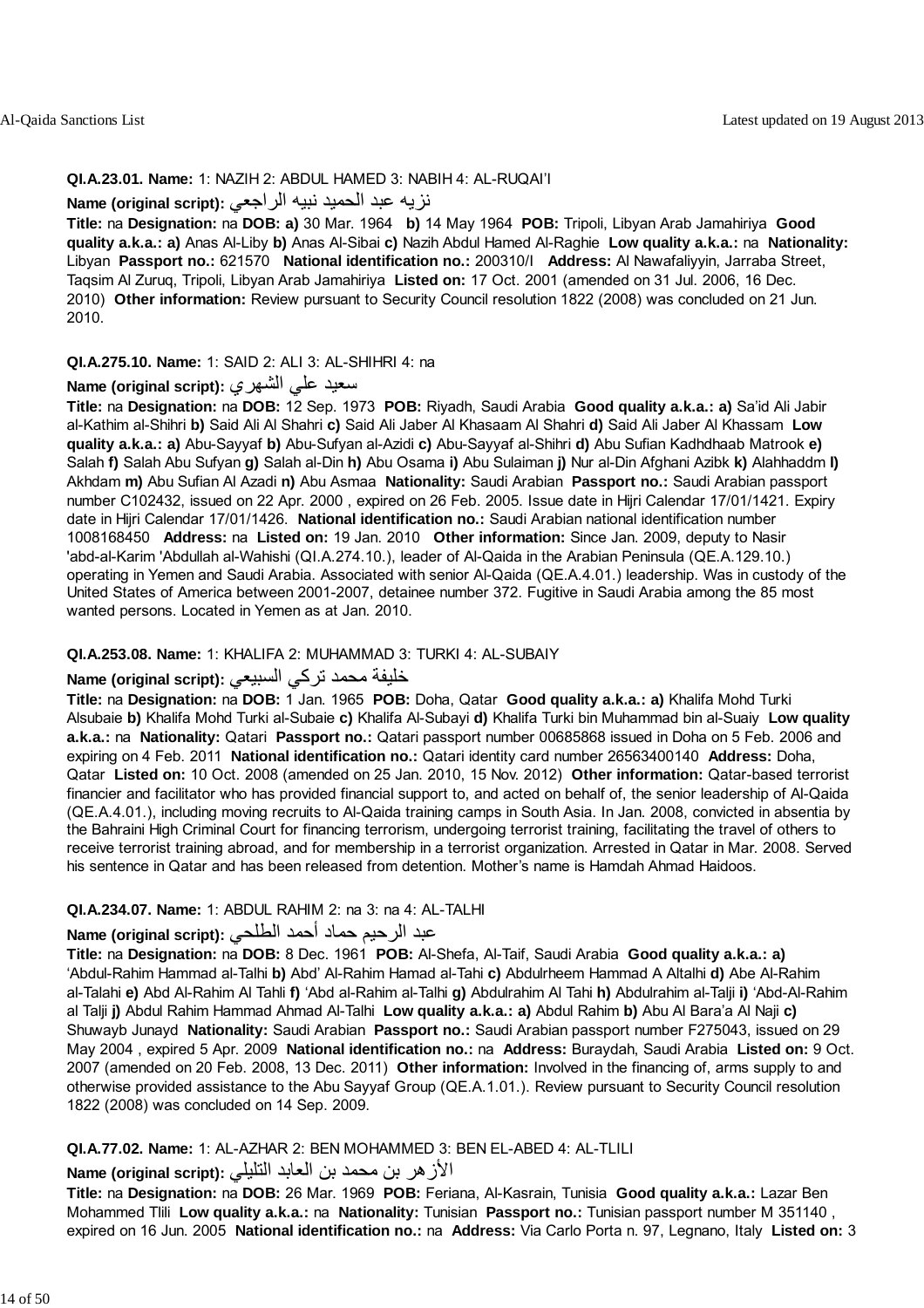**QI.A.23.01. Name:** 1: NAZIH 2: ABDUL HAMED 3: NABIH 4: AL-RUQAI'I

**Name (original script):** نزيه عبد الحميد نبيه الراجعي

**Title:** na **Designation:** na **DOB:** **a)** 30 Mar. 1964 **b)** 14 May 1964 **POB:** Tripoli, Libyan Arab Jamahiriya **Good quality a.k.a.:** **a)** Anas Al-Liby **b)** Anas Al-Sibai **c)** Nazih Abdul Hamed Al-Raghie **Low quality a.k.a.:** na **Nationality:** Libyan **Passport no.:** 621570 **National identification no.:** 200310/I **Address:** Al Nawafaliyyin, Jarraba Street, Taqsim Al Zuruq, Tripoli, Libyan Arab Jamahiriya **Listed on:** 17 Oct. 2001 (amended on 31 Jul. 2006, 16 Dec. 2010) **Other information:** Review pursuant to Security Council resolution 1822 (2008) was concluded on 21 Jun. 2010.

**QI.A.275.10. Name:** 1: SAID 2: ALI 3: AL-SHIHRI 4: na

**Name (original script):** سعيد علي الشهري

**Title:** na **Designation:** na **DOB:** 12 Sep. 1973 **POB:** Riyadh, Saudi Arabia **Good quality a.k.a.:** **a)** Sa'id Ali Jabir al-Kathim al-Shihri **b)** Said Ali Al Shahri **c)** Said Ali Jaber Al Khasaam Al Shahri **d)** Said Ali Jaber Al Khassam **Low quality a.k.a.:** **a)** Abu-Sayyaf **b)** Abu-Sufyan al-Azidi **c)** Abu-Sayyaf al-Shihri **d)** Abu Sufian Kadhdhaab Matrook **e)** Salah **f)** Salah Abu Sufyan **g)** Salah al-Din **h)** Abu Osama **i)** Abu Sulaiman **j)** Nur al-Din Afghani Azibk **k)** Alahhaddm **l)** Akhdam **m)** Abu Sufian Al Azadi **n)** Abu Asmaa **Nationality:** Saudi Arabian **Passport no.:** Saudi Arabian passport number C102432, issued on 22 Apr. 2000 , expired on 26 Feb. 2005. Issue date in Hijri Calendar 17/01/1421. Expiry date in Hijri Calendar 17/01/1426. **National identification no.:** Saudi Arabian national identification number 1008168450 **Address:** na **Listed on:** 19 Jan. 2010 **Other information:** Since Jan. 2009, deputy to Nasir 'abd-al-Karim 'Abdullah al-Wahishi (QI.A.274.10.), leader of Al-Qaida in the Arabian Peninsula (QE.A.129.10.) operating in Yemen and Saudi Arabia. Associated with senior Al-Qaida (QE.A.4.01.) leadership. Was in custody of the United States of America between 2001-2007, detainee number 372. Fugitive in Saudi Arabia among the 85 most wanted persons. Located in Yemen as at Jan. 2010.

**QI.A.253.08. Name:** 1: KHALIFA 2: MUHAMMAD 3: TURKI 4: AL-SUBAIY

**Name (original script):** خليفة محمد تركي السبيعي

**Title:** na **Designation:** na **DOB:** 1 Jan. 1965 **POB:** Doha, Qatar **Good quality a.k.a.:** **a)** Khalifa Mohd Turki Alsubaie **b)** Khalifa Mohd Turki al-Subaie **c)** Khalifa Al-Subayi **d)** Khalifa Turki bin Muhammad bin al-Suaiy **Low quality a.k.a.:** na **Nationality:** Qatari **Passport no.:** Qatari passport number 00685868 issued in Doha on 5 Feb. 2006 and expiring on 4 Feb. 2011 **National identification no.:** Qatari identity card number 26563400140 **Address:** Doha, Qatar **Listed on:** 10 Oct. 2008 (amended on 25 Jan. 2010, 15 Nov. 2012) **Other information:** Qatar-based terrorist financier and facilitator who has provided financial support to, and acted on behalf of, the senior leadership of Al-Qaida (QE.A.4.01.), including moving recruits to Al-Qaida training camps in South Asia. In Jan. 2008, convicted in absentia by the Bahraini High Criminal Court for financing terrorism, undergoing terrorist training, facilitating the travel of others to receive terrorist training abroad, and for membership in a terrorist organization. Arrested in Qatar in Mar. 2008. Served his sentence in Qatar and has been released from detention. Mother's name is Hamdah Ahmad Haidoos.

**QI.A.234.07. Name:** 1: ABDUL RAHIM 2: na 3: na 4: AL-TALHI

**Name (original script):** عبد الرحيم حماد أحمد الطلحي

**Title:** na **Designation:** na **DOB:** 8 Dec. 1961 **POB:** Al-Shefa, Al-Taif, Saudi Arabia **Good quality a.k.a.:** **a)** 'Abdul-Rahim Hammad al-Talhi **b)** Abd' Al-Rahim Hamad al-Tahi **c)** Abdulrheem Hammad A Altalhi **d)** Abe Al-Rahim al-Talahi **e)** Abd Al-Rahim Al Tahli **f)** 'Abd al-Rahim al-Talhi **g)** Abdulrahim Al Tahi **h)** Abdulrahim al-Talji **i)** 'Abd-Al-Rahim al Talji **j)** Abdul Rahim Hammad Ahmad Al-Talhi **Low quality a.k.a.:** **a)** Abdul Rahim **b)** Abu Al Bara'a Al Naji **c)** Shuwayb Junayd **Nationality:** Saudi Arabian **Passport no.:** Saudi Arabian passport number F275043, issued on 29 May 2004 , expired 5 Apr. 2009 **National identification no.:** na **Address:** Buraydah, Saudi Arabia **Listed on:** 9 Oct. 2007 (amended on 20 Feb. 2008, 13 Dec. 2011) **Other information:** Involved in the financing of, arms supply to and otherwise provided assistance to the Abu Sayyaf Group (QE.A.1.01.). Review pursuant to Security Council resolution 1822 (2008) was concluded on 14 Sep. 2009.

**QI.A.77.02. Name:** 1: AL-AZHAR 2: BEN MOHAMMED 3: BEN EL-ABED 4: AL-TLILI

**Name (original script):** الأزهر بن محمد بن العابد التليلي

**Title:** na **Designation:** na **DOB:** 26 Mar. 1969 **POB:** Feriana, Al-Kasrain, Tunisia **Good quality a.k.a.:** Lazar Ben Mohammed Tlili **Low quality a.k.a.:** na **Nationality:** Tunisian **Passport no.:** Tunisian passport number M 351140 , expired on 16 Jun. 2005 **National identification no.:** na **Address:** Via Carlo Porta n. 97, Legnano, Italy **Listed on:** 3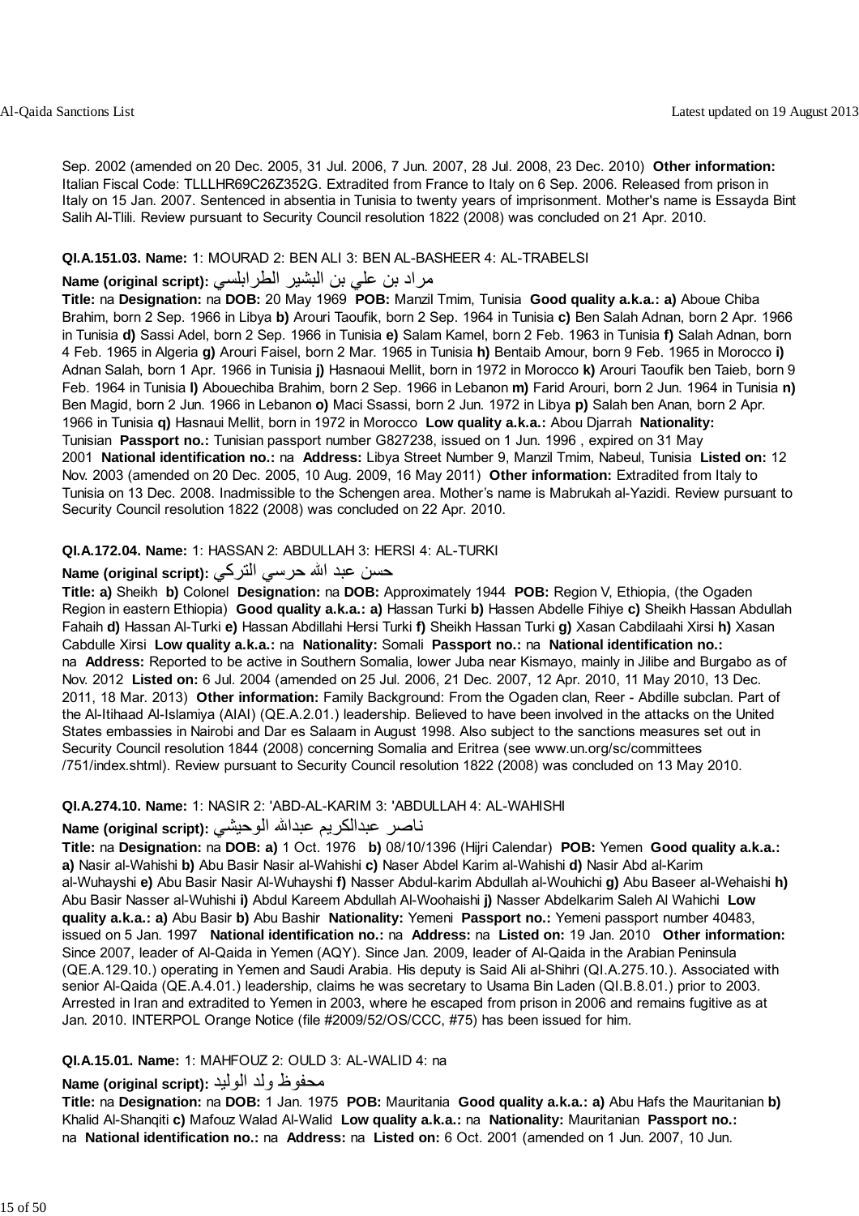Sep. 2002 (amended on 20 Dec. 2005, 31 Jul. 2006, 7 Jun. 2007, 28 Jul. 2008, 23 Dec. 2010) **Other information:** Italian Fiscal Code: TLLLHR69C26Z352G. Extradited from France to Italy on 6 Sep. 2006. Released from prison in Italy on 15 Jan. 2007. Sentenced in absentia in Tunisia to twenty years of imprisonment. Mother's name is Essayda Bint Salih Al-Tlili. Review pursuant to Security Council resolution 1822 (2008) was concluded on 21 Apr. 2010.

**QI.A.151.03. Name:** 1: MOURAD 2: BEN ALI 3: BEN AL-BASHEER 4: AL-TRABELSI

**Name (original script):** مراد بن علي بن البشير الطرابلسي

**Title:** na **Designation:** na **DOB:** 20 May 1969 **POB:** Manzil Tmim, Tunisia **Good quality a.k.a.: a)** Aboue Chiba Brahim, born 2 Sep. 1966 in Libya **b)** Arouri Taoufik, born 2 Sep. 1964 in Tunisia **c)** Ben Salah Adnan, born 2 Apr. 1966 in Tunisia **d)** Sassi Adel, born 2 Sep. 1966 in Tunisia **e)** Salam Kamel, born 2 Feb. 1963 in Tunisia **f)** Salah Adnan, born 4 Feb. 1965 in Algeria **g)** Arouri Faisel, born 2 Mar. 1965 in Tunisia **h)** Bentaib Amour, born 9 Feb. 1965 in Morocco **i)** Adnan Salah, born 1 Apr. 1966 in Tunisia **j)** Hasnaoui Mellit, born in 1972 in Morocco **k)** Arouri Taoufik ben Taieb, born 9 Feb. 1964 in Tunisia **l)** Abouechiba Brahim, born 2 Sep. 1966 in Lebanon **m)** Farid Arouri, born 2 Jun. 1964 in Tunisia **n)** Ben Magid, born 2 Jun. 1966 in Lebanon **o)** Maci Ssassi, born 2 Jun. 1972 in Libya **p)** Salah ben Anan, born 2 Apr. 1966 in Tunisia **q)** Hasnaui Mellit, born in 1972 in Morocco **Low quality a.k.a.:** Abou Djarrah **Nationality:** Tunisian **Passport no.:** Tunisian passport number G827238, issued on 1 Jun. 1996 , expired on 31 May 2001 **National identification no.:** na **Address:** Libya Street Number 9, Manzil Tmim, Nabeul, Tunisia **Listed on:** 12 Nov. 2003 (amended on 20 Dec. 2005, 10 Aug. 2009, 16 May 2011) **Other information:** Extradited from Italy to Tunisia on 13 Dec. 2008. Inadmissible to the Schengen area. Mother’s name is Mabrukah al-Yazidi. Review pursuant to Security Council resolution 1822 (2008) was concluded on 22 Apr. 2010.

**QI.A.172.04. Name:** 1: HASSAN 2: ABDULLAH 3: HERSI 4: AL-TURKI

**Name (original script):** حسن عبد الله حرسي التركي

**Title: a)** Sheikh **b)** Colonel **Designation:** na **DOB:** Approximately 1944 **POB:** Region V, Ethiopia, (the Ogaden Region in eastern Ethiopia) **Good quality a.k.a.: a)** Hassan Turki **b)** Hassen Abdelle Fihiye **c)** Sheikh Hassan Abdullah Fahaih **d)** Hassan Al-Turki **e)** Hassan Abdillahi Hersi Turki **f)** Sheikh Hassan Turki **g)** Xasan Cabdilaahi Xirsi **h)** Xasan Cabdulle Xirsi **Low quality a.k.a.:** na **Nationality:** Somali **Passport no.:** na **National identification no.:** na **Address:** Reported to be active in Southern Somalia, lower Juba near Kismayo, mainly in Jilibe and Burgabo as of Nov. 2012 **Listed on:** 6 Jul. 2004 (amended on 25 Jul. 2006, 21 Dec. 2007, 12 Apr. 2010, 11 May 2010, 13 Dec. 2011, 18 Mar. 2013) **Other information:** Family Background: From the Ogaden clan, Reer - Abdille subclan. Part of the Al-Itihaad Al-Islamiya (AIAI) (QE.A.2.01.) leadership. Believed to have been involved in the attacks on the United States embassies in Nairobi and Dar es Salaam in August 1998. Also subject to the sanctions measures set out in Security Council resolution 1844 (2008) concerning Somalia and Eritrea (see www.un.org/sc/committees /751/index.shtml). Review pursuant to Security Council resolution 1822 (2008) was concluded on 13 May 2010.

**QI.A.274.10. Name:** 1: NASIR 2: 'ABD-AL-KARIM 3: 'ABDULLAH 4: AL-WAHISHI

**Name (original script):** ناصر عبدالكريم عبدالله الوحيشي

**Title:** na **Designation:** na **DOB: a)** 1 Oct. 1976 **b)** 08/10/1396 (Hijri Calendar) **POB:** Yemen **Good quality a.k.a.: a)** Nasir al-Wahishi **b)** Abu Basir Nasir al-Wahishi **c)** Naser Abdel Karim al-Wahishi **d)** Nasir Abd al-Karim al-Wuhayshi **e)** Abu Basir Nasir Al-Wuhayshi **f)** Nasser Abdul-karim Abdullah al-Wouhichi **g)** Abu Baseer al-Wehaishi **h)** Abu Basir Nasser al-Wuhishi **i)** Abdul Kareem Abdullah Al-Woohaishi **j)** Nasser Abdelkarim Saleh Al Wahichi **Low quality a.k.a.: a)** Abu Basir **b)** Abu Bashir **Nationality:** Yemeni **Passport no.:** Yemeni passport number 40483, issued on 5 Jan. 1997 **National identification no.:** na **Address:** na **Listed on:** 19 Jan. 2010 **Other information:** Since 2007, leader of Al-Qaida in Yemen (AQY). Since Jan. 2009, leader of Al-Qaida in the Arabian Peninsula (QE.A.129.10.) operating in Yemen and Saudi Arabia. His deputy is Said Ali al-Shihri (QI.A.275.10.). Associated with senior Al-Qaida (QE.A.4.01.) leadership, claims he was secretary to Usama Bin Laden (QI.B.8.01.) prior to 2003. Arrested in Iran and extradited to Yemen in 2003, where he escaped from prison in 2006 and remains fugitive as at Jan. 2010. INTERPOL Orange Notice (file #2009/52/OS/CCC, #75) has been issued for him.

**QI.A.15.01. Name:** 1: MAHFOUZ 2: OULD 3: AL-WALID 4: na

**Name (original script):** محفوظ ولد الوليد

**Title:** na **Designation:** na **DOB:** 1 Jan. 1975 **POB:** Mauritania **Good quality a.k.a.: a)** Abu Hafs the Mauritanian **b)** Khalid Al-Shanqiti **c)** Mafouz Walad Al-Walid **Low quality a.k.a.:** na **Nationality:** Mauritanian **Passport no.:** na **National identification no.:** na **Address:** na **Listed on:** 6 Oct. 2001 (amended on 1 Jun. 2007, 10 Jun.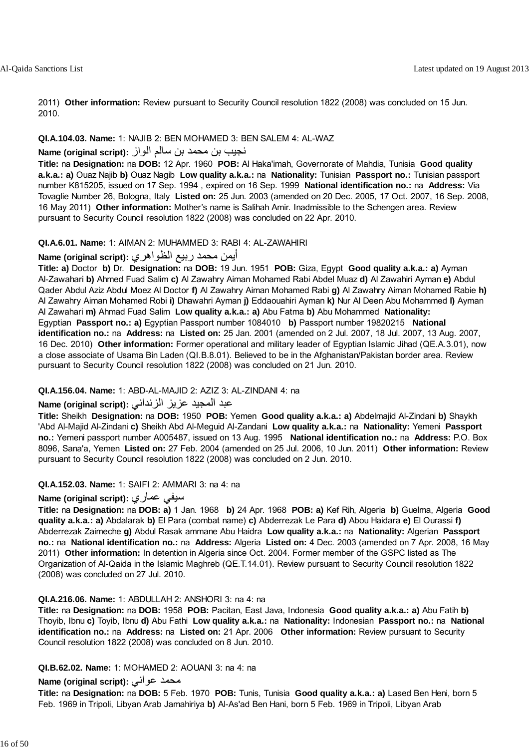2011) **Other information:** Review pursuant to Security Council resolution 1822 (2008) was concluded on 15 Jun. 2010.

**QI.A.104.03. Name:** 1: NAJIB 2: BEN MOHAMED 3: BEN SALEM 4: AL-WAZ

**Name (original script):** نجيب بن محمد بن سالم الواز

**Title:** na **Designation:** na **DOB:** 12 Apr. 1960 **POB:** Al Haka'imah, Governorate of Mahdia, Tunisia **Good quality a.k.a.: a)** Ouaz Najib **b)** Ouaz Nagib **Low quality a.k.a.:** na **Nationality:** Tunisian **Passport no.:** Tunisian passport number K815205, issued on 17 Sep. 1994 , expired on 16 Sep. 1999 **National identification no.:** na **Address:** Via Tovaglie Number 26, Bologna, Italy **Listed on:** 25 Jun. 2003 (amended on 20 Dec. 2005, 17 Oct. 2007, 16 Sep. 2008, 16 May 2011) **Other information:** Mother's name is Salihah Amir. Inadmissible to the Schengen area. Review pursuant to Security Council resolution 1822 (2008) was concluded on 22 Apr. 2010.

**QI.A.6.01. Name:** 1: AIMAN 2: MUHAMMED 3: RABI 4: AL-ZAWAHIRI

**Name (original script):** أيمن محمد ربيع الظواهري

**Title: a)** Doctor **b)** Dr. **Designation:** na **DOB:** 19 Jun. 1951 **POB:** Giza, Egypt **Good quality a.k.a.: a)** Ayman Al-Zawahari **b)** Ahmed Fuad Salim **c)** Al Zawahry Aiman Mohamed Rabi Abdel Muaz **d)** Al Zawahiri Ayman **e)** Abdul Qader Abdul Aziz Abdul Moez Al Doctor **f)** Al Zawahry Aiman Mohamed Rabi **g)** Al Zawahry Aiman Mohamed Rabie **h)** Al Zawahry Aiman Mohamed Robi **i)** Dhawahri Ayman **j)** Eddaouahiri Ayman **k)** Nur Al Deen Abu Mohammed **l)** Ayman Al Zawahari **m)** Ahmad Fuad Salim **Low quality a.k.a.: a)** Abu Fatma **b)** Abu Mohammed **Nationality:** Egyptian **Passport no.: a)** Egyptian Passport number 1084010 **b)** Passport number 19820215 **National identification no.:** na **Address:** na **Listed on:** 25 Jan. 2001 (amended on 2 Jul. 2007, 18 Jul. 2007, 13 Aug. 2007, 16 Dec. 2010) **Other information:** Former operational and military leader of Egyptian Islamic Jihad (QE.A.3.01), now a close associate of Usama Bin Laden (QI.B.8.01). Believed to be in the Afghanistan/Pakistan border area. Review pursuant to Security Council resolution 1822 (2008) was concluded on 21 Jun. 2010.

**QI.A.156.04. Name:** 1: ABD-AL-MAJID 2: AZIZ 3: AL-ZINDANI 4: na

**Name (original script):** عبد المجيد عزيز الزنداني

**Title:** Sheikh **Designation:** na **DOB:** 1950 **POB:** Yemen **Good quality a.k.a.: a)** Abdelmajid Al-Zindani **b)** Shaykh 'Abd Al-Majid Al-Zindani **c)** Sheikh Abd Al-Meguid Al-Zandani **Low quality a.k.a.:** na **Nationality:** Yemeni **Passport no.:** Yemeni passport number A005487, issued on 13 Aug. 1995 **National identification no.:** na **Address:** P.O. Box 8096, Sana'a, Yemen **Listed on:** 27 Feb. 2004 (amended on 25 Jul. 2006, 10 Jun. 2011) **Other information:** Review pursuant to Security Council resolution 1822 (2008) was concluded on 2 Jun. 2010.

**QI.A.152.03. Name:** 1: SAIFI 2: AMMARI 3: na 4: na

**Name (original script):** سيفي عماري

**Title:** na **Designation:** na **DOB: a)** 1 Jan. 1968 **b)** 24 Apr. 1968 **POB: a)** Kef Rih, Algeria **b)** Guelma, Algeria **Good quality a.k.a.: a)** Abdalarak **b)** El Para (combat name) **c)** Abderrezak Le Para **d)** Abou Haidara **e)** El Ourassi **f)** Abderrezak Zaimeche **g)** Abdul Rasak ammane Abu Haidra **Low quality a.k.a.:** na **Nationality:** Algerian **Passport no.:** na **National identification no.:** na **Address:** Algeria **Listed on:** 4 Dec. 2003 (amended on 7 Apr. 2008, 16 May 2011) **Other information:** In detention in Algeria since Oct. 2004. Former member of the GSPC listed as The Organization of Al-Qaida in the Islamic Maghreb (QE.T.14.01). Review pursuant to Security Council resolution 1822 (2008) was concluded on 27 Jul. 2010.

**QI.A.216.06. Name:** 1: ABDULLAH 2: ANSHORI 3: na 4: na

**Title:** na **Designation:** na **DOB:** 1958 **POB:** Pacitan, East Java, Indonesia **Good quality a.k.a.: a)** Abu Fatih **b)** Thoyib, Ibnu **c)** Toyib, Ibnu **d)** Abu Fathi **Low quality a.k.a.:** na **Nationality:** Indonesian **Passport no.:** na **National identification no.:** na **Address:** na **Listed on:** 21 Apr. 2006 **Other information:** Review pursuant to Security Council resolution 1822 (2008) was concluded on 8 Jun. 2010.

**QI.B.62.02. Name:** 1: MOHAMED 2: AOUANI 3: na 4: na

**Name (original script):** محمد عواني

**Title:** na **Designation:** na **DOB:** 5 Feb. 1970 **POB:** Tunis, Tunisia **Good quality a.k.a.: a)** Lased Ben Heni, born 5 Feb. 1969 in Tripoli, Libyan Arab Jamahiriya **b)** Al-As'ad Ben Hani, born 5 Feb. 1969 in Tripoli, Libyan Arab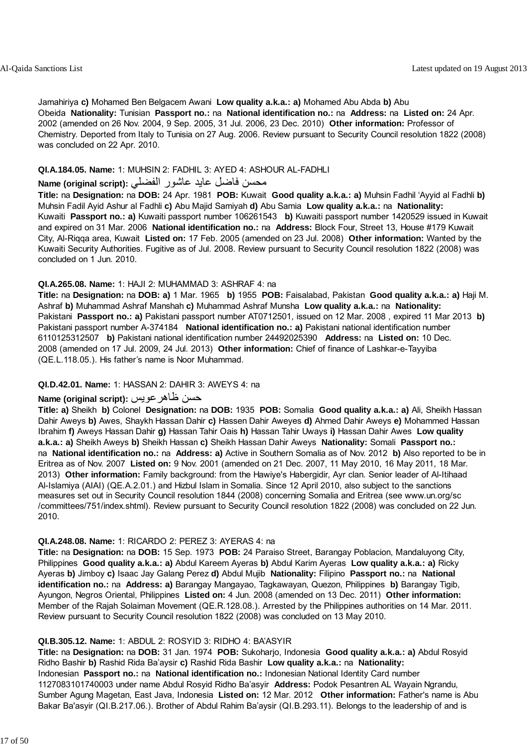Jamahiriya **c)** Mohamed Ben Belgacem Awani **Low quality a.k.a.: a)** Mohamed Abu Abda **b)** Abu Obeida **Nationality:** Tunisian **Passport no.:** na **National identification no.:** na **Address:** na **Listed on:** 24 Apr. 2002 (amended on 26 Nov. 2004, 9 Sep. 2005, 31 Jul. 2006, 23 Dec. 2010) **Other information:** Professor of Chemistry. Deported from Italy to Tunisia on 27 Aug. 2006. Review pursuant to Security Council resolution 1822 (2008) was concluded on 22 Apr. 2010.

**QI.A.184.05. Name:** 1: MUHSIN 2: FADHIL 3: AYED 4: ASHOUR AL-FADHLI
**Name (original script):** محسن فاضل عايد عاشور الفضلي
**Title:** na **Designation:** na **DOB:** 24 Apr. 1981 **POB:** Kuwait **Good quality a.k.a.: a)** Muhsin Fadhil 'Ayyid al Fadhli **b)** Muhsin Fadil Ayid Ashur al Fadhli **c)** Abu Majid Samiyah **d)** Abu Samia **Low quality a.k.a.:** na **Nationality:** Kuwaiti **Passport no.: a)** Kuwaiti passport number 106261543 **b)** Kuwaiti passport number 1420529 issued in Kuwait and expired on 31 Mar. 2006 **National identification no.:** na **Address:** Block Four, Street 13, House #179 Kuwait City, Al-Riqqa area, Kuwait **Listed on:** 17 Feb. 2005 (amended on 23 Jul. 2008) **Other information:** Wanted by the Kuwaiti Security Authorities. Fugitive as of Jul. 2008. Review pursuant to Security Council resolution 1822 (2008) was concluded on 1 Jun. 2010.

**QI.A.265.08. Name:** 1: HAJI 2: MUHAMMAD 3: ASHRAF 4: na
**Title:** na **Designation:** na **DOB: a)** 1 Mar. 1965 **b)** 1955 **POB:** Faisalabad, Pakistan **Good quality a.k.a.: a)** Haji M. Ashraf **b)** Muhammad Ashraf Manshah **c)** Muhammad Ashraf Munsha **Low quality a.k.a.:** na **Nationality:** Pakistani **Passport no.: a)** Pakistani passport number AT0712501, issued on 12 Mar. 2008 , expired 11 Mar 2013 **b)** Pakistani passport number A-374184 **National identification no.: a)** Pakistani national identification number 6110125312507 **b)** Pakistani national identification number 24492025390 **Address:** na **Listed on:** 10 Dec. 2008 (amended on 17 Jul. 2009, 24 Jul. 2013) **Other information:** Chief of finance of Lashkar-e-Tayyiba (QE.L.118.05.). His father's name is Noor Muhammad.

**QI.D.42.01. Name:** 1: HASSAN 2: DAHIR 3: AWEYS 4: na
**Name (original script):** حسن ظاهرعويس
**Title: a)** Sheikh **b)** Colonel **Designation:** na **DOB:** 1935 **POB:** Somalia **Good quality a.k.a.: a)** Ali, Sheikh Hassan Dahir Aweys **b)** Awes, Shaykh Hassan Dahir **c)** Hassen Dahir Aweyes **d)** Ahmed Dahir Aweys **e)** Mohammed Hassan Ibrahim **f)** Aweys Hassan Dahir **g)** Hassan Tahir Oais **h)** Hassan Tahir Uways **i)** Hassan Dahir Awes **Low quality a.k.a.: a)** Sheikh Aweys **b)** Sheikh Hassan **c)** Sheikh Hassan Dahir Aweys **Nationality:** Somali **Passport no.:** na **National identification no.:** na **Address: a)** Active in Southern Somalia as of Nov. 2012 **b)** Also reported to be in Eritrea as of Nov. 2007 **Listed on:** 9 Nov. 2001 (amended on 21 Dec. 2007, 11 May 2010, 16 May 2011, 18 Mar. 2013) **Other information:** Family background: from the Hawiye's Habergidir, Ayr clan. Senior leader of Al-Itihaad Al-Islamiya (AIAI) (QE.A.2.01.) and Hizbul Islam in Somalia. Since 12 April 2010, also subject to the sanctions measures set out in Security Council resolution 1844 (2008) concerning Somalia and Eritrea (see www.un.org/sc /committees/751/index.shtml). Review pursuant to Security Council resolution 1822 (2008) was concluded on 22 Jun. 2010.

**QI.A.248.08. Name:** 1: RICARDO 2: PEREZ 3: AYERAS 4: na
**Title:** na **Designation:** na **DOB:** 15 Sep. 1973 **POB:** 24 Paraiso Street, Barangay Poblacion, Mandaluyong City, Philippines **Good quality a.k.a.: a)** Abdul Kareem Ayeras **b)** Abdul Karim Ayeras **Low quality a.k.a.: a)** Ricky Ayeras **b)** Jimboy **c)** Isaac Jay Galang Perez **d)** Abdul Mujib **Nationality:** Filipino **Passport no.:** na **National identification no.:** na **Address: a)** Barangay Mangayao, Tagkawayan, Quezon, Philippines **b)** Barangay Tigib, Ayungon, Negros Oriental, Philippines **Listed on:** 4 Jun. 2008 (amended on 13 Dec. 2011) **Other information:** Member of the Rajah Solaiman Movement (QE.R.128.08.). Arrested by the Philippines authorities on 14 Mar. 2011. Review pursuant to Security Council resolution 1822 (2008) was concluded on 13 May 2010.

**QI.B.305.12. Name:** 1: ABDUL 2: ROSYID 3: RIDHO 4: BA'ASYIR
**Title:** na **Designation:** na **DOB:** 31 Jan. 1974 **POB:** Sukoharjo, Indonesia **Good quality a.k.a.: a)** Abdul Rosyid Ridho Bashir **b)** Rashid Rida Ba'aysir **c)** Rashid Rida Bashir **Low quality a.k.a.:** na **Nationality:** Indonesian **Passport no.:** na **National identification no.:** Indonesian National Identity Card number 1127083101740003 under name Abdul Rosyid Ridho Ba'asyir **Address:** Podok Pesantren AL Wayain Ngrandu, Sumber Agung Magetan, East Java, Indonesia **Listed on:** 12 Mar. 2012 **Other information:** Father's name is Abu Bakar Ba'asyir (QI.B.217.06.). Brother of Abdul Rahim Ba'aysir (QI.B.293.11). Belongs to the leadership of and is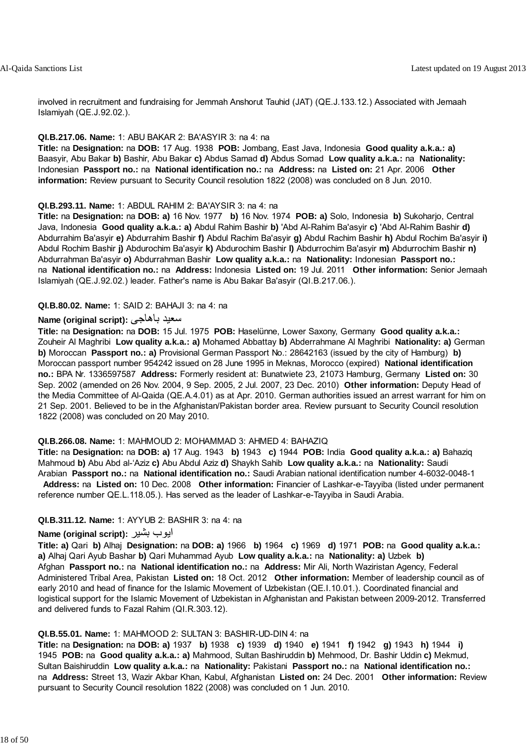involved in recruitment and fundraising for Jemmah Anshorut Tauhid (JAT) (QE.J.133.12.) Associated with Jemaah Islamiyah (QE.J.92.02.).

**QI.B.217.06. Name:** 1: ABU BAKAR 2: BA'ASYIR 3: na 4: na
**Title:** na **Designation:** na **DOB:** 17 Aug. 1938 **POB:** Jombang, East Java, Indonesia **Good quality a.k.a.: a)** Baasyir, Abu Bakar **b)** Bashir, Abu Bakar **c)** Abdus Samad **d)** Abdus Somad **Low quality a.k.a.:** na **Nationality:** Indonesian **Passport no.:** na **National identification no.:** na **Address:** na **Listed on:** 21 Apr. 2006 **Other information:** Review pursuant to Security Council resolution 1822 (2008) was concluded on 8 Jun. 2010.

**QI.B.293.11. Name:** 1: ABDUL RAHIM 2: BA'AYSIR 3: na 4: na
**Title:** na **Designation:** na **DOB: a)** 16 Nov. 1977 **b)** 16 Nov. 1974 **POB: a)** Solo, Indonesia **b)** Sukoharjo, Central Java, Indonesia **Good quality a.k.a.: a)** Abdul Rahim Bashir **b)** 'Abd Al-Rahim Ba'asyir **c)** 'Abd Al-Rahim Bashir **d)** Abdurrahim Ba'asyir **e)** Abdurrahim Bashir **f)** Abdul Rachim Ba'asyir **g)** Abdul Rachim Bashir **h)** Abdul Rochim Ba'asyir **i)** Abdul Rochim Bashir **j)** Abdurochim Ba'asyir **k)** Abdurochim Bashir **l)** Abdurrochim Ba'asyir **m)** Abdurrochim Bashir **n)** Abdurrahman Ba'asyir **o)** Abdurrahman Bashir **Low quality a.k.a.:** na **Nationality:** Indonesian **Passport no.:** na **National identification no.:** na **Address:** Indonesia **Listed on:** 19 Jul. 2011 **Other information:** Senior Jemaah Islamiyah (QE.J.92.02.) leader. Father's name is Abu Bakar Ba'asyir (QI.B.217.06.).

**QI.B.80.02. Name:** 1: SAID 2: BAHAJI 3: na 4: na
**Name (original script):** سعيد باهاجى
**Title:** na **Designation:** na **DOB:** 15 Jul. 1975 **POB:** Haselünne, Lower Saxony, Germany **Good quality a.k.a.:** Zouheir Al Maghribi **Low quality a.k.a.: a)** Mohamed Abbattay **b)** Abderrahmane Al Maghribi **Nationality: a)** German **b)** Moroccan **Passport no.: a)** Provisional German Passport No.: 28642163 (issued by the city of Hamburg) **b)** Moroccan passport number 954242 issued on 28 June 1995 in Meknas, Morocco (expired) **National identification no.:** BPA Nr. 1336597587 **Address:** Formerly resident at: Bunatwiete 23, 21073 Hamburg, Germany **Listed on:** 30 Sep. 2002 (amended on 26 Nov. 2004, 9 Sep. 2005, 2 Jul. 2007, 23 Dec. 2010) **Other information:** Deputy Head of the Media Committee of Al-Qaida (QE.A.4.01) as at Apr. 2010. German authorities issued an arrest warrant for him on 21 Sep. 2001. Believed to be in the Afghanistan/Pakistan border area. Review pursuant to Security Council resolution 1822 (2008) was concluded on 20 May 2010.

**QI.B.266.08. Name:** 1: MAHMOUD 2: MOHAMMAD 3: AHMED 4: BAHAZIQ
**Title:** na **Designation:** na **DOB: a)** 17 Aug. 1943 **b)** 1943 **c)** 1944 **POB:** India **Good quality a.k.a.: a)** Bahaziq Mahmoud **b)** Abu Abd al-'Aziz **c)** Abu Abdul Aziz **d)** Shaykh Sahib **Low quality a.k.a.:** na **Nationality:** Saudi Arabian **Passport no.:** na **National identification no.:** Saudi Arabian national identification number 4-6032-0048-1 **Address:** na **Listed on:** 10 Dec. 2008 **Other information:** Financier of Lashkar-e-Tayyiba (listed under permanent reference number QE.L.118.05.). Has served as the leader of Lashkar-e-Tayyiba in Saudi Arabia.

**QI.B.311.12. Name:** 1: AYYUB 2: BASHIR 3: na 4: na
**Name (original script):** ايوب بشير
**Title: a)** Qari **b)** Alhaj **Designation:** na **DOB: a)** 1966 **b)** 1964 **c)** 1969 **d)** 1971 **POB:** na **Good quality a.k.a.: a)** Alhaj Qari Ayub Bashar **b)** Qari Muhammad Ayub **Low quality a.k.a.:** na **Nationality: a)** Uzbek **b)** Afghan **Passport no.:** na **National identification no.:** na **Address:** Mir Ali, North Waziristan Agency, Federal Administered Tribal Area, Pakistan **Listed on:** 18 Oct. 2012 **Other information:** Member of leadership council as of early 2010 and head of finance for the Islamic Movement of Uzbekistan (QE.I.10.01.). Coordinated financial and logistical support for the Islamic Movement of Uzbekistan in Afghanistan and Pakistan between 2009-2012. Transferred and delivered funds to Fazal Rahim (QI.R.303.12).

**QI.B.55.01. Name:** 1: MAHMOOD 2: SULTAN 3: BASHIR-UD-DIN 4: na
**Title:** na **Designation:** na **DOB: a)** 1937 **b)** 1938 **c)** 1939 **d)** 1940 **e)** 1941 **f)** 1942 **g)** 1943 **h)** 1944 **i)** 1945 **POB:** na **Good quality a.k.a.: a)** Mahmood, Sultan Bashiruddin **b)** Mehmood, Dr. Bashir Uddin **c)** Mekmud, Sultan Baishiruddin **Low quality a.k.a.:** na **Nationality:** Pakistani **Passport no.:** na **National identification no.:** na **Address:** Street 13, Wazir Akbar Khan, Kabul, Afghanistan **Listed on:** 24 Dec. 2001 **Other information:** Review pursuant to Security Council resolution 1822 (2008) was concluded on 1 Jun. 2010.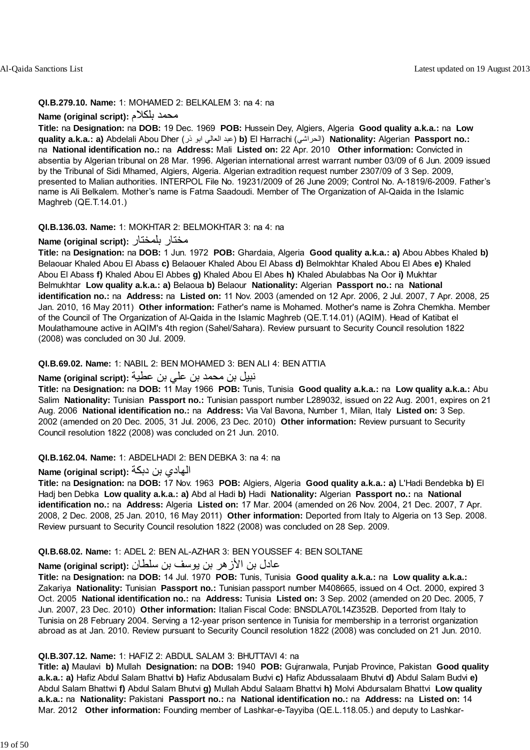**QI.B.279.10. Name:** 1: MOHAMED 2: BELKALEM 3: na 4: na

**Name (original script):** محمد بلكلام

**Title:** na **Designation:** na **DOB:** 19 Dec. 1969 **POB:** Hussein Dey, Algiers, Algeria **Good quality a.k.a.:** na **Low quality a.k.a.: a)** Abdelali Abou Dher (عبد العالي ابو ذر) **b)** El Harrachi (الحراشي) **Nationality:** Algerian **Passport no.:** na **National identification no.:** na **Address:** Mali **Listed on:** 22 Apr. 2010 **Other information:** Convicted in absentia by Algerian tribunal on 28 Mar. 1996. Algerian international arrest warrant number 03/09 of 6 Jun. 2009 issued by the Tribunal of Sidi Mhamed, Algiers, Algeria. Algerian extradition request number 2307/09 of 3 Sep. 2009, presented to Malian authorities. INTERPOL File No. 19231/2009 of 26 June 2009; Control No. A-1819/6-2009. Father's name is Ali Belkalem. Mother's name is Fatma Saadoudi. Member of The Organization of Al-Qaida in the Islamic Maghreb (QE.T.14.01.)

**QI.B.136.03. Name:** 1: MOKHTAR 2: BELMOKHTAR 3: na 4: na

**Name (original script):** مختار بلمختار

**Title:** na **Designation:** na **DOB:** 1 Jun. 1972 **POB:** Ghardaia, Algeria **Good quality a.k.a.: a)** Abou Abbes Khaled **b)** Belaouar Khaled Abou El Abass **c)** Belaouer Khaled Abou El Abass **d)** Belmokhtar Khaled Abou El Abes **e)** Khaled Abou El Abass **f)** Khaled Abou El Abbes **g)** Khaled Abou El Abes **h)** Khaled Abulabbas Na Oor **i)** Mukhtar Belmukhtar **Low quality a.k.a.: a)** Belaoua **b)** Belaour **Nationality:** Algerian **Passport no.:** na **National identification no.:** na **Address:** na **Listed on:** 11 Nov. 2003 (amended on 12 Apr. 2006, 2 Jul. 2007, 7 Apr. 2008, 25 Jan. 2010, 16 May 2011) **Other information:** Father's name is Mohamed. Mother's name is Zohra Chemkha. Member of the Council of The Organization of Al-Qaida in the Islamic Maghreb (QE.T.14.01) (AQIM). Head of Katibat el Moulathamoune active in AQIM's 4th region (Sahel/Sahara). Review pursuant to Security Council resolution 1822 (2008) was concluded on 30 Jul. 2009.

**QI.B.69.02. Name:** 1: NABIL 2: BEN MOHAMED 3: BEN ALI 4: BEN ATTIA

**Name (original script):** نبيل بن محمد بن علي بن عطية

**Title:** na **Designation:** na **DOB:** 11 May 1966 **POB:** Tunis, Tunisia **Good quality a.k.a.:** na **Low quality a.k.a.:** Abu Salim **Nationality:** Tunisian **Passport no.:** Tunisian passport number L289032, issued on 22 Aug. 2001, expires on 21 Aug. 2006 **National identification no.:** na **Address:** Via Val Bavona, Number 1, Milan, Italy **Listed on:** 3 Sep. 2002 (amended on 20 Dec. 2005, 31 Jul. 2006, 23 Dec. 2010) **Other information:** Review pursuant to Security Council resolution 1822 (2008) was concluded on 21 Jun. 2010.

**QI.B.162.04. Name:** 1: ABDELHADI 2: BEN DEBKA 3: na 4: na

**Name (original script):** الهادي بن دبكة

**Title:** na **Designation:** na **DOB:** 17 Nov. 1963 **POB:** Algiers, Algeria **Good quality a.k.a.: a)** L'Hadi Bendebka **b)** El Hadj ben Debka **Low quality a.k.a.: a)** Abd al Hadi **b)** Hadi **Nationality:** Algerian **Passport no.:** na **National identification no.:** na **Address:** Algeria **Listed on:** 17 Mar. 2004 (amended on 26 Nov. 2004, 21 Dec. 2007, 7 Apr. 2008, 2 Dec. 2008, 25 Jan. 2010, 16 May 2011) **Other information:** Deported from Italy to Algeria on 13 Sep. 2008. Review pursuant to Security Council resolution 1822 (2008) was concluded on 28 Sep. 2009.

**QI.B.68.02. Name:** 1: ADEL 2: BEN AL-AZHAR 3: BEN YOUSSEF 4: BEN SOLTANE

**Name (original script):** عادل بن الأزهر بن يوسف بن سلطان

**Title:** na **Designation:** na **DOB:** 14 Jul. 1970 **POB:** Tunis, Tunisia **Good quality a.k.a.:** na **Low quality a.k.a.:** Zakariya **Nationality:** Tunisian **Passport no.:** Tunisian passport number M408665, issued on 4 Oct. 2000, expired 3 Oct. 2005 **National identification no.:** na **Address:** Tunisia **Listed on:** 3 Sep. 2002 (amended on 20 Dec. 2005, 7 Jun. 2007, 23 Dec. 2010) **Other information:** Italian Fiscal Code: BNSDLA70L14Z352B. Deported from Italy to Tunisia on 28 February 2004. Serving a 12-year prison sentence in Tunisia for membership in a terrorist organization abroad as at Jan. 2010. Review pursuant to Security Council resolution 1822 (2008) was concluded on 21 Jun. 2010.

**QI.B.307.12. Name:** 1: HAFIZ 2: ABDUL SALAM 3: BHUTTAVI 4: na

**Title: a)** Maulavi **b)** Mullah **Designation:** na **DOB:** 1940 **POB:** Gujranwala, Punjab Province, Pakistan **Good quality a.k.a.: a)** Hafiz Abdul Salam Bhattvi **b)** Hafiz Abdusalam Budvi **c)** Hafiz Abdussalaam Bhutvi **d)** Abdul Salam Budvi **e)** Abdul Salam Bhattwi **f)** Abdul Salam Bhutvi **g)** Mullah Abdul Salaam Bhattvi **h)** Molvi Abdursalam Bhattvi **Low quality a.k.a.:** na **Nationality:** Pakistani **Passport no.:** na **National identification no.:** na **Address:** na **Listed on:** 14 Mar. 2012 **Other information:** Founding member of Lashkar-e-Tayyiba (QE.L.118.05.) and deputy to Lashkar-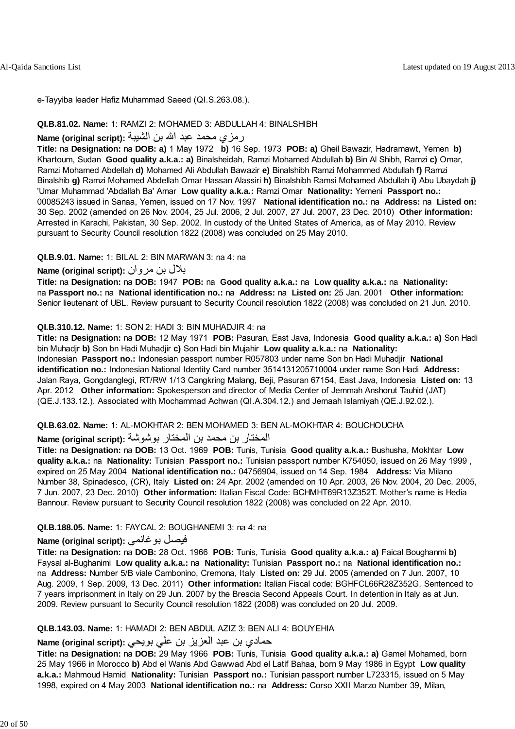e-Tayyiba leader Hafiz Muhammad Saeed (QI.S.263.08.).

**QI.B.81.02. Name:** 1: RAMZI 2: MOHAMED 3: ABDULLAH 4: BINALSHIBH

**Name (original script):** رمزي محمد عبد الله بن الشيبة

**Title:** na **Designation:** na **DOB:** **a)** 1 May 1972 **b)** 16 Sep. 1973 **POB:** **a)** Gheil Bawazir, Hadramawt, Yemen **b)** Khartoum, Sudan **Good quality a.k.a.:** **a)** Binalsheidah, Ramzi Mohamed Abdullah **b)** Bin Al Shibh, Ramzi **c)** Omar, Ramzi Mohamed Abdellah **d)** Mohamed Ali Abdullah Bawazir **e)** Binalshibh Ramzi Mohammed Abdullah **f)** Ramzi Binalshib **g)** Ramzi Mohamed Abdellah Omar Hassan Alassiri **h)** Binalshibh Ramsi Mohamed Abdullah **i)** Abu Ubaydah **j)** 'Umar Muhammad 'Abdallah Ba' Amar **Low quality a.k.a.:** Ramzi Omar **Nationality:** Yemeni **Passport no.:** 00085243 issued in Sanaa, Yemen, issued on 17 Nov. 1997 **National identification no.:** na **Address:** na **Listed on:** 30 Sep. 2002 (amended on 26 Nov. 2004, 25 Jul. 2006, 2 Jul. 2007, 27 Jul. 2007, 23 Dec. 2010) **Other information:** Arrested in Karachi, Pakistan, 30 Sep. 2002. In custody of the United States of America, as of May 2010. Review pursuant to Security Council resolution 1822 (2008) was concluded on 25 May 2010.

**QI.B.9.01. Name:** 1: BILAL 2: BIN MARWAN 3: na 4: na

**Name (original script):** بلال بن مروان

**Title:** na **Designation:** na **DOB:** 1947 **POB:** na **Good quality a.k.a.:** na **Low quality a.k.a.:** na **Nationality:** na **Passport no.:** na **National identification no.:** na **Address:** na **Listed on:** 25 Jan. 2001 **Other information:** Senior lieutenant of UBL. Review pursuant to Security Council resolution 1822 (2008) was concluded on 21 Jun. 2010.

**QI.B.310.12. Name:** 1: SON 2: HADI 3: BIN MUHADJIR 4: na

**Title:** na **Designation:** na **DOB:** 12 May 1971 **POB:** Pasuran, East Java, Indonesia **Good quality a.k.a.:** **a)** Son Hadi bin Muhadjr **b)** Son bn Hadi Muhadjir **c)** Son Hadi bin Mujahir **Low quality a.k.a.:** na **Nationality:** Indonesian **Passport no.:** Indonesian passport number R057803 under name Son bn Hadi Muhadjir **National identification no.:** Indonesian National Identity Card number 3514131205710004 under name Son Hadi **Address:** Jalan Raya, Gongdanglegi, RT/RW 1/13 Cangkring Malang, Beji, Pasuran 67154, East Java, Indonesia **Listed on:** 13 Apr. 2012 **Other information:** Spokesperson and director of Media Center of Jemmah Anshorut Tauhid (JAT) (QE.J.133.12.). Associated with Mochammad Achwan (QI.A.304.12.) and Jemaah Islamiyah (QE.J.92.02.).

**QI.B.63.02. Name:** 1: AL-MOKHTAR 2: BEN MOHAMED 3: BEN AL-MOKHTAR 4: BOUCHOUCHA

**Name (original script):** المختار بن محمد بن المختار بوشوشة

**Title:** na **Designation:** na **DOB:** 13 Oct. 1969 **POB:** Tunis, Tunisia **Good quality a.k.a.:** Bushusha, Mokhtar **Low quality a.k.a.:** na **Nationality:** Tunisian **Passport no.:** Tunisian passport number K754050, issued on 26 May 1999 , expired on 25 May 2004 **National identification no.:** 04756904, issued on 14 Sep. 1984 **Address:** Via Milano Number 38, Spinadesco, (CR), Italy **Listed on:** 24 Apr. 2002 (amended on 10 Apr. 2003, 26 Nov. 2004, 20 Dec. 2005, 7 Jun. 2007, 23 Dec. 2010) **Other information:** Italian Fiscal Code: BCHMHT69R13Z352T. Mother's name is Hedia Bannour. Review pursuant to Security Council resolution 1822 (2008) was concluded on 22 Apr. 2010.

**QI.B.188.05. Name:** 1: FAYCAL 2: BOUGHANEMI 3: na 4: na

**Name (original script):** فيصل بوغانمي

**Title:** na **Designation:** na **DOB:** 28 Oct. 1966 **POB:** Tunis, Tunisia **Good quality a.k.a.:** **a)** Faical Boughanmi **b)** Faysal al-Bughanimi **Low quality a.k.a.:** na **Nationality:** Tunisian **Passport no.:** na **National identification no.:** na **Address:** Number 5/B viale Cambonino, Cremona, Italy **Listed on:** 29 Jul. 2005 (amended on 7 Jun. 2007, 10 Aug. 2009, 1 Sep. 2009, 13 Dec. 2011) **Other information:** Italian Fiscal code: BGHFCL66R28Z352G. Sentenced to 7 years imprisonment in Italy on 29 Jun. 2007 by the Brescia Second Appeals Court. In detention in Italy as at Jun. 2009. Review pursuant to Security Council resolution 1822 (2008) was concluded on 20 Jul. 2009.

**QI.B.143.03. Name:** 1: HAMADI 2: BEN ABDUL AZIZ 3: BEN ALI 4: BOUYEHIA

**Name (original script):** حمادي بن عبد العزيز بن علي بويحي

**Title:** na **Designation:** na **DOB:** 29 May 1966 **POB:** Tunis, Tunisia **Good quality a.k.a.:** **a)** Gamel Mohamed, born 25 May 1966 in Morocco **b)** Abd el Wanis Abd Gawwad Abd el Latif Bahaa, born 9 May 1986 in Egypt **Low quality a.k.a.:** Mahmoud Hamid **Nationality:** Tunisian **Passport no.:** Tunisian passport number L723315, issued on 5 May 1998, expired on 4 May 2003 **National identification no.:** na **Address:** Corso XXII Marzo Number 39, Milan,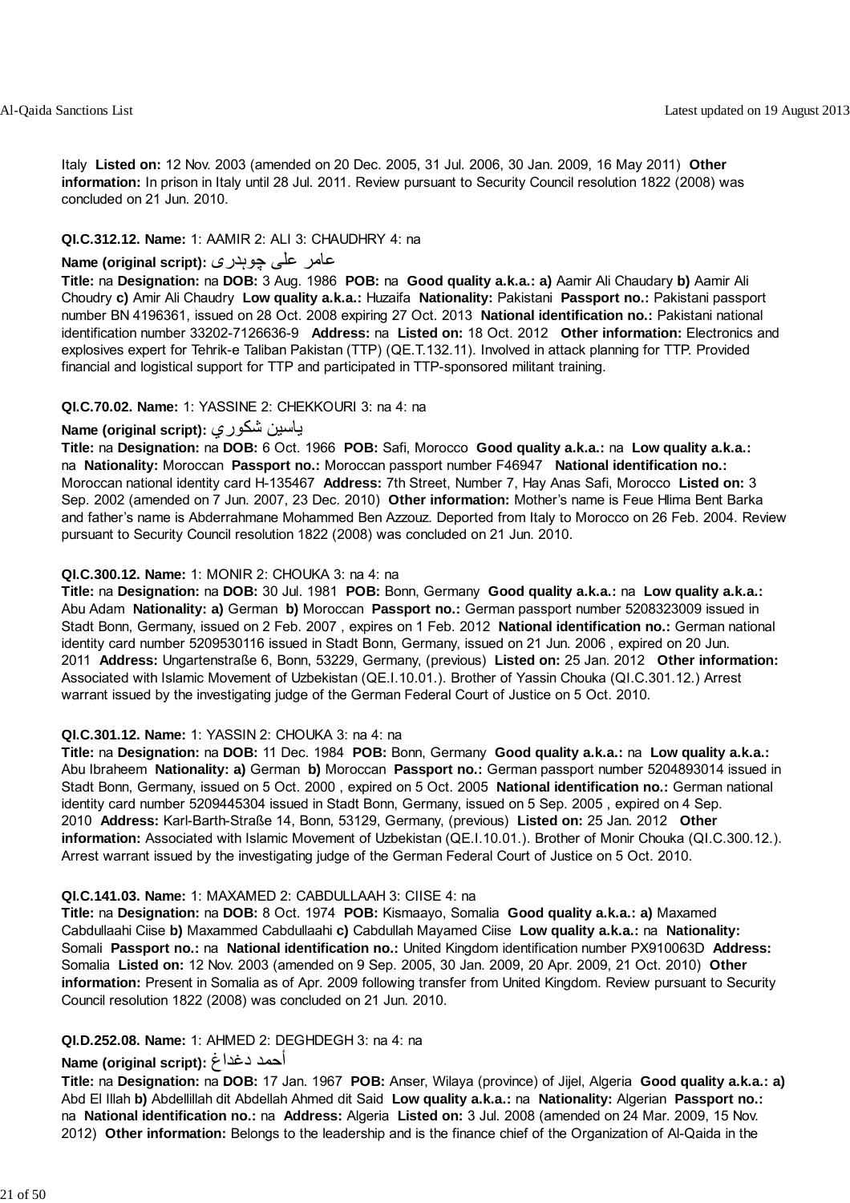Italy **Listed on:** 12 Nov. 2003 (amended on 20 Dec. 2005, 31 Jul. 2006, 30 Jan. 2009, 16 May 2011) **Other information:** In prison in Italy until 28 Jul. 2011. Review pursuant to Security Council resolution 1822 (2008) was concluded on 21 Jun. 2010.

**QI.C.312.12. Name:** 1: AAMIR 2: ALI 3: CHAUDHRY 4: na

**Name (original script):** عامر علی چوہدری

**Title:** na **Designation:** na **DOB:** 3 Aug. 1986 **POB:** na **Good quality a.k.a.: a)** Aamir Ali Chaudary **b)** Aamir Ali Choudry **c)** Amir Ali Chaudry **Low quality a.k.a.:** Huzaifa **Nationality:** Pakistani **Passport no.:** Pakistani passport number BN 4196361, issued on 28 Oct. 2008 expiring 27 Oct. 2013 **National identification no.:** Pakistani national identification number 33202-7126636-9 **Address:** na **Listed on:** 18 Oct. 2012 **Other information:** Electronics and explosives expert for Tehrik-e Taliban Pakistan (TTP) (QE.T.132.11). Involved in attack planning for TTP. Provided financial and logistical support for TTP and participated in TTP-sponsored militant training.

**QI.C.70.02. Name:** 1: YASSINE 2: CHEKKOURI 3: na 4: na

**Name (original script):** ياسين شكوري

**Title:** na **Designation:** na **DOB:** 6 Oct. 1966 **POB:** Safi, Morocco **Good quality a.k.a.:** na **Low quality a.k.a.:** na **Nationality:** Moroccan **Passport no.:** Moroccan passport number F46947 **National identification no.:** Moroccan national identity card H-135467 **Address:** 7th Street, Number 7, Hay Anas Safi, Morocco **Listed on:** 3 Sep. 2002 (amended on 7 Jun. 2007, 23 Dec. 2010) **Other information:** Mother's name is Feue Hlima Bent Barka and father's name is Abderrahmane Mohammed Ben Azzouz. Deported from Italy to Morocco on 26 Feb. 2004. Review pursuant to Security Council resolution 1822 (2008) was concluded on 21 Jun. 2010.

**QI.C.300.12. Name:** 1: MONIR 2: CHOUKA 3: na 4: na

**Title:** na **Designation:** na **DOB:** 30 Jul. 1981 **POB:** Bonn, Germany **Good quality a.k.a.:** na **Low quality a.k.a.:** Abu Adam **Nationality: a)** German **b)** Moroccan **Passport no.:** German passport number 5208323009 issued in Stadt Bonn, Germany, issued on 2 Feb. 2007 , expires on 1 Feb. 2012 **National identification no.:** German national identity card number 5209530116 issued in Stadt Bonn, Germany, issued on 21 Jun. 2006 , expired on 20 Jun. 2011 **Address:** Ungartenstraße 6, Bonn, 53229, Germany, (previous) **Listed on:** 25 Jan. 2012 **Other information:** Associated with Islamic Movement of Uzbekistan (QE.I.10.01.). Brother of Yassin Chouka (QI.C.301.12.) Arrest warrant issued by the investigating judge of the German Federal Court of Justice on 5 Oct. 2010.

**QI.C.301.12. Name:** 1: YASSIN 2: CHOUKA 3: na 4: na

**Title:** na **Designation:** na **DOB:** 11 Dec. 1984 **POB:** Bonn, Germany **Good quality a.k.a.:** na **Low quality a.k.a.:** Abu Ibraheem **Nationality: a)** German **b)** Moroccan **Passport no.:** German passport number 5204893014 issued in Stadt Bonn, Germany, issued on 5 Oct. 2000 , expired on 5 Oct. 2005 **National identification no.:** German national identity card number 5209445304 issued in Stadt Bonn, Germany, issued on 5 Sep. 2005 , expired on 4 Sep. 2010 **Address:** Karl-Barth-Straße 14, Bonn, 53129, Germany, (previous) **Listed on:** 25 Jan. 2012 **Other information:** Associated with Islamic Movement of Uzbekistan (QE.I.10.01.). Brother of Monir Chouka (QI.C.300.12.). Arrest warrant issued by the investigating judge of the German Federal Court of Justice on 5 Oct. 2010.

**QI.C.141.03. Name:** 1: MAXAMED 2: CABDULLAAH 3: CIISE 4: na

**Title:** na **Designation:** na **DOB:** 8 Oct. 1974 **POB:** Kismaayo, Somalia **Good quality a.k.a.: a)** Maxamed Cabdullaahi Ciise **b)** Maxammed Cabdullaahi **c)** Cabdullah Mayamed Ciise **Low quality a.k.a.:** na **Nationality:** Somali **Passport no.:** na **National identification no.:** United Kingdom identification number PX910063D **Address:** Somalia **Listed on:** 12 Nov. 2003 (amended on 9 Sep. 2005, 30 Jan. 2009, 20 Apr. 2009, 21 Oct. 2010) **Other information:** Present in Somalia as of Apr. 2009 following transfer from United Kingdom. Review pursuant to Security Council resolution 1822 (2008) was concluded on 21 Jun. 2010.

**QI.D.252.08. Name:** 1: AHMED 2: DEGHDEGH 3: na 4: na

**Name (original script):** أحمد دغداغ

**Title:** na **Designation:** na **DOB:** 17 Jan. 1967 **POB:** Anser, Wilaya (province) of Jijel, Algeria **Good quality a.k.a.: a)** Abd El Illah **b)** Abdellillah dit Abdellah Ahmed dit Said **Low quality a.k.a.:** na **Nationality:** Algerian **Passport no.:** na **National identification no.:** na **Address:** Algeria **Listed on:** 3 Jul. 2008 (amended on 24 Mar. 2009, 15 Nov. 2012) **Other information:** Belongs to the leadership and is the finance chief of the Organization of Al-Qaida in the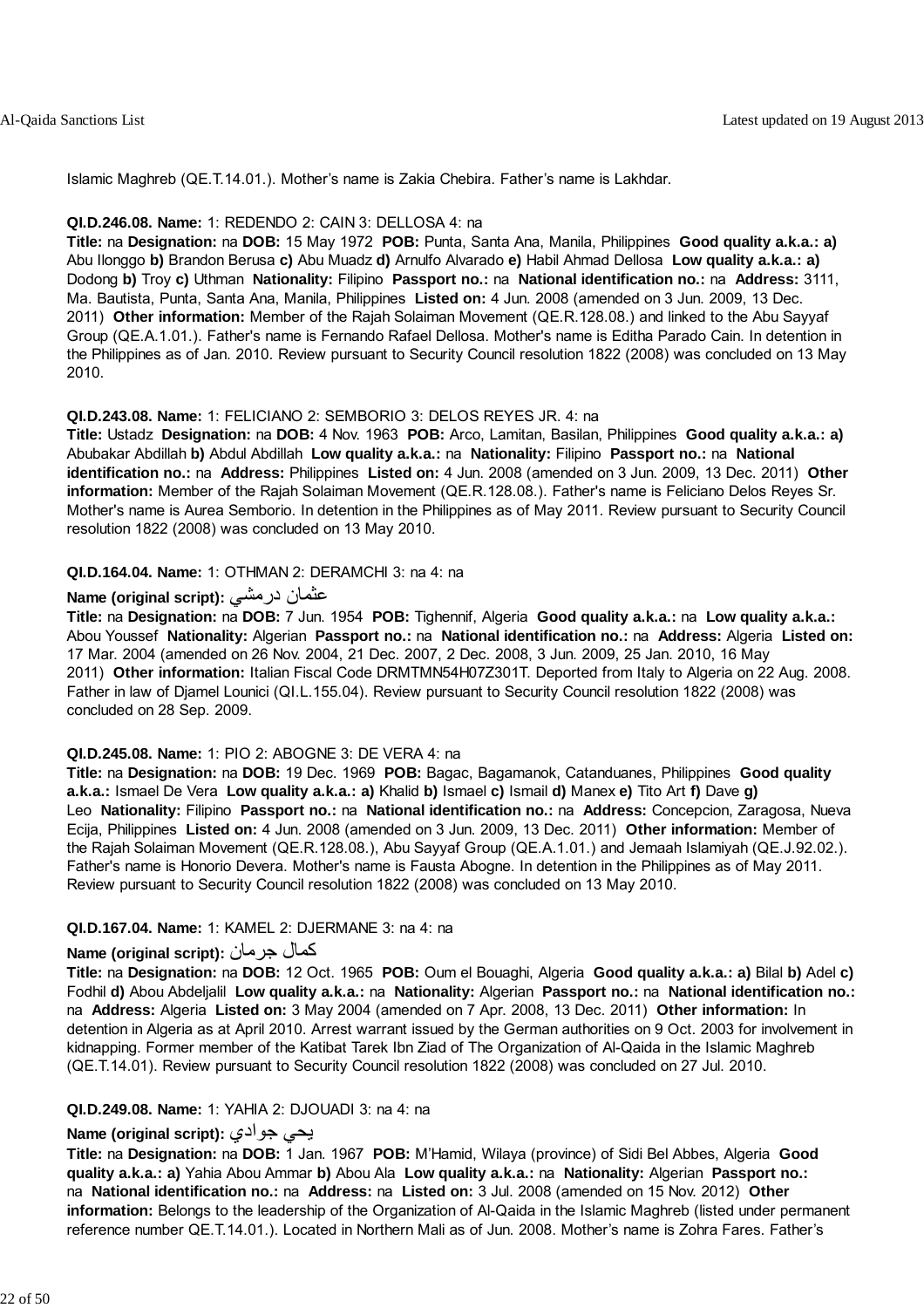Islamic Maghreb (QE.T.14.01.). Mother’s name is Zakia Chebira. Father’s name is Lakhdar.

**QI.D.246.08. Name:** 1: REDENDO 2: CAIN 3: DELLOSA 4: na
**Title:** na **Designation:** na **DOB:** 15 May 1972 **POB:** Punta, Santa Ana, Manila, Philippines **Good quality a.k.a.: a)** Abu Ilonggo **b)** Brandon Berusa **c)** Abu Muadz **d)** Arnulfo Alvarado **e)** Habil Ahmad Dellosa **Low quality a.k.a.: a)** Dodong **b)** Troy **c)** Uthman **Nationality:** Filipino **Passport no.:** na **National identification no.:** na **Address:** 3111, Ma. Bautista, Punta, Santa Ana, Manila, Philippines **Listed on:** 4 Jun. 2008 (amended on 3 Jun. 2009, 13 Dec. 2011) **Other information:** Member of the Rajah Solaiman Movement (QE.R.128.08.) and linked to the Abu Sayyaf Group (QE.A.1.01.). Father's name is Fernando Rafael Dellosa. Mother's name is Editha Parado Cain. In detention in the Philippines as of Jan. 2010. Review pursuant to Security Council resolution 1822 (2008) was concluded on 13 May 2010.

**QI.D.243.08. Name:** 1: FELICIANO 2: SEMBORIO 3: DELOS REYES JR. 4: na
**Title:** Ustadz **Designation:** na **DOB:** 4 Nov. 1963 **POB:** Arco, Lamitan, Basilan, Philippines **Good quality a.k.a.: a)** Abubakar Abdillah **b)** Abdul Abdillah **Low quality a.k.a.:** na **Nationality:** Filipino **Passport no.:** na **National identification no.:** na **Address:** Philippines **Listed on:** 4 Jun. 2008 (amended on 3 Jun. 2009, 13 Dec. 2011) **Other information:** Member of the Rajah Solaiman Movement (QE.R.128.08.). Father's name is Feliciano Delos Reyes Sr. Mother's name is Aurea Semborio. In detention in the Philippines as of May 2011. Review pursuant to Security Council resolution 1822 (2008) was concluded on 13 May 2010.

**QI.D.164.04. Name:** 1: OTHMAN 2: DERAMCHI 3: na 4: na
**Name (original script):** عثمان درمشي
**Title:** na **Designation:** na **DOB:** 7 Jun. 1954 **POB:** Tighennif, Algeria **Good quality a.k.a.:** na **Low quality a.k.a.:** Abou Youssef **Nationality:** Algerian **Passport no.:** na **National identification no.:** na **Address:** Algeria **Listed on:** 17 Mar. 2004 (amended on 26 Nov. 2004, 21 Dec. 2007, 2 Dec. 2008, 3 Jun. 2009, 25 Jan. 2010, 16 May 2011) **Other information:** Italian Fiscal Code DRMTMN54H07Z301T. Deported from Italy to Algeria on 22 Aug. 2008. Father in law of Djamel Lounici (QI.L.155.04). Review pursuant to Security Council resolution 1822 (2008) was concluded on 28 Sep. 2009.

**QI.D.245.08. Name:** 1: PIO 2: ABOGNE 3: DE VERA 4: na
**Title:** na **Designation:** na **DOB:** 19 Dec. 1969 **POB:** Bagac, Bagamanok, Catanduanes, Philippines **Good quality a.k.a.:** Ismael De Vera **Low quality a.k.a.: a)** Khalid **b)** Ismael **c)** Ismail **d)** Manex **e)** Tito Art **f)** Dave **g)** Leo **Nationality:** Filipino **Passport no.:** na **National identification no.:** na **Address:** Concepcion, Zaragosa, Nueva Ecija, Philippines **Listed on:** 4 Jun. 2008 (amended on 3 Jun. 2009, 13 Dec. 2011) **Other information:** Member of the Rajah Solaiman Movement (QE.R.128.08.), Abu Sayyaf Group (QE.A.1.01.) and Jemaah Islamiyah (QE.J.92.02.). Father's name is Honorio Devera. Mother's name is Fausta Abogne. In detention in the Philippines as of May 2011. Review pursuant to Security Council resolution 1822 (2008) was concluded on 13 May 2010.

**QI.D.167.04. Name:** 1: KAMEL 2: DJERMANE 3: na 4: na
**Name (original script):** كمال جرمان
**Title:** na **Designation:** na **DOB:** 12 Oct. 1965 **POB:** Oum el Bouaghi, Algeria **Good quality a.k.a.: a)** Bilal **b)** Adel **c)** Fodhil **d)** Abou Abdeljalil **Low quality a.k.a.:** na **Nationality:** Algerian **Passport no.:** na **National identification no.:** na **Address:** Algeria **Listed on:** 3 May 2004 (amended on 7 Apr. 2008, 13 Dec. 2011) **Other information:** In detention in Algeria as at April 2010. Arrest warrant issued by the German authorities on 9 Oct. 2003 for involvement in kidnapping. Former member of the Katibat Tarek Ibn Ziad of The Organization of Al-Qaida in the Islamic Maghreb (QE.T.14.01). Review pursuant to Security Council resolution 1822 (2008) was concluded on 27 Jul. 2010.

**QI.D.249.08. Name:** 1: YAHIA 2: DJOUADI 3: na 4: na
**Name (original script):** يحي جوادي
**Title:** na **Designation:** na **DOB:** 1 Jan. 1967 **POB:** M’Hamid, Wilaya (province) of Sidi Bel Abbes, Algeria **Good quality a.k.a.: a)** Yahia Abou Ammar **b)** Abou Ala **Low quality a.k.a.:** na **Nationality:** Algerian **Passport no.:** na **National identification no.:** na **Address:** na **Listed on:** 3 Jul. 2008 (amended on 15 Nov. 2012) **Other information:** Belongs to the leadership of the Organization of Al-Qaida in the Islamic Maghreb (listed under permanent reference number QE.T.14.01.). Located in Northern Mali as of Jun. 2008. Mother’s name is Zohra Fares. Father’s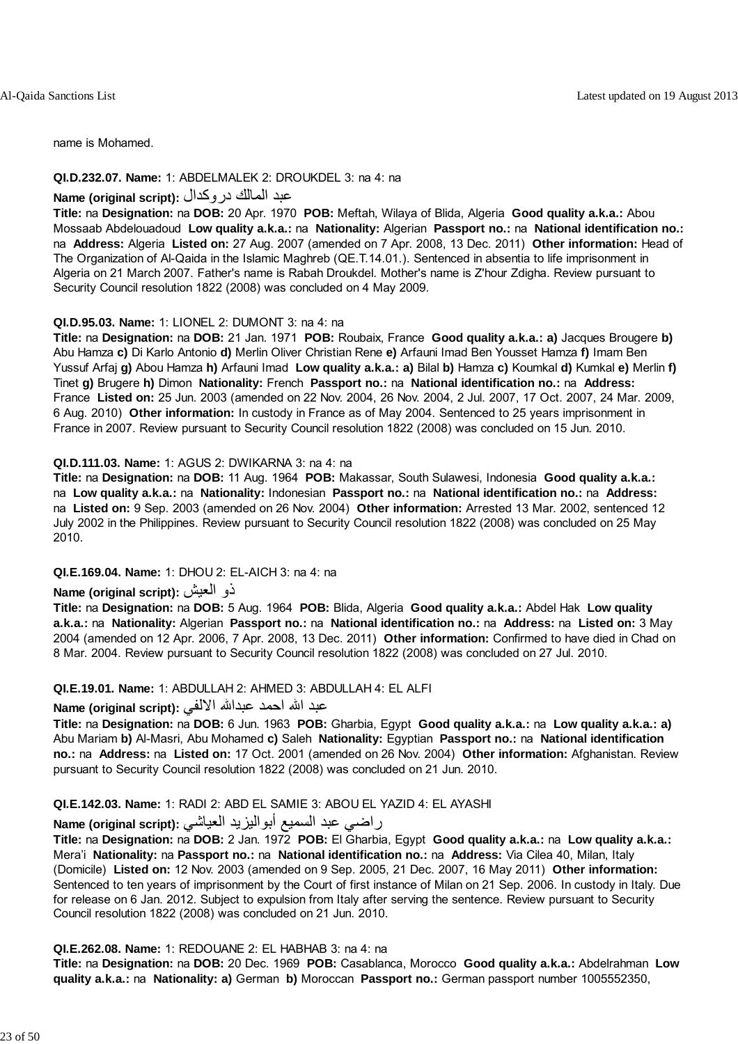name is Mohamed.

**QI.D.232.07. Name:** 1: ABDELMALEK 2: DROUKDEL 3: na 4: na

**Name (original script):** عبد المالك دروكدال

**Title:** na **Designation:** na **DOB:** 20 Apr. 1970 **POB:** Meftah, Wilaya of Blida, Algeria **Good quality a.k.a.:** Abou Mossaab Abdelouadoud **Low quality a.k.a.:** na **Nationality:** Algerian **Passport no.:** na **National identification no.:** na **Address:** Algeria **Listed on:** 27 Aug. 2007 (amended on 7 Apr. 2008, 13 Dec. 2011) **Other information:** Head of The Organization of Al-Qaida in the Islamic Maghreb (QE.T.14.01.). Sentenced in absentia to life imprisonment in Algeria on 21 March 2007. Father's name is Rabah Droukdel. Mother's name is Z'hour Zdigha. Review pursuant to Security Council resolution 1822 (2008) was concluded on 4 May 2009.

**QI.D.95.03. Name:** 1: LIONEL 2: DUMONT 3: na 4: na

**Title:** na **Designation:** na **DOB:** 21 Jan. 1971 **POB:** Roubaix, France **Good quality a.k.a.: a)** Jacques Brougere **b)** Abu Hamza **c)** Di Karlo Antonio **d)** Merlin Oliver Christian Rene **e)** Arfauni Imad Ben Yousset Hamza **f)** Imam Ben Yussuf Arfaj **g)** Abou Hamza **h)** Arfauni Imad **Low quality a.k.a.: a)** Bilal **b)** Hamza **c)** Koumkal **d)** Kumkal **e)** Merlin **f)** Tinet **g)** Brugere **h)** Dimon **Nationality:** French **Passport no.:** na **National identification no.:** na **Address:** France **Listed on:** 25 Jun. 2003 (amended on 22 Nov. 2004, 26 Nov. 2004, 2 Jul. 2007, 17 Oct. 2007, 24 Mar. 2009, 6 Aug. 2010) **Other information:** In custody in France as of May 2004. Sentenced to 25 years imprisonment in France in 2007. Review pursuant to Security Council resolution 1822 (2008) was concluded on 15 Jun. 2010.

**QI.D.111.03. Name:** 1: AGUS 2: DWIKARNA 3: na 4: na

**Title:** na **Designation:** na **DOB:** 11 Aug. 1964 **POB:** Makassar, South Sulawesi, Indonesia **Good quality a.k.a.:** na **Low quality a.k.a.:** na **Nationality:** Indonesian **Passport no.:** na **National identification no.:** na **Address:** na **Listed on:** 9 Sep. 2003 (amended on 26 Nov. 2004) **Other information:** Arrested 13 Mar. 2002, sentenced 12 July 2002 in the Philippines. Review pursuant to Security Council resolution 1822 (2008) was concluded on 25 May 2010.

**QI.E.169.04. Name:** 1: DHOU 2: EL-AICH 3: na 4: na

**Name (original script):** ذو العيش

**Title:** na **Designation:** na **DOB:** 5 Aug. 1964 **POB:** Blida, Algeria **Good quality a.k.a.:** Abdel Hak **Low quality a.k.a.:** na **Nationality:** Algerian **Passport no.:** na **National identification no.:** na **Address:** na **Listed on:** 3 May 2004 (amended on 12 Apr. 2006, 7 Apr. 2008, 13 Dec. 2011) **Other information:** Confirmed to have died in Chad on 8 Mar. 2004. Review pursuant to Security Council resolution 1822 (2008) was concluded on 27 Jul. 2010.

**QI.E.19.01. Name:** 1: ABDULLAH 2: AHMED 3: ABDULLAH 4: EL ALFI

**Name (original script):** عبد الله احمد عبدالله الالفي

**Title:** na **Designation:** na **DOB:** 6 Jun. 1963 **POB:** Gharbia, Egypt **Good quality a.k.a.:** na **Low quality a.k.a.: a)** Abu Mariam **b)** Al-Masri, Abu Mohamed **c)** Saleh **Nationality:** Egyptian **Passport no.:** na **National identification no.:** na **Address:** na **Listed on:** 17 Oct. 2001 (amended on 26 Nov. 2004) **Other information:** Afghanistan. Review pursuant to Security Council resolution 1822 (2008) was concluded on 21 Jun. 2010.

**QI.E.142.03. Name:** 1: RADI 2: ABD EL SAMIE 3: ABOU EL YAZID 4: EL AYASHI

**Name (original script):** راضي عبد السميع أبواليزيد العياشي

**Title:** na **Designation:** na **DOB:** 2 Jan. 1972 **POB:** El Gharbia, Egypt **Good quality a.k.a.:** na **Low quality a.k.a.:** Mera'i **Nationality:** na **Passport no.:** na **National identification no.:** na **Address:** Via Cilea 40, Milan, Italy (Domicile) **Listed on:** 12 Nov. 2003 (amended on 9 Sep. 2005, 21 Dec. 2007, 16 May 2011) **Other information:** Sentenced to ten years of imprisonment by the Court of first instance of Milan on 21 Sep. 2006. In custody in Italy. Due for release on 6 Jan. 2012. Subject to expulsion from Italy after serving the sentence. Review pursuant to Security Council resolution 1822 (2008) was concluded on 21 Jun. 2010.

**QI.E.262.08. Name:** 1: REDOUANE 2: EL HABHAB 3: na 4: na

**Title:** na **Designation:** na **DOB:** 20 Dec. 1969 **POB:** Casablanca, Morocco **Good quality a.k.a.:** Abdelrahman **Low quality a.k.a.:** na **Nationality: a)** German **b)** Moroccan **Passport no.:** German passport number 1005552350,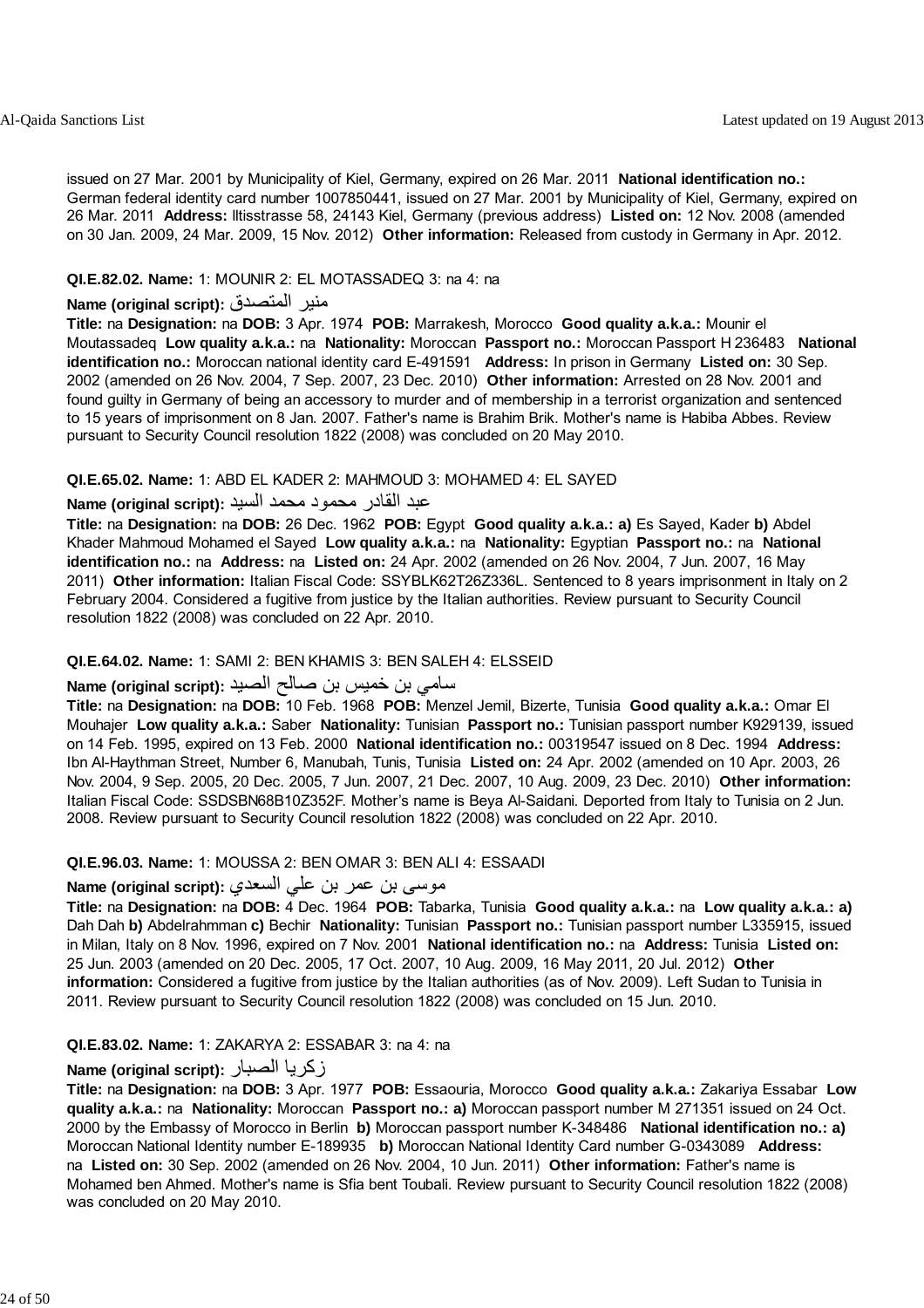issued on 27 Mar. 2001 by Municipality of Kiel, Germany, expired on 26 Mar. 2011 **National identification no.:** German federal identity card number 1007850441, issued on 27 Mar. 2001 by Municipality of Kiel, Germany, expired on 26 Mar. 2011 **Address:** lltisstrasse 58, 24143 Kiel, Germany (previous address) **Listed on:** 12 Nov. 2008 (amended on 30 Jan. 2009, 24 Mar. 2009, 15 Nov. 2012) **Other information:** Released from custody in Germany in Apr. 2012.

**QI.E.82.02. Name:** 1: MOUNIR 2: EL MOTASSADEQ 3: na 4: na

**Name (original script):** منير المتصدق

**Title:** na **Designation:** na **DOB:** 3 Apr. 1974 **POB:** Marrakesh, Morocco **Good quality a.k.a.:** Mounir el Moutassadeq **Low quality a.k.a.:** na **Nationality:** Moroccan **Passport no.:** Moroccan Passport H 236483 **National identification no.:** Moroccan national identity card E-491591 **Address:** In prison in Germany **Listed on:** 30 Sep. 2002 (amended on 26 Nov. 2004, 7 Sep. 2007, 23 Dec. 2010) **Other information:** Arrested on 28 Nov. 2001 and found guilty in Germany of being an accessory to murder and of membership in a terrorist organization and sentenced to 15 years of imprisonment on 8 Jan. 2007. Father's name is Brahim Brik. Mother's name is Habiba Abbes. Review pursuant to Security Council resolution 1822 (2008) was concluded on 20 May 2010.

**QI.E.65.02. Name:** 1: ABD EL KADER 2: MAHMOUD 3: MOHAMED 4: EL SAYED

**Name (original script):** عبد القادر محمود محمد السيد

**Title:** na **Designation:** na **DOB:** 26 Dec. 1962 **POB:** Egypt **Good quality a.k.a.:** **a)** Es Sayed, Kader **b)** Abdel Khader Mahmoud Mohamed el Sayed **Low quality a.k.a.:** na **Nationality:** Egyptian **Passport no.:** na **National identification no.:** na **Address:** na **Listed on:** 24 Apr. 2002 (amended on 26 Nov. 2004, 7 Jun. 2007, 16 May 2011) **Other information:** Italian Fiscal Code: SSYBLK62T26Z336L. Sentenced to 8 years imprisonment in Italy on 2 February 2004. Considered a fugitive from justice by the Italian authorities. Review pursuant to Security Council resolution 1822 (2008) was concluded on 22 Apr. 2010.

**QI.E.64.02. Name:** 1: SAMI 2: BEN KHAMIS 3: BEN SALEH 4: ELSSEID

**Name (original script):** سامي بن خميس بن صالح الصيد

**Title:** na **Designation:** na **DOB:** 10 Feb. 1968 **POB:** Menzel Jemil, Bizerte, Tunisia **Good quality a.k.a.:** Omar El Mouhajer **Low quality a.k.a.:** Saber **Nationality:** Tunisian **Passport no.:** Tunisian passport number K929139, issued on 14 Feb. 1995, expired on 13 Feb. 2000 **National identification no.:** 00319547 issued on 8 Dec. 1994 **Address:** Ibn Al-Haythman Street, Number 6, Manubah, Tunis, Tunisia **Listed on:** 24 Apr. 2002 (amended on 10 Apr. 2003, 26 Nov. 2004, 9 Sep. 2005, 20 Dec. 2005, 7 Jun. 2007, 21 Dec. 2007, 10 Aug. 2009, 23 Dec. 2010) **Other information:** Italian Fiscal Code: SSDSBN68B10Z352F. Mother's name is Beya Al-Saidani. Deported from Italy to Tunisia on 2 Jun. 2008. Review pursuant to Security Council resolution 1822 (2008) was concluded on 22 Apr. 2010.

**QI.E.96.03. Name:** 1: MOUSSA 2: BEN OMAR 3: BEN ALI 4: ESSAADI

**Name (original script):** موسى بن عمر بن علي السعدي

**Title:** na **Designation:** na **DOB:** 4 Dec. 1964 **POB:** Tabarka, Tunisia **Good quality a.k.a.:** na **Low quality a.k.a.:** **a)** Dah Dah **b)** Abdelrahmman **c)** Bechir **Nationality:** Tunisian **Passport no.:** Tunisian passport number L335915, issued in Milan, Italy on 8 Nov. 1996, expired on 7 Nov. 2001 **National identification no.:** na **Address:** Tunisia **Listed on:** 25 Jun. 2003 (amended on 20 Dec. 2005, 17 Oct. 2007, 10 Aug. 2009, 16 May 2011, 20 Jul. 2012) **Other information:** Considered a fugitive from justice by the Italian authorities (as of Nov. 2009). Left Sudan to Tunisia in 2011. Review pursuant to Security Council resolution 1822 (2008) was concluded on 15 Jun. 2010.

**QI.E.83.02. Name:** 1: ZAKARYA 2: ESSABAR 3: na 4: na

**Name (original script):** زكريا الصبار

**Title:** na **Designation:** na **DOB:** 3 Apr. 1977 **POB:** Essaouria, Morocco **Good quality a.k.a.:** Zakariya Essabar **Low quality a.k.a.:** na **Nationality:** Moroccan **Passport no.:** **a)** Moroccan passport number M 271351 issued on 24 Oct. 2000 by the Embassy of Morocco in Berlin **b)** Moroccan passport number K-348486 **National identification no.:** **a)** Moroccan National Identity number E-189935 **b)** Moroccan National Identity Card number G-0343089 **Address:** na **Listed on:** 30 Sep. 2002 (amended on 26 Nov. 2004, 10 Jun. 2011) **Other information:** Father's name is Mohamed ben Ahmed. Mother's name is Sfia bent Toubali. Review pursuant to Security Council resolution 1822 (2008) was concluded on 20 May 2010.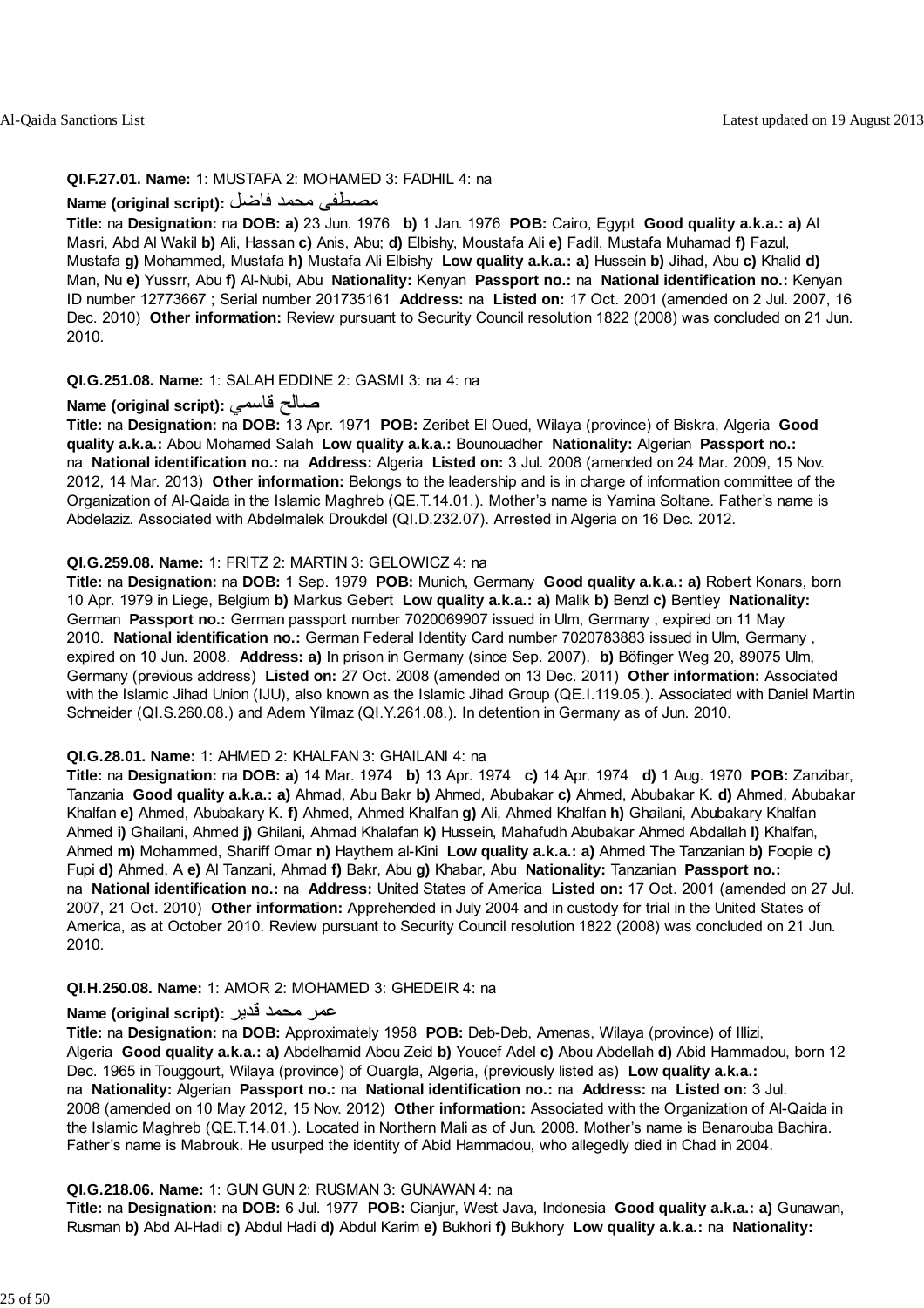**QI.F.27.01. Name:** 1: MUSTAFA 2: MOHAMED 3: FADHIL 4: na

**Name (original script):** مصطفى محمد فاضل

**Title:** na **Designation:** na **DOB:** **a)** 23 Jun. 1976 **b)** 1 Jan. 1976 **POB:** Cairo, Egypt **Good quality a.k.a.:** **a)** Al Masri, Abd Al Wakil **b)** Ali, Hassan **c)** Anis, Abu; **d)** Elbishy, Moustafa Ali **e)** Fadil, Mustafa Muhamad **f)** Fazul, Mustafa **g)** Mohammed, Mustafa **h)** Mustafa Ali Elbishy **Low quality a.k.a.:** **a)** Hussein **b)** Jihad, Abu **c)** Khalid **d)** Man, Nu **e)** Yussrr, Abu **f)** Al-Nubi, Abu **Nationality:** Kenyan **Passport no.:** na **National identification no.:** Kenyan ID number 12773667 ; Serial number 201735161 **Address:** na **Listed on:** 17 Oct. 2001 (amended on 2 Jul. 2007, 16 Dec. 2010) **Other information:** Review pursuant to Security Council resolution 1822 (2008) was concluded on 21 Jun. 2010.

**QI.G.251.08. Name:** 1: SALAH EDDINE 2: GASMI 3: na 4: na

**Name (original script):** صالح قاسمي

**Title:** na **Designation:** na **DOB:** 13 Apr. 1971 **POB:** Zeribet El Oued, Wilaya (province) of Biskra, Algeria **Good quality a.k.a.:** Abou Mohamed Salah **Low quality a.k.a.:** Bounouadher **Nationality:** Algerian **Passport no.:** na **National identification no.:** na **Address:** Algeria **Listed on:** 3 Jul. 2008 (amended on 24 Mar. 2009, 15 Nov. 2012, 14 Mar. 2013) **Other information:** Belongs to the leadership and is in charge of information committee of the Organization of Al-Qaida in the Islamic Maghreb (QE.T.14.01.). Mother's name is Yamina Soltane. Father's name is Abdelaziz. Associated with Abdelmalek Droukdel (QI.D.232.07). Arrested in Algeria on 16 Dec. 2012.

**QI.G.259.08. Name:** 1: FRITZ 2: MARTIN 3: GELOWICZ 4: na

**Title:** na **Designation:** na **DOB:** 1 Sep. 1979 **POB:** Munich, Germany **Good quality a.k.a.:** **a)** Robert Konars, born 10 Apr. 1979 in Liege, Belgium **b)** Markus Gebert **Low quality a.k.a.:** **a)** Malik **b)** Benzl **c)** Bentley **Nationality:** German **Passport no.:** German passport number 7020069907 issued in Ulm, Germany , expired on 11 May 2010. **National identification no.:** German Federal Identity Card number 7020783883 issued in Ulm, Germany , expired on 10 Jun. 2008. **Address:** **a)** In prison in Germany (since Sep. 2007). **b)** Böfinger Weg 20, 89075 Ulm, Germany (previous address) **Listed on:** 27 Oct. 2008 (amended on 13 Dec. 2011) **Other information:** Associated with the Islamic Jihad Union (IJU), also known as the Islamic Jihad Group (QE.I.119.05.). Associated with Daniel Martin Schneider (QI.S.260.08.) and Adem Yilmaz (QI.Y.261.08.). In detention in Germany as of Jun. 2010.

**QI.G.28.01. Name:** 1: AHMED 2: KHALFAN 3: GHAILANI 4: na

**Title:** na **Designation:** na **DOB:** **a)** 14 Mar. 1974 **b)** 13 Apr. 1974 **c)** 14 Apr. 1974 **d)** 1 Aug. 1970 **POB:** Zanzibar, Tanzania **Good quality a.k.a.:** **a)** Ahmad, Abu Bakr **b)** Ahmed, Abubakar **c)** Ahmed, Abubakar K. **d)** Ahmed, Abubakar Khalfan **e)** Ahmed, Abubakary K. **f)** Ahmed, Ahmed Khalfan **g)** Ali, Ahmed Khalfan **h)** Ghailani, Abubakary Khalfan Ahmed **i)** Ghailani, Ahmed **j)** Ghilani, Ahmad Khalafan **k)** Hussein, Mahafudh Abubakar Ahmed Abdallah **l)** Khalfan, Ahmed **m)** Mohammed, Shariff Omar **n)** Haythem al-Kini **Low quality a.k.a.:** **a)** Ahmed The Tanzanian **b)** Foopie **c)** Fupi **d)** Ahmed, A **e)** Al Tanzani, Ahmad **f)** Bakr, Abu **g)** Khabar, Abu **Nationality:** Tanzanian **Passport no.:** na **National identification no.:** na **Address:** United States of America **Listed on:** 17 Oct. 2001 (amended on 27 Jul. 2007, 21 Oct. 2010) **Other information:** Apprehended in July 2004 and in custody for trial in the United States of America, as at October 2010. Review pursuant to Security Council resolution 1822 (2008) was concluded on 21 Jun. 2010.

**QI.H.250.08. Name:** 1: AMOR 2: MOHAMED 3: GHEDEIR 4: na

**Name (original script):** عمر محمد قدير

**Title:** na **Designation:** na **DOB:** Approximately 1958 **POB:** Deb-Deb, Amenas, Wilaya (province) of Illizi, Algeria **Good quality a.k.a.:** **a)** Abdelhamid Abou Zeid **b)** Youcef Adel **c)** Abou Abdellah **d)** Abid Hammadou, born 12 Dec. 1965 in Touggourt, Wilaya (province) of Ouargla, Algeria, (previously listed as) **Low quality a.k.a.:** na **Nationality:** Algerian **Passport no.:** na **National identification no.:** na **Address:** na **Listed on:** 3 Jul. 2008 (amended on 10 May 2012, 15 Nov. 2012) **Other information:** Associated with the Organization of Al-Qaida in the Islamic Maghreb (QE.T.14.01.). Located in Northern Mali as of Jun. 2008. Mother's name is Benarouba Bachira. Father's name is Mabrouk. He usurped the identity of Abid Hammadou, who allegedly died in Chad in 2004.

**QI.G.218.06. Name:** 1: GUN GUN 2: RUSMAN 3: GUNAWAN 4: na

**Title:** na **Designation:** na **DOB:** 6 Jul. 1977 **POB:** Cianjur, West Java, Indonesia **Good quality a.k.a.:** **a)** Gunawan, Rusman **b)** Abd Al-Hadi **c)** Abdul Hadi **d)** Abdul Karim **e)** Bukhori **f)** Bukhory **Low quality a.k.a.:** na **Nationality:**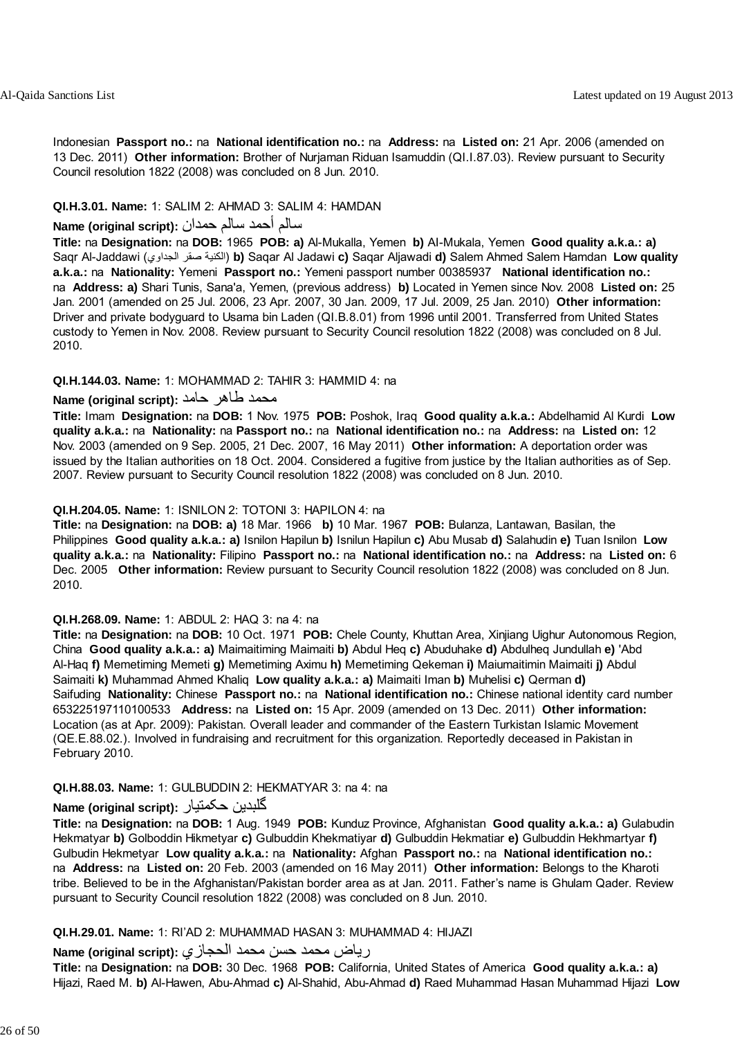Indonesian **Passport no.:** na **National identification no.:** na **Address:** na **Listed on:** 21 Apr. 2006 (amended on 13 Dec. 2011) **Other information:** Brother of Nurjaman Riduan Isamuddin (QI.I.87.03). Review pursuant to Security Council resolution 1822 (2008) was concluded on 8 Jun. 2010.

**QI.H.3.01. Name:** 1: SALIM 2: AHMAD 3: SALIM 4: HAMDAN
**Name (original script):** سالم أحمد سالم حمدان
**Title:** na **Designation:** na **DOB:** 1965 **POB:** **a)** Al-Mukalla, Yemen **b)** Al-Mukala, Yemen **Good quality a.k.a.:** **a)** Saqr Al-Jaddawi (الكنية صقر الجداوي) **b)** Saqar Al Jadawi **c)** Saqar Aljawadi **d)** Salem Ahmed Salem Hamdan **Low quality a.k.a.:** na **Nationality:** Yemeni **Passport no.:** Yemeni passport number 00385937 **National identification no.:** na **Address:** **a)** Shari Tunis, Sana'a, Yemen, (previous address) **b)** Located in Yemen since Nov. 2008 **Listed on:** 25 Jan. 2001 (amended on 25 Jul. 2006, 23 Apr. 2007, 30 Jan. 2009, 17 Jul. 2009, 25 Jan. 2010) **Other information:** Driver and private bodyguard to Usama bin Laden (QI.B.8.01) from 1996 until 2001. Transferred from United States custody to Yemen in Nov. 2008. Review pursuant to Security Council resolution 1822 (2008) was concluded on 8 Jul. 2010.

**QI.H.144.03. Name:** 1: MOHAMMAD 2: TAHIR 3: HAMMID 4: na
**Name (original script):** محمد طاهر حامد
**Title:** Imam **Designation:** na **DOB:** 1 Nov. 1975 **POB:** Poshok, Iraq **Good quality a.k.a.:** Abdelhamid Al Kurdi **Low quality a.k.a.:** na **Nationality:** na **Passport no.:** na **National identification no.:** na **Address:** na **Listed on:** 12 Nov. 2003 (amended on 9 Sep. 2005, 21 Dec. 2007, 16 May 2011) **Other information:** A deportation order was issued by the Italian authorities on 18 Oct. 2004. Considered a fugitive from justice by the Italian authorities as of Sep. 2007. Review pursuant to Security Council resolution 1822 (2008) was concluded on 8 Jun. 2010.

**QI.H.204.05. Name:** 1: ISNILON 2: TOTONI 3: HAPILON 4: na
**Title:** na **Designation:** na **DOB:** **a)** 18 Mar. 1966 **b)** 10 Mar. 1967 **POB:** Bulanza, Lantawan, Basilan, the Philippines **Good quality a.k.a.:** **a)** Isnilon Hapilun **b)** Isnilun Hapilun **c)** Abu Musab **d)** Salahudin **e)** Tuan Isnilon **Low quality a.k.a.:** na **Nationality:** Filipino **Passport no.:** na **National identification no.:** na **Address:** na **Listed on:** 6 Dec. 2005 **Other information:** Review pursuant to Security Council resolution 1822 (2008) was concluded on 8 Jun. 2010.

**QI.H.268.09. Name:** 1: ABDUL 2: HAQ 3: na 4: na
**Title:** na **Designation:** na **DOB:** 10 Oct. 1971 **POB:** Chele County, Khuttan Area, Xinjiang Uighur Autonomous Region, China **Good quality a.k.a.:** **a)** Maimaitiming Maimaiti **b)** Abdul Heq **c)** Abuduhake **d)** Abdulheq Jundullah **e)** 'Abd Al-Haq **f)** Memetiming Memeti **g)** Memetiming Aximu **h)** Memetiming Qekeman **i)** Maiumaitimin Maimaiti **j)** Abdul Saimaiti **k)** Muhammad Ahmed Khaliq **Low quality a.k.a.:** **a)** Maimaiti Iman **b)** Muhelisi **c)** Qerman **d)** Saifuding **Nationality:** Chinese **Passport no.:** na **National identification no.:** Chinese national identity card number 653225197110100533 **Address:** na **Listed on:** 15 Apr. 2009 (amended on 13 Dec. 2011) **Other information:** Location (as at Apr. 2009): Pakistan. Overall leader and commander of the Eastern Turkistan Islamic Movement (QE.E.88.02.). Involved in fundraising and recruitment for this organization. Reportedly deceased in Pakistan in February 2010.

**QI.H.88.03. Name:** 1: GULBUDDIN 2: HEKMATYAR 3: na 4: na
**Name (original script):** گلبدین حکمتیار
**Title:** na **Designation:** na **DOB:** 1 Aug. 1949 **POB:** Kunduz Province, Afghanistan **Good quality a.k.a.:** **a)** Gulabudin Hekmatyar **b)** Golboddin Hikmetyar **c)** Gulbuddin Khekmatiyar **d)** Gulbuddin Hekmatiar **e)** Gulbuddin Hekhmartyar **f)** Gulbudin Hekmetyar **Low quality a.k.a.:** na **Nationality:** Afghan **Passport no.:** na **National identification no.:** na **Address:** na **Listed on:** 20 Feb. 2003 (amended on 16 May 2011) **Other information:** Belongs to the Kharoti tribe. Believed to be in the Afghanistan/Pakistan border area as at Jan. 2011. Father's name is Ghulam Qader. Review pursuant to Security Council resolution 1822 (2008) was concluded on 8 Jun. 2010.

**QI.H.29.01. Name:** 1: RI'AD 2: MUHAMMAD HASAN 3: MUHAMMAD 4: HIJAZI
**Name (original script):** رياض محمد حسن محمد الحجازي
**Title:** na **Designation:** na **DOB:** 30 Dec. 1968 **POB:** California, United States of America **Good quality a.k.a.:** **a)** Hijazi, Raed M. **b)** Al-Hawen, Abu-Ahmad **c)** Al-Shahid, Abu-Ahmad **d)** Raed Muhammad Hasan Muhammad Hijazi **Low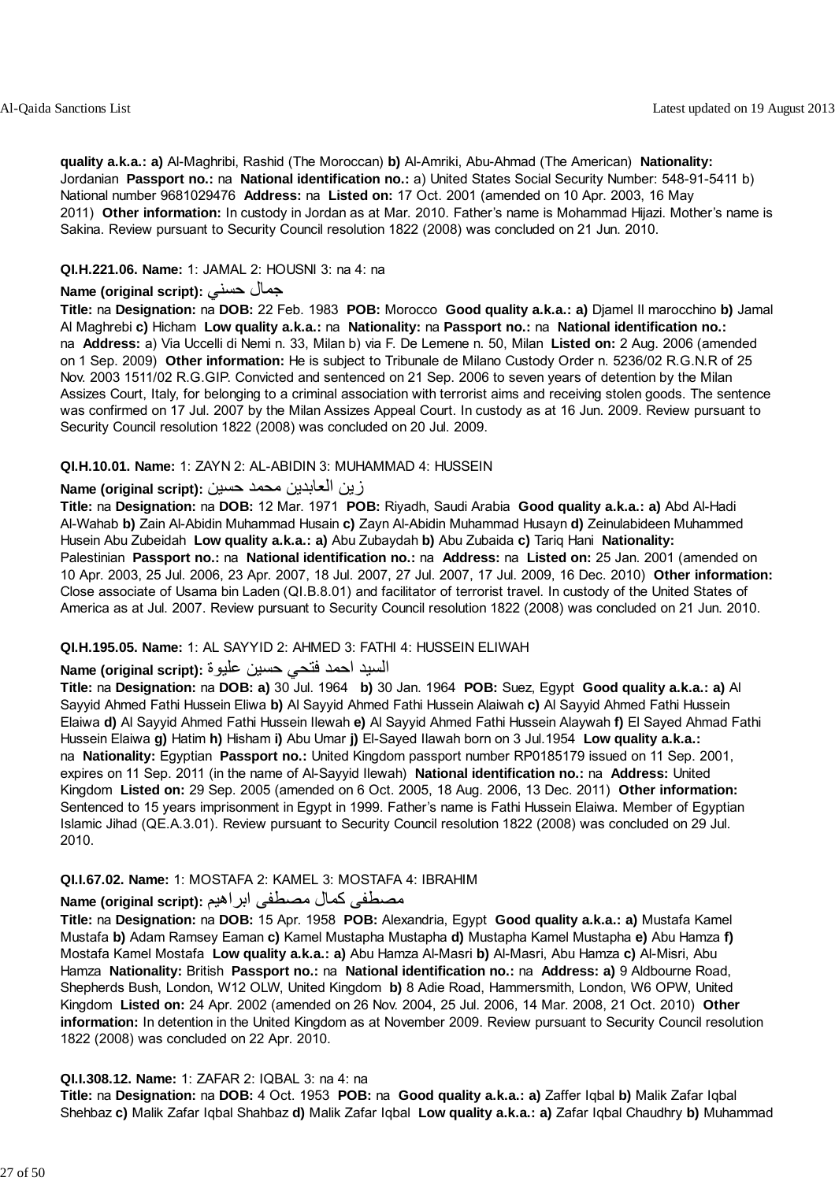**quality a.k.a.: a)** Al-Maghribi, Rashid (The Moroccan) **b)** Al-Amriki, Abu-Ahmad (The American) **Nationality:** Jordanian **Passport no.:** na **National identification no.:** a) United States Social Security Number: 548-91-5411 b) National number 9681029476 **Address:** na **Listed on:** 17 Oct. 2001 (amended on 10 Apr. 2003, 16 May 2011) **Other information:** In custody in Jordan as at Mar. 2010. Father's name is Mohammad Hijazi. Mother's name is Sakina. Review pursuant to Security Council resolution 1822 (2008) was concluded on 21 Jun. 2010.

**QI.H.221.06. Name:** 1: JAMAL 2: HOUSNI 3: na 4: na

**Name (original script):** جمال حسني

**Title:** na **Designation:** na **DOB:** 22 Feb. 1983 **POB:** Morocco **Good quality a.k.a.: a)** Djamel Il marocchino **b)** Jamal Al Maghrebi **c)** Hicham **Low quality a.k.a.:** na **Nationality:** na **Passport no.:** na **National identification no.:** na **Address:** a) Via Uccelli di Nemi n. 33, Milan b) via F. De Lemene n. 50, Milan **Listed on:** 2 Aug. 2006 (amended on 1 Sep. 2009) **Other information:** He is subject to Tribunale de Milano Custody Order n. 5236/02 R.G.N.R of 25 Nov. 2003 1511/02 R.G.GIP. Convicted and sentenced on 21 Sep. 2006 to seven years of detention by the Milan Assizes Court, Italy, for belonging to a criminal association with terrorist aims and receiving stolen goods. The sentence was confirmed on 17 Jul. 2007 by the Milan Assizes Appeal Court. In custody as at 16 Jun. 2009. Review pursuant to Security Council resolution 1822 (2008) was concluded on 20 Jul. 2009.

**QI.H.10.01. Name:** 1: ZAYN 2: AL-ABIDIN 3: MUHAMMAD 4: HUSSEIN

**Name (original script):** زين العابدين محمد حسين

**Title:** na **Designation:** na **DOB:** 12 Mar. 1971 **POB:** Riyadh, Saudi Arabia **Good quality a.k.a.: a)** Abd Al-Hadi Al-Wahab **b)** Zain Al-Abidin Muhammad Husain **c)** Zayn Al-Abidin Muhammad Husayn **d)** Zeinulabideen Muhammed Husein Abu Zubeidah **Low quality a.k.a.: a)** Abu Zubaydah **b)** Abu Zubaida **c)** Tariq Hani **Nationality:** Palestinian **Passport no.:** na **National identification no.:** na **Address:** na **Listed on:** 25 Jan. 2001 (amended on 10 Apr. 2003, 25 Jul. 2006, 23 Apr. 2007, 18 Jul. 2007, 27 Jul. 2007, 17 Jul. 2009, 16 Dec. 2010) **Other information:** Close associate of Usama bin Laden (QI.B.8.01) and facilitator of terrorist travel. In custody of the United States of America as at Jul. 2007. Review pursuant to Security Council resolution 1822 (2008) was concluded on 21 Jun. 2010.

**QI.H.195.05. Name:** 1: AL SAYYID 2: AHMED 3: FATHI 4: HUSSEIN ELIWAH

**Name (original script):** السيد احمد فتحي حسين عليوة

**Title:** na **Designation:** na **DOB: a)** 30 Jul. 1964 **b)** 30 Jan. 1964 **POB:** Suez, Egypt **Good quality a.k.a.: a)** Al Sayyid Ahmed Fathi Hussein Eliwa **b)** Al Sayyid Ahmed Fathi Hussein Alaiwah **c)** Al Sayyid Ahmed Fathi Hussein Elaiwa **d)** Al Sayyid Ahmed Fathi Hussein Ilewah **e)** Al Sayyid Ahmed Fathi Hussein Alaywah **f)** El Sayed Ahmad Fathi Hussein Elaiwa **g)** Hatim **h)** Hisham **i)** Abu Umar **j)** El-Sayed Ilawah born on 3 Jul.1954 **Low quality a.k.a.:** na **Nationality:** Egyptian **Passport no.:** United Kingdom passport number RP0185179 issued on 11 Sep. 2001, expires on 11 Sep. 2011 (in the name of Al-Sayyid Ilewah) **National identification no.:** na **Address:** United Kingdom **Listed on:** 29 Sep. 2005 (amended on 6 Oct. 2005, 18 Aug. 2006, 13 Dec. 2011) **Other information:** Sentenced to 15 years imprisonment in Egypt in 1999. Father's name is Fathi Hussein Elaiwa. Member of Egyptian Islamic Jihad (QE.A.3.01). Review pursuant to Security Council resolution 1822 (2008) was concluded on 29 Jul. 2010.

**QI.I.67.02. Name:** 1: MOSTAFA 2: KAMEL 3: MOSTAFA 4: IBRAHIM

**Name (original script):** مصطفى كمال مصطفى ابراهيم

**Title:** na **Designation:** na **DOB:** 15 Apr. 1958 **POB:** Alexandria, Egypt **Good quality a.k.a.: a)** Mustafa Kamel Mustafa **b)** Adam Ramsey Eaman **c)** Kamel Mustapha Mustapha **d)** Mustapha Kamel Mustapha **e)** Abu Hamza **f)** Mostafa Kamel Mostafa **Low quality a.k.a.: a)** Abu Hamza Al-Masri **b)** Al-Masri, Abu Hamza **c)** Al-Misri, Abu Hamza **Nationality:** British **Passport no.:** na **National identification no.:** na **Address: a)** 9 Aldbourne Road, Shepherds Bush, London, W12 OLW, United Kingdom **b)** 8 Adie Road, Hammersmith, London, W6 OPW, United Kingdom **Listed on:** 24 Apr. 2002 (amended on 26 Nov. 2004, 25 Jul. 2006, 14 Mar. 2008, 21 Oct. 2010) **Other information:** In detention in the United Kingdom as at November 2009. Review pursuant to Security Council resolution 1822 (2008) was concluded on 22 Apr. 2010.

**QI.I.308.12. Name:** 1: ZAFAR 2: IQBAL 3: na 4: na

**Title:** na **Designation:** na **DOB:** 4 Oct. 1953 **POB:** na **Good quality a.k.a.: a)** Zaffer Iqbal **b)** Malik Zafar Iqbal Shehbaz **c)** Malik Zafar Iqbal Shahbaz **d)** Malik Zafar Iqbal **Low quality a.k.a.: a)** Zafar Iqbal Chaudhry **b)** Muhammad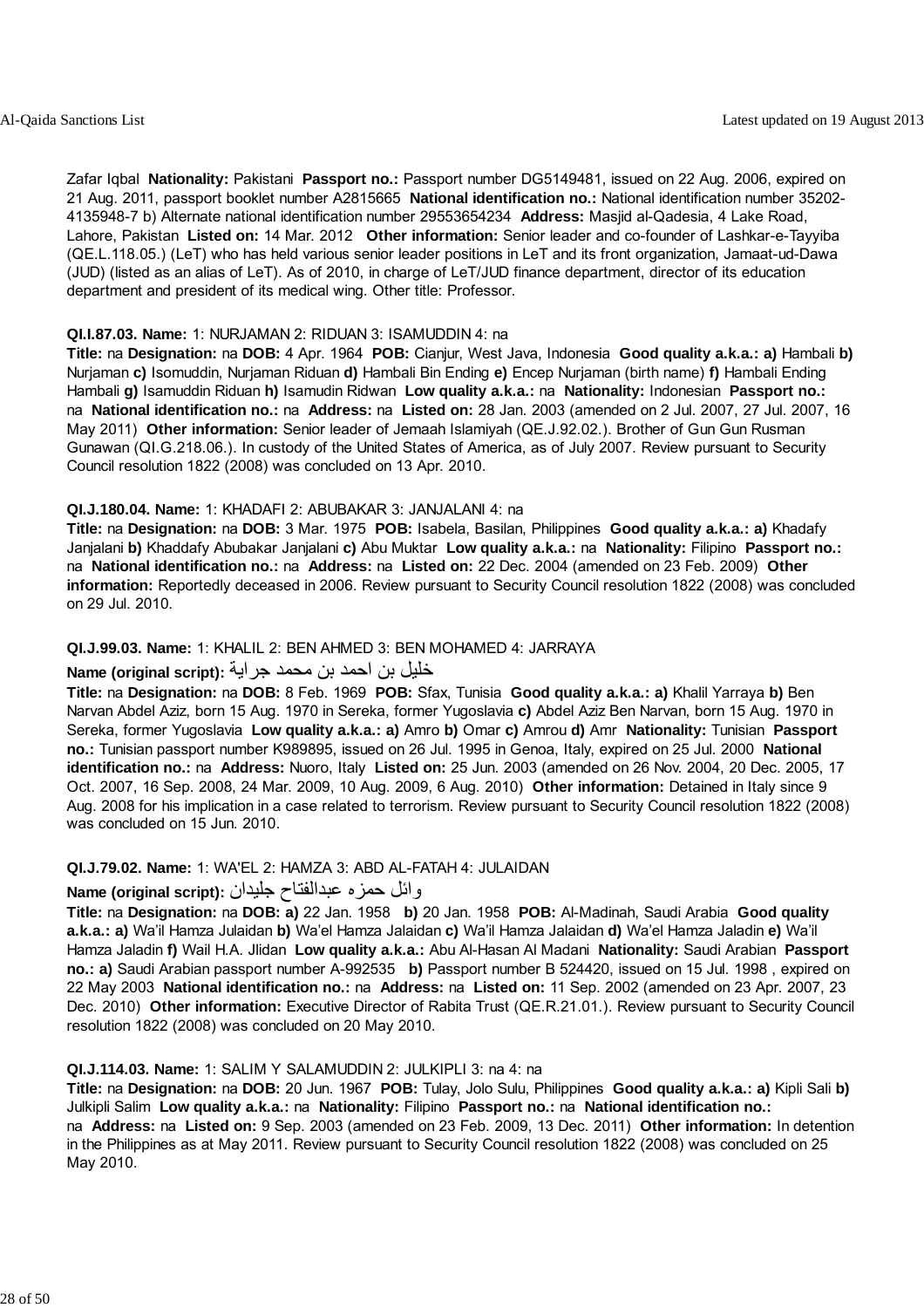Zafar Iqbal **Nationality:** Pakistani **Passport no.:** Passport number DG5149481, issued on 22 Aug. 2006, expired on 21 Aug. 2011, passport booklet number A2815665 **National identification no.:** National identification number 35202-4135948-7 b) Alternate national identification number 29553654234 **Address:** Masjid al-Qadesia, 4 Lake Road, Lahore, Pakistan **Listed on:** 14 Mar. 2012 **Other information:** Senior leader and co-founder of Lashkar-e-Tayyiba (QE.L.118.05.) (LeT) who has held various senior leader positions in LeT and its front organization, Jamaat-ud-Dawa (JUD) (listed as an alias of LeT). As of 2010, in charge of LeT/JUD finance department, director of its education department and president of its medical wing. Other title: Professor.

**QI.I.87.03. Name:** 1: NURJAMAN 2: RIDUAN 3: ISAMUDDIN 4: na
**Title:** na **Designation:** na **DOB:** 4 Apr. 1964 **POB:** Cianjur, West Java, Indonesia **Good quality a.k.a.: a)** Hambali **b)** Nurjaman **c)** Isomuddin, Nurjaman Riduan **d)** Hambali Bin Ending **e)** Encep Nurjaman (birth name) **f)** Hambali Ending Hambali **g)** Isamuddin Riduan **h)** Isamudin Ridwan **Low quality a.k.a.:** na **Nationality:** Indonesian **Passport no.:** na **National identification no.:** na **Address:** na **Listed on:** 28 Jan. 2003 (amended on 2 Jul. 2007, 27 Jul. 2007, 16 May 2011) **Other information:** Senior leader of Jemaah Islamiyah (QE.J.92.02.). Brother of Gun Gun Rusman Gunawan (QI.G.218.06.). In custody of the United States of America, as of July 2007. Review pursuant to Security Council resolution 1822 (2008) was concluded on 13 Apr. 2010.

**QI.J.180.04. Name:** 1: KHADAFI 2: ABUBAKAR 3: JANJALANI 4: na
**Title:** na **Designation:** na **DOB:** 3 Mar. 1975 **POB:** Isabela, Basilan, Philippines **Good quality a.k.a.: a)** Khadafy Janjalani **b)** Khaddafy Abubakar Janjalani **c)** Abu Muktar **Low quality a.k.a.:** na **Nationality:** Filipino **Passport no.:** na **National identification no.:** na **Address:** na **Listed on:** 22 Dec. 2004 (amended on 23 Feb. 2009) **Other information:** Reportedly deceased in 2006. Review pursuant to Security Council resolution 1822 (2008) was concluded on 29 Jul. 2010.

**QI.J.99.03. Name:** 1: KHALIL 2: BEN AHMED 3: BEN MOHAMED 4: JARRAYA
**Name (original script):** خليل بن احمد بن محمد جراية
**Title:** na **Designation:** na **DOB:** 8 Feb. 1969 **POB:** Sfax, Tunisia **Good quality a.k.a.: a)** Khalil Yarraya **b)** Ben Narvan Abdel Aziz, born 15 Aug. 1970 in Sereka, former Yugoslavia **c)** Abdel Aziz Ben Narvan, born 15 Aug. 1970 in Sereka, former Yugoslavia **Low quality a.k.a.: a)** Amro **b)** Omar **c)** Amrou **d)** Amr **Nationality:** Tunisian **Passport no.:** Tunisian passport number K989895, issued on 26 Jul. 1995 in Genoa, Italy, expired on 25 Jul. 2000 **National identification no.:** na **Address:** Nuoro, Italy **Listed on:** 25 Jun. 2003 (amended on 26 Nov. 2004, 20 Dec. 2005, 17 Oct. 2007, 16 Sep. 2008, 24 Mar. 2009, 10 Aug. 2009, 6 Aug. 2010) **Other information:** Detained in Italy since 9 Aug. 2008 for his implication in a case related to terrorism. Review pursuant to Security Council resolution 1822 (2008) was concluded on 15 Jun. 2010.

**QI.J.79.02. Name:** 1: WA'EL 2: HAMZA 3: ABD AL-FATAH 4: JULAIDAN
**Name (original script):** وائل حمزه عبدالفتاح جليدان
**Title:** na **Designation:** na **DOB: a)** 22 Jan. 1958 **b)** 20 Jan. 1958 **POB:** Al-Madinah, Saudi Arabia **Good quality a.k.a.: a)** Wa'il Hamza Julaidan **b)** Wa'el Hamza Jalaidan **c)** Wa'il Hamza Jalaidan **d)** Wa'el Hamza Jaladin **e)** Wa'il Hamza Jaladin **f)** Wail H.A. Jlidan **Low quality a.k.a.:** Abu Al-Hasan Al Madani **Nationality:** Saudi Arabian **Passport no.: a)** Saudi Arabian passport number A-992535 **b)** Passport number B 524420, issued on 15 Jul. 1998 , expired on 22 May 2003 **National identification no.:** na **Address:** na **Listed on:** 11 Sep. 2002 (amended on 23 Apr. 2007, 23 Dec. 2010) **Other information:** Executive Director of Rabita Trust (QE.R.21.01.). Review pursuant to Security Council resolution 1822 (2008) was concluded on 20 May 2010.

**QI.J.114.03. Name:** 1: SALIM Y SALAMUDDIN 2: JULKIPLI 3: na 4: na
**Title:** na **Designation:** na **DOB:** 20 Jun. 1967 **POB:** Tulay, Jolo Sulu, Philippines **Good quality a.k.a.: a)** Kipli Sali **b)** Julkipli Salim **Low quality a.k.a.:** na **Nationality:** Filipino **Passport no.:** na **National identification no.:** na **Address:** na **Listed on:** 9 Sep. 2003 (amended on 23 Feb. 2009, 13 Dec. 2011) **Other information:** In detention in the Philippines as at May 2011. Review pursuant to Security Council resolution 1822 (2008) was concluded on 25 May 2010.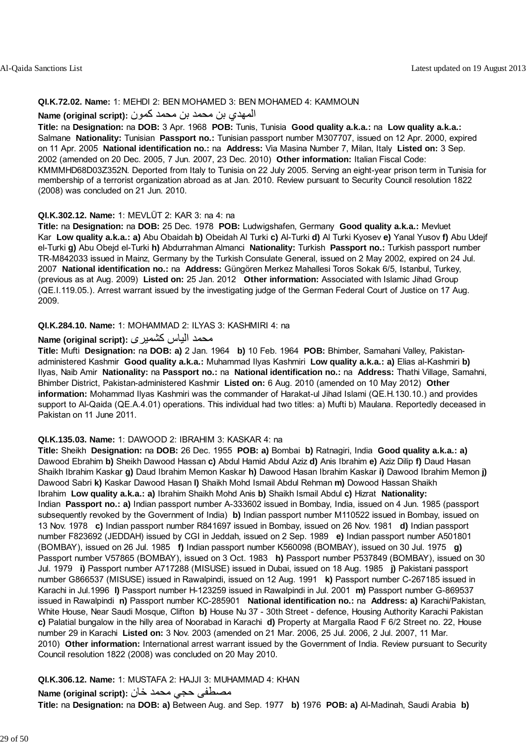**QI.K.72.02. Name:** 1: MEHDI 2: BEN MOHAMED 3: BEN MOHAMED 4: KAMMOUN

**Name (original script):** المهدي بن محمد بن محمد كمون

**Title:** na **Designation:** na **DOB:** 3 Apr. 1968 **POB:** Tunis, Tunisia **Good quality a.k.a.:** na **Low quality a.k.a.:** Salmane **Nationality:** Tunisian **Passport no.:** Tunisian passport number M307707, issued on 12 Apr. 2000, expired on 11 Apr. 2005 **National identification no.:** na **Address:** Via Masina Number 7, Milan, Italy **Listed on:** 3 Sep. 2002 (amended on 20 Dec. 2005, 7 Jun. 2007, 23 Dec. 2010) **Other information:** Italian Fiscal Code: KMMMHD68D03Z352N. Deported from Italy to Tunisia on 22 July 2005. Serving an eight-year prison term in Tunisia for membership of a terrorist organization abroad as at Jan. 2010. Review pursuant to Security Council resolution 1822 (2008) was concluded on 21 Jun. 2010.

**QI.K.302.12. Name:** 1: MEVLÜT 2: KAR 3: na 4: na

**Title:** na **Designation:** na **DOB:** 25 Dec. 1978 **POB:** Ludwigshafen, Germany **Good quality a.k.a.:** Mevluet Kar **Low quality a.k.a.:** **a)** Abu Obaidah **b)** Obeidah Al Turki **c)** Al-Turki **d)** Al Turki Kyosev **e)** Yanal Yusov **f)** Abu Udejf el-Turki **g)** Abu Obejd el-Turki **h)** Abdurrahman Almanci **Nationality:** Turkish **Passport no.:** Turkish passport number TR-M842033 issued in Mainz, Germany by the Turkish Consulate General, issued on 2 May 2002, expired on 24 Jul. 2007 **National identification no.:** na **Address:** Güngören Merkez Mahallesi Toros Sokak 6/5, Istanbul, Turkey, (previous as at Aug. 2009) **Listed on:** 25 Jan. 2012 **Other information:** Associated with Islamic Jihad Group (QE.I.119.05.). Arrest warrant issued by the investigating judge of the German Federal Court of Justice on 17 Aug. 2009.

**QI.K.284.10. Name:** 1: MOHAMMAD 2: ILYAS 3: KASHMIRI 4: na

**Name (original script):** محمد الياس کشمیری

**Title:** Mufti **Designation:** na **DOB:** **a)** 2 Jan. 1964 **b)** 10 Feb. 1964 **POB:** Bhimber, Samahani Valley, Pakistan-administered Kashmir **Good quality a.k.a.:** Muhammad Ilyas Kashmiri **Low quality a.k.a.:** **a)** Elias al-Kashmiri **b)** Ilyas, Naib Amir **Nationality:** na **Passport no.:** na **National identification no.:** na **Address:** Thathi Village, Samahni, Bhimber District, Pakistan-administered Kashmir **Listed on:** 6 Aug. 2010 (amended on 10 May 2012) **Other information:** Mohammad Ilyas Kashmiri was the commander of Harakat-ul Jihad Islami (QE.H.130.10.) and provides support to Al-Qaida (QE.A.4.01) operations. This individual had two titles: a) Mufti b) Maulana. Reportedly deceased in Pakistan on 11 June 2011.

**QI.K.135.03. Name:** 1: DAWOOD 2: IBRAHIM 3: KASKAR 4: na

**Title:** Sheikh **Designation:** na **DOB:** 26 Dec. 1955 **POB:** **a)** Bombay **b)** Ratnagiri, India **Good quality a.k.a.:** **a)** Dawood Ebrahim **b)** Sheikh Dawood Hassan **c)** Abdul Hamid Abdul Aziz **d)** Anis Ibrahim **e)** Aziz Dilip **f)** Daud Hasan Shaikh Ibrahim Kaskar **g)** Daud Ibrahim Memon Kaskar **h)** Dawood Hasan Ibrahim Kaskar **i)** Dawood Ibrahim Memon **j)** Dawood Sabri **k)** Kaskar Dawood Hasan **l)** Shaikh Mohd Ismail Abdul Rehman **m)** Dowood Hassan Shaikh Ibrahim **Low quality a.k.a.:** **a)** Ibrahim Shaikh Mohd Anis **b)** Shaikh Ismail Abdul **c)** Hizrat **Nationality:** Indian **Passport no.:** **a)** Indian passport number A-333602 issued in Bombay, India, issued on 4 Jun. 1985 (passport subsequently revoked by the Government of India) **b)** Indian passport number M110522 issued in Bombay, issued on 13 Nov. 1978 **c)** Indian passport number R841697 issued in Bombay, issued on 26 Nov. 1981 **d)** Indian passport number F823692 (JEDDAH) issued by CGI in Jeddah, issued on 2 Sep. 1989 **e)** Indian passport number A501801 (BOMBAY), issued on 26 Jul. 1985 **f)** Indian passport number K560098 (BOMBAY), issued on 30 Jul. 1975 **g)** Passport number V57865 (BOMBAY), issued on 3 Oct. 1983 **h)** Passport number P537849 (BOMBAY), issued on 30 Jul. 1979 **i)** Passport number A717288 (MISUSE) issued in Dubai, issued on 18 Aug. 1985 **j)** Pakistani passport number G866537 (MISUSE) issued in Rawalpindi, issued on 12 Aug. 1991 **k)** Passport number C-267185 issued in Karachi in Jul.1996 **l)** Passport number H-123259 issued in Rawalpindi in Jul. 2001 **m)** Passport number G-869537 issued in Rawalpindi **n)** Passport number KC-285901 **National identification no.:** na **Address:** **a)** Karachi/Pakistan, White House, Near Saudi Mosque, Clifton **b)** House Nu 37 - 30th Street - defence, Housing Authority Karachi Pakistan **c)** Palatial bungalow in the hilly area of Noorabad in Karachi **d)** Property at Margalla Raod F 6/2 Street no. 22, House number 29 in Karachi **Listed on:** 3 Nov. 2003 (amended on 21 Mar. 2006, 25 Jul. 2006, 2 Jul. 2007, 11 Mar. 2010) **Other information:** International arrest warrant issued by the Government of India. Review pursuant to Security Council resolution 1822 (2008) was concluded on 20 May 2010.

**QI.K.306.12. Name:** 1: MUSTAFA 2: HAJJI 3: MUHAMMAD 4: KHAN

**Name (original script):** مصطفى حجي محمد خان

**Title:** na **Designation:** na **DOB:** **a)** Between Aug. and Sep. 1977 **b)** 1976 **POB:** **a)** Al-Madinah, Saudi Arabia **b)**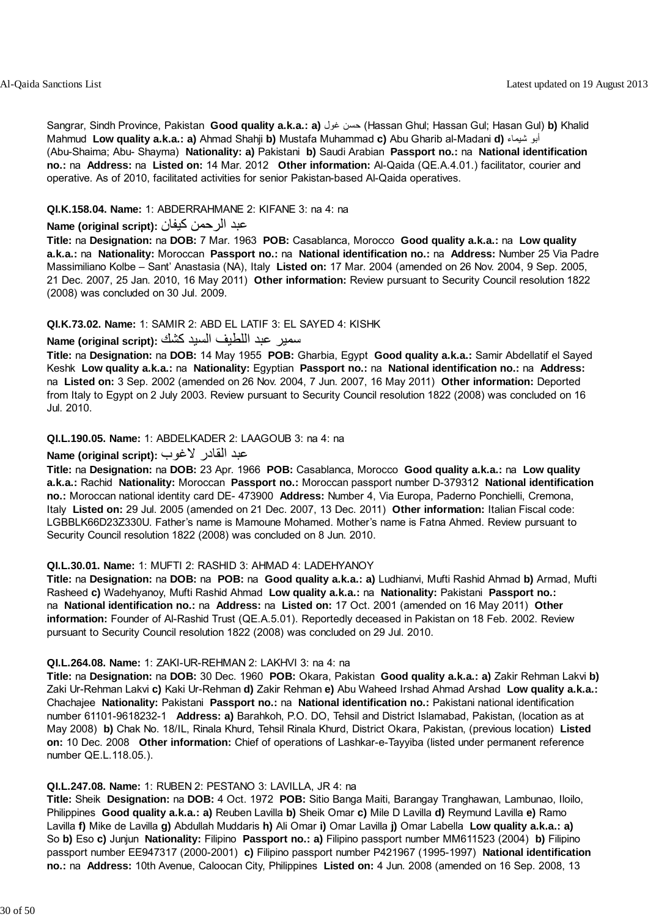Sangrar, Sindh Province, Pakistan **Good quality a.k.a.: a)** حسن غول (Hassan Ghul; Hassan Gul; Hasan Gul) **b)** Khalid Mahmud **Low quality a.k.a.: a)** Ahmad Shahji **b)** Mustafa Muhammad **c)** Abu Gharib al-Madani **d)** أبو شيماء (Abu-Shaima; Abu- Shayma) **Nationality: a)** Pakistani **b)** Saudi Arabian **Passport no.:** na **National identification no.:** na **Address:** na **Listed on:** 14 Mar. 2012 **Other information:** Al-Qaida (QE.A.4.01.) facilitator, courier and operative. As of 2010, facilitated activities for senior Pakistan-based Al-Qaida operatives.

**QI.K.158.04. Name:** 1: ABDERRAHMANE 2: KIFANE 3: na 4: na

**Name (original script):** عبد الرحمن كيفان

**Title:** na **Designation:** na **DOB:** 7 Mar. 1963 **POB:** Casablanca, Morocco **Good quality a.k.a.:** na **Low quality a.k.a.:** na **Nationality:** Moroccan **Passport no.:** na **National identification no.:** na **Address:** Number 25 Via Padre Massimiliano Kolbe – Sant' Anastasia (NA), Italy **Listed on:** 17 Mar. 2004 (amended on 26 Nov. 2004, 9 Sep. 2005, 21 Dec. 2007, 25 Jan. 2010, 16 May 2011) **Other information:** Review pursuant to Security Council resolution 1822 (2008) was concluded on 30 Jul. 2009.

**QI.K.73.02. Name:** 1: SAMIR 2: ABD EL LATIF 3: EL SAYED 4: KISHK

**Name (original script):** سمير عبد اللطيف السيد كشك

**Title:** na **Designation:** na **DOB:** 14 May 1955 **POB:** Gharbia, Egypt **Good quality a.k.a.:** Samir Abdellatif el Sayed Keshk **Low quality a.k.a.:** na **Nationality:** Egyptian **Passport no.:** na **National identification no.:** na **Address:** na **Listed on:** 3 Sep. 2002 (amended on 26 Nov. 2004, 7 Jun. 2007, 16 May 2011) **Other information:** Deported from Italy to Egypt on 2 July 2003. Review pursuant to Security Council resolution 1822 (2008) was concluded on 16 Jul. 2010.

**QI.L.190.05. Name:** 1: ABDELKADER 2: LAAGOUB 3: na 4: na

**Name (original script):** عبد القادر لاغوب

**Title:** na **Designation:** na **DOB:** 23 Apr. 1966 **POB:** Casablanca, Morocco **Good quality a.k.a.:** na **Low quality a.k.a.:** Rachid **Nationality:** Moroccan **Passport no.:** Moroccan passport number D-379312 **National identification no.:** Moroccan national identity card DE- 473900 **Address:** Number 4, Via Europa, Paderno Ponchielli, Cremona, Italy **Listed on:** 29 Jul. 2005 (amended on 21 Dec. 2007, 13 Dec. 2011) **Other information:** Italian Fiscal code: LGBBLK66D23Z330U. Father's name is Mamoune Mohamed. Mother's name is Fatna Ahmed. Review pursuant to Security Council resolution 1822 (2008) was concluded on 8 Jun. 2010.

**QI.L.30.01. Name:** 1: MUFTI 2: RASHID 3: AHMAD 4: LADEHYANOY

**Title:** na **Designation:** na **DOB:** na **POB:** na **Good quality a.k.a.: a)** Ludhianvi, Mufti Rashid Ahmad **b)** Armad, Mufti Rasheed **c)** Wadehyanoy, Mufti Rashid Ahmad **Low quality a.k.a.:** na **Nationality:** Pakistani **Passport no.:** na **National identification no.:** na **Address:** na **Listed on:** 17 Oct. 2001 (amended on 16 May 2011) **Other information:** Founder of Al-Rashid Trust (QE.A.5.01). Reportedly deceased in Pakistan on 18 Feb. 2002. Review pursuant to Security Council resolution 1822 (2008) was concluded on 29 Jul. 2010.

**QI.L.264.08. Name:** 1: ZAKI-UR-REHMAN 2: LAKHVI 3: na 4: na

**Title:** na **Designation:** na **DOB:** 30 Dec. 1960 **POB:** Okara, Pakistan **Good quality a.k.a.: a)** Zakir Rehman Lakvi **b)** Zaki Ur-Rehman Lakvi **c)** Kaki Ur-Rehman **d)** Zakir Rehman **e)** Abu Waheed Irshad Ahmad Arshad **Low quality a.k.a.:** Chachajee **Nationality:** Pakistani **Passport no.:** na **National identification no.:** Pakistani national identification number 61101-9618232-1 **Address: a)** Barahkoh, P.O. DO, Tehsil and District Islamabad, Pakistan, (location as at May 2008) **b)** Chak No. 18/IL, Rinala Khurd, Tehsil Rinala Khurd, District Okara, Pakistan, (previous location) **Listed on:** 10 Dec. 2008 **Other information:** Chief of operations of Lashkar-e-Tayyiba (listed under permanent reference number QE.L.118.05.).

**QI.L.247.08. Name:** 1: RUBEN 2: PESTANO 3: LAVILLA, JR 4: na

**Title:** Sheik **Designation:** na **DOB:** 4 Oct. 1972 **POB:** Sitio Banga Maiti, Barangay Tranghawan, Lambunao, Iloilo, Philippines **Good quality a.k.a.: a)** Reuben Lavilla **b)** Sheik Omar **c)** Mile D Lavilla **d)** Reymund Lavilla **e)** Ramo Lavilla **f)** Mike de Lavilla **g)** Abdullah Muddaris **h)** Ali Omar **i)** Omar Lavilla **j)** Omar Labella **Low quality a.k.a.: a)** So **b)** Eso **c)** Junjun **Nationality:** Filipino **Passport no.: a)** Filipino passport number MM611523 (2004) **b)** Filipino passport number EE947317 (2000-2001) **c)** Filipino passport number P421967 (1995-1997) **National identification no.:** na **Address:** 10th Avenue, Caloocan City, Philippines **Listed on:** 4 Jun. 2008 (amended on 16 Sep. 2008, 13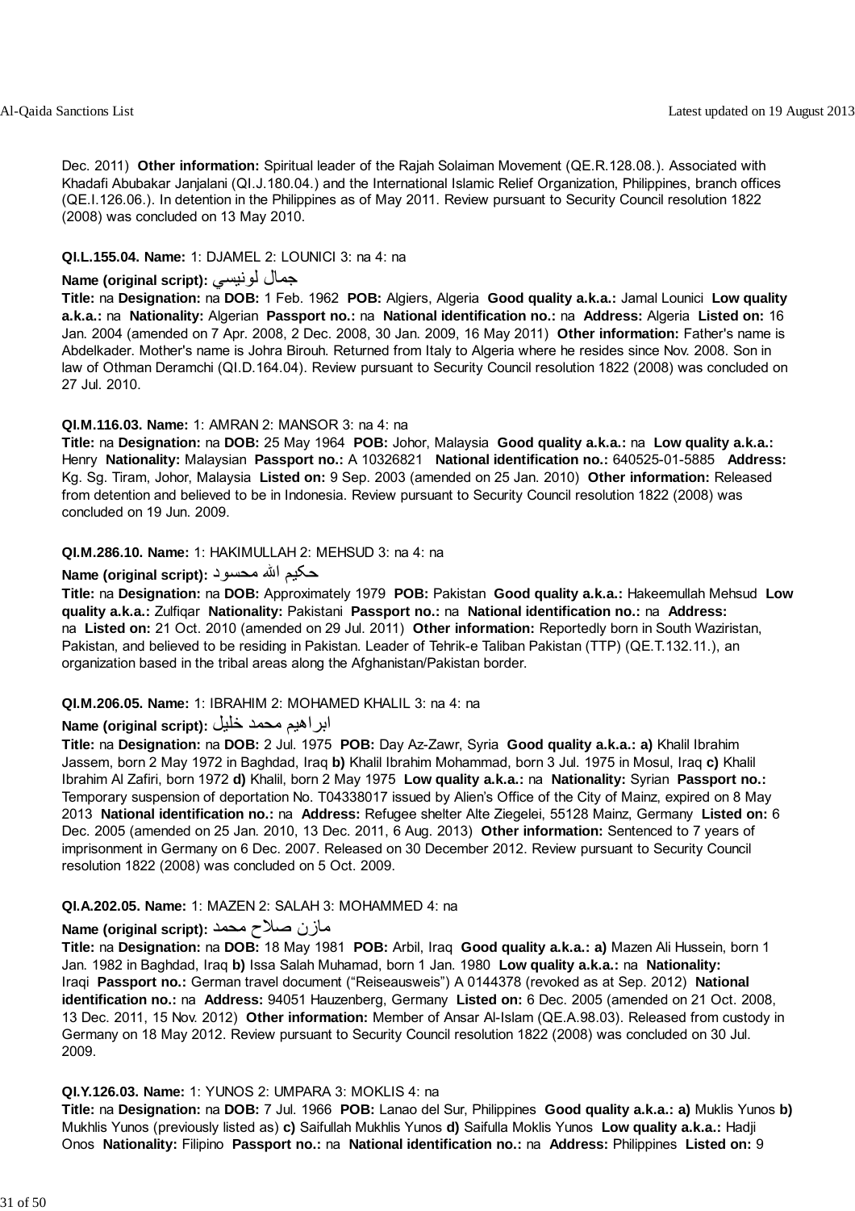Dec. 2011) **Other information:** Spiritual leader of the Rajah Solaiman Movement (QE.R.128.08.). Associated with Khadafi Abubakar Janjalani (QI.J.180.04.) and the International Islamic Relief Organization, Philippines, branch offices (QE.I.126.06.). In detention in the Philippines as of May 2011. Review pursuant to Security Council resolution 1822 (2008) was concluded on 13 May 2010.

**QI.L.155.04. Name:** 1: DJAMEL 2: LOUNICI 3: na 4: na

**Name (original script):** جمال لونيسي

**Title:** na **Designation:** na **DOB:** 1 Feb. 1962 **POB:** Algiers, Algeria **Good quality a.k.a.:** Jamal Lounici **Low quality a.k.a.:** na **Nationality:** Algerian **Passport no.:** na **National identification no.:** na **Address:** Algeria **Listed on:** 16 Jan. 2004 (amended on 7 Apr. 2008, 2 Dec. 2008, 30 Jan. 2009, 16 May 2011) **Other information:** Father's name is Abdelkader. Mother's name is Johra Birouh. Returned from Italy to Algeria where he resides since Nov. 2008. Son in law of Othman Deramchi (QI.D.164.04). Review pursuant to Security Council resolution 1822 (2008) was concluded on 27 Jul. 2010.

**QI.M.116.03. Name:** 1: AMRAN 2: MANSOR 3: na 4: na

**Title:** na **Designation:** na **DOB:** 25 May 1964 **POB:** Johor, Malaysia **Good quality a.k.a.:** na **Low quality a.k.a.:** Henry **Nationality:** Malaysian **Passport no.:** A 10326821 **National identification no.:** 640525-01-5885 **Address:** Kg. Sg. Tiram, Johor, Malaysia **Listed on:** 9 Sep. 2003 (amended on 25 Jan. 2010) **Other information:** Released from detention and believed to be in Indonesia. Review pursuant to Security Council resolution 1822 (2008) was concluded on 19 Jun. 2009.

**QI.M.286.10. Name:** 1: HAKIMULLAH 2: MEHSUD 3: na 4: na

**Name (original script):** حكيم الله محسود

**Title:** na **Designation:** na **DOB:** Approximately 1979 **POB:** Pakistan **Good quality a.k.a.:** Hakeemullah Mehsud **Low quality a.k.a.:** Zulfiqar **Nationality:** Pakistani **Passport no.:** na **National identification no.:** na **Address:** na **Listed on:** 21 Oct. 2010 (amended on 29 Jul. 2011) **Other information:** Reportedly born in South Waziristan, Pakistan, and believed to be residing in Pakistan. Leader of Tehrik-e Taliban Pakistan (TTP) (QE.T.132.11.), an organization based in the tribal areas along the Afghanistan/Pakistan border.

**QI.M.206.05. Name:** 1: IBRAHIM 2: MOHAMED KHALIL 3: na 4: na

**Name (original script):** ابراهيم محمد خليل

**Title:** na **Designation:** na **DOB:** 2 Jul. 1975 **POB:** Day Az-Zawr, Syria **Good quality a.k.a.:** **a)** Khalil Ibrahim Jassem, born 2 May 1972 in Baghdad, Iraq **b)** Khalil Ibrahim Mohammad, born 3 Jul. 1975 in Mosul, Iraq **c)** Khalil Ibrahim Al Zafiri, born 1972 **d)** Khalil, born 2 May 1975 **Low quality a.k.a.:** na **Nationality:** Syrian **Passport no.:** Temporary suspension of deportation No. T04338017 issued by Alien's Office of the City of Mainz, expired on 8 May 2013 **National identification no.:** na **Address:** Refugee shelter Alte Ziegelei, 55128 Mainz, Germany **Listed on:** 6 Dec. 2005 (amended on 25 Jan. 2010, 13 Dec. 2011, 6 Aug. 2013) **Other information:** Sentenced to 7 years of imprisonment in Germany on 6 Dec. 2007. Released on 30 December 2012. Review pursuant to Security Council resolution 1822 (2008) was concluded on 5 Oct. 2009.

**QI.A.202.05. Name:** 1: MAZEN 2: SALAH 3: MOHAMMED 4: na

**Name (original script):** مازن صلاح محمد

**Title:** na **Designation:** na **DOB:** 18 May 1981 **POB:** Arbil, Iraq **Good quality a.k.a.:** **a)** Mazen Ali Hussein, born 1 Jan. 1982 in Baghdad, Iraq **b)** Issa Salah Muhamad, born 1 Jan. 1980 **Low quality a.k.a.:** na **Nationality:** Iraqi **Passport no.:** German travel document ("Reiseausweis") A 0144378 (revoked as at Sep. 2012) **National identification no.:** na **Address:** 94051 Hauzenberg, Germany **Listed on:** 6 Dec. 2005 (amended on 21 Oct. 2008, 13 Dec. 2011, 15 Nov. 2012) **Other information:** Member of Ansar Al-Islam (QE.A.98.03). Released from custody in Germany on 18 May 2012. Review pursuant to Security Council resolution 1822 (2008) was concluded on 30 Jul. 2009.

**QI.Y.126.03. Name:** 1: YUNOS 2: UMPARA 3: MOKLIS 4: na

**Title:** na **Designation:** na **DOB:** 7 Jul. 1966 **POB:** Lanao del Sur, Philippines **Good quality a.k.a.:** **a)** Muklis Yunos **b)** Mukhlis Yunos (previously listed as) **c)** Saifullah Mukhlis Yunos **d)** Saifulla Moklis Yunos **Low quality a.k.a.:** Hadji Onos **Nationality:** Filipino **Passport no.:** na **National identification no.:** na **Address:** Philippines **Listed on:** 9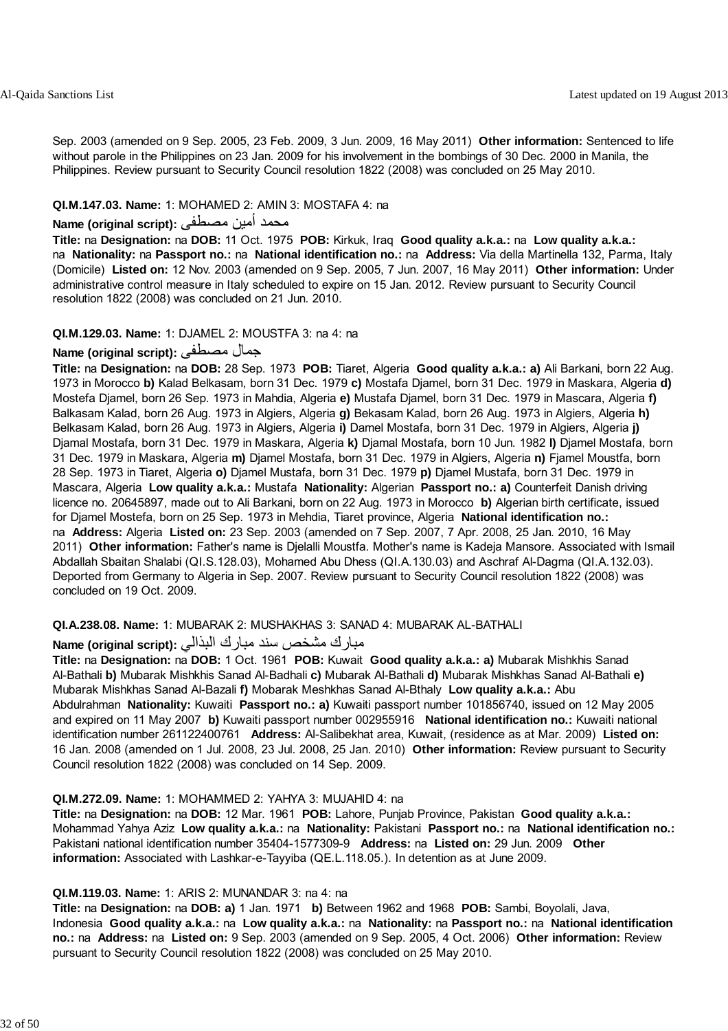Sep. 2003 (amended on 9 Sep. 2005, 23 Feb. 2009, 3 Jun. 2009, 16 May 2011) **Other information:** Sentenced to life without parole in the Philippines on 23 Jan. 2009 for his involvement in the bombings of 30 Dec. 2000 in Manila, the Philippines. Review pursuant to Security Council resolution 1822 (2008) was concluded on 25 May 2010.

**QI.M.147.03. Name:** 1: MOHAMED 2: AMIN 3: MOSTAFA 4: na

**Name (original script):** محمد أمين مصطفى

**Title:** na **Designation:** na **DOB:** 11 Oct. 1975 **POB:** Kirkuk, Iraq **Good quality a.k.a.:** na **Low quality a.k.a.:** na **Nationality:** na **Passport no.:** na **National identification no.:** na **Address:** Via della Martinella 132, Parma, Italy (Domicile) **Listed on:** 12 Nov. 2003 (amended on 9 Sep. 2005, 7 Jun. 2007, 16 May 2011) **Other information:** Under administrative control measure in Italy scheduled to expire on 15 Jan. 2012. Review pursuant to Security Council resolution 1822 (2008) was concluded on 21 Jun. 2010.

**QI.M.129.03. Name:** 1: DJAMEL 2: MOUSTFA 3: na 4: na

**Name (original script):** جمال مصطفى

**Title:** na **Designation:** na **DOB:** 28 Sep. 1973 **POB:** Tiaret, Algeria **Good quality a.k.a.:** **a)** Ali Barkani, born 22 Aug. 1973 in Morocco **b)** Kalad Belkasam, born 31 Dec. 1979 **c)** Mostafa Djamel, born 31 Dec. 1979 in Maskara, Algeria **d)** Mostefa Djamel, born 26 Sep. 1973 in Mahdia, Algeria **e)** Mustafa Djamel, born 31 Dec. 1979 in Mascara, Algeria **f)** Balkasam Kalad, born 26 Aug. 1973 in Algiers, Algeria **g)** Bekasam Kalad, born 26 Aug. 1973 in Algiers, Algeria **h)** Belkasam Kalad, born 26 Aug. 1973 in Algiers, Algeria **i)** Damel Mostafa, born 31 Dec. 1979 in Algiers, Algeria **j)** Djamal Mostafa, born 31 Dec. 1979 in Maskara, Algeria **k)** Djamal Mostafa, born 10 Jun. 1982 **l)** Djamel Mostafa, born 31 Dec. 1979 in Maskara, Algeria **m)** Djamel Mostafa, born 31 Dec. 1979 in Algiers, Algeria **n)** Fjamel Moustfa, born 28 Sep. 1973 in Tiaret, Algeria **o)** Djamel Mustafa, born 31 Dec. 1979 **p)** Djamel Mustafa, born 31 Dec. 1979 in Mascara, Algeria **Low quality a.k.a.:** Mustafa **Nationality:** Algerian **Passport no.:** **a)** Counterfeit Danish driving licence no. 20645897, made out to Ali Barkani, born on 22 Aug. 1973 in Morocco **b)** Algerian birth certificate, issued for Djamel Mostefa, born on 25 Sep. 1973 in Mehdia, Tiaret province, Algeria **National identification no.:** na **Address:** Algeria **Listed on:** 23 Sep. 2003 (amended on 7 Sep. 2007, 7 Apr. 2008, 25 Jan. 2010, 16 May 2011) **Other information:** Father's name is Djelalli Moustfa. Mother's name is Kadeja Mansore. Associated with Ismail Abdallah Sbaitan Shalabi (QI.S.128.03), Mohamed Abu Dhess (QI.A.130.03) and Aschraf Al-Dagma (QI.A.132.03). Deported from Germany to Algeria in Sep. 2007. Review pursuant to Security Council resolution 1822 (2008) was concluded on 19 Oct. 2009.

**QI.A.238.08. Name:** 1: MUBARAK 2: MUSHAKHAS 3: SANAD 4: MUBARAK AL-BATHALI

**Name (original script):** مبارك مشخص سند مبارك البذالي

**Title:** na **Designation:** na **DOB:** 1 Oct. 1961 **POB:** Kuwait **Good quality a.k.a.:** **a)** Mubarak Mishkhis Sanad Al-Bathali **b)** Mubarak Mishkhis Sanad Al-Badhali **c)** Mubarak Al-Bathali **d)** Mubarak Mishkhas Sanad Al-Bathali **e)** Mubarak Mishkhas Sanad Al-Bazali **f)** Mobarak Meshkhas Sanad Al-Bthaly **Low quality a.k.a.:** Abu Abdulrahman **Nationality:** Kuwaiti **Passport no.:** **a)** Kuwaiti passport number 101856740, issued on 12 May 2005 and expired on 11 May 2007 **b)** Kuwaiti passport number 002955916 **National identification no.:** Kuwaiti national identification number 261122400761 **Address:** Al-Salibekhat area, Kuwait, (residence as at Mar. 2009) **Listed on:** 16 Jan. 2008 (amended on 1 Jul. 2008, 23 Jul. 2008, 25 Jan. 2010) **Other information:** Review pursuant to Security Council resolution 1822 (2008) was concluded on 14 Sep. 2009.

**QI.M.272.09. Name:** 1: MOHAMMED 2: YAHYA 3: MUJAHID 4: na

**Title:** na **Designation:** na **DOB:** 12 Mar. 1961 **POB:** Lahore, Punjab Province, Pakistan **Good quality a.k.a.:** Mohammad Yahya Aziz **Low quality a.k.a.:** na **Nationality:** Pakistani **Passport no.:** na **National identification no.:** Pakistani national identification number 35404-1577309-9 **Address:** na **Listed on:** 29 Jun. 2009 **Other information:** Associated with Lashkar-e-Tayyiba (QE.L.118.05.). In detention as at June 2009.

**QI.M.119.03. Name:** 1: ARIS 2: MUNANDAR 3: na 4: na

**Title:** na **Designation:** na **DOB:** **a)** 1 Jan. 1971 **b)** Between 1962 and 1968 **POB:** Sambi, Boyolali, Java, Indonesia **Good quality a.k.a.:** na **Low quality a.k.a.:** na **Nationality:** na **Passport no.:** na **National identification no.:** na **Address:** na **Listed on:** 9 Sep. 2003 (amended on 9 Sep. 2005, 4 Oct. 2006) **Other information:** Review pursuant to Security Council resolution 1822 (2008) was concluded on 25 May 2010.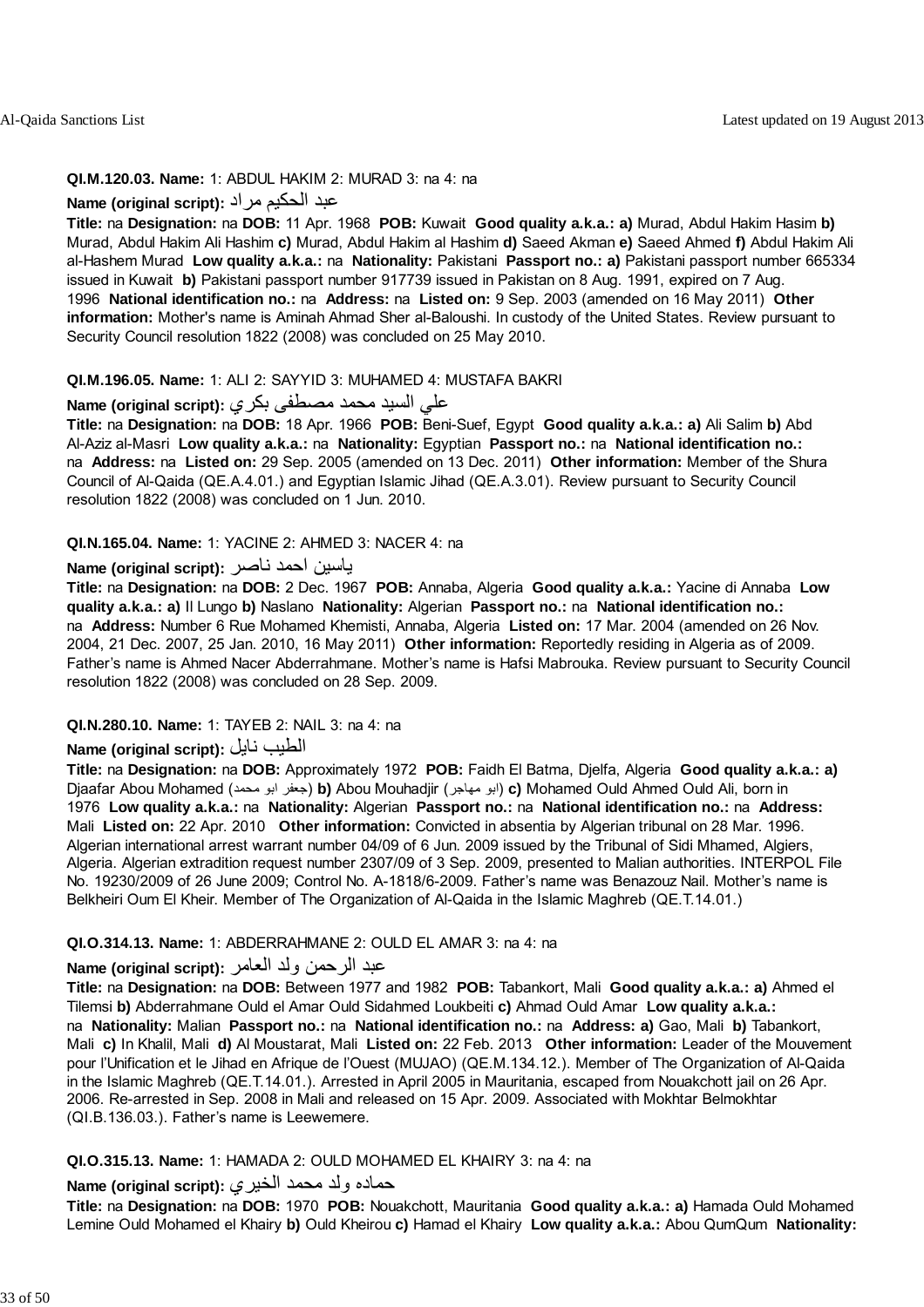**QI.M.120.03. Name:** 1: ABDUL HAKIM 2: MURAD 3: na 4: na

**Name (original script):** عبد الحكيم مراد

**Title:** na **Designation:** na **DOB:** 11 Apr. 1968 **POB:** Kuwait **Good quality a.k.a.: a)** Murad, Abdul Hakim Hasim **b)** Murad, Abdul Hakim Ali Hashim **c)** Murad, Abdul Hakim al Hashim **d)** Saeed Akman **e)** Saeed Ahmed **f)** Abdul Hakim Ali al-Hashem Murad **Low quality a.k.a.:** na **Nationality:** Pakistani **Passport no.: a)** Pakistani passport number 665334 issued in Kuwait **b)** Pakistani passport number 917739 issued in Pakistan on 8 Aug. 1991, expired on 7 Aug. 1996 **National identification no.:** na **Address:** na **Listed on:** 9 Sep. 2003 (amended on 16 May 2011) **Other information:** Mother's name is Aminah Ahmad Sher al-Baloushi. In custody of the United States. Review pursuant to Security Council resolution 1822 (2008) was concluded on 25 May 2010.

**QI.M.196.05. Name:** 1: ALI 2: SAYYID 3: MUHAMED 4: MUSTAFA BAKRI

**Name (original script):** علي السيد محمد مصطفى بكري

**Title:** na **Designation:** na **DOB:** 18 Apr. 1966 **POB:** Beni-Suef, Egypt **Good quality a.k.a.: a)** Ali Salim **b)** Abd Al-Aziz al-Masri **Low quality a.k.a.:** na **Nationality:** Egyptian **Passport no.:** na **National identification no.:** na **Address:** na **Listed on:** 29 Sep. 2005 (amended on 13 Dec. 2011) **Other information:** Member of the Shura Council of Al-Qaida (QE.A.4.01.) and Egyptian Islamic Jihad (QE.A.3.01). Review pursuant to Security Council resolution 1822 (2008) was concluded on 1 Jun. 2010.

**QI.N.165.04. Name:** 1: YACINE 2: AHMED 3: NACER 4: na

**Name (original script):** ياسين احمد ناصر

**Title:** na **Designation:** na **DOB:** 2 Dec. 1967 **POB:** Annaba, Algeria **Good quality a.k.a.:** Yacine di Annaba **Low quality a.k.a.: a)** Il Lungo **b)** Naslano **Nationality:** Algerian **Passport no.:** na **National identification no.:** na **Address:** Number 6 Rue Mohamed Khemisti, Annaba, Algeria **Listed on:** 17 Mar. 2004 (amended on 26 Nov. 2004, 21 Dec. 2007, 25 Jan. 2010, 16 May 2011) **Other information:** Reportedly residing in Algeria as of 2009. Father's name is Ahmed Nacer Abderrahmane. Mother's name is Hafsi Mabrouka. Review pursuant to Security Council resolution 1822 (2008) was concluded on 28 Sep. 2009.

**QI.N.280.10. Name:** 1: TAYEB 2: NAIL 3: na 4: na

**Name (original script):** الطيب نايل

**Title:** na **Designation:** na **DOB:** Approximately 1972 **POB:** Faidh El Batma, Djelfa, Algeria **Good quality a.k.a.: a)** Djaafar Abou Mohamed (جعفر ابو محمد) **b)** Abou Mouhadjir (ابو مهاجر) **c)** Mohamed Ould Ahmed Ould Ali, born in 1976 **Low quality a.k.a.:** na **Nationality:** Algerian **Passport no.:** na **National identification no.:** na **Address:** Mali **Listed on:** 22 Apr. 2010 **Other information:** Convicted in absentia by Algerian tribunal on 28 Mar. 1996. Algerian international arrest warrant number 04/09 of 6 Jun. 2009 issued by the Tribunal of Sidi Mhamed, Algiers, Algeria. Algerian extradition request number 2307/09 of 3 Sep. 2009, presented to Malian authorities. INTERPOL File No. 19230/2009 of 26 June 2009; Control No. A-1818/6-2009. Father's name was Benazouz Nail. Mother's name is Belkheiri Oum El Kheir. Member of The Organization of Al-Qaida in the Islamic Maghreb (QE.T.14.01.)

**QI.O.314.13. Name:** 1: ABDERRAHMANE 2: OULD EL AMAR 3: na 4: na

**Name (original script):** عبد الرحمن ولد العامر

**Title:** na **Designation:** na **DOB:** Between 1977 and 1982 **POB:** Tabankort, Mali **Good quality a.k.a.: a)** Ahmed el Tilemsi **b)** Abderrahmane Ould el Amar Ould Sidahmed Loukbeiti **c)** Ahmad Ould Amar **Low quality a.k.a.:** na **Nationality:** Malian **Passport no.:** na **National identification no.:** na **Address: a)** Gao, Mali **b)** Tabankort, Mali **c)** In Khalil, Mali **d)** Al Moustarat, Mali **Listed on:** 22 Feb. 2013 **Other information:** Leader of the Mouvement pour l'Unification et le Jihad en Afrique de l'Ouest (MUJAO) (QE.M.134.12.). Member of The Organization of Al-Qaida in the Islamic Maghreb (QE.T.14.01.). Arrested in April 2005 in Mauritania, escaped from Nouakchott jail on 26 Apr. 2006. Re-arrested in Sep. 2008 in Mali and released on 15 Apr. 2009. Associated with Mokhtar Belmokhtar (QI.B.136.03.). Father's name is Leewemere.

**QI.O.315.13. Name:** 1: HAMADA 2: OULD MOHAMED EL KHAIRY 3: na 4: na

**Name (original script):** حماده ولد محمد الخيري

**Title:** na **Designation:** na **DOB:** 1970 **POB:** Nouakchott, Mauritania **Good quality a.k.a.: a)** Hamada Ould Mohamed Lemine Ould Mohamed el Khairy **b)** Ould Kheirou **c)** Hamad el Khairy **Low quality a.k.a.:** Abou QumQum **Nationality:**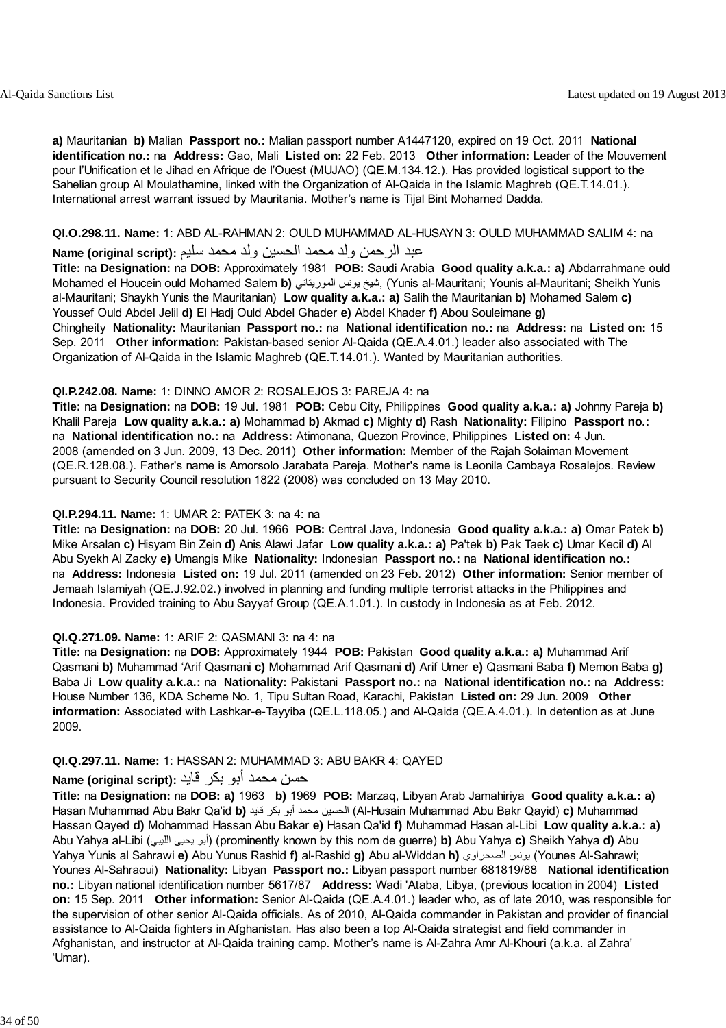**a)** Mauritanian **b)** Malian **Passport no.:** Malian passport number A1447120, expired on 19 Oct. 2011 **National identification no.:** na **Address:** Gao, Mali **Listed on:** 22 Feb. 2013 **Other information:** Leader of the Mouvement pour l'Unification et le Jihad en Afrique de l'Ouest (MUJAO) (QE.M.134.12.). Has provided logistical support to the Sahelian group Al Moulathamine, linked with the Organization of Al-Qaida in the Islamic Maghreb (QE.T.14.01.). International arrest warrant issued by Mauritania. Mother's name is Tijal Bint Mohamed Dadda.

**QI.O.298.11. Name:** 1: ABD AL-RAHMAN 2: OULD MUHAMMAD AL-HUSAYN 3: OULD MUHAMMAD SALIM 4: na
**Name (original script):** عبد الرحمن ولد محمد الحسين ولد محمد سليم
**Title:** na **Designation:** na **DOB:** Approximately 1981 **POB:** Saudi Arabia **Good quality a.k.a.: a)** Abdarrahmane ould Mohamed el Houcein ould Mohamed Salem **b)** شيخ يونس الموريتاني, (Yunis al-Mauritani; Younis al-Mauritani; Sheikh Yunis al-Mauritani; Shaykh Yunis the Mauritanian) **Low quality a.k.a.: a)** Salih the Mauritanian **b)** Mohamed Salem **c)** Youssef Ould Abdel Jelil **d)** El Hadj Ould Abdel Ghader **e)** Abdel Khader **f)** Abou Souleimane **g)** Chingheity **Nationality:** Mauritanian **Passport no.:** na **National identification no.:** na **Address:** na **Listed on:** 15 Sep. 2011 **Other information:** Pakistan-based senior Al-Qaida (QE.A.4.01.) leader also associated with The Organization of Al-Qaida in the Islamic Maghreb (QE.T.14.01.). Wanted by Mauritanian authorities.

**QI.P.242.08. Name:** 1: DINNO AMOR 2: ROSALEJOS 3: PAREJA 4: na
**Title:** na **Designation:** na **DOB:** 19 Jul. 1981 **POB:** Cebu City, Philippines **Good quality a.k.a.: a)** Johnny Pareja **b)** Khalil Pareja **Low quality a.k.a.: a)** Mohammad **b)** Akmad **c)** Mighty **d)** Rash **Nationality:** Filipino **Passport no.:** na **National identification no.:** na **Address:** Atimonana, Quezon Province, Philippines **Listed on:** 4 Jun. 2008 (amended on 3 Jun. 2009, 13 Dec. 2011) **Other information:** Member of the Rajah Solaiman Movement (QE.R.128.08.). Father's name is Amorsolo Jarabata Pareja. Mother's name is Leonila Cambaya Rosalejos. Review pursuant to Security Council resolution 1822 (2008) was concluded on 13 May 2010.

**QI.P.294.11. Name:** 1: UMAR 2: PATEK 3: na 4: na
**Title:** na **Designation:** na **DOB:** 20 Jul. 1966 **POB:** Central Java, Indonesia **Good quality a.k.a.: a)** Omar Patek **b)** Mike Arsalan **c)** Hisyam Bin Zein **d)** Anis Alawi Jafar **Low quality a.k.a.: a)** Pa'tek **b)** Pak Taek **c)** Umar Kecil **d)** Al Abu Syekh Al Zacky **e)** Umangis Mike **Nationality:** Indonesian **Passport no.:** na **National identification no.:** na **Address:** Indonesia **Listed on:** 19 Jul. 2011 (amended on 23 Feb. 2012) **Other information:** Senior member of Jemaah Islamiyah (QE.J.92.02.) involved in planning and funding multiple terrorist attacks in the Philippines and Indonesia. Provided training to Abu Sayyaf Group (QE.A.1.01.). In custody in Indonesia as at Feb. 2012.

**QI.Q.271.09. Name:** 1: ARIF 2: QASMANI 3: na 4: na
**Title:** na **Designation:** na **DOB:** Approximately 1944 **POB:** Pakistan **Good quality a.k.a.: a)** Muhammad Arif Qasmani **b)** Muhammad 'Arif Qasmani **c)** Mohammad Arif Qasmani **d)** Arif Umer **e)** Qasmani Baba **f)** Memon Baba **g)** Baba Ji **Low quality a.k.a.:** na **Nationality:** Pakistani **Passport no.:** na **National identification no.:** na **Address:** House Number 136, KDA Scheme No. 1, Tipu Sultan Road, Karachi, Pakistan **Listed on:** 29 Jun. 2009 **Other information:** Associated with Lashkar-e-Tayyiba (QE.L.118.05.) and Al-Qaida (QE.A.4.01.). In detention as at June 2009.

**QI.Q.297.11. Name:** 1: HASSAN 2: MUHAMMAD 3: ABU BAKR 4: QAYED
**Name (original script):** حسن محمد أبو بكر قايد
**Title:** na **Designation:** na **DOB: a)** 1963 **b)** 1969 **POB:** Marzaq, Libyan Arab Jamahiriya **Good quality a.k.a.: a)** Hasan Muhammad Abu Bakr Qa'id **b)** الحسين محمد أبو بكر قايد (Al-Husain Muhammad Abu Bakr Qayid) **c)** Muhammad Hassan Qayed **d)** Mohammad Hassan Abu Bakar **e)** Hasan Qa'id **f)** Muhammad Hasan al-Libi **Low quality a.k.a.: a)** Abu Yahya al-Libi (أبو يحيى الليبي) (prominently known by this nom de guerre) **b)** Abu Yahya **c)** Sheikh Yahya **d)** Abu Yahya Yunis al Sahrawi **e)** Abu Yunus Rashid **f)** al-Rashid **g)** Abu al-Widdan **h)** يونس الصحراوي (Younes Al-Sahrawi; Younes Al-Sahraoui) **Nationality:** Libyan **Passport no.:** Libyan passport number 681819/88 **National identification no.:** Libyan national identification number 5617/87 **Address:** Wadi 'Ataba, Libya, (previous location in 2004) **Listed on:** 15 Sep. 2011 **Other information:** Senior Al-Qaida (QE.A.4.01.) leader who, as of late 2010, was responsible for the supervision of other senior Al-Qaida officials. As of 2010, Al-Qaida commander in Pakistan and provider of financial assistance to Al-Qaida fighters in Afghanistan. Has also been a top Al-Qaida strategist and field commander in Afghanistan, and instructor at Al-Qaida training camp. Mother's name is Al-Zahra Amr Al-Khouri (a.k.a. al Zahra' 'Umar).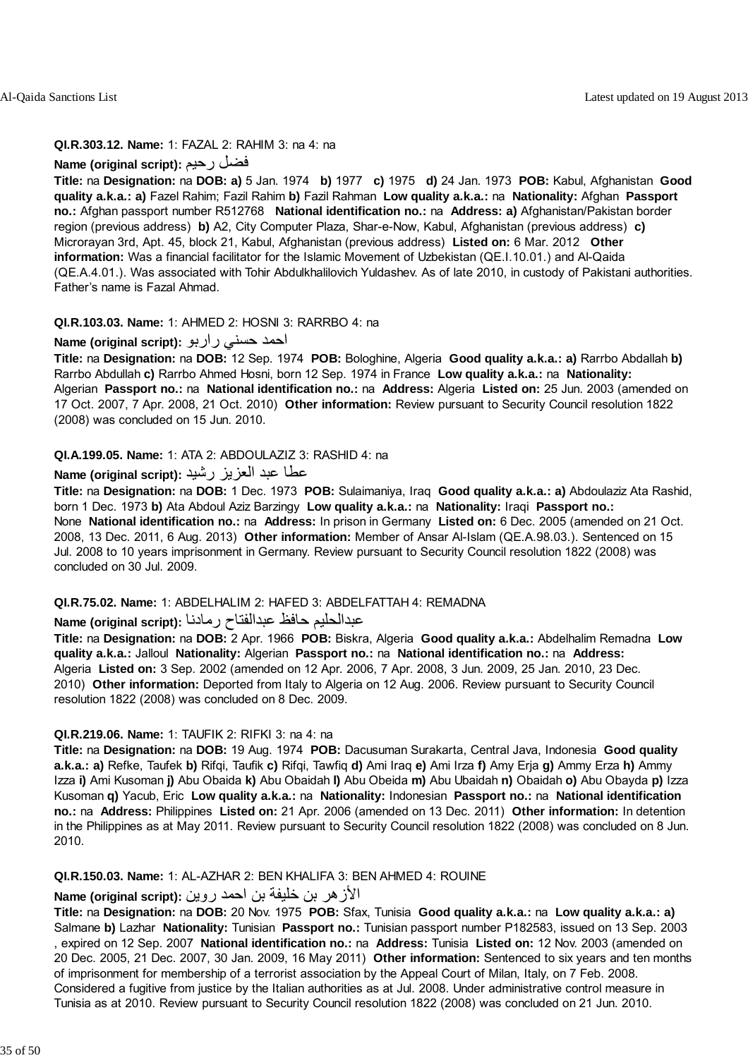**QI.R.303.12. Name:** 1: FAZAL 2: RAHIM 3: na 4: na

**Name (original script):** فضل رحيم

**Title:** na **Designation:** na **DOB: a)** 5 Jan. 1974 **b)** 1977 **c)** 1975 **d)** 24 Jan. 1973 **POB:** Kabul, Afghanistan **Good quality a.k.a.: a)** Fazel Rahim; Fazil Rahim **b)** Fazil Rahman **Low quality a.k.a.:** na **Nationality:** Afghan **Passport no.:** Afghan passport number R512768 **National identification no.:** na **Address: a)** Afghanistan/Pakistan border region (previous address) **b)** A2, City Computer Plaza, Shar-e-Now, Kabul, Afghanistan (previous address) **c)** Microrayan 3rd, Apt. 45, block 21, Kabul, Afghanistan (previous address) **Listed on:** 6 Mar. 2012 **Other information:** Was a financial facilitator for the Islamic Movement of Uzbekistan (QE.I.10.01.) and Al-Qaida (QE.A.4.01.). Was associated with Tohir Abdulkhalilovich Yuldashev. As of late 2010, in custody of Pakistani authorities. Father's name is Fazal Ahmad.

**QI.R.103.03. Name:** 1: AHMED 2: HOSNI 3: RARRBO 4: na

**Name (original script):** احمد حسني راربو

**Title:** na **Designation:** na **DOB:** 12 Sep. 1974 **POB:** Bologhine, Algeria **Good quality a.k.a.: a)** Rarrbo Abdallah **b)** Rarrbo Abdullah **c)** Rarrbo Ahmed Hosni, born 12 Sep. 1974 in France **Low quality a.k.a.:** na **Nationality:** Algerian **Passport no.:** na **National identification no.:** na **Address:** Algeria **Listed on:** 25 Jun. 2003 (amended on 17 Oct. 2007, 7 Apr. 2008, 21 Oct. 2010) **Other information:** Review pursuant to Security Council resolution 1822 (2008) was concluded on 15 Jun. 2010.

**QI.A.199.05. Name:** 1: ATA 2: ABDOULAZIZ 3: RASHID 4: na

**Name (original script):** عطا عبد العزيز رشيد

**Title:** na **Designation:** na **DOB:** 1 Dec. 1973 **POB:** Sulaimaniya, Iraq **Good quality a.k.a.: a)** Abdoulaziz Ata Rashid, born 1 Dec. 1973 **b)** Ata Abdoul Aziz Barzingy **Low quality a.k.a.:** na **Nationality:** Iraqi **Passport no.:** None **National identification no.:** na **Address:** In prison in Germany **Listed on:** 6 Dec. 2005 (amended on 21 Oct. 2008, 13 Dec. 2011, 6 Aug. 2013) **Other information:** Member of Ansar Al-Islam (QE.A.98.03.). Sentenced on 15 Jul. 2008 to 10 years imprisonment in Germany. Review pursuant to Security Council resolution 1822 (2008) was concluded on 30 Jul. 2009.

**QI.R.75.02. Name:** 1: ABDELHALIM 2: HAFED 3: ABDELFATTAH 4: REMADNA

**Name (original script):** عبدالحليم حافظ عبدالفتاح رمادنا

**Title:** na **Designation:** na **DOB:** 2 Apr. 1966 **POB:** Biskra, Algeria **Good quality a.k.a.:** Abdelhalim Remadna **Low quality a.k.a.:** Jalloul **Nationality:** Algerian **Passport no.:** na **National identification no.:** na **Address:** Algeria **Listed on:** 3 Sep. 2002 (amended on 12 Apr. 2006, 7 Apr. 2008, 3 Jun. 2009, 25 Jan. 2010, 23 Dec. 2010) **Other information:** Deported from Italy to Algeria on 12 Aug. 2006. Review pursuant to Security Council resolution 1822 (2008) was concluded on 8 Dec. 2009.

**QI.R.219.06. Name:** 1: TAUFIK 2: RIFKI 3: na 4: na

**Title:** na **Designation:** na **DOB:** 19 Aug. 1974 **POB:** Dacusuman Surakarta, Central Java, Indonesia **Good quality a.k.a.: a)** Refke, Taufek **b)** Rifqi, Taufik **c)** Rifqi, Tawfiq **d)** Ami Iraq **e)** Ami Irza **f)** Amy Erja **g)** Ammy Erza **h)** Ammy Izza **i)** Ami Kusoman **j)** Abu Obaida **k)** Abu Obaidah **l)** Abu Obeida **m)** Abu Ubaidah **n)** Obaidah **o)** Abu Obayda **p)** Izza Kusoman **q)** Yacub, Eric **Low quality a.k.a.:** na **Nationality:** Indonesian **Passport no.:** na **National identification no.:** na **Address:** Philippines **Listed on:** 21 Apr. 2006 (amended on 13 Dec. 2011) **Other information:** In detention in the Philippines as at May 2011. Review pursuant to Security Council resolution 1822 (2008) was concluded on 8 Jun. 2010.

**QI.R.150.03. Name:** 1: AL-AZHAR 2: BEN KHALIFA 3: BEN AHMED 4: ROUINE

**Name (original script):** الأزهر بن خليفة بن احمد روين

**Title:** na **Designation:** na **DOB:** 20 Nov. 1975 **POB:** Sfax, Tunisia **Good quality a.k.a.:** na **Low quality a.k.a.: a)** Salmane **b)** Lazhar **Nationality:** Tunisian **Passport no.:** Tunisian passport number P182583, issued on 13 Sep. 2003 , expired on 12 Sep. 2007 **National identification no.:** na **Address:** Tunisia **Listed on:** 12 Nov. 2003 (amended on 20 Dec. 2005, 21 Dec. 2007, 30 Jan. 2009, 16 May 2011) **Other information:** Sentenced to six years and ten months of imprisonment for membership of a terrorist association by the Appeal Court of Milan, Italy, on 7 Feb. 2008. Considered a fugitive from justice by the Italian authorities as at Jul. 2008. Under administrative control measure in Tunisia as at 2010. Review pursuant to Security Council resolution 1822 (2008) was concluded on 21 Jun. 2010.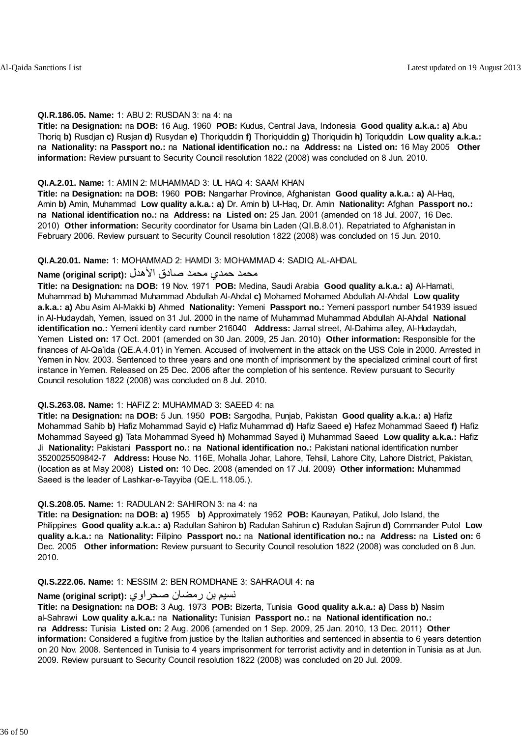**QI.R.186.05. Name:** 1: ABU 2: RUSDAN 3: na 4: na
**Title:** na **Designation:** na **DOB:** 16 Aug. 1960 **POB:** Kudus, Central Java, Indonesia **Good quality a.k.a.: a)** Abu Thoriq **b)** Rusdjan **c)** Rusjan **d)** Rusydan **e)** Thoriquddin **f)** Thoriquiddin **g)** Thoriquidin **h)** Toriquddin **Low quality a.k.a.:** na **Nationality:** na **Passport no.:** na **National identification no.:** na **Address:** na **Listed on:** 16 May 2005 **Other information:** Review pursuant to Security Council resolution 1822 (2008) was concluded on 8 Jun. 2010.

**QI.A.2.01. Name:** 1: AMIN 2: MUHAMMAD 3: UL HAQ 4: SAAM KHAN
**Title:** na **Designation:** na **DOB:** 1960 **POB:** Nangarhar Province, Afghanistan **Good quality a.k.a.: a)** Al-Haq, Amin **b)** Amin, Muhammad **Low quality a.k.a.: a)** Dr. Amin **b)** Ul-Haq, Dr. Amin **Nationality:** Afghan **Passport no.:** na **National identification no.:** na **Address:** na **Listed on:** 25 Jan. 2001 (amended on 18 Jul. 2007, 16 Dec. 2010) **Other information:** Security coordinator for Usama bin Laden (QI.B.8.01). Repatriated to Afghanistan in February 2006. Review pursuant to Security Council resolution 1822 (2008) was concluded on 15 Jun. 2010.

**QI.A.20.01. Name:** 1: MOHAMMAD 2: HAMDI 3: MOHAMMAD 4: SADIQ AL-AHDAL
**Name (original script):** محمد حمدي محمد صادق الأهدل
**Title:** na **Designation:** na **DOB:** 19 Nov. 1971 **POB:** Medina, Saudi Arabia **Good quality a.k.a.: a)** Al-Hamati, Muhammad **b)** Muhammad Muhammad Abdullah Al-Ahdal **c)** Mohamed Mohamed Abdullah Al-Ahdal **Low quality a.k.a.: a)** Abu Asim Al-Makki **b)** Ahmed **Nationality:** Yemeni **Passport no.:** Yemeni passport number 541939 issued in Al-Hudaydah, Yemen, issued on 31 Jul. 2000 in the name of Muhammad Muhammad Abdullah Al-Ahdal **National identification no.:** Yemeni identity card number 216040 **Address:** Jamal street, Al-Dahima alley, Al-Hudaydah, Yemen **Listed on:** 17 Oct. 2001 (amended on 30 Jan. 2009, 25 Jan. 2010) **Other information:** Responsible for the finances of Al-Qa'ida (QE.A.4.01) in Yemen. Accused of involvement in the attack on the USS Cole in 2000. Arrested in Yemen in Nov. 2003. Sentenced to three years and one month of imprisonment by the specialized criminal court of first instance in Yemen. Released on 25 Dec. 2006 after the completion of his sentence. Review pursuant to Security Council resolution 1822 (2008) was concluded on 8 Jul. 2010.

**QI.S.263.08. Name:** 1: HAFIZ 2: MUHAMMAD 3: SAEED 4: na
**Title:** na **Designation:** na **DOB:** 5 Jun. 1950 **POB:** Sargodha, Punjab, Pakistan **Good quality a.k.a.: a)** Hafiz Mohammad Sahib **b)** Hafiz Mohammad Sayid **c)** Hafiz Muhammad **d)** Hafiz Saeed **e)** Hafez Mohammad Saeed **f)** Hafiz Mohammad Sayeed **g)** Tata Mohammad Syeed **h)** Mohammad Sayed **i)** Muhammad Saeed **Low quality a.k.a.:** Hafiz Ji **Nationality:** Pakistani **Passport no.:** na **National identification no.:** Pakistani national identification number 3520025509842-7 **Address:** House No. 116E, Mohalla Johar, Lahore, Tehsil, Lahore City, Lahore District, Pakistan, (location as at May 2008) **Listed on:** 10 Dec. 2008 (amended on 17 Jul. 2009) **Other information:** Muhammad Saeed is the leader of Lashkar-e-Tayyiba (QE.L.118.05.).

**QI.S.208.05. Name:** 1: RADULAN 2: SAHIRON 3: na 4: na
**Title:** na **Designation:** na **DOB: a)** 1955 **b)** Approximately 1952 **POB:** Kaunayan, Patikul, Jolo Island, the Philippines **Good quality a.k.a.: a)** Radullan Sahiron **b)** Radulan Sahirun **c)** Radulan Sajirun **d)** Commander Putol **Low quality a.k.a.:** na **Nationality:** Filipino **Passport no.:** na **National identification no.:** na **Address:** na **Listed on:** 6 Dec. 2005 **Other information:** Review pursuant to Security Council resolution 1822 (2008) was concluded on 8 Jun. 2010.

**QI.S.222.06. Name:** 1: NESSIM 2: BEN ROMDHANE 3: SAHRAOUI 4: na
**Name (original script):** نسيم بن رمضان صحراوي
**Title:** na **Designation:** na **DOB:** 3 Aug. 1973 **POB:** Bizerta, Tunisia **Good quality a.k.a.: a)** Dass **b)** Nasim al-Sahrawi **Low quality a.k.a.:** na **Nationality:** Tunisian **Passport no.:** na **National identification no.:** na **Address:** Tunisia **Listed on:** 2 Aug. 2006 (amended on 1 Sep. 2009, 25 Jan. 2010, 13 Dec. 2011) **Other information:** Considered a fugitive from justice by the Italian authorities and sentenced in absentia to 6 years detention on 20 Nov. 2008. Sentenced in Tunisia to 4 years imprisonment for terrorist activity and in detention in Tunisia as at Jun. 2009. Review pursuant to Security Council resolution 1822 (2008) was concluded on 20 Jul. 2009.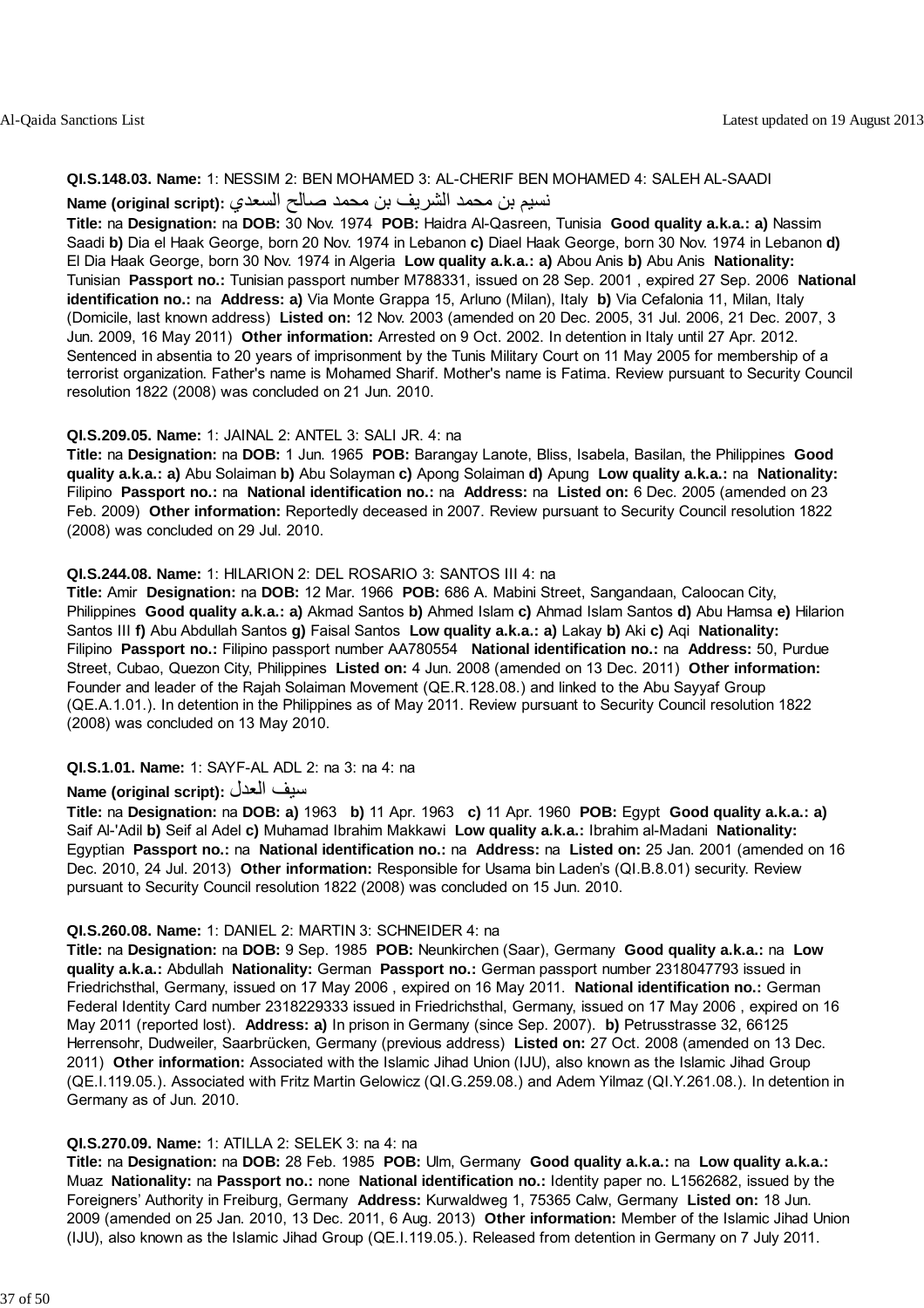**QI.S.148.03. Name:** 1: NESSIM 2: BEN MOHAMED 3: AL-CHERIF BEN MOHAMED 4: SALEH AL-SAADI

**Name (original script):** نسيم بن محمد الشريف بن محمد صالح السعدي

**Title:** na **Designation:** na **DOB:** 30 Nov. 1974 **POB:** Haidra Al-Qasreen, Tunisia **Good quality a.k.a.:** **a)** Nassim Saadi **b)** Dia el Haak George, born 20 Nov. 1974 in Lebanon **c)** Diael Haak George, born 30 Nov. 1974 in Lebanon **d)** El Dia Haak George, born 30 Nov. 1974 in Algeria **Low quality a.k.a.:** **a)** Abou Anis **b)** Abu Anis **Nationality:** Tunisian **Passport no.:** Tunisian passport number M788331, issued on 28 Sep. 2001 , expired 27 Sep. 2006 **National identification no.:** na **Address:** **a)** Via Monte Grappa 15, Arluno (Milan), Italy **b)** Via Cefalonia 11, Milan, Italy (Domicile, last known address) **Listed on:** 12 Nov. 2003 (amended on 20 Dec. 2005, 31 Jul. 2006, 21 Dec. 2007, 3 Jun. 2009, 16 May 2011) **Other information:** Arrested on 9 Oct. 2002. In detention in Italy until 27 Apr. 2012. Sentenced in absentia to 20 years of imprisonment by the Tunis Military Court on 11 May 2005 for membership of a terrorist organization. Father's name is Mohamed Sharif. Mother's name is Fatima. Review pursuant to Security Council resolution 1822 (2008) was concluded on 21 Jun. 2010.

**QI.S.209.05. Name:** 1: JAINAL 2: ANTEL 3: SALI JR. 4: na

**Title:** na **Designation:** na **DOB:** 1 Jun. 1965 **POB:** Barangay Lanote, Bliss, Isabela, Basilan, the Philippines **Good quality a.k.a.:** **a)** Abu Solaiman **b)** Abu Solayman **c)** Apong Solaiman **d)** Apung **Low quality a.k.a.:** na **Nationality:** Filipino **Passport no.:** na **National identification no.:** na **Address:** na **Listed on:** 6 Dec. 2005 (amended on 23 Feb. 2009) **Other information:** Reportedly deceased in 2007. Review pursuant to Security Council resolution 1822 (2008) was concluded on 29 Jul. 2010.

**QI.S.244.08. Name:** 1: HILARION 2: DEL ROSARIO 3: SANTOS III 4: na

**Title:** Amir **Designation:** na **DOB:** 12 Mar. 1966 **POB:** 686 A. Mabini Street, Sangandaan, Caloocan City, Philippines **Good quality a.k.a.:** **a)** Akmad Santos **b)** Ahmed Islam **c)** Ahmad Islam Santos **d)** Abu Hamsa **e)** Hilarion Santos III **f)** Abu Abdullah Santos **g)** Faisal Santos **Low quality a.k.a.:** **a)** Lakay **b)** Aki **c)** Aqi **Nationality:** Filipino **Passport no.:** Filipino passport number AA780554 **National identification no.:** na **Address:** 50, Purdue Street, Cubao, Quezon City, Philippines **Listed on:** 4 Jun. 2008 (amended on 13 Dec. 2011) **Other information:** Founder and leader of the Rajah Solaiman Movement (QE.R.128.08.) and linked to the Abu Sayyaf Group (QE.A.1.01.). In detention in the Philippines as of May 2011. Review pursuant to Security Council resolution 1822 (2008) was concluded on 13 May 2010.

**QI.S.1.01. Name:** 1: SAYF-AL ADL 2: na 3: na 4: na

**Name (original script):** سيف العدل

**Title:** na **Designation:** na **DOB:** **a)** 1963 **b)** 11 Apr. 1963 **c)** 11 Apr. 1960 **POB:** Egypt **Good quality a.k.a.:** **a)** Saif Al-'Adil **b)** Seif al Adel **c)** Muhamad Ibrahim Makkawi **Low quality a.k.a.:** Ibrahim al-Madani **Nationality:** Egyptian **Passport no.:** na **National identification no.:** na **Address:** na **Listed on:** 25 Jan. 2001 (amended on 16 Dec. 2010, 24 Jul. 2013) **Other information:** Responsible for Usama bin Laden's (QI.B.8.01) security. Review pursuant to Security Council resolution 1822 (2008) was concluded on 15 Jun. 2010.

**QI.S.260.08. Name:** 1: DANIEL 2: MARTIN 3: SCHNEIDER 4: na

**Title:** na **Designation:** na **DOB:** 9 Sep. 1985 **POB:** Neunkirchen (Saar), Germany **Good quality a.k.a.:** na **Low quality a.k.a.:** Abdullah **Nationality:** German **Passport no.:** German passport number 2318047793 issued in Friedrichsthal, Germany, issued on 17 May 2006 , expired on 16 May 2011. **National identification no.:** German Federal Identity Card number 2318229333 issued in Friedrichsthal, Germany, issued on 17 May 2006 , expired on 16 May 2011 (reported lost). **Address:** **a)** In prison in Germany (since Sep. 2007). **b)** Petrusstrasse 32, 66125 Herrensohr, Dudweiler, Saarbrücken, Germany (previous address) **Listed on:** 27 Oct. 2008 (amended on 13 Dec. 2011) **Other information:** Associated with the Islamic Jihad Union (IJU), also known as the Islamic Jihad Group (QE.I.119.05.). Associated with Fritz Martin Gelowicz (QI.G.259.08.) and Adem Yilmaz (QI.Y.261.08.). In detention in Germany as of Jun. 2010.

**QI.S.270.09. Name:** 1: ATILLA 2: SELEK 3: na 4: na

**Title:** na **Designation:** na **DOB:** 28 Feb. 1985 **POB:** Ulm, Germany **Good quality a.k.a.:** na **Low quality a.k.a.:** Muaz **Nationality:** na **Passport no.:** none **National identification no.:** Identity paper no. L1562682, issued by the Foreigners' Authority in Freiburg, Germany **Address:** Kurwaldweg 1, 75365 Calw, Germany **Listed on:** 18 Jun. 2009 (amended on 25 Jan. 2010, 13 Dec. 2011, 6 Aug. 2013) **Other information:** Member of the Islamic Jihad Union (IJU), also known as the Islamic Jihad Group (QE.I.119.05.). Released from detention in Germany on 7 July 2011.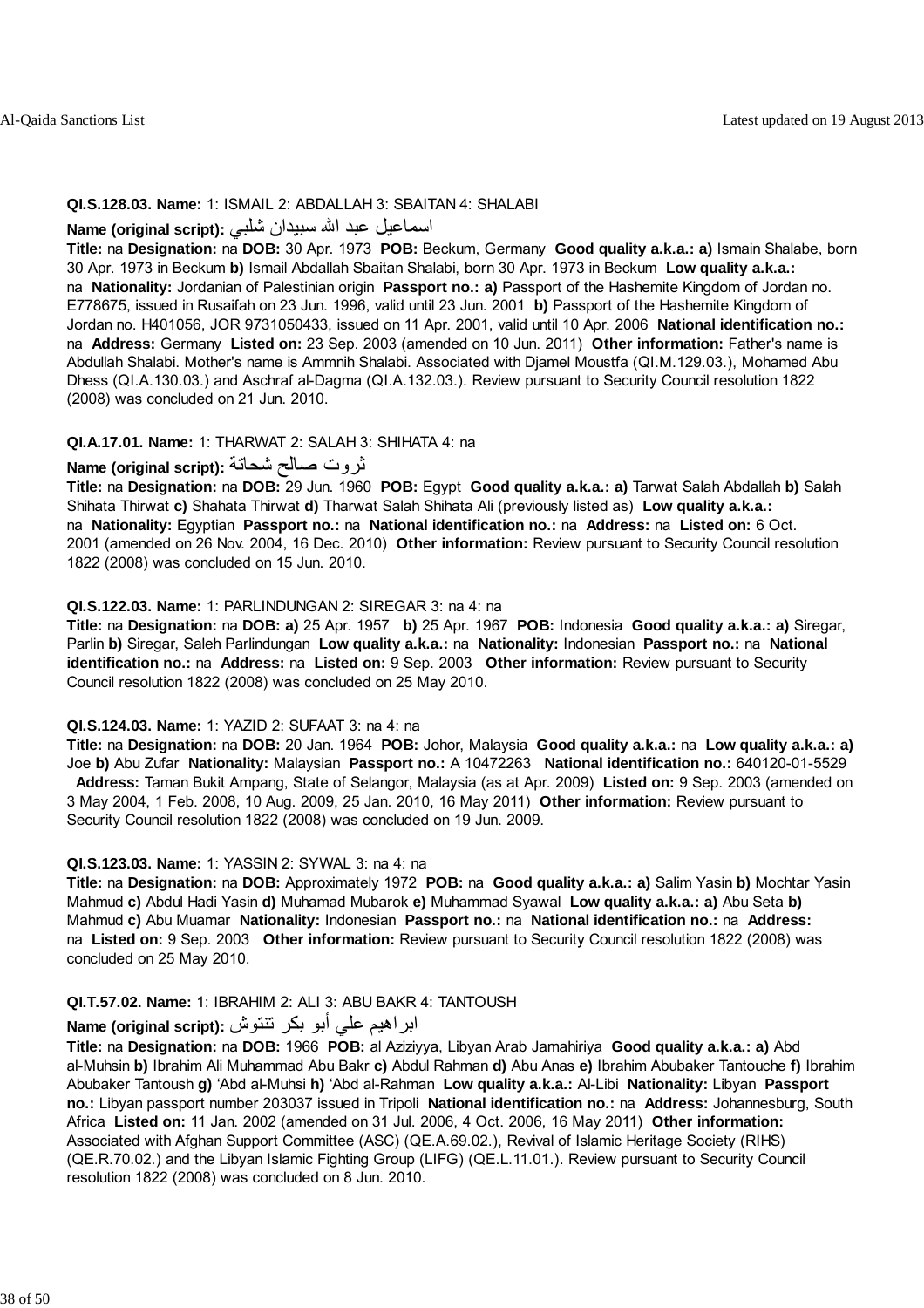**QI.S.128.03. Name:** 1: ISMAIL 2: ABDALLAH 3: SBAITAN 4: SHALABI

**Name (original script):** اسماعيل عبد الله سبيدان شلبي

**Title:** na **Designation:** na **DOB:** 30 Apr. 1973 **POB:** Beckum, Germany **Good quality a.k.a.: a)** Ismain Shalabe, born 30 Apr. 1973 in Beckum **b)** Ismail Abdallah Sbaitan Shalabi, born 30 Apr. 1973 in Beckum **Low quality a.k.a.:** na **Nationality:** Jordanian of Palestinian origin **Passport no.: a)** Passport of the Hashemite Kingdom of Jordan no. E778675, issued in Rusaifah on 23 Jun. 1996, valid until 23 Jun. 2001 **b)** Passport of the Hashemite Kingdom of Jordan no. H401056, JOR 9731050433, issued on 11 Apr. 2001, valid until 10 Apr. 2006 **National identification no.:** na **Address:** Germany **Listed on:** 23 Sep. 2003 (amended on 10 Jun. 2011) **Other information:** Father's name is Abdullah Shalabi. Mother's name is Ammnih Shalabi. Associated with Djamel Moustfa (QI.M.129.03.), Mohamed Abu Dhess (QI.A.130.03.) and Aschraf al-Dagma (QI.A.132.03.). Review pursuant to Security Council resolution 1822 (2008) was concluded on 21 Jun. 2010.

**QI.A.17.01. Name:** 1: THARWAT 2: SALAH 3: SHIHATA 4: na

**Name (original script):** ثروت صالح شحاتة

**Title:** na **Designation:** na **DOB:** 29 Jun. 1960 **POB:** Egypt **Good quality a.k.a.: a)** Tarwat Salah Abdallah **b)** Salah Shihata Thirwat **c)** Shahata Thirwat **d)** Tharwat Salah Shihata Ali (previously listed as) **Low quality a.k.a.:** na **Nationality:** Egyptian **Passport no.:** na **National identification no.:** na **Address:** na **Listed on:** 6 Oct. 2001 (amended on 26 Nov. 2004, 16 Dec. 2010) **Other information:** Review pursuant to Security Council resolution 1822 (2008) was concluded on 15 Jun. 2010.

**QI.S.122.03. Name:** 1: PARLINDUNGAN 2: SIREGAR 3: na 4: na

**Title:** na **Designation:** na **DOB: a)** 25 Apr. 1957 **b)** 25 Apr. 1967 **POB:** Indonesia **Good quality a.k.a.: a)** Siregar, Parlin **b)** Siregar, Saleh Parlindungan **Low quality a.k.a.:** na **Nationality:** Indonesian **Passport no.:** na **National identification no.:** na **Address:** na **Listed on:** 9 Sep. 2003 **Other information:** Review pursuant to Security Council resolution 1822 (2008) was concluded on 25 May 2010.

**QI.S.124.03. Name:** 1: YAZID 2: SUFAAT 3: na 4: na

**Title:** na **Designation:** na **DOB:** 20 Jan. 1964 **POB:** Johor, Malaysia **Good quality a.k.a.:** na **Low quality a.k.a.: a)** Joe **b)** Abu Zufar **Nationality:** Malaysian **Passport no.:** A 10472263 **National identification no.:** 640120-01-5529 **Address:** Taman Bukit Ampang, State of Selangor, Malaysia (as at Apr. 2009) **Listed on:** 9 Sep. 2003 (amended on 3 May 2004, 1 Feb. 2008, 10 Aug. 2009, 25 Jan. 2010, 16 May 2011) **Other information:** Review pursuant to Security Council resolution 1822 (2008) was concluded on 19 Jun. 2009.

**QI.S.123.03. Name:** 1: YASSIN 2: SYWAL 3: na 4: na

**Title:** na **Designation:** na **DOB:** Approximately 1972 **POB:** na **Good quality a.k.a.: a)** Salim Yasin **b)** Mochtar Yasin Mahmud **c)** Abdul Hadi Yasin **d)** Muhamad Mubarok **e)** Muhammad Syawal **Low quality a.k.a.: a)** Abu Seta **b)** Mahmud **c)** Abu Muamar **Nationality:** Indonesian **Passport no.:** na **National identification no.:** na **Address:** na **Listed on:** 9 Sep. 2003 **Other information:** Review pursuant to Security Council resolution 1822 (2008) was concluded on 25 May 2010.

**QI.T.57.02. Name:** 1: IBRAHIM 2: ALI 3: ABU BAKR 4: TANTOUSH

**Name (original script):** ابراهيم علي أبو بكر تنتوش

**Title:** na **Designation:** na **DOB:** 1966 **POB:** al Aziziyya, Libyan Arab Jamahiriya **Good quality a.k.a.: a)** Abd al-Muhsin **b)** Ibrahim Ali Muhammad Abu Bakr **c)** Abdul Rahman **d)** Abu Anas **e)** Ibrahim Abubaker Tantouche **f)** Ibrahim Abubaker Tantoush **g)** 'Abd al-Muhsi **h)** 'Abd al-Rahman **Low quality a.k.a.:** Al-Libi **Nationality:** Libyan **Passport no.:** Libyan passport number 203037 issued in Tripoli **National identification no.:** na **Address:** Johannesburg, South Africa **Listed on:** 11 Jan. 2002 (amended on 31 Jul. 2006, 4 Oct. 2006, 16 May 2011) **Other information:** Associated with Afghan Support Committee (ASC) (QE.A.69.02.), Revival of Islamic Heritage Society (RIHS) (QE.R.70.02.) and the Libyan Islamic Fighting Group (LIFG) (QE.L.11.01.). Review pursuant to Security Council resolution 1822 (2008) was concluded on 8 Jun. 2010.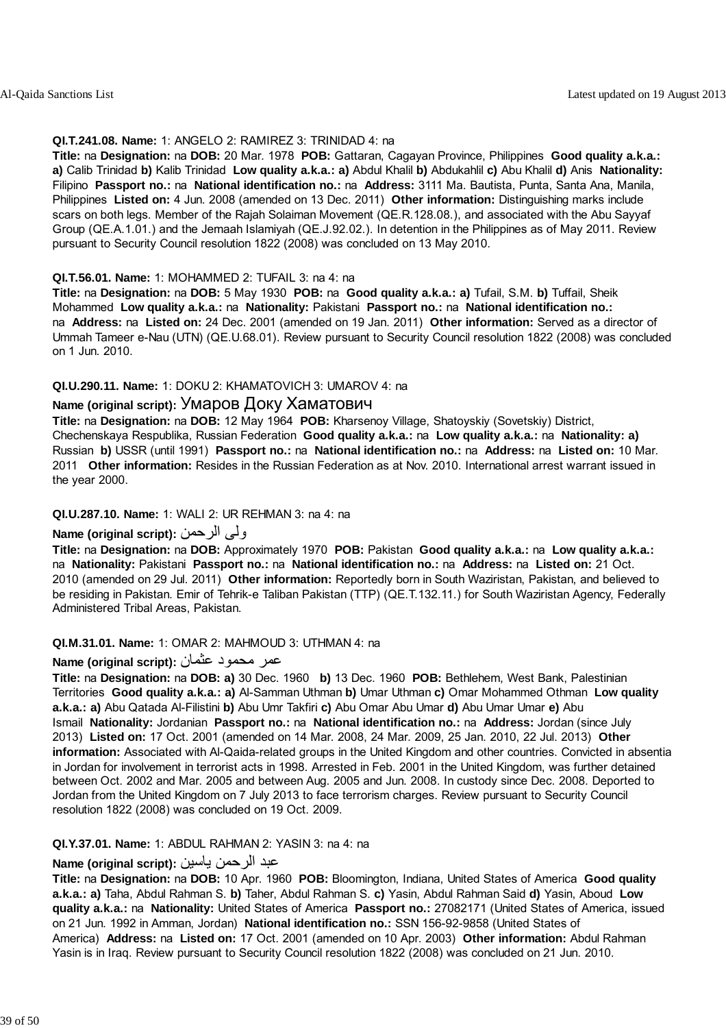**QI.T.241.08. Name:** 1: ANGELO 2: RAMIREZ 3: TRINIDAD 4: na
**Title:** na **Designation:** na **DOB:** 20 Mar. 1978 **POB:** Gattaran, Cagayan Province, Philippines **Good quality a.k.a.: a)** Calib Trinidad **b)** Kalib Trinidad **Low quality a.k.a.: a)** Abdul Khalil **b)** Abdukahlil **c)** Abu Khalil **d)** Anis **Nationality:** Filipino **Passport no.:** na **National identification no.:** na **Address:** 3111 Ma. Bautista, Punta, Santa Ana, Manila, Philippines **Listed on:** 4 Jun. 2008 (amended on 13 Dec. 2011) **Other information:** Distinguishing marks include scars on both legs. Member of the Rajah Solaiman Movement (QE.R.128.08.), and associated with the Abu Sayyaf Group (QE.A.1.01.) and the Jemaah Islamiyah (QE.J.92.02.). In detention in the Philippines as of May 2011. Review pursuant to Security Council resolution 1822 (2008) was concluded on 13 May 2010.

**QI.T.56.01. Name:** 1: MOHAMMED 2: TUFAIL 3: na 4: na
**Title:** na **Designation:** na **DOB:** 5 May 1930 **POB:** na **Good quality a.k.a.: a)** Tufail, S.M. **b)** Tuffail, Sheik Mohammed **Low quality a.k.a.:** na **Nationality:** Pakistani **Passport no.:** na **National identification no.:** na **Address:** na **Listed on:** 24 Dec. 2001 (amended on 19 Jan. 2011) **Other information:** Served as a director of Ummah Tameer e-Nau (UTN) (QE.U.68.01). Review pursuant to Security Council resolution 1822 (2008) was concluded on 1 Jun. 2010.

**QI.U.290.11. Name:** 1: DOKU 2: KHAMATOVICH 3: UMAROV 4: na
**Name (original script):** Умаров Доку Хаматович
**Title:** na **Designation:** na **DOB:** 12 May 1964 **POB:** Kharsenoy Village, Shatoyskiy (Sovetskiy) District, Chechenskaya Respublika, Russian Federation **Good quality a.k.a.:** na **Low quality a.k.a.:** na **Nationality: a)** Russian **b)** USSR (until 1991) **Passport no.:** na **National identification no.:** na **Address:** na **Listed on:** 10 Mar. 2011 **Other information:** Resides in the Russian Federation as at Nov. 2010. International arrest warrant issued in the year 2000.

**QI.U.287.10. Name:** 1: WALI 2: UR REHMAN 3: na 4: na
**Name (original script):** ولی الرحمن
**Title:** na **Designation:** na **DOB:** Approximately 1970 **POB:** Pakistan **Good quality a.k.a.:** na **Low quality a.k.a.:** na **Nationality:** Pakistani **Passport no.:** na **National identification no.:** na **Address:** na **Listed on:** 21 Oct. 2010 (amended on 29 Jul. 2011) **Other information:** Reportedly born in South Waziristan, Pakistan, and believed to be residing in Pakistan. Emir of Tehrik-e Taliban Pakistan (TTP) (QE.T.132.11.) for South Waziristan Agency, Federally Administered Tribal Areas, Pakistan.

**QI.M.31.01. Name:** 1: OMAR 2: MAHMOUD 3: UTHMAN 4: na
**Name (original script):** عمر محمود عثمان
**Title:** na **Designation:** na **DOB: a)** 30 Dec. 1960 **b)** 13 Dec. 1960 **POB:** Bethlehem, West Bank, Palestinian Territories **Good quality a.k.a.: a)** Al-Samman Uthman **b)** Umar Uthman **c)** Omar Mohammed Othman **Low quality a.k.a.: a)** Abu Qatada Al-Filistini **b)** Abu Umr Takfiri **c)** Abu Omar Abu Umar **d)** Abu Umar Umar **e)** Abu Ismail **Nationality:** Jordanian **Passport no.:** na **National identification no.:** na **Address:** Jordan (since July 2013) **Listed on:** 17 Oct. 2001 (amended on 14 Mar. 2008, 24 Mar. 2009, 25 Jan. 2010, 22 Jul. 2013) **Other information:** Associated with Al-Qaida-related groups in the United Kingdom and other countries. Convicted in absentia in Jordan for involvement in terrorist acts in 1998. Arrested in Feb. 2001 in the United Kingdom, was further detained between Oct. 2002 and Mar. 2005 and between Aug. 2005 and Jun. 2008. In custody since Dec. 2008. Deported to Jordan from the United Kingdom on 7 July 2013 to face terrorism charges. Review pursuant to Security Council resolution 1822 (2008) was concluded on 19 Oct. 2009.

**QI.Y.37.01. Name:** 1: ABDUL RAHMAN 2: YASIN 3: na 4: na
**Name (original script):** عبد الرحمن یاسین
**Title:** na **Designation:** na **DOB:** 10 Apr. 1960 **POB:** Bloomington, Indiana, United States of America **Good quality a.k.a.: a)** Taha, Abdul Rahman S. **b)** Taher, Abdul Rahman S. **c)** Yasin, Abdul Rahman Said **d)** Yasin, Aboud **Low quality a.k.a.:** na **Nationality:** United States of America **Passport no.:** 27082171 (United States of America, issued on 21 Jun. 1992 in Amman, Jordan) **National identification no.:** SSN 156-92-9858 (United States of America) **Address:** na **Listed on:** 17 Oct. 2001 (amended on 10 Apr. 2003) **Other information:** Abdul Rahman Yasin is in Iraq. Review pursuant to Security Council resolution 1822 (2008) was concluded on 21 Jun. 2010.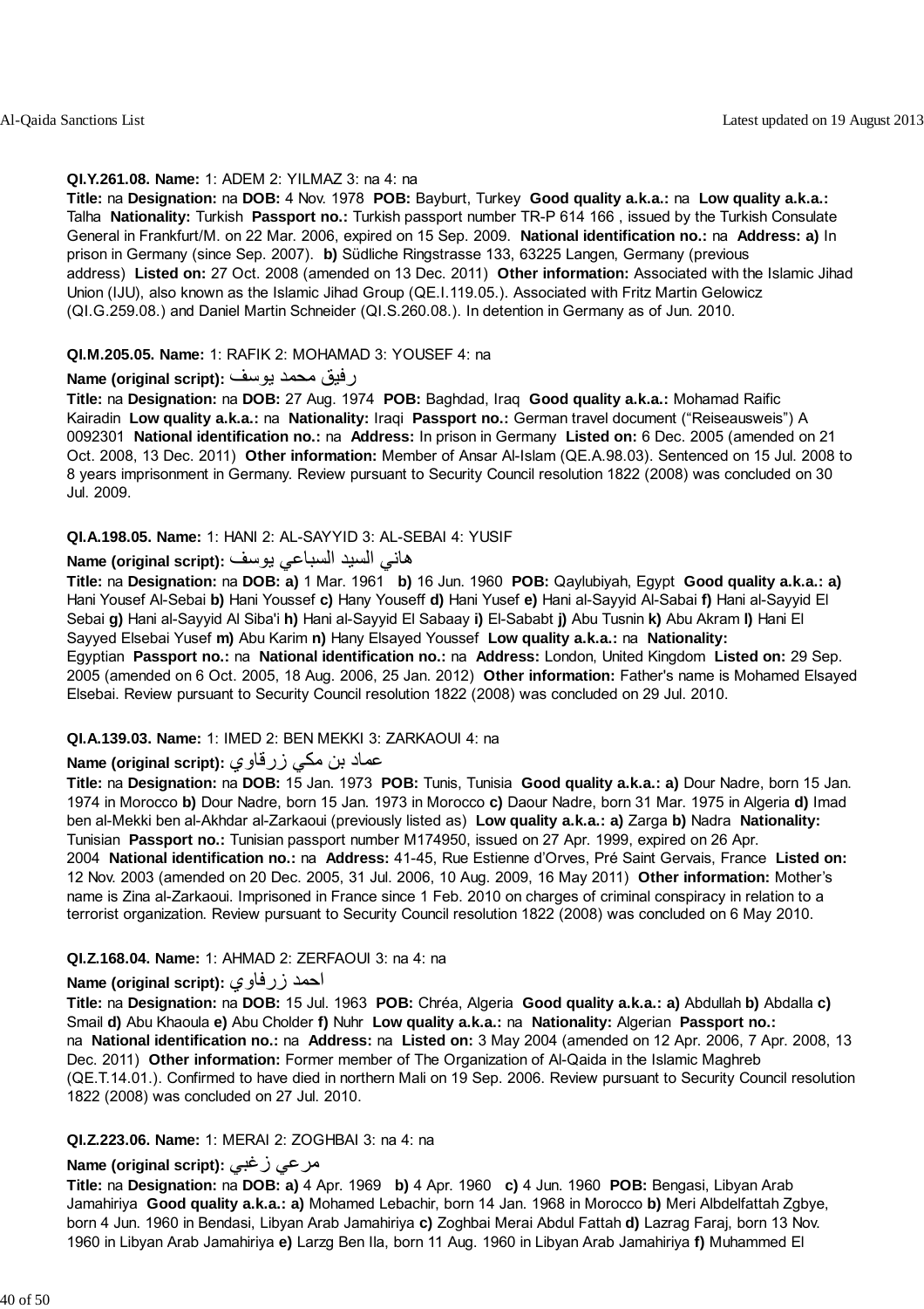**QI.Y.261.08. Name:** 1: ADEM 2: YILMAZ 3: na 4: na

**Title:** na **Designation:** na **DOB:** 4 Nov. 1978 **POB:** Bayburt, Turkey **Good quality a.k.a.:** na **Low quality a.k.a.:** Talha **Nationality:** Turkish **Passport no.:** Turkish passport number TR-P 614 166 , issued by the Turkish Consulate General in Frankfurt/M. on 22 Mar. 2006, expired on 15 Sep. 2009. **National identification no.:** na **Address: a)** In prison in Germany (since Sep. 2007). **b)** Südliche Ringstrasse 133, 63225 Langen, Germany (previous address) **Listed on:** 27 Oct. 2008 (amended on 13 Dec. 2011) **Other information:** Associated with the Islamic Jihad Union (IJU), also known as the Islamic Jihad Group (QE.I.119.05.). Associated with Fritz Martin Gelowicz (QI.G.259.08.) and Daniel Martin Schneider (QI.S.260.08.). In detention in Germany as of Jun. 2010.

**QI.M.205.05. Name:** 1: RAFIK 2: MOHAMAD 3: YOUSEF 4: na

**Name (original script):** رفيق محمد يوسف

**Title:** na **Designation:** na **DOB:** 27 Aug. 1974 **POB:** Baghdad, Iraq **Good quality a.k.a.:** Mohamad Raific Kairadin **Low quality a.k.a.:** na **Nationality:** Iraqi **Passport no.:** German travel document (“Reiseausweis”) A 0092301 **National identification no.:** na **Address:** In prison in Germany **Listed on:** 6 Dec. 2005 (amended on 21 Oct. 2008, 13 Dec. 2011) **Other information:** Member of Ansar Al-Islam (QE.A.98.03). Sentenced on 15 Jul. 2008 to 8 years imprisonment in Germany. Review pursuant to Security Council resolution 1822 (2008) was concluded on 30 Jul. 2009.

**QI.A.198.05. Name:** 1: HANI 2: AL-SAYYID 3: AL-SEBAI 4: YUSIF

**Name (original script):** هاني السيد السباعي يوسف

**Title:** na **Designation:** na **DOB: a)** 1 Mar. 1961 **b)** 16 Jun. 1960 **POB:** Qaylubiyah, Egypt **Good quality a.k.a.: a)** Hani Yousef Al-Sebai **b)** Hani Youssef **c)** Hany Youseff **d)** Hani Yusef **e)** Hani al-Sayyid Al-Sabai **f)** Hani al-Sayyid El Sebai **g)** Hani al-Sayyid Al Siba'i **h)** Hani al-Sayyid El Sabaay **i)** El-Sababt **j)** Abu Tusnin **k)** Abu Akram **l)** Hani El Sayyed Elsebai Yusef **m)** Abu Karim **n)** Hany Elsayed Youssef **Low quality a.k.a.:** na **Nationality:** Egyptian **Passport no.:** na **National identification no.:** na **Address:** London, United Kingdom **Listed on:** 29 Sep. 2005 (amended on 6 Oct. 2005, 18 Aug. 2006, 25 Jan. 2012) **Other information:** Father's name is Mohamed Elsayed Elsebai. Review pursuant to Security Council resolution 1822 (2008) was concluded on 29 Jul. 2010.

**QI.A.139.03. Name:** 1: IMED 2: BEN MEKKI 3: ZARKAOUI 4: na

**Name (original script):** عماد بن مكي زرقاوي

**Title:** na **Designation:** na **DOB:** 15 Jan. 1973 **POB:** Tunis, Tunisia **Good quality a.k.a.: a)** Dour Nadre, born 15 Jan. 1974 in Morocco **b)** Dour Nadre, born 15 Jan. 1973 in Morocco **c)** Daour Nadre, born 31 Mar. 1975 in Algeria **d)** Imad ben al-Mekki ben al-Akhdar al-Zarkaoui (previously listed as) **Low quality a.k.a.: a)** Zarga **b)** Nadra **Nationality:** Tunisian **Passport no.:** Tunisian passport number M174950, issued on 27 Apr. 1999, expired on 26 Apr. 2004 **National identification no.:** na **Address:** 41-45, Rue Estienne d’Orves, Pré Saint Gervais, France **Listed on:** 12 Nov. 2003 (amended on 20 Dec. 2005, 31 Jul. 2006, 10 Aug. 2009, 16 May 2011) **Other information:** Mother’s name is Zina al-Zarkaoui. Imprisoned in France since 1 Feb. 2010 on charges of criminal conspiracy in relation to a terrorist organization. Review pursuant to Security Council resolution 1822 (2008) was concluded on 6 May 2010.

**QI.Z.168.04. Name:** 1: AHMAD 2: ZERFAOUI 3: na 4: na

**Name (original script):** احمد زرفاوي

**Title:** na **Designation:** na **DOB:** 15 Jul. 1963 **POB:** Chréa, Algeria **Good quality a.k.a.: a)** Abdullah **b)** Abdalla **c)** Smail **d)** Abu Khaoula **e)** Abu Cholder **f)** Nuhr **Low quality a.k.a.:** na **Nationality:** Algerian **Passport no.:** na **National identification no.:** na **Address:** na **Listed on:** 3 May 2004 (amended on 12 Apr. 2006, 7 Apr. 2008, 13 Dec. 2011) **Other information:** Former member of The Organization of Al-Qaida in the Islamic Maghreb (QE.T.14.01.). Confirmed to have died in northern Mali on 19 Sep. 2006. Review pursuant to Security Council resolution 1822 (2008) was concluded on 27 Jul. 2010.

**QI.Z.223.06. Name:** 1: MERAI 2: ZOGHBAI 3: na 4: na

**Name (original script):** مرعي زغبي

**Title:** na **Designation:** na **DOB: a)** 4 Apr. 1969 **b)** 4 Apr. 1960 **c)** 4 Jun. 1960 **POB:** Bengasi, Libyan Arab Jamahiriya **Good quality a.k.a.: a)** Mohamed Lebachir, born 14 Jan. 1968 in Morocco **b)** Meri Albdelfattah Zgbye, born 4 Jun. 1960 in Bendasi, Libyan Arab Jamahiriya **c)** Zoghbai Merai Abdul Fattah **d)** Lazrag Faraj, born 13 Nov. 1960 in Libyan Arab Jamahiriya **e)** Larzg Ben Ila, born 11 Aug. 1960 in Libyan Arab Jamahiriya **f)** Muhammed El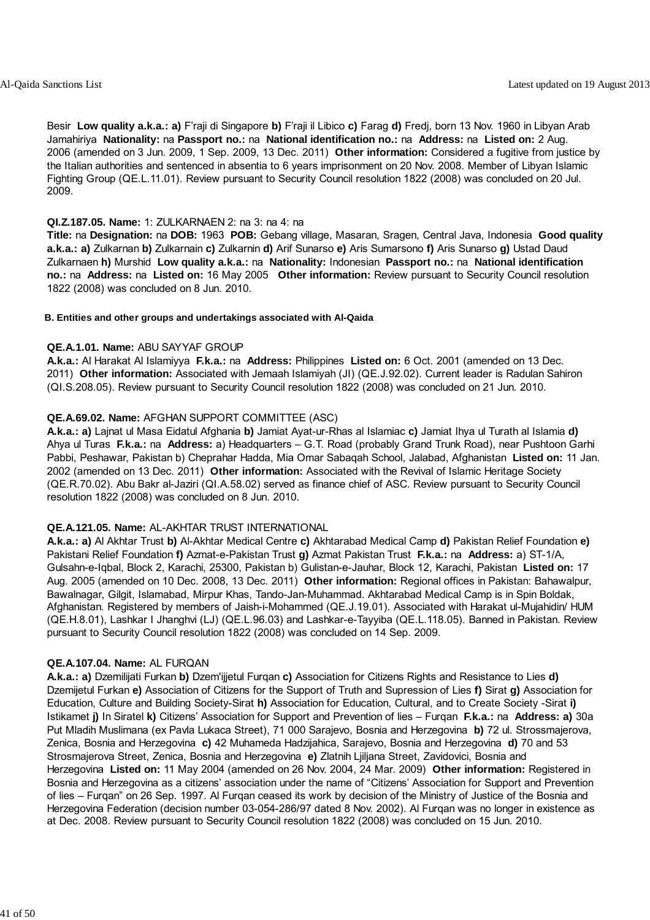Besir **Low quality a.k.a.: a)** F'raji di Singapore **b)** F'raji il Libico **c)** Farag **d)** Fredj, born 13 Nov. 1960 in Libyan Arab Jamahiriya **Nationality:** na **Passport no.:** na **National identification no.:** na **Address:** na **Listed on:** 2 Aug. 2006 (amended on 3 Jun. 2009, 1 Sep. 2009, 13 Dec. 2011) **Other information:** Considered a fugitive from justice by the Italian authorities and sentenced in absentia to 6 years imprisonment on 20 Nov. 2008. Member of Libyan Islamic Fighting Group (QE.L.11.01). Review pursuant to Security Council resolution 1822 (2008) was concluded on 20 Jul. 2009.

**QI.Z.187.05. Name:** 1: ZULKARNAEN 2: na 3: na 4: na
**Title:** na **Designation:** na **DOB:** 1963 **POB:** Gebang village, Masaran, Sragen, Central Java, Indonesia **Good quality a.k.a.: a)** Zulkarnan **b)** Zulkarnain **c)** Zulkarnin **d)** Arif Sunarso **e)** Aris Sumarsono **f)** Aris Sunarso **g)** Ustad Daud Zulkarnaen **h)** Murshid **Low quality a.k.a.:** na **Nationality:** Indonesian **Passport no.:** na **National identification no.:** na **Address:** na **Listed on:** 16 May 2005 **Other information:** Review pursuant to Security Council resolution 1822 (2008) was concluded on 8 Jun. 2010.

## B. Entities and other groups and undertakings associated with Al-Qaida

**QE.A.1.01. Name:** ABU SAYYAF GROUP
**A.k.a.:** Al Harakat Al Islamiyya **F.k.a.:** na **Address:** Philippines **Listed on:** 6 Oct. 2001 (amended on 13 Dec. 2011) **Other information:** Associated with Jemaah Islamiyah (JI) (QE.J.92.02). Current leader is Radulan Sahiron (QI.S.208.05). Review pursuant to Security Council resolution 1822 (2008) was concluded on 21 Jun. 2010.

**QE.A.69.02. Name:** AFGHAN SUPPORT COMMITTEE (ASC)
**A.k.a.: a)** Lajnat ul Masa Eidatul Afghania **b)** Jamiat Ayat-ur-Rhas al Islamiac **c)** Jamiat Ihya ul Turath al Islamia **d)** Ahya ul Turas **F.k.a.:** na **Address:** a) Headquarters – G.T. Road (probably Grand Trunk Road), near Pushtoon Garhi Pabbi, Peshawar, Pakistan b) Cheprahar Hadda, Mia Omar Sabaqah School, Jalabad, Afghanistan **Listed on:** 11 Jan. 2002 (amended on 13 Dec. 2011) **Other information:** Associated with the Revival of Islamic Heritage Society (QE.R.70.02). Abu Bakr al-Jaziri (QI.A.58.02) served as finance chief of ASC. Review pursuant to Security Council resolution 1822 (2008) was concluded on 8 Jun. 2010.

**QE.A.121.05. Name:** AL-AKHTAR TRUST INTERNATIONAL
**A.k.a.: a)** Al Akhtar Trust **b)** Al-Akhtar Medical Centre **c)** Akhtarabad Medical Camp **d)** Pakistan Relief Foundation **e)** Pakistani Relief Foundation **f)** Azmat-e-Pakistan Trust **g)** Azmat Pakistan Trust **F.k.a.:** na **Address:** a) ST-1/A, Gulsahn-e-Iqbal, Block 2, Karachi, 25300, Pakistan b) Gulistan-e-Jauhar, Block 12, Karachi, Pakistan **Listed on:** 17 Aug. 2005 (amended on 10 Dec. 2008, 13 Dec. 2011) **Other information:** Regional offices in Pakistan: Bahawalpur, Bawalnagar, Gilgit, Islamabad, Mirpur Khas, Tando-Jan-Muhammad. Akhtarabad Medical Camp is in Spin Boldak, Afghanistan. Registered by members of Jaish-i-Mohammed (QE.J.19.01). Associated with Harakat ul-Mujahidin/ HUM (QE.H.8.01), Lashkar I Jhanghvi (LJ) (QE.L.96.03) and Lashkar-e-Tayyiba (QE.L.118.05). Banned in Pakistan. Review pursuant to Security Council resolution 1822 (2008) was concluded on 14 Sep. 2009.

**QE.A.107.04. Name:** AL FURQAN
**A.k.a.: a)** Dzemilijati Furkan **b)** Dzem'ijjetul Furqan **c)** Association for Citizens Rights and Resistance to Lies **d)** Dzemijetul Furkan **e)** Association of Citizens for the Support of Truth and Supression of Lies **f)** Sirat **g)** Association for Education, Culture and Building Society-Sirat **h)** Association for Education, Cultural, and to Create Society -Sirat **i)** Istikamet **j)** In Siratel **k)** Citizens' Association for Support and Prevention of lies – Furqan **F.k.a.:** na **Address: a)** 30a Put Mladih Muslimana (ex Pavla Lukaca Street), 71 000 Sarajevo, Bosnia and Herzegovina **b)** 72 ul. Strossmajerova, Zenica, Bosnia and Herzegovina **c)** 42 Muhameda Hadzijahica, Sarajevo, Bosnia and Herzegovina **d)** 70 and 53 Strosmajerova Street, Zenica, Bosnia and Herzegovina **e)** Zlatnih Ljiljana Street, Zavidovici, Bosnia and Herzegovina **Listed on:** 11 May 2004 (amended on 26 Nov. 2004, 24 Mar. 2009) **Other information:** Registered in Bosnia and Herzegovina as a citizens' association under the name of "Citizens' Association for Support and Prevention of lies – Furqan" on 26 Sep. 1997. Al Furqan ceased its work by decision of the Ministry of Justice of the Bosnia and Herzegovina Federation (decision number 03-054-286/97 dated 8 Nov. 2002). Al Furqan was no longer in existence as at Dec. 2008. Review pursuant to Security Council resolution 1822 (2008) was concluded on 15 Jun. 2010.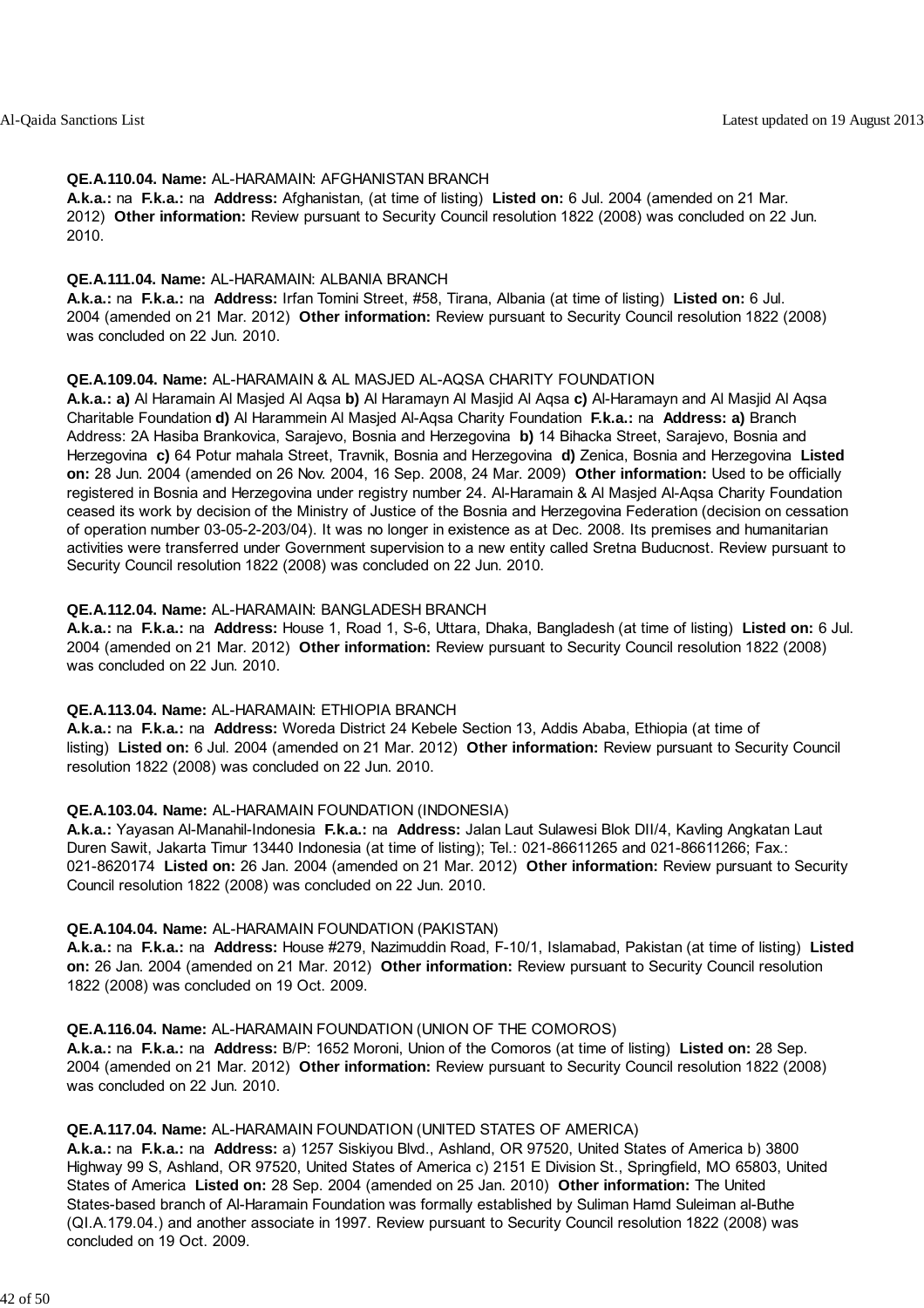**QE.A.110.04. Name:** AL-HARAMAIN: AFGHANISTAN BRANCH
**A.k.a.:** na **F.k.a.:** na **Address:** Afghanistan, (at time of listing) **Listed on:** 6 Jul. 2004 (amended on 21 Mar. 2012) **Other information:** Review pursuant to Security Council resolution 1822 (2008) was concluded on 22 Jun. 2010.

**QE.A.111.04. Name:** AL-HARAMAIN: ALBANIA BRANCH
**A.k.a.:** na **F.k.a.:** na **Address:** Irfan Tomini Street, #58, Tirana, Albania (at time of listing) **Listed on:** 6 Jul. 2004 (amended on 21 Mar. 2012) **Other information:** Review pursuant to Security Council resolution 1822 (2008) was concluded on 22 Jun. 2010.

**QE.A.109.04. Name:** AL-HARAMAIN & AL MASJED AL-AQSA CHARITY FOUNDATION
**A.k.a.: a)** Al Haramain Al Masjid Al Aqsa **b)** Al Haramayn Al Masjid Al Aqsa **c)** Al-Haramayn and Al Masjid Al Aqsa Charitable Foundation **d)** Al Harammein Al Masjed Al-Aqsa Charity Foundation **F.k.a.:** na **Address: a)** Branch Address: 2A Hasiba Brankovica, Sarajevo, Bosnia and Herzegovina **b)** 14 Bihacka Street, Sarajevo, Bosnia and Herzegovina **c)** 64 Potur mahala Street, Travnik, Bosnia and Herzegovina **d)** Zenica, Bosnia and Herzegovina **Listed on:** 28 Jun. 2004 (amended on 26 Nov. 2004, 16 Sep. 2008, 24 Mar. 2009) **Other information:** Used to be officially registered in Bosnia and Herzegovina under registry number 24. Al-Haramain & Al Masjed Al-Aqsa Charity Foundation ceased its work by decision of the Ministry of Justice of the Bosnia and Herzegovina Federation (decision on cessation of operation number 03-05-2-203/04). It was no longer in existence as at Dec. 2008. Its premises and humanitarian activities were transferred under Government supervision to a new entity called Sretna Buducnost. Review pursuant to Security Council resolution 1822 (2008) was concluded on 22 Jun. 2010.

**QE.A.112.04. Name:** AL-HARAMAIN: BANGLADESH BRANCH
**A.k.a.:** na **F.k.a.:** na **Address:** House 1, Road 1, S-6, Uttara, Dhaka, Bangladesh (at time of listing) **Listed on:** 6 Jul. 2004 (amended on 21 Mar. 2012) **Other information:** Review pursuant to Security Council resolution 1822 (2008) was concluded on 22 Jun. 2010.

**QE.A.113.04. Name:** AL-HARAMAIN: ETHIOPIA BRANCH
**A.k.a.:** na **F.k.a.:** na **Address:** Woreda District 24 Kebele Section 13, Addis Ababa, Ethiopia (at time of listing) **Listed on:** 6 Jul. 2004 (amended on 21 Mar. 2012) **Other information:** Review pursuant to Security Council resolution 1822 (2008) was concluded on 22 Jun. 2010.

**QE.A.103.04. Name:** AL-HARAMAIN FOUNDATION (INDONESIA)
**A.k.a.:** Yayasan Al-Manahil-Indonesia **F.k.a.:** na **Address:** Jalan Laut Sulawesi Blok DII/4, Kavling Angkatan Laut Duren Sawit, Jakarta Timur 13440 Indonesia (at time of listing); Tel.: 021-86611265 and 021-86611266; Fax.: 021-8620174 **Listed on:** 26 Jan. 2004 (amended on 21 Mar. 2012) **Other information:** Review pursuant to Security Council resolution 1822 (2008) was concluded on 22 Jun. 2010.

**QE.A.104.04. Name:** AL-HARAMAIN FOUNDATION (PAKISTAN)
**A.k.a.:** na **F.k.a.:** na **Address:** House #279, Nazimuddin Road, F-10/1, Islamabad, Pakistan (at time of listing) **Listed on:** 26 Jan. 2004 (amended on 21 Mar. 2012) **Other information:** Review pursuant to Security Council resolution 1822 (2008) was concluded on 19 Oct. 2009.

**QE.A.116.04. Name:** AL-HARAMAIN FOUNDATION (UNION OF THE COMOROS)
**A.k.a.:** na **F.k.a.:** na **Address:** B/P: 1652 Moroni, Union of the Comoros (at time of listing) **Listed on:** 28 Sep. 2004 (amended on 21 Mar. 2012) **Other information:** Review pursuant to Security Council resolution 1822 (2008) was concluded on 22 Jun. 2010.

**QE.A.117.04. Name:** AL-HARAMAIN FOUNDATION (UNITED STATES OF AMERICA)
**A.k.a.:** na **F.k.a.:** na **Address:** a) 1257 Siskiyou Blvd., Ashland, OR 97520, United States of America b) 3800 Highway 99 S, Ashland, OR 97520, United States of America c) 2151 E Division St., Springfield, MO 65803, United States of America **Listed on:** 28 Sep. 2004 (amended on 25 Jan. 2010) **Other information:** The United States-based branch of Al-Haramain Foundation was formally established by Suliman Hamd Suleiman al-Buthe (QI.A.179.04.) and another associate in 1997. Review pursuant to Security Council resolution 1822 (2008) was concluded on 19 Oct. 2009.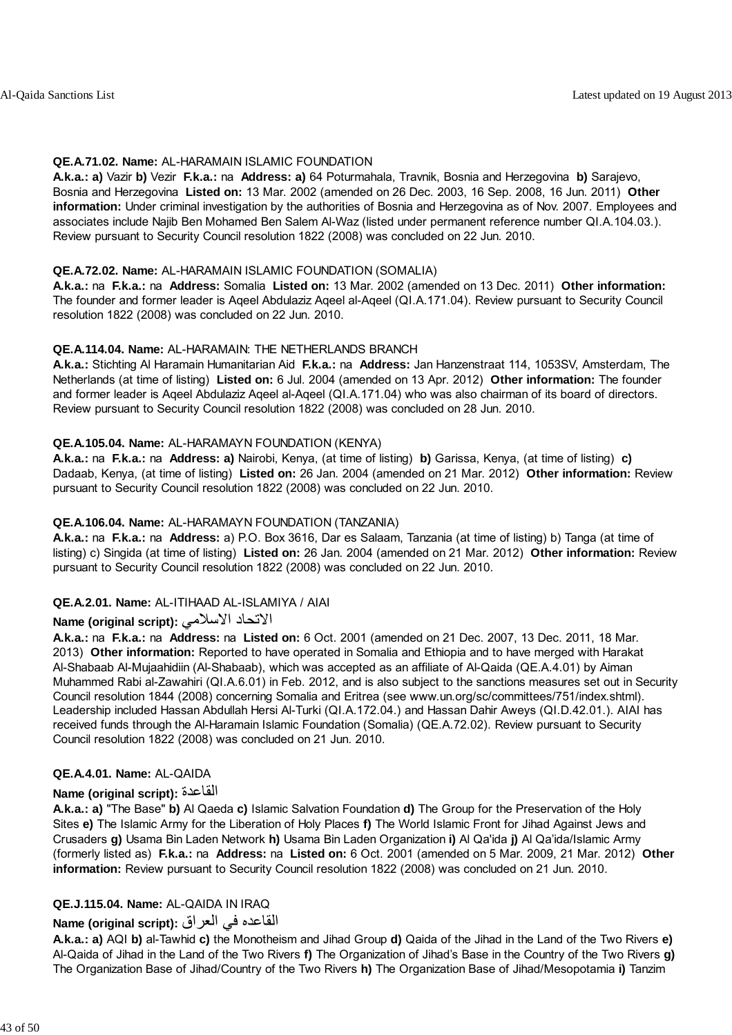**QE.A.71.02. Name:** AL-HARAMAIN ISLAMIC FOUNDATION
**A.k.a.: a)** Vazir **b)** Vezir **F.k.a.:** na **Address: a)** 64 Poturmahala, Travnik, Bosnia and Herzegovina **b)** Sarajevo, Bosnia and Herzegovina **Listed on:** 13 Mar. 2002 (amended on 26 Dec. 2003, 16 Sep. 2008, 16 Jun. 2011) **Other information:** Under criminal investigation by the authorities of Bosnia and Herzegovina as of Nov. 2007. Employees and associates include Najib Ben Mohamed Ben Salem Al-Waz (listed under permanent reference number QI.A.104.03.). Review pursuant to Security Council resolution 1822 (2008) was concluded on 22 Jun. 2010.

**QE.A.72.02. Name:** AL-HARAMAIN ISLAMIC FOUNDATION (SOMALIA)
**A.k.a.:** na **F.k.a.:** na **Address:** Somalia **Listed on:** 13 Mar. 2002 (amended on 13 Dec. 2011) **Other information:** The founder and former leader is Aqeel Abdulaziz Aqeel al-Aqeel (QI.A.171.04). Review pursuant to Security Council resolution 1822 (2008) was concluded on 22 Jun. 2010.

**QE.A.114.04. Name:** AL-HARAMAIN: THE NETHERLANDS BRANCH
**A.k.a.:** Stichting Al Haramain Humanitarian Aid **F.k.a.:** na **Address:** Jan Hanzenstraat 114, 1053SV, Amsterdam, The Netherlands (at time of listing) **Listed on:** 6 Jul. 2004 (amended on 13 Apr. 2012) **Other information:** The founder and former leader is Aqeel Abdulaziz Aqeel al-Aqeel (QI.A.171.04) who was also chairman of its board of directors. Review pursuant to Security Council resolution 1822 (2008) was concluded on 28 Jun. 2010.

**QE.A.105.04. Name:** AL-HARAMAYN FOUNDATION (KENYA)
**A.k.a.:** na **F.k.a.:** na **Address: a)** Nairobi, Kenya, (at time of listing) **b)** Garissa, Kenya, (at time of listing) **c)** Dadaab, Kenya, (at time of listing) **Listed on:** 26 Jan. 2004 (amended on 21 Mar. 2012) **Other information:** Review pursuant to Security Council resolution 1822 (2008) was concluded on 22 Jun. 2010.

**QE.A.106.04. Name:** AL-HARAMAYN FOUNDATION (TANZANIA)
**A.k.a.:** na **F.k.a.:** na **Address:** a) P.O. Box 3616, Dar es Salaam, Tanzania (at time of listing) b) Tanga (at time of listing) c) Singida (at time of listing) **Listed on:** 26 Jan. 2004 (amended on 21 Mar. 2012) **Other information:** Review pursuant to Security Council resolution 1822 (2008) was concluded on 22 Jun. 2010.

**QE.A.2.01. Name:** AL-ITIHAAD AL-ISLAMIYA / AIAI
**Name (original script):** الاتحاد الاسلامي
**A.k.a.:** na **F.k.a.:** na **Address:** na **Listed on:** 6 Oct. 2001 (amended on 21 Dec. 2007, 13 Dec. 2011, 18 Mar. 2013) **Other information:** Reported to have operated in Somalia and Ethiopia and to have merged with Harakat Al-Shabaab Al-Mujaahidiin (Al-Shabaab), which was accepted as an affiliate of Al-Qaida (QE.A.4.01) by Aiman Muhammed Rabi al-Zawahiri (QI.A.6.01) in Feb. 2012, and is also subject to the sanctions measures set out in Security Council resolution 1844 (2008) concerning Somalia and Eritrea (see www.un.org/sc/committees/751/index.shtml). Leadership included Hassan Abdullah Hersi Al-Turki (QI.A.172.04.) and Hassan Dahir Aweys (QI.D.42.01.). AIAI has received funds through the Al-Haramain Islamic Foundation (Somalia) (QE.A.72.02). Review pursuant to Security Council resolution 1822 (2008) was concluded on 21 Jun. 2010.

**QE.A.4.01. Name:** AL-QAIDA
**Name (original script):** القاعدة
**A.k.a.: a)** "The Base" **b)** Al Qaeda **c)** Islamic Salvation Foundation **d)** The Group for the Preservation of the Holy Sites **e)** The Islamic Army for the Liberation of Holy Places **f)** The World Islamic Front for Jihad Against Jews and Crusaders **g)** Usama Bin Laden Network **h)** Usama Bin Laden Organization **i)** Al Qa'ida **j)** Al Qa'ida/Islamic Army (formerly listed as) **F.k.a.:** na **Address:** na **Listed on:** 6 Oct. 2001 (amended on 5 Mar. 2009, 21 Mar. 2012) **Other information:** Review pursuant to Security Council resolution 1822 (2008) was concluded on 21 Jun. 2010.

**QE.J.115.04. Name:** AL-QAIDA IN IRAQ
**Name (original script):** القاعده في العراق
**A.k.a.: a)** AQI **b)** al-Tawhid **c)** the Monotheism and Jihad Group **d)** Qaida of the Jihad in the Land of the Two Rivers **e)** Al-Qaida of Jihad in the Land of the Two Rivers **f)** The Organization of Jihad's Base in the Country of the Two Rivers **g)** The Organization Base of Jihad/Country of the Two Rivers **h)** The Organization Base of Jihad/Mesopotamia **i)** Tanzim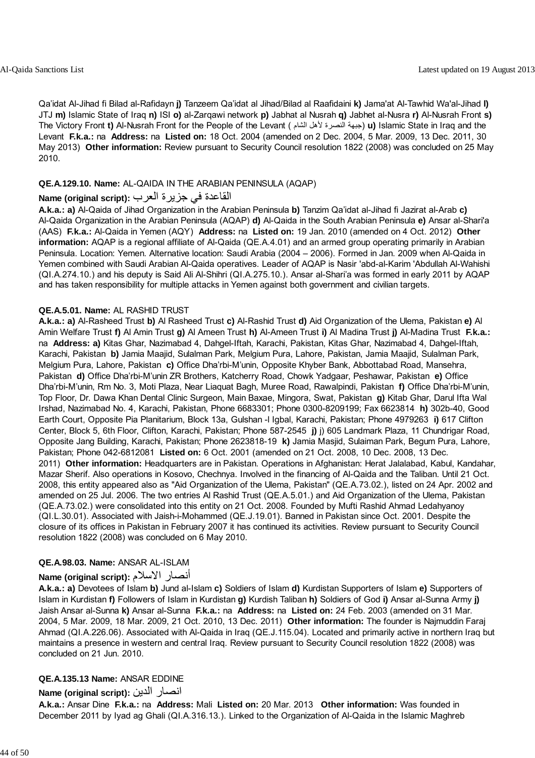Qa'idat Al-Jihad fi Bilad al-Rafidayn **j)** Tanzeem Qa'idat al Jihad/Bilad al Raafidaini **k)** Jama'at Al-Tawhid Wa'al-Jihad **l)** JTJ **m)** Islamic State of Iraq **n)** ISI **o)** al-Zarqawi network **p)** Jabhat al Nusrah **q)** Jabhet al-Nusra **r)** Al-Nusrah Front **s)** The Victory Front **t)** Al-Nusrah Front for the People of the Levant (جبهة النصرة لأهل الشام) **u)** Islamic State in Iraq and the Levant **F.k.a.:** na **Address:** na **Listed on:** 18 Oct. 2004 (amended on 2 Dec. 2004, 5 Mar. 2009, 13 Dec. 2011, 30 May 2013) **Other information:** Review pursuant to Security Council resolution 1822 (2008) was concluded on 25 May 2010.

**QE.A.129.10. Name:** AL-QAIDA IN THE ARABIAN PENINSULA (AQAP)

**Name (original script):** القاعدة في جزيرة العرب

**A.k.a.: a)** Al-Qaida of Jihad Organization in the Arabian Peninsula **b)** Tanzim Qa'idat al-Jihad fi Jazirat al-Arab **c)** Al-Qaida Organization in the Arabian Peninsula (AQAP) **d)** Al-Qaida in the South Arabian Peninsula **e)** Ansar al-Shari'a (AAS) **F.k.a.:** Al-Qaida in Yemen (AQY) **Address:** na **Listed on:** 19 Jan. 2010 (amended on 4 Oct. 2012) **Other information:** AQAP is a regional affiliate of Al-Qaida (QE.A.4.01) and an armed group operating primarily in Arabian Peninsula. Location: Yemen. Alternative location: Saudi Arabia (2004 – 2006). Formed in Jan. 2009 when Al-Qaida in Yemen combined with Saudi Arabian Al-Qaida operatives. Leader of AQAP is Nasir 'abd-al-Karim 'Abdullah Al-Wahishi (QI.A.274.10.) and his deputy is Said Ali Al-Shihri (QI.A.275.10.). Ansar al-Shari'a was formed in early 2011 by AQAP and has taken responsibility for multiple attacks in Yemen against both government and civilian targets.

**QE.A.5.01. Name:** AL RASHID TRUST

**A.k.a.: a)** Al-Rasheed Trust **b)** Al Rasheed Trust **c)** Al-Rashid Trust **d)** Aid Organization of the Ulema, Pakistan **e)** Al Amin Welfare Trust **f)** Al Amin Trust **g)** Al Ameen Trust **h)** Al-Ameen Trust **i)** Al Madina Trust **j)** Al-Madina Trust **F.k.a.:** na **Address: a)** Kitas Ghar, Nazimabad 4, Dahgel-Iftah, Karachi, Pakistan, Kitas Ghar, Nazimabad 4, Dahgel-Iftah, Karachi, Pakistan **b)** Jamia Maajid, Sulalman Park, Melgium Pura, Lahore, Pakistan, Jamia Maajid, Sulalman Park, Melgium Pura, Lahore, Pakistan **c)** Office Dha'rbi-M'unin, Opposite Khyber Bank, Abbottabad Road, Mansehra, Pakistan **d)** Office Dha'rbi-M'unin ZR Brothers, Katcherry Road, Chowk Yadgaar, Peshawar, Pakistan **e)** Office Dha'rbi-M'unin, Rm No. 3, Moti Plaza, Near Liaquat Bagh, Muree Road, Rawalpindi, Pakistan **f)** Office Dha'rbi-M'unin, Top Floor, Dr. Dawa Khan Dental Clinic Surgeon, Main Baxae, Mingora, Swat, Pakistan **g)** Kitab Ghar, Darul Ifta Wal Irshad, Nazimabad No. 4, Karachi, Pakistan, Phone 6683301; Phone 0300-8209199; Fax 6623814 **h)** 302b-40, Good Earth Court, Opposite Pia Planitarium, Block 13a, Gulshan -I Igbal, Karachi, Pakistan; Phone 4979263 **i)** 617 Clifton Center, Block 5, 6th Floor, Clifton, Karachi, Pakistan; Phone 587-2545 **j)** j) 605 Landmark Plaza, 11 Chundrigar Road, Opposite Jang Building, Karachi, Pakistan; Phone 2623818-19 **k)** Jamia Masjid, Sulaiman Park, Begum Pura, Lahore, Pakistan; Phone 042-6812081 **Listed on:** 6 Oct. 2001 (amended on 21 Oct. 2008, 10 Dec. 2008, 13 Dec. 2011) **Other information:** Headquarters are in Pakistan. Operations in Afghanistan: Herat Jalalabad, Kabul, Kandahar, Mazar Sherif. Also operations in Kosovo, Chechnya. Involved in the financing of Al-Qaida and the Taliban. Until 21 Oct. 2008, this entity appeared also as "Aid Organization of the Ulema, Pakistan" (QE.A.73.02.), listed on 24 Apr. 2002 and amended on 25 Jul. 2006. The two entries Al Rashid Trust (QE.A.5.01.) and Aid Organization of the Ulema, Pakistan (QE.A.73.02.) were consolidated into this entity on 21 Oct. 2008. Founded by Mufti Rashid Ahmad Ledahyanoy (QI.L.30.01). Associated with Jaish-i-Mohammed (QE.J.19.01). Banned in Pakistan since Oct. 2001. Despite the closure of its offices in Pakistan in February 2007 it has continued its activities. Review pursuant to Security Council resolution 1822 (2008) was concluded on 6 May 2010.

**QE.A.98.03. Name:** ANSAR AL-ISLAM

**Name (original script):** أنصار الاسلام

**A.k.a.: a)** Devotees of Islam **b)** Jund al-Islam **c)** Soldiers of Islam **d)** Kurdistan Supporters of Islam **e)** Supporters of Islam in Kurdistan **f)** Followers of Islam in Kurdistan **g)** Kurdish Taliban **h)** Soldiers of God **i)** Ansar al-Sunna Army **j)** Jaish Ansar al-Sunna **k)** Ansar al-Sunna **F.k.a.:** na **Address:** na **Listed on:** 24 Feb. 2003 (amended on 31 Mar. 2004, 5 Mar. 2009, 18 Mar. 2009, 21 Oct. 2010, 13 Dec. 2011) **Other information:** The founder is Najmuddin Faraj Ahmad (QI.A.226.06). Associated with Al-Qaida in Iraq (QE.J.115.04). Located and primarily active in northern Iraq but maintains a presence in western and central Iraq. Review pursuant to Security Council resolution 1822 (2008) was concluded on 21 Jun. 2010.

**QE.A.135.13 Name:** ANSAR EDDINE

**Name (original script):** انصار الدين

**A.k.a.:** Ansar Dine **F.k.a.:** na **Address:** Mali **Listed on:** 20 Mar. 2013 **Other information:** Was founded in December 2011 by Iyad ag Ghali (QI.A.316.13.). Linked to the Organization of Al-Qaida in the Islamic Maghreb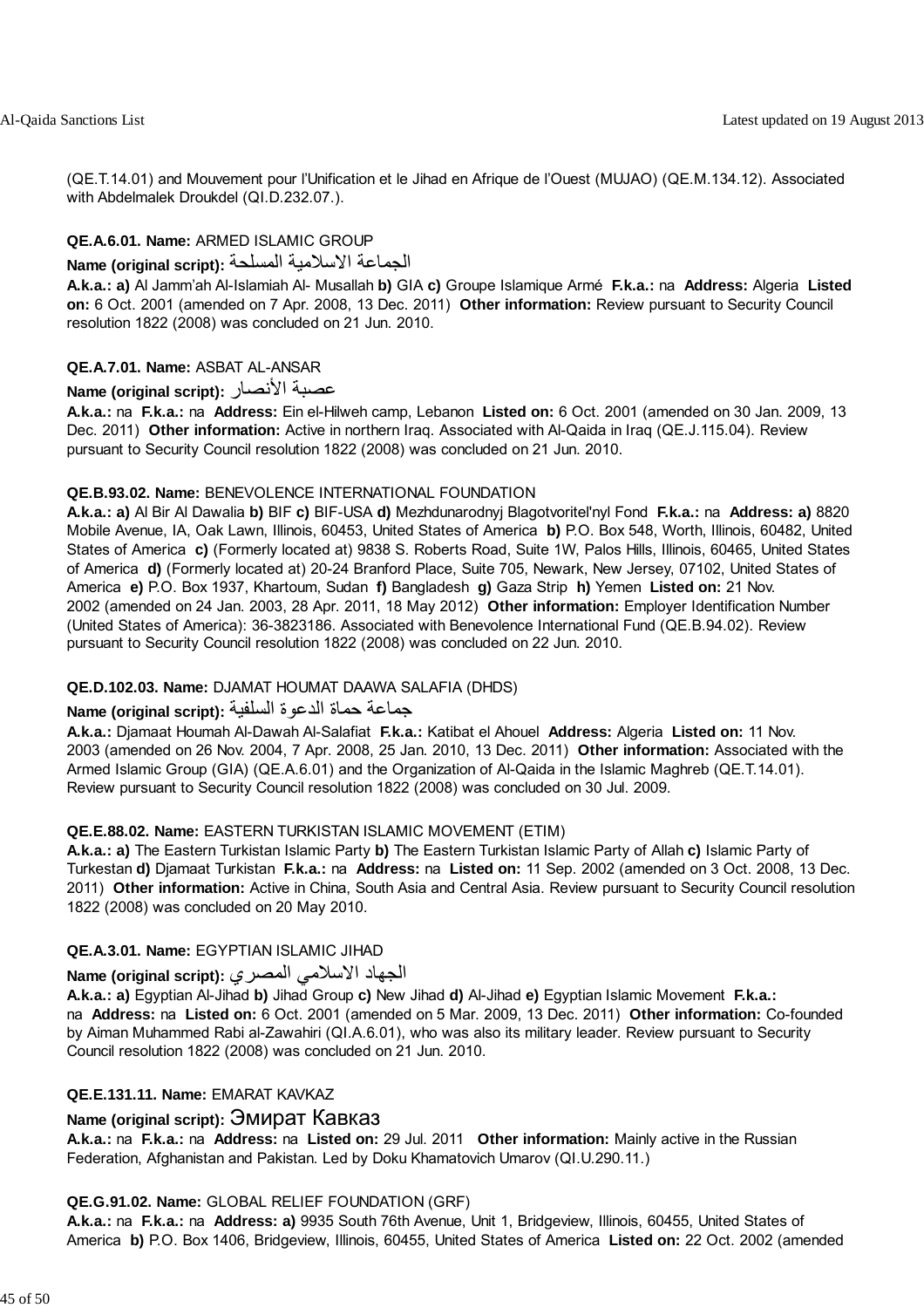(QE.T.14.01) and Mouvement pour l'Unification et le Jihad en Afrique de l'Ouest (MUJAO) (QE.M.134.12). Associated with Abdelmalek Droukdel (QI.D.232.07.).

**QE.A.6.01. Name:** ARMED ISLAMIC GROUP
**Name (original script):** الجماعة الاسلامية المسلحة
**A.k.a.: a)** Al Jamm'ah Al-Islamiah Al- Musallah **b)** GIA **c)** Groupe Islamique Armé **F.k.a.:** na **Address:** Algeria **Listed on:** 6 Oct. 2001 (amended on 7 Apr. 2008, 13 Dec. 2011) **Other information:** Review pursuant to Security Council resolution 1822 (2008) was concluded on 21 Jun. 2010.

**QE.A.7.01. Name:** ASBAT AL-ANSAR
**Name (original script):** عصبة الأنصار
**A.k.a.:** na **F.k.a.:** na **Address:** Ein el-Hilweh camp, Lebanon **Listed on:** 6 Oct. 2001 (amended on 30 Jan. 2009, 13 Dec. 2011) **Other information:** Active in northern Iraq. Associated with Al-Qaida in Iraq (QE.J.115.04). Review pursuant to Security Council resolution 1822 (2008) was concluded on 21 Jun. 2010.

**QE.B.93.02. Name:** BENEVOLENCE INTERNATIONAL FOUNDATION
**A.k.a.: a)** Al Bir Al Dawalia **b)** BIF **c)** BIF-USA **d)** Mezhdunarodnyj Blagotvoritel'nyl Fond **F.k.a.:** na **Address: a)** 8820 Mobile Avenue, IA, Oak Lawn, Illinois, 60453, United States of America **b)** P.O. Box 548, Worth, Illinois, 60482, United States of America **c)** (Formerly located at) 9838 S. Roberts Road, Suite 1W, Palos Hills, Illinois, 60465, United States of America **d)** (Formerly located at) 20-24 Branford Place, Suite 705, Newark, New Jersey, 07102, United States of America **e)** P.O. Box 1937, Khartoum, Sudan **f)** Bangladesh **g)** Gaza Strip **h)** Yemen **Listed on:** 21 Nov. 2002 (amended on 24 Jan. 2003, 28 Apr. 2011, 18 May 2012) **Other information:** Employer Identification Number (United States of America): 36-3823186. Associated with Benevolence International Fund (QE.B.94.02). Review pursuant to Security Council resolution 1822 (2008) was concluded on 22 Jun. 2010.

**QE.D.102.03. Name:** DJAMAT HOUMAT DAAWA SALAFIA (DHDS)
**Name (original script):** جماعة حماة الدعوة السلفية
**A.k.a.:** Djamaat Houmah Al-Dawah Al-Salafiat **F.k.a.:** Katibat el Ahouel **Address:** Algeria **Listed on:** 11 Nov. 2003 (amended on 26 Nov. 2004, 7 Apr. 2008, 25 Jan. 2010, 13 Dec. 2011) **Other information:** Associated with the Armed Islamic Group (GIA) (QE.A.6.01) and the Organization of Al-Qaida in the Islamic Maghreb (QE.T.14.01). Review pursuant to Security Council resolution 1822 (2008) was concluded on 30 Jul. 2009.

**QE.E.88.02. Name:** EASTERN TURKISTAN ISLAMIC MOVEMENT (ETIM)
**A.k.a.: a)** The Eastern Turkistan Islamic Party **b)** The Eastern Turkistan Islamic Party of Allah **c)** Islamic Party of Turkestan **d)** Djamaat Turkistan **F.k.a.:** na **Address:** na **Listed on:** 11 Sep. 2002 (amended on 3 Oct. 2008, 13 Dec. 2011) **Other information:** Active in China, South Asia and Central Asia. Review pursuant to Security Council resolution 1822 (2008) was concluded on 20 May 2010.

**QE.A.3.01. Name:** EGYPTIAN ISLAMIC JIHAD
**Name (original script):** الجهاد الاسلامي المصري
**A.k.a.: a)** Egyptian Al-Jihad **b)** Jihad Group **c)** New Jihad **d)** Al-Jihad **e)** Egyptian Islamic Movement **F.k.a.:** na **Address:** na **Listed on:** 6 Oct. 2001 (amended on 5 Mar. 2009, 13 Dec. 2011) **Other information:** Co-founded by Aiman Muhammed Rabi al-Zawahiri (QI.A.6.01), who was also its military leader. Review pursuant to Security Council resolution 1822 (2008) was concluded on 21 Jun. 2010.

**QE.E.131.11. Name:** EMARAT KAVKAZ
**Name (original script):** Эмират Кавказ
**A.k.a.:** na **F.k.a.:** na **Address:** na **Listed on:** 29 Jul. 2011 **Other information:** Mainly active in the Russian Federation, Afghanistan and Pakistan. Led by Doku Khamatovich Umarov (QI.U.290.11.)

**QE.G.91.02. Name:** GLOBAL RELIEF FOUNDATION (GRF)
**A.k.a.:** na **F.k.a.:** na **Address: a)** 9935 South 76th Avenue, Unit 1, Bridgeview, Illinois, 60455, United States of America **b)** P.O. Box 1406, Bridgeview, Illinois, 60455, United States of America **Listed on:** 22 Oct. 2002 (amended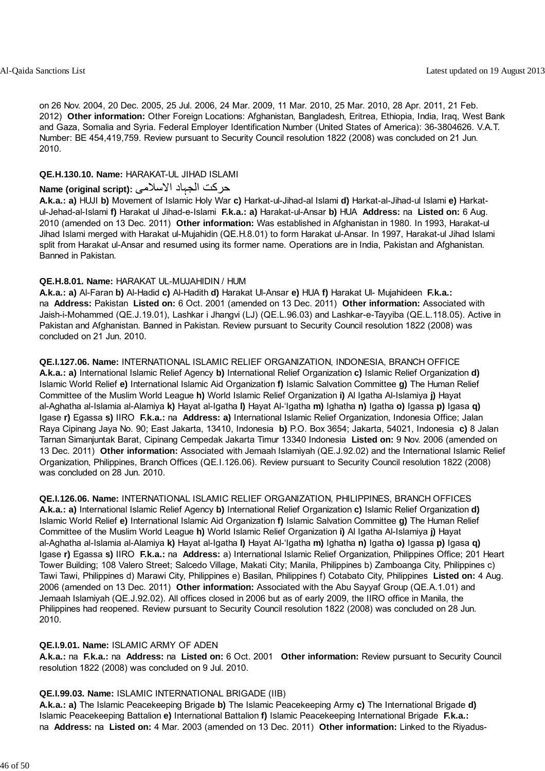on 26 Nov. 2004, 20 Dec. 2005, 25 Jul. 2006, 24 Mar. 2009, 11 Mar. 2010, 25 Mar. 2010, 28 Apr. 2011, 21 Feb. 2012) **Other information:** Other Foreign Locations: Afghanistan, Bangladesh, Eritrea, Ethiopia, India, Iraq, West Bank and Gaza, Somalia and Syria. Federal Employer Identification Number (United States of America): 36-3804626. V.A.T. Number: BE 454,419,759. Review pursuant to Security Council resolution 1822 (2008) was concluded on 21 Jun. 2010.

**QE.H.130.10. Name:** HARAKAT-UL JIHAD ISLAMI
**Name (original script):** حرکت الجہاد الاسلامی
**A.k.a.: a)** HUJI **b)** Movement of Islamic Holy War **c)** Harkat-ul-Jihad-al Islami **d)** Harkat-al-Jihad-ul Islami **e)** Harkat-ul-Jehad-al-Islami **f)** Harakat ul Jihad-e-Islami **F.k.a.: a)** Harakat-ul-Ansar **b)** HUA **Address:** na **Listed on:** 6 Aug. 2010 (amended on 13 Dec. 2011) **Other information:** Was established in Afghanistan in 1980. In 1993, Harakat-ul Jihad Islami merged with Harakat ul-Mujahidin (QE.H.8.01) to form Harakat ul-Ansar. In 1997, Harakat-ul Jihad Islami split from Harakat ul-Ansar and resumed using its former name. Operations are in India, Pakistan and Afghanistan. Banned in Pakistan.

**QE.H.8.01. Name:** HARAKAT UL-MUJAHIDIN / HUM
**A.k.a.: a)** Al-Faran **b)** Al-Hadid **c)** Al-Hadith **d)** Harakat Ul-Ansar **e)** HUA **f)** Harakat Ul- Mujahideen **F.k.a.:** na **Address:** Pakistan **Listed on:** 6 Oct. 2001 (amended on 13 Dec. 2011) **Other information:** Associated with Jaish-i-Mohammed (QE.J.19.01), Lashkar i Jhangvi (LJ) (QE.L.96.03) and Lashkar-e-Tayyiba (QE.L.118.05). Active in Pakistan and Afghanistan. Banned in Pakistan. Review pursuant to Security Council resolution 1822 (2008) was concluded on 21 Jun. 2010.

**QE.I.127.06. Name:** INTERNATIONAL ISLAMIC RELIEF ORGANIZATION, INDONESIA, BRANCH OFFICE
**A.k.a.: a)** International Islamic Relief Agency **b)** International Relief Organization **c)** Islamic Relief Organization **d)** Islamic World Relief **e)** International Islamic Aid Organization **f)** Islamic Salvation Committee **g)** The Human Relief Committee of the Muslim World League **h)** World Islamic Relief Organization **i)** Al Igatha Al-Islamiya **j)** Hayat al-Aghatha al-Islamia al-Alamiya **k)** Hayat al-Igatha **l)** Hayat Al-'Igatha **m)** Ighatha **n)** Igatha **o)** Igassa **p)** Igasa **q)** Igase **r)** Egassa **s)** IIRO **F.k.a.:** na **Address: a)** International Islamic Relief Organization, Indonesia Office; Jalan Raya Cipinang Jaya No. 90; East Jakarta, 13410, Indonesia **b)** P.O. Box 3654; Jakarta, 54021, Indonesia **c)** 8 Jalan Tarnan Simanjuntak Barat, Cipinang Cempedak Jakarta Timur 13340 Indonesia **Listed on:** 9 Nov. 2006 (amended on 13 Dec. 2011) **Other information:** Associated with Jemaah Islamiyah (QE.J.92.02) and the International Islamic Relief Organization, Philippines, Branch Offices (QE.I.126.06). Review pursuant to Security Council resolution 1822 (2008) was concluded on 28 Jun. 2010.

**QE.I.126.06. Name:** INTERNATIONAL ISLAMIC RELIEF ORGANIZATION, PHILIPPINES, BRANCH OFFICES
**A.k.a.: a)** International Islamic Relief Agency **b)** International Relief Organization **c)** Islamic Relief Organization **d)** Islamic World Relief **e)** International Islamic Aid Organization **f)** Islamic Salvation Committee **g)** The Human Relief Committee of the Muslim World League **h)** World Islamic Relief Organization **i)** Al Igatha Al-Islamiya **j)** Hayat al-Aghatha al-Islamia al-Alamiya **k)** Hayat al-Igatha **l)** Hayat Al-'Igatha **m)** Ighatha **n)** Igatha **o)** Igassa **p)** Igasa **q)** Igase **r)** Egassa **s)** IIRO **F.k.a.:** na **Address:** a) International Islamic Relief Organization, Philippines Office; 201 Heart Tower Building; 108 Valero Street; Salcedo Village, Makati City; Manila, Philippines b) Zamboanga City, Philippines c) Tawi Tawi, Philippines d) Marawi City, Philippines e) Basilan, Philippines f) Cotabato City, Philippines **Listed on:** 4 Aug. 2006 (amended on 13 Dec. 2011) **Other information:** Associated with the Abu Sayyaf Group (QE.A.1.01) and Jemaah Islamiyah (QE.J.92.02). All offices closed in 2006 but as of early 2009, the IIRO office in Manila, the Philippines had reopened. Review pursuant to Security Council resolution 1822 (2008) was concluded on 28 Jun. 2010.

**QE.I.9.01. Name:** ISLAMIC ARMY OF ADEN
**A.k.a.:** na **F.k.a.:** na **Address:** na **Listed on:** 6 Oct. 2001 **Other information:** Review pursuant to Security Council resolution 1822 (2008) was concluded on 9 Jul. 2010.

**QE.I.99.03. Name:** ISLAMIC INTERNATIONAL BRIGADE (IIB)
**A.k.a.: a)** The Islamic Peacekeeping Brigade **b)** The Islamic Peacekeeping Army **c)** The International Brigade **d)** Islamic Peacekeeping Battalion **e)** International Battalion **f)** Islamic Peacekeeping International Brigade **F.k.a.:** na **Address:** na **Listed on:** 4 Mar. 2003 (amended on 13 Dec. 2011) **Other information:** Linked to the Riyadus-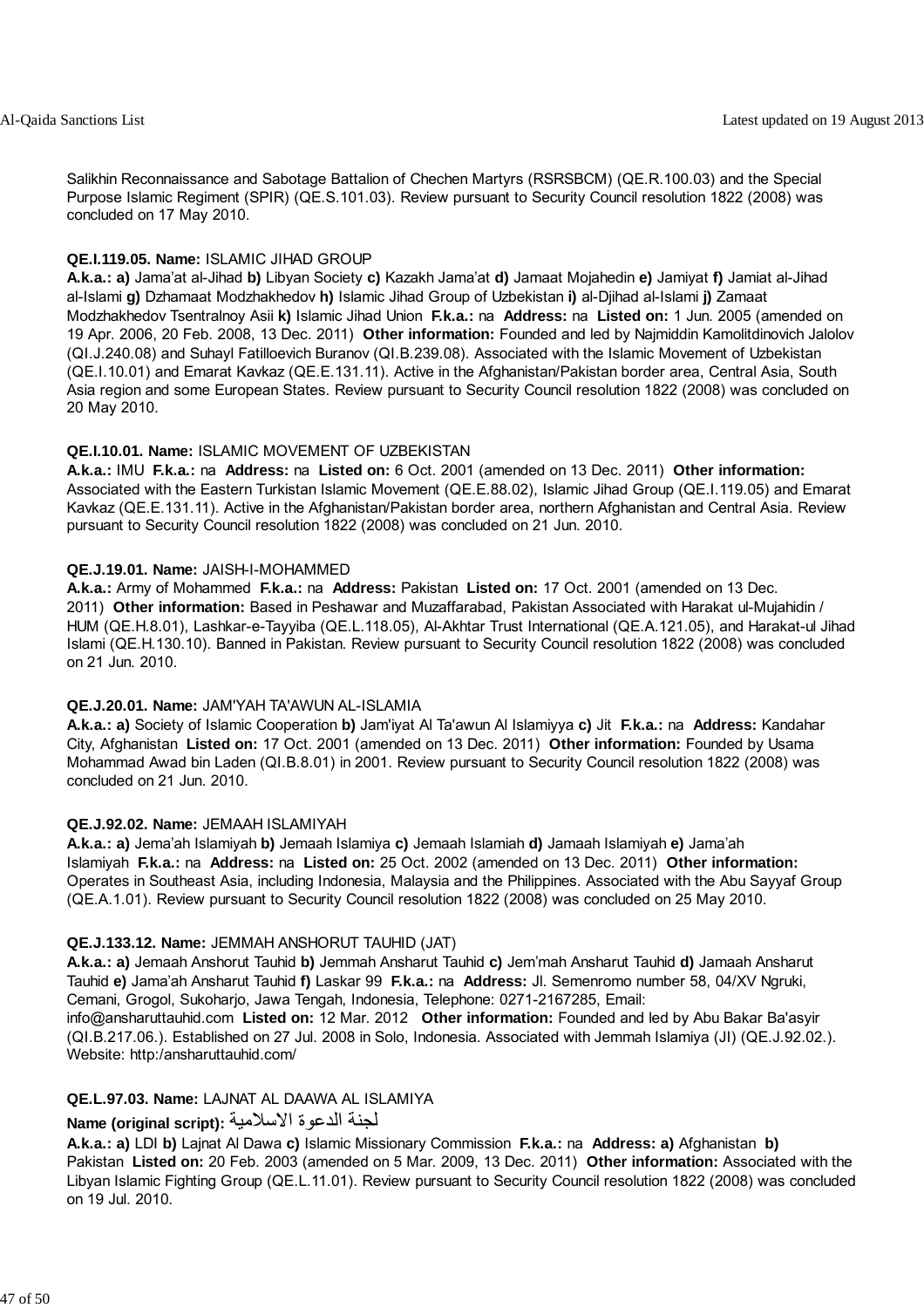Salikhin Reconnaissance and Sabotage Battalion of Chechen Martyrs (RSRSBCM) (QE.R.100.03) and the Special Purpose Islamic Regiment (SPIR) (QE.S.101.03). Review pursuant to Security Council resolution 1822 (2008) was concluded on 17 May 2010.

**QE.I.119.05. Name:** ISLAMIC JIHAD GROUP
**A.k.a.: a)** Jama'at al-Jihad **b)** Libyan Society **c)** Kazakh Jama'at **d)** Jamaat Mojahedin **e)** Jamiyat **f)** Jamiat al-Jihad al-Islami **g)** Dzhamaat Modzhakhedov **h)** Islamic Jihad Group of Uzbekistan **i)** al-Djihad al-Islami **j)** Zamaat Modzhakhedov Tsentralnoy Asii **k)** Islamic Jihad Union **F.k.a.:** na **Address:** na **Listed on:** 1 Jun. 2005 (amended on 19 Apr. 2006, 20 Feb. 2008, 13 Dec. 2011) **Other information:** Founded and led by Najmiddin Kamolitdinovich Jalolov (QI.J.240.08) and Suhayl Fatilloevich Buranov (QI.B.239.08). Associated with the Islamic Movement of Uzbekistan (QE.I.10.01) and Emarat Kavkaz (QE.E.131.11). Active in the Afghanistan/Pakistan border area, Central Asia, South Asia region and some European States. Review pursuant to Security Council resolution 1822 (2008) was concluded on 20 May 2010.

**QE.I.10.01. Name:** ISLAMIC MOVEMENT OF UZBEKISTAN
**A.k.a.:** IMU **F.k.a.:** na **Address:** na **Listed on:** 6 Oct. 2001 (amended on 13 Dec. 2011) **Other information:** Associated with the Eastern Turkistan Islamic Movement (QE.E.88.02), Islamic Jihad Group (QE.I.119.05) and Emarat Kavkaz (QE.E.131.11). Active in the Afghanistan/Pakistan border area, northern Afghanistan and Central Asia. Review pursuant to Security Council resolution 1822 (2008) was concluded on 21 Jun. 2010.

**QE.J.19.01. Name:** JAISH-I-MOHAMMED
**A.k.a.:** Army of Mohammed **F.k.a.:** na **Address:** Pakistan **Listed on:** 17 Oct. 2001 (amended on 13 Dec. 2011) **Other information:** Based in Peshawar and Muzaffarabad, Pakistan Associated with Harakat ul-Mujahidin / HUM (QE.H.8.01), Lashkar-e-Tayyiba (QE.L.118.05), Al-Akhtar Trust International (QE.A.121.05), and Harakat-ul Jihad Islami (QE.H.130.10). Banned in Pakistan. Review pursuant to Security Council resolution 1822 (2008) was concluded on 21 Jun. 2010.

**QE.J.20.01. Name:** JAM'YAH TA'AWUN AL-ISLAMIA
**A.k.a.: a)** Society of Islamic Cooperation **b)** Jam'iyat Al Ta'awun Al Islamiyya **c)** Jit **F.k.a.:** na **Address:** Kandahar City, Afghanistan **Listed on:** 17 Oct. 2001 (amended on 13 Dec. 2011) **Other information:** Founded by Usama Mohammad Awad bin Laden (QI.B.8.01) in 2001. Review pursuant to Security Council resolution 1822 (2008) was concluded on 21 Jun. 2010.

**QE.J.92.02. Name:** JEMAAH ISLAMIYAH
**A.k.a.: a)** Jema'ah Islamiyah **b)** Jemaah Islamiya **c)** Jemaah Islamiah **d)** Jamaah Islamiyah **e)** Jama'ah Islamiyah **F.k.a.:** na **Address:** na **Listed on:** 25 Oct. 2002 (amended on 13 Dec. 2011) **Other information:** Operates in Southeast Asia, including Indonesia, Malaysia and the Philippines. Associated with the Abu Sayyaf Group (QE.A.1.01). Review pursuant to Security Council resolution 1822 (2008) was concluded on 25 May 2010.

**QE.J.133.12. Name:** JEMMAH ANSHORUT TAUHID (JAT)
**A.k.a.: a)** Jemaah Anshorut Tauhid **b)** Jemmah Ansharut Tauhid **c)** Jem'mah Ansharut Tauhid **d)** Jamaah Ansharut Tauhid **e)** Jama'ah Ansharut Tauhid **f)** Laskar 99 **F.k.a.:** na **Address:** Jl. Semenromo number 58, 04/XV Ngruki, Cemani, Grogol, Sukoharjo, Jawa Tengah, Indonesia, Telephone: 0271-2167285, Email: info@ansharuttauhid.com **Listed on:** 12 Mar. 2012 **Other information:** Founded and led by Abu Bakar Ba'asyir (QI.B.217.06.). Established on 27 Jul. 2008 in Solo, Indonesia. Associated with Jemmah Islamiya (JI) (QE.J.92.02.). Website: http:/ansharuttauhid.com/

**QE.L.97.03. Name:** LAJNAT AL DAAWA AL ISLAMIYA
**Name (original script):** لجنة الدعوة الاسلامية
**A.k.a.: a)** LDI **b)** Lajnat Al Dawa **c)** Islamic Missionary Commission **F.k.a.:** na **Address: a)** Afghanistan **b)** Pakistan **Listed on:** 20 Feb. 2003 (amended on 5 Mar. 2009, 13 Dec. 2011) **Other information:** Associated with the Libyan Islamic Fighting Group (QE.L.11.01). Review pursuant to Security Council resolution 1822 (2008) was concluded on 19 Jul. 2010.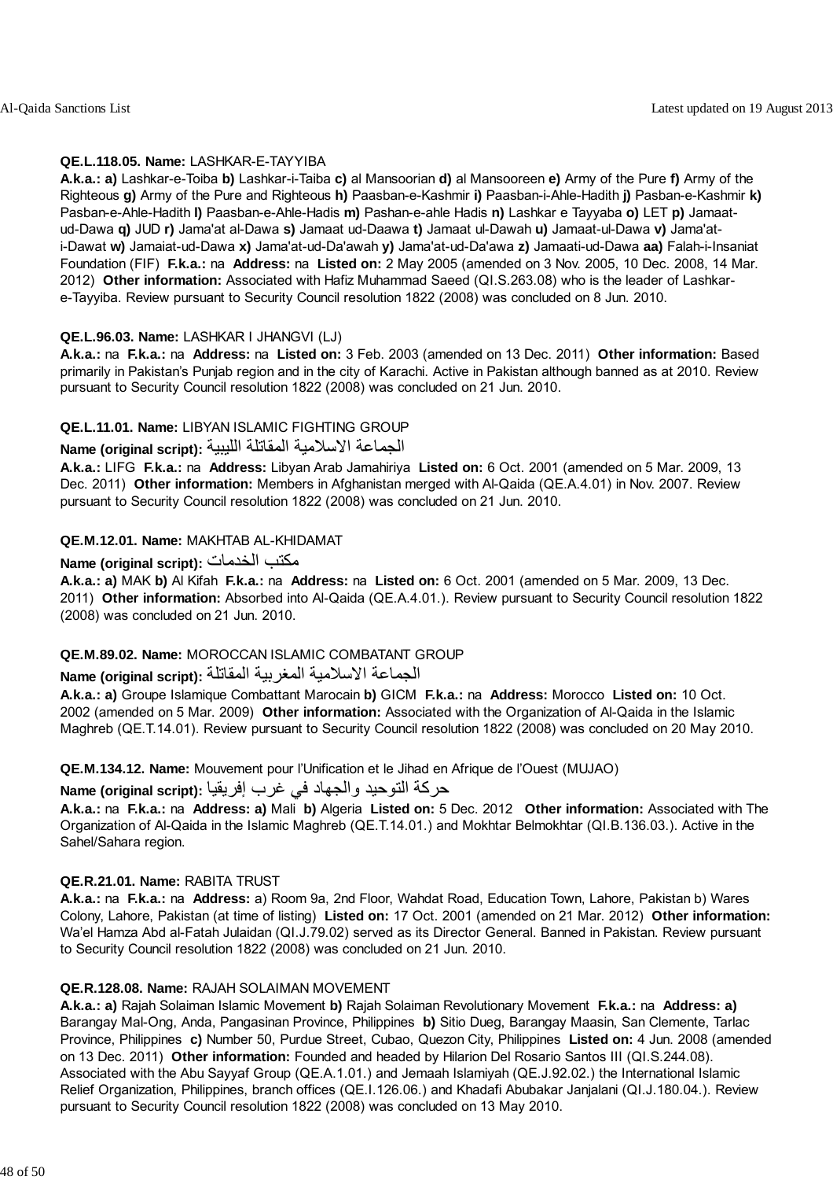**QE.L.118.05. Name:** LASHKAR-E-TAYYIBA

**A.k.a.: a)** Lashkar-e-Toiba **b)** Lashkar-i-Taiba **c)** al Mansoorian **d)** al Mansooreen **e)** Army of the Pure **f)** Army of the Righteous **g)** Army of the Pure and Righteous **h)** Paasban-e-Kashmir **i)** Paasban-i-Ahle-Hadith **j)** Pasban-e-Kashmir **k)** Pasban-e-Ahle-Hadith **l)** Paasban-e-Ahle-Hadis **m)** Pashan-e-ahle Hadis **n)** Lashkar e Tayyaba **o)** LET **p)** Jamaat-ud-Dawa **q)** JUD **r)** Jama'at al-Dawa **s)** Jamaat ud-Daawa **t)** Jamaat ul-Dawah **u)** Jamaat-ul-Dawa **v)** Jama'at-i-Dawat **w)** Jamaiat-ud-Dawa **x)** Jama'at-ud-Da'awah **y)** Jama'at-ud-Da'awa **z)** Jamaati-ud-Dawa **aa)** Falah-i-Insaniat Foundation (FIF) **F.k.a.:** na **Address:** na **Listed on:** 2 May 2005 (amended on 3 Nov. 2005, 10 Dec. 2008, 14 Mar. 2012) **Other information:** Associated with Hafiz Muhammad Saeed (QI.S.263.08) who is the leader of Lashkar-e-Tayyiba. Review pursuant to Security Council resolution 1822 (2008) was concluded on 8 Jun. 2010.

**QE.L.96.03. Name:** LASHKAR I JHANGVI (LJ)

**A.k.a.:** na **F.k.a.:** na **Address:** na **Listed on:** 3 Feb. 2003 (amended on 13 Dec. 2011) **Other information:** Based primarily in Pakistan's Punjab region and in the city of Karachi. Active in Pakistan although banned as at 2010. Review pursuant to Security Council resolution 1822 (2008) was concluded on 21 Jun. 2010.

**QE.L.11.01. Name:** LIBYAN ISLAMIC FIGHTING GROUP

**Name (original script):** الجماعة الاسلامية المقاتلة الليبية

**A.k.a.:** LIFG **F.k.a.:** na **Address:** Libyan Arab Jamahiriya **Listed on:** 6 Oct. 2001 (amended on 5 Mar. 2009, 13 Dec. 2011) **Other information:** Members in Afghanistan merged with Al-Qaida (QE.A.4.01) in Nov. 2007. Review pursuant to Security Council resolution 1822 (2008) was concluded on 21 Jun. 2010.

**QE.M.12.01. Name:** MAKHTAB AL-KHIDAMAT

**Name (original script):** مكتب الخدمات

**A.k.a.: a)** MAK **b)** Al Kifah **F.k.a.:** na **Address:** na **Listed on:** 6 Oct. 2001 (amended on 5 Mar. 2009, 13 Dec. 2011) **Other information:** Absorbed into Al-Qaida (QE.A.4.01.). Review pursuant to Security Council resolution 1822 (2008) was concluded on 21 Jun. 2010.

**QE.M.89.02. Name:** MOROCCAN ISLAMIC COMBATANT GROUP

**Name (original script):** الجماعة الاسلامية المغربية المقاتلة

**A.k.a.: a)** Groupe Islamique Combattant Marocain **b)** GICM **F.k.a.:** na **Address:** Morocco **Listed on:** 10 Oct. 2002 (amended on 5 Mar. 2009) **Other information:** Associated with the Organization of Al-Qaida in the Islamic Maghreb (QE.T.14.01). Review pursuant to Security Council resolution 1822 (2008) was concluded on 20 May 2010.

**QE.M.134.12. Name:** Mouvement pour l'Unification et le Jihad en Afrique de l'Ouest (MUJAO)

**Name (original script):** حركة التوحيد والجهاد في غرب إفريقيا

**A.k.a.:** na **F.k.a.:** na **Address: a)** Mali **b)** Algeria **Listed on:** 5 Dec. 2012 **Other information:** Associated with The Organization of Al-Qaida in the Islamic Maghreb (QE.T.14.01.) and Mokhtar Belmokhtar (QI.B.136.03.). Active in the Sahel/Sahara region.

**QE.R.21.01. Name:** RABITA TRUST

**A.k.a.:** na **F.k.a.:** na **Address:** a) Room 9a, 2nd Floor, Wahdat Road, Education Town, Lahore, Pakistan b) Wares Colony, Lahore, Pakistan (at time of listing) **Listed on:** 17 Oct. 2001 (amended on 21 Mar. 2012) **Other information:** Wa'el Hamza Abd al-Fatah Julaidan (QI.J.79.02) served as its Director General. Banned in Pakistan. Review pursuant to Security Council resolution 1822 (2008) was concluded on 21 Jun. 2010.

**QE.R.128.08. Name:** RAJAH SOLAIMAN MOVEMENT

**A.k.a.: a)** Rajah Solaiman Islamic Movement **b)** Rajah Solaiman Revolutionary Movement **F.k.a.:** na **Address: a)** Barangay Mal-Ong, Anda, Pangasinan Province, Philippines **b)** Sitio Dueg, Barangay Maasin, San Clemente, Tarlac Province, Philippines **c)** Number 50, Purdue Street, Cubao, Quezon City, Philippines **Listed on:** 4 Jun. 2008 (amended on 13 Dec. 2011) **Other information:** Founded and headed by Hilarion Del Rosario Santos III (QI.S.244.08). Associated with the Abu Sayyaf Group (QE.A.1.01.) and Jemaah Islamiyah (QE.J.92.02.) the International Islamic Relief Organization, Philippines, branch offices (QE.I.126.06.) and Khadafi Abubakar Janjalani (QI.J.180.04.). Review pursuant to Security Council resolution 1822 (2008) was concluded on 13 May 2010.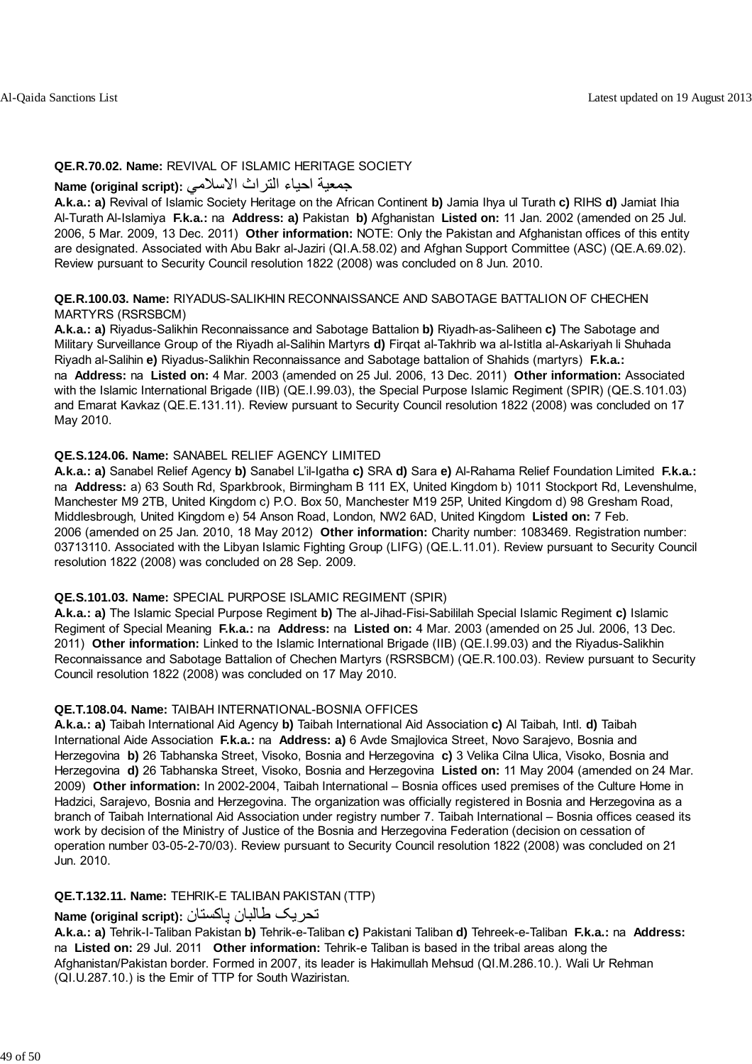**QE.R.70.02. Name:** REVIVAL OF ISLAMIC HERITAGE SOCIETY

**Name (original script):** جمعية احياء التراث الاسلامي

**A.k.a.: a)** Revival of Islamic Society Heritage on the African Continent **b)** Jamia Ihya ul Turath **c)** RIHS **d)** Jamiat Ihia Al-Turath Al-Islamiya **F.k.a.:** na **Address: a)** Pakistan **b)** Afghanistan **Listed on:** 11 Jan. 2002 (amended on 25 Jul. 2006, 5 Mar. 2009, 13 Dec. 2011) **Other information:** NOTE: Only the Pakistan and Afghanistan offices of this entity are designated. Associated with Abu Bakr al-Jaziri (QI.A.58.02) and Afghan Support Committee (ASC) (QE.A.69.02). Review pursuant to Security Council resolution 1822 (2008) was concluded on 8 Jun. 2010.

**QE.R.100.03. Name:** RIYADUS-SALIKHIN RECONNAISSANCE AND SABOTAGE BATTALION OF CHECHEN MARTYRS (RSRSBCM)

**A.k.a.: a)** Riyadus-Salikhin Reconnaissance and Sabotage Battalion **b)** Riyadh-as-Saliheen **c)** The Sabotage and Military Surveillance Group of the Riyadh al-Salihin Martyrs **d)** Firqat al-Takhrib wa al-Istitla al-Askariyah li Shuhada Riyadh al-Salihin **e)** Riyadus-Salikhin Reconnaissance and Sabotage battalion of Shahids (martyrs) **F.k.a.:** na **Address:** na **Listed on:** 4 Mar. 2003 (amended on 25 Jul. 2006, 13 Dec. 2011) **Other information:** Associated with the Islamic International Brigade (IIB) (QE.I.99.03), the Special Purpose Islamic Regiment (SPIR) (QE.S.101.03) and Emarat Kavkaz (QE.E.131.11). Review pursuant to Security Council resolution 1822 (2008) was concluded on 17 May 2010.

**QE.S.124.06. Name:** SANABEL RELIEF AGENCY LIMITED

**A.k.a.: a)** Sanabel Relief Agency **b)** Sanabel L'il-Igatha **c)** SRA **d)** Sara **e)** Al-Rahama Relief Foundation Limited **F.k.a.:** na **Address:** a) 63 South Rd, Sparkbrook, Birmingham B 111 EX, United Kingdom b) 1011 Stockport Rd, Levenshulme, Manchester M9 2TB, United Kingdom c) P.O. Box 50, Manchester M19 25P, United Kingdom d) 98 Gresham Road, Middlesbrough, United Kingdom e) 54 Anson Road, London, NW2 6AD, United Kingdom **Listed on:** 7 Feb. 2006 (amended on 25 Jan. 2010, 18 May 2012) **Other information:** Charity number: 1083469. Registration number: 03713110. Associated with the Libyan Islamic Fighting Group (LIFG) (QE.L.11.01). Review pursuant to Security Council resolution 1822 (2008) was concluded on 28 Sep. 2009.

**QE.S.101.03. Name:** SPECIAL PURPOSE ISLAMIC REGIMENT (SPIR)

**A.k.a.: a)** The Islamic Special Purpose Regiment **b)** The al-Jihad-Fisi-Sabililah Special Islamic Regiment **c)** Islamic Regiment of Special Meaning **F.k.a.:** na **Address:** na **Listed on:** 4 Mar. 2003 (amended on 25 Jul. 2006, 13 Dec. 2011) **Other information:** Linked to the Islamic International Brigade (IIB) (QE.I.99.03) and the Riyadus-Salikhin Reconnaissance and Sabotage Battalion of Chechen Martyrs (RSRSBCM) (QE.R.100.03). Review pursuant to Security Council resolution 1822 (2008) was concluded on 17 May 2010.

**QE.T.108.04. Name:** TAIBAH INTERNATIONAL-BOSNIA OFFICES

**A.k.a.: a)** Taibah International Aid Agency **b)** Taibah International Aid Association **c)** Al Taibah, Intl. **d)** Taibah International Aide Association **F.k.a.:** na **Address: a)** 6 Avde Smajlovica Street, Novo Sarajevo, Bosnia and Herzegovina **b)** 26 Tabhanska Street, Visoko, Bosnia and Herzegovina **c)** 3 Velika Cilna Ulica, Visoko, Bosnia and Herzegovina **d)** 26 Tabhanska Street, Visoko, Bosnia and Herzegovina **Listed on:** 11 May 2004 (amended on 24 Mar. 2009) **Other information:** In 2002-2004, Taibah International – Bosnia offices used premises of the Culture Home in Hadzici, Sarajevo, Bosnia and Herzegovina. The organization was officially registered in Bosnia and Herzegovina as a branch of Taibah International Aid Association under registry number 7. Taibah International – Bosnia offices ceased its work by decision of the Ministry of Justice of the Bosnia and Herzegovina Federation (decision on cessation of operation number 03-05-2-70/03). Review pursuant to Security Council resolution 1822 (2008) was concluded on 21 Jun. 2010.

**QE.T.132.11. Name:** TEHRIK-E TALIBAN PAKISTAN (TTP)

**Name (original script):** تحریک طالبان پاکستان

**A.k.a.: a)** Tehrik-I-Taliban Pakistan **b)** Tehrik-e-Taliban **c)** Pakistani Taliban **d)** Tehreek-e-Taliban **F.k.a.:** na **Address:** na **Listed on:** 29 Jul. 2011 **Other information:** Tehrik-e Taliban is based in the tribal areas along the Afghanistan/Pakistan border. Formed in 2007, its leader is Hakimullah Mehsud (QI.M.286.10.). Wali Ur Rehman (QI.U.287.10.) is the Emir of TTP for South Waziristan.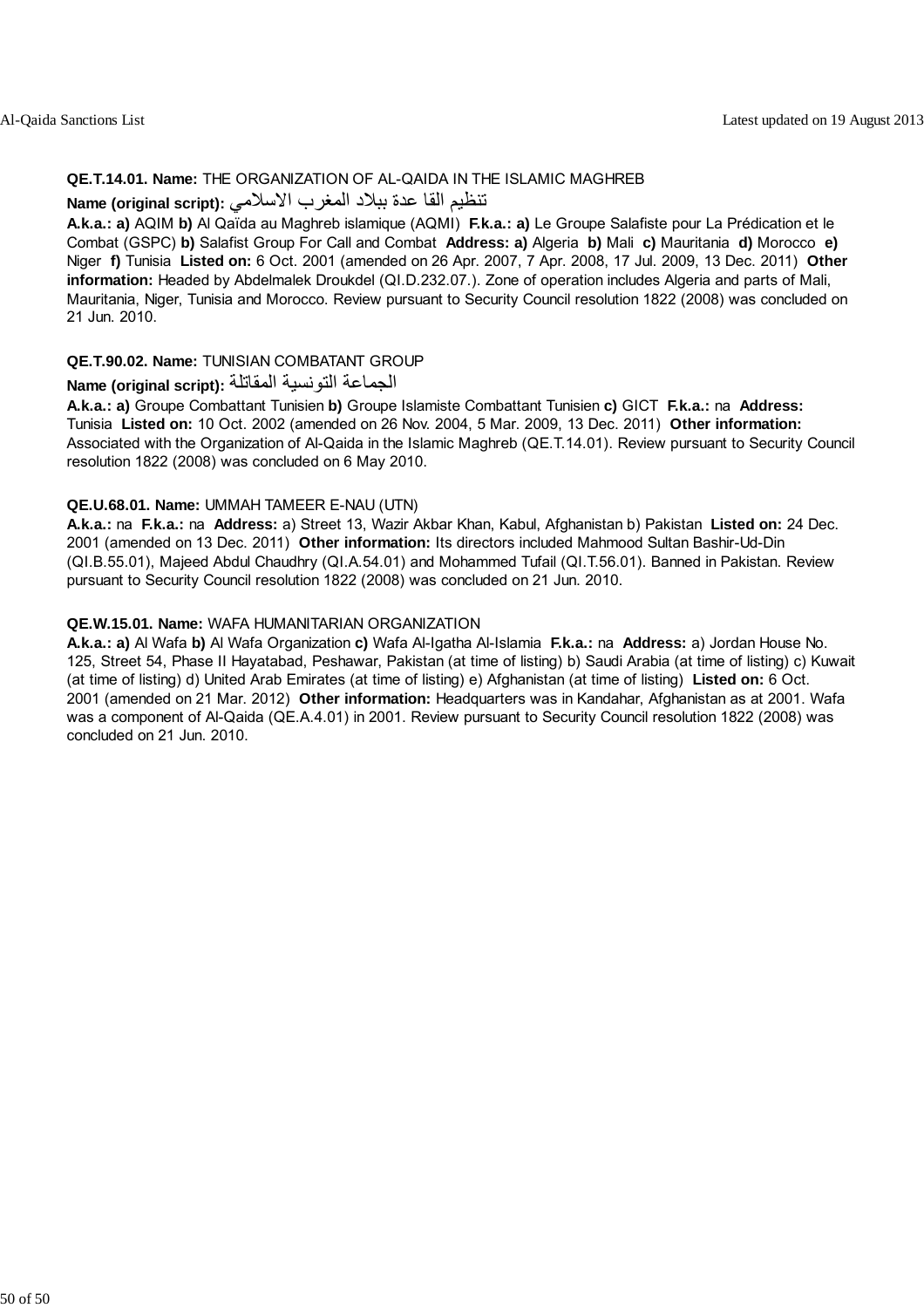**QE.T.14.01. Name:** THE ORGANIZATION OF AL-QAIDA IN THE ISLAMIC MAGHREB

**Name (original script):** تنظيم القا عدة ببلاد المغرب الاسلامي

**A.k.a.: a)** AQIM **b)** Al Qaïda au Maghreb islamique (AQMI) **F.k.a.: a)** Le Groupe Salafiste pour La Prédication et le Combat (GSPC) **b)** Salafist Group For Call and Combat **Address: a)** Algeria **b)** Mali **c)** Mauritania **d)** Morocco **e)** Niger **f)** Tunisia **Listed on:** 6 Oct. 2001 (amended on 26 Apr. 2007, 7 Apr. 2008, 17 Jul. 2009, 13 Dec. 2011) **Other information:** Headed by Abdelmalek Droukdel (QI.D.232.07.). Zone of operation includes Algeria and parts of Mali, Mauritania, Niger, Tunisia and Morocco. Review pursuant to Security Council resolution 1822 (2008) was concluded on 21 Jun. 2010.

**QE.T.90.02. Name:** TUNISIAN COMBATANT GROUP

**Name (original script):** الجماعة التونسية المقاتلة

**A.k.a.: a)** Groupe Combattant Tunisien **b)** Groupe Islamiste Combattant Tunisien **c)** GICT **F.k.a.:** na **Address:** Tunisia **Listed on:** 10 Oct. 2002 (amended on 26 Nov. 2004, 5 Mar. 2009, 13 Dec. 2011) **Other information:** Associated with the Organization of Al-Qaida in the Islamic Maghreb (QE.T.14.01). Review pursuant to Security Council resolution 1822 (2008) was concluded on 6 May 2010.

**QE.U.68.01. Name:** UMMAH TAMEER E-NAU (UTN)

**A.k.a.:** na **F.k.a.:** na **Address:** a) Street 13, Wazir Akbar Khan, Kabul, Afghanistan b) Pakistan **Listed on:** 24 Dec. 2001 (amended on 13 Dec. 2011) **Other information:** Its directors included Mahmood Sultan Bashir-Ud-Din (QI.B.55.01), Majeed Abdul Chaudhry (QI.A.54.01) and Mohammed Tufail (QI.T.56.01). Banned in Pakistan. Review pursuant to Security Council resolution 1822 (2008) was concluded on 21 Jun. 2010.

**QE.W.15.01. Name:** WAFA HUMANITARIAN ORGANIZATION

**A.k.a.: a)** Al Wafa **b)** Al Wafa Organization **c)** Wafa Al-Igatha Al-Islamia **F.k.a.:** na **Address:** a) Jordan House No. 125, Street 54, Phase II Hayatabad, Peshawar, Pakistan (at time of listing) b) Saudi Arabia (at time of listing) c) Kuwait (at time of listing) d) United Arab Emirates (at time of listing) e) Afghanistan (at time of listing) **Listed on:** 6 Oct. 2001 (amended on 21 Mar. 2012) **Other information:** Headquarters was in Kandahar, Afghanistan as at 2001. Wafa was a component of Al-Qaida (QE.A.4.01) in 2001. Review pursuant to Security Council resolution 1822 (2008) was concluded on 21 Jun. 2010.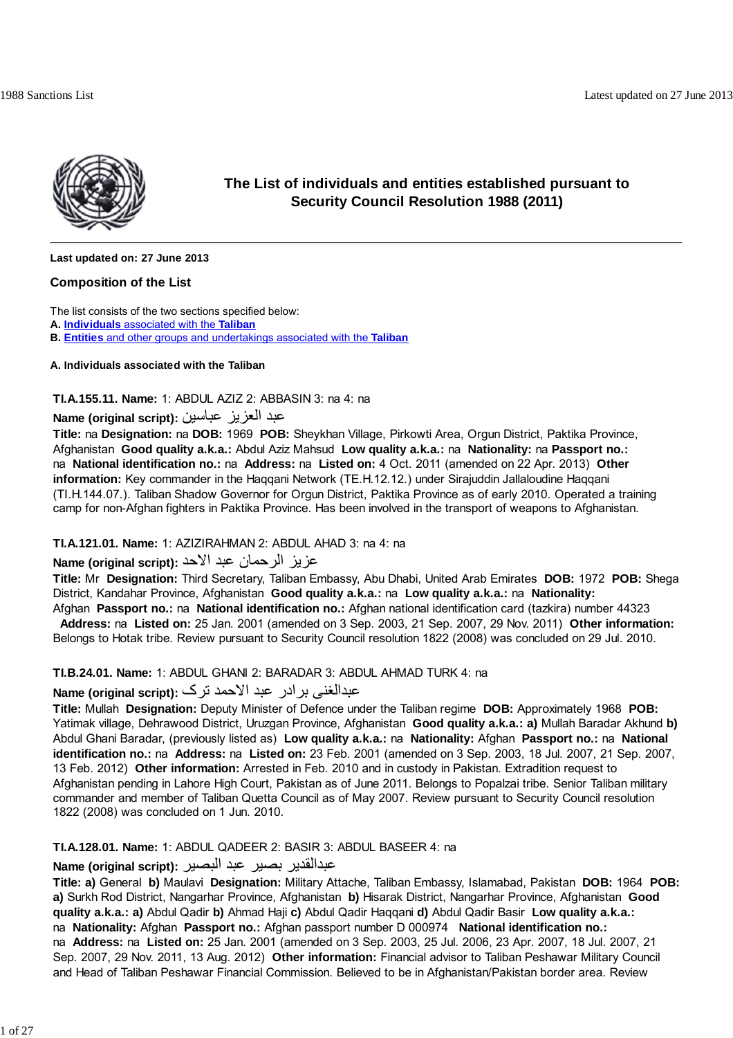# The List of individuals and entities established pursuant to Security Council Resolution 1988 (2011)

**Last updated on: 27 June 2013**

## Composition of the List

The list consists of the two sections specified below:

**A.** Individuals associated with the **Taliban**

**B.** Entities and other groups and undertakings associated with the **Taliban**

### A. Individuals associated with the Taliban

**TI.A.155.11. Name:** 1: ABDUL AZIZ 2: ABBASIN 3: na 4: na

**Name (original script):** عبد العزيز عباسين

**Title:** na **Designation:** na **DOB:** 1969 **POB:** Sheykhan Village, Pirkowti Area, Orgun District, Paktika Province, Afghanistan **Good quality a.k.a.:** Abdul Aziz Mahsud **Low quality a.k.a.:** na **Nationality:** na **Passport no.:** na **National identification no.:** na **Address:** na **Listed on:** 4 Oct. 2011 (amended on 22 Apr. 2013) **Other information:** Key commander in the Haqqani Network (TE.H.12.12.) under Sirajuddin Jallaloudine Haqqani (TI.H.144.07.). Taliban Shadow Governor for Orgun District, Paktika Province as of early 2010. Operated a training camp for non-Afghan fighters in Paktika Province. Has been involved in the transport of weapons to Afghanistan.

**TI.A.121.01. Name:** 1: AZIZIRAHMAN 2: ABDUL AHAD 3: na 4: na

**Name (original script):** عزيز الرحمان عبد الاحد

**Title:** Mr **Designation:** Third Secretary, Taliban Embassy, Abu Dhabi, United Arab Emirates **DOB:** 1972 **POB:** Shega District, Kandahar Province, Afghanistan **Good quality a.k.a.:** na **Low quality a.k.a.:** na **Nationality:** Afghan **Passport no.:** na **National identification no.:** Afghan national identification card (tazkira) number 44323 **Address:** na **Listed on:** 25 Jan. 2001 (amended on 3 Sep. 2003, 21 Sep. 2007, 29 Nov. 2011) **Other information:** Belongs to Hotak tribe. Review pursuant to Security Council resolution 1822 (2008) was concluded on 29 Jul. 2010.

**TI.B.24.01. Name:** 1: ABDUL GHANI 2: BARADAR 3: ABDUL AHMAD TURK 4: na

**Name (original script):** عبدالغنی برادر عبد الاحمد ترک

**Title:** Mullah **Designation:** Deputy Minister of Defence under the Taliban regime **DOB:** Approximately 1968 **POB:** Yatimak village, Dehrawood District, Uruzgan Province, Afghanistan **Good quality a.k.a.:** **a)** Mullah Baradar Akhund **b)** Abdul Ghani Baradar, (previously listed as) **Low quality a.k.a.:** na **Nationality:** Afghan **Passport no.:** na **National identification no.:** na **Address:** na **Listed on:** 23 Feb. 2001 (amended on 3 Sep. 2003, 18 Jul. 2007, 21 Sep. 2007, 13 Feb. 2012) **Other information:** Arrested in Feb. 2010 and in custody in Pakistan. Extradition request to Afghanistan pending in Lahore High Court, Pakistan as of June 2011. Belongs to Popalzai tribe. Senior Taliban military commander and member of Taliban Quetta Council as of May 2007. Review pursuant to Security Council resolution 1822 (2008) was concluded on 1 Jun. 2010.

**TI.A.128.01. Name:** 1: ABDUL QADEER 2: BASIR 3: ABDUL BASEER 4: na

**Name (original script):** عبدالقدير بصير عبد البصير

**Title:** **a)** General **b)** Maulavi **Designation:** Military Attache, Taliban Embassy, Islamabad, Pakistan **DOB:** 1964 **POB:** **a)** Surkh Rod District, Nangarhar Province, Afghanistan **b)** Hisarak District, Nangarhar Province, Afghanistan **Good quality a.k.a.:** **a)** Abdul Qadir **b)** Ahmad Haji **c)** Abdul Qadir Haqqani **d)** Abdul Qadir Basir **Low quality a.k.a.:** na **Nationality:** Afghan **Passport no.:** Afghan passport number D 000974 **National identification no.:** na **Address:** na **Listed on:** 25 Jan. 2001 (amended on 3 Sep. 2003, 25 Jul. 2006, 23 Apr. 2007, 18 Jul. 2007, 21 Sep. 2007, 29 Nov. 2011, 13 Aug. 2012) **Other information:** Financial advisor to Taliban Peshawar Military Council and Head of Taliban Peshawar Financial Commission. Believed to be in Afghanistan/Pakistan border area. Review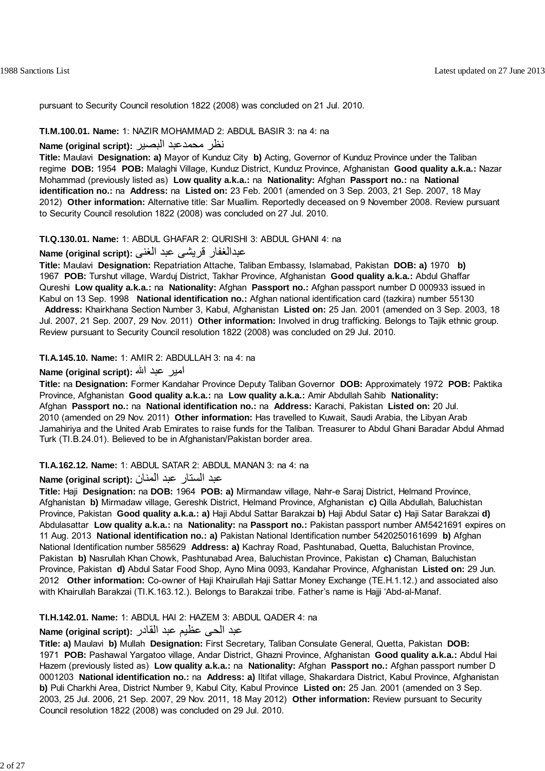pursuant to Security Council resolution 1822 (2008) was concluded on 21 Jul. 2010.

**TI.M.100.01. Name:** 1: NAZIR MOHAMMAD 2: ABDUL BASIR 3: na 4: na

**Name (original script):** نظر محمدعبد البصير

**Title:** Maulavi **Designation: a)** Mayor of Kunduz City **b)** Acting, Governor of Kunduz Province under the Taliban regime **DOB:** 1954 **POB:** Malaghi Village, Kunduz District, Kunduz Province, Afghanistan **Good quality a.k.a.:** Nazar Mohammad (previously listed as) **Low quality a.k.a.:** na **Nationality:** Afghan **Passport no.:** na **National identification no.:** na **Address:** na **Listed on:** 23 Feb. 2001 (amended on 3 Sep. 2003, 21 Sep. 2007, 18 May 2012) **Other information:** Alternative title: Sar Muallim. Reportedly deceased on 9 November 2008. Review pursuant to Security Council resolution 1822 (2008) was concluded on 27 Jul. 2010.

**TI.Q.130.01. Name:** 1: ABDUL GHAFAR 2: QURISHI 3: ABDUL GHANI 4: na

**Name (original script):** عبدالغفار قریشی عبد الغنی

**Title:** Maulavi **Designation:** Repatriation Attache, Taliban Embassy, Islamabad, Pakistan **DOB: a)** 1970 **b)** 1967 **POB:** Turshut village, Warduj District, Takhar Province, Afghanistan **Good quality a.k.a.:** Abdul Ghaffar Qureshi **Low quality a.k.a.:** na **Nationality:** Afghan **Passport no.:** Afghan passport number D 000933 issued in Kabul on 13 Sep. 1998 **National identification no.:** Afghan national identification card (tazkira) number 55130 **Address:** Khairkhana Section Number 3, Kabul, Afghanistan **Listed on:** 25 Jan. 2001 (amended on 3 Sep. 2003, 18 Jul. 2007, 21 Sep. 2007, 29 Nov. 2011) **Other information:** Involved in drug trafficking. Belongs to Tajik ethnic group. Review pursuant to Security Council resolution 1822 (2008) was concluded on 29 Jul. 2010.

**TI.A.145.10. Name:** 1: AMIR 2: ABDULLAH 3: na 4: na

**Name (original script):** امیر عبد الله

**Title:** na **Designation:** Former Kandahar Province Deputy Taliban Governor **DOB:** Approximately 1972 **POB:** Paktika Province, Afghanistan **Good quality a.k.a.:** na **Low quality a.k.a.:** Amir Abdullah Sahib **Nationality:** Afghan **Passport no.:** na **National identification no.:** na **Address:** Karachi, Pakistan **Listed on:** 20 Jul. 2010 (amended on 29 Nov. 2011) **Other information:** Has travelled to Kuwait, Saudi Arabia, the Libyan Arab Jamahiriya and the United Arab Emirates to raise funds for the Taliban. Treasurer to Abdul Ghani Baradar Abdul Ahmad Turk (TI.B.24.01). Believed to be in Afghanistan/Pakistan border area.

**TI.A.162.12. Name:** 1: ABDUL SATAR 2: ABDUL MANAN 3: na 4: na

**Name (original script):** عبد الستار عبد المنان

**Title:** Haji **Designation:** na **DOB:** 1964 **POB: a)** Mirmandaw village, Nahr-e Saraj District, Helmand Province, Afghanistan **b)** Mirmadaw village, Gereshk District, Helmand Province, Afghanistan **c)** Qilla Abdullah, Baluchistan Province, Pakistan **Good quality a.k.a.: a)** Haji Abdul Sattar Barakzai **b)** Haji Abdul Satar **c)** Haji Satar Barakzai **d)** Abdulasattar **Low quality a.k.a.:** na **Nationality:** na **Passport no.:** Pakistan passport number AM5421691 expires on 11 Aug. 2013 **National identification no.: a)** Pakistan National Identification number 5420250161699 **b)** Afghan National Identification number 585629 **Address: a)** Kachray Road, Pashtunabad, Quetta, Baluchistan Province, Pakistan **b)** Nasrullah Khan Chowk, Pashtunabad Area, Baluchistan Province, Pakistan **c)** Chaman, Baluchistan Province, Pakistan **d)** Abdul Satar Food Shop, Ayno Mina 0093, Kandahar Province, Afghanistan **Listed on:** 29 Jun. 2012 **Other information:** Co-owner of Haji Khairullah Haji Sattar Money Exchange (TE.H.1.12.) and associated also with Khairullah Barakzai (TI.K.163.12.). Belongs to Barakzai tribe. Father's name is Hajji 'Abd-al-Manaf.

**TI.H.142.01. Name:** 1: ABDUL HAI 2: HAZEM 3: ABDUL QADER 4: na

**Name (original script):** عبد الحی عظیم عبد القادر

**Title: a)** Maulavi **b)** Mullah **Designation:** First Secretary, Taliban Consulate General, Quetta, Pakistan **DOB:** 1971 **POB:** Pashawal Yargatoo village, Andar District, Ghazni Province, Afghanistan **Good quality a.k.a.:** Abdul Hai Hazem (previously listed as) **Low quality a.k.a.:** na **Nationality:** Afghan **Passport no.:** Afghan passport number D 0001203 **National identification no.:** na **Address: a)** Iltifat village, Shakardara District, Kabul Province, Afghanistan **b)** Puli Charkhi Area, District Number 9, Kabul City, Kabul Province **Listed on:** 25 Jan. 2001 (amended on 3 Sep. 2003, 25 Jul. 2006, 21 Sep. 2007, 29 Nov. 2011, 18 May 2012) **Other information:** Review pursuant to Security Council resolution 1822 (2008) was concluded on 29 Jul. 2010.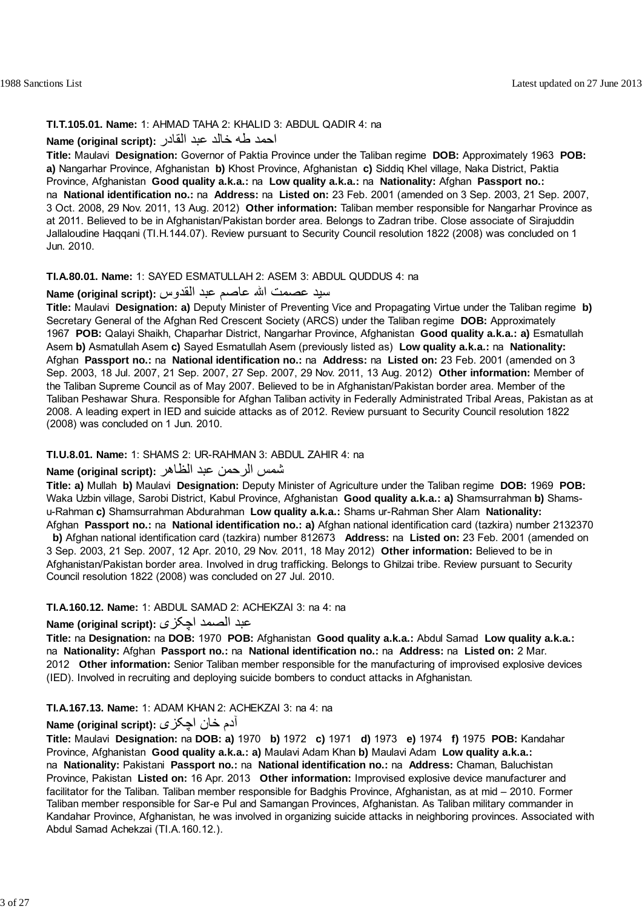**TI.T.105.01. Name:** 1: AHMAD TAHA 2: KHALID 3: ABDUL QADIR 4: na

**Name (original script):** احمد طه خالد عبد القادر

**Title:** Maulavi **Designation:** Governor of Paktia Province under the Taliban regime **DOB:** Approximately 1963 **POB: a)** Nangarhar Province, Afghanistan **b)** Khost Province, Afghanistan **c)** Siddiq Khel village, Naka District, Paktia Province, Afghanistan **Good quality a.k.a.:** na **Low quality a.k.a.:** na **Nationality:** Afghan **Passport no.:** na **National identification no.:** na **Address:** na **Listed on:** 23 Feb. 2001 (amended on 3 Sep. 2003, 21 Sep. 2007, 3 Oct. 2008, 29 Nov. 2011, 13 Aug. 2012) **Other information:** Taliban member responsible for Nangarhar Province as at 2011. Believed to be in Afghanistan/Pakistan border area. Belongs to Zadran tribe. Close associate of Sirajuddin Jallaloudine Haqqani (TI.H.144.07). Review pursuant to Security Council resolution 1822 (2008) was concluded on 1 Jun. 2010.

**TI.A.80.01. Name:** 1: SAYED ESMATULLAH 2: ASEM 3: ABDUL QUDDUS 4: na

**Name (original script):** سيد عصمت الله عاصم عبد القدوس

**Title:** Maulavi **Designation: a)** Deputy Minister of Preventing Vice and Propagating Virtue under the Taliban regime **b)** Secretary General of the Afghan Red Crescent Society (ARCS) under the Taliban regime **DOB:** Approximately 1967 **POB:** Qalayi Shaikh, Chaparhar District, Nangarhar Province, Afghanistan **Good quality a.k.a.: a)** Esmatullah Asem **b)** Asmatullah Asem **c)** Sayed Esmatullah Asem (previously listed as) **Low quality a.k.a.:** na **Nationality:** Afghan **Passport no.:** na **National identification no.:** na **Address:** na **Listed on:** 23 Feb. 2001 (amended on 3 Sep. 2003, 18 Jul. 2007, 21 Sep. 2007, 27 Sep. 2007, 29 Nov. 2011, 13 Aug. 2012) **Other information:** Member of the Taliban Supreme Council as of May 2007. Believed to be in Afghanistan/Pakistan border area. Member of the Taliban Peshawar Shura. Responsible for Afghan Taliban activity in Federally Administrated Tribal Areas, Pakistan as at 2008. A leading expert in IED and suicide attacks as of 2012. Review pursuant to Security Council resolution 1822 (2008) was concluded on 1 Jun. 2010.

**TI.U.8.01. Name:** 1: SHAMS 2: UR-RAHMAN 3: ABDUL ZAHIR 4: na

**Name (original script):** شمس الرحمن عبد الظاهر

**Title: a)** Mullah **b)** Maulavi **Designation:** Deputy Minister of Agriculture under the Taliban regime **DOB:** 1969 **POB:** Waka Uzbin village, Sarobi District, Kabul Province, Afghanistan **Good quality a.k.a.: a)** Shamsurrahman **b)** Shams-u-Rahman **c)** Shamsurrahman Abdurahman **Low quality a.k.a.:** Shams ur-Rahman Sher Alam **Nationality:** Afghan **Passport no.:** na **National identification no.: a)** Afghan national identification card (tazkira) number 2132370 **b)** Afghan national identification card (tazkira) number 812673 **Address:** na **Listed on:** 23 Feb. 2001 (amended on 3 Sep. 2003, 21 Sep. 2007, 12 Apr. 2010, 29 Nov. 2011, 18 May 2012) **Other information:** Believed to be in Afghanistan/Pakistan border area. Involved in drug trafficking. Belongs to Ghilzai tribe. Review pursuant to Security Council resolution 1822 (2008) was concluded on 27 Jul. 2010.

**TI.A.160.12. Name:** 1: ABDUL SAMAD 2: ACHEKZAI 3: na 4: na

**Name (original script):** عبد الصمد اچکزی

**Title:** na **Designation:** na **DOB:** 1970 **POB:** Afghanistan **Good quality a.k.a.:** Abdul Samad **Low quality a.k.a.:** na **Nationality:** Afghan **Passport no.:** na **National identification no.:** na **Address:** na **Listed on:** 2 Mar. 2012 **Other information:** Senior Taliban member responsible for the manufacturing of improvised explosive devices (IED). Involved in recruiting and deploying suicide bombers to conduct attacks in Afghanistan.

**TI.A.167.13. Name:** 1: ADAM KHAN 2: ACHEKZAI 3: na 4: na

**Name (original script):** آدم خان اچکزی

**Title:** Maulavi **Designation:** na **DOB: a)** 1970 **b)** 1972 **c)** 1971 **d)** 1973 **e)** 1974 **f)** 1975 **POB:** Kandahar Province, Afghanistan **Good quality a.k.a.: a)** Maulavi Adam Khan **b)** Maulavi Adam **Low quality a.k.a.:** na **Nationality:** Pakistani **Passport no.:** na **National identification no.:** na **Address:** Chaman, Baluchistan Province, Pakistan **Listed on:** 16 Apr. 2013 **Other information:** Improvised explosive device manufacturer and facilitator for the Taliban. Taliban member responsible for Badghis Province, Afghanistan, as at mid – 2010. Former Taliban member responsible for Sar-e Pul and Samangan Provinces, Afghanistan. As Taliban military commander in Kandahar Province, Afghanistan, he was involved in organizing suicide attacks in neighboring provinces. Associated with Abdul Samad Achekzai (TI.A.160.12.).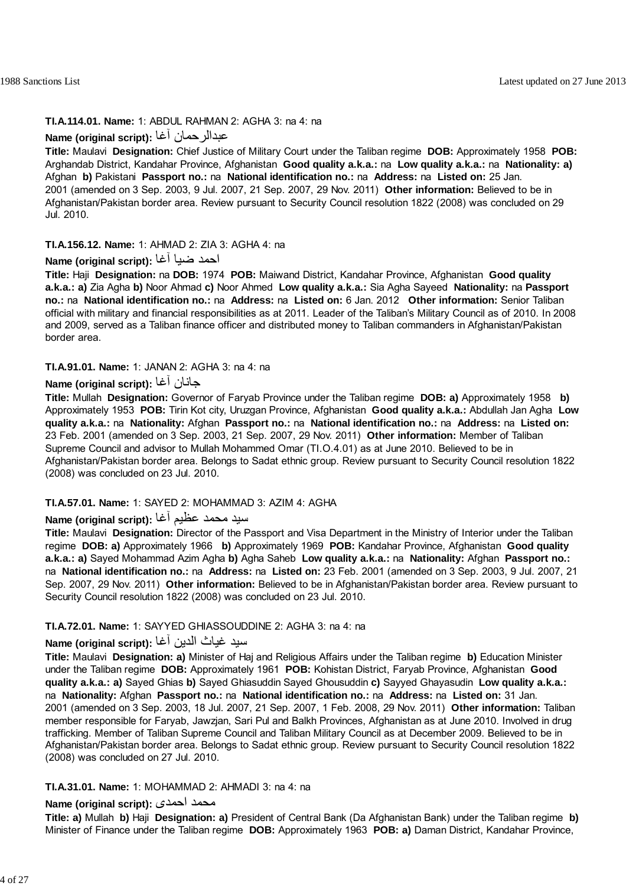**TI.A.114.01. Name:** 1: ABDUL RAHMAN 2: AGHA 3: na 4: na

**Name (original script):** عبدالرحمان آغا

**Title:** Maulavi **Designation:** Chief Justice of Military Court under the Taliban regime **DOB:** Approximately 1958 **POB:** Arghandab District, Kandahar Province, Afghanistan **Good quality a.k.a.:** na **Low quality a.k.a.:** na **Nationality: a)** Afghan **b)** Pakistani **Passport no.:** na **National identification no.:** na **Address:** na **Listed on:** 25 Jan. 2001 (amended on 3 Sep. 2003, 9 Jul. 2007, 21 Sep. 2007, 29 Nov. 2011) **Other information:** Believed to be in Afghanistan/Pakistan border area. Review pursuant to Security Council resolution 1822 (2008) was concluded on 29 Jul. 2010.

**TI.A.156.12. Name:** 1: AHMAD 2: ZIA 3: AGHA 4: na

**Name (original script):** احمد ضيا آغا

**Title:** Haji **Designation:** na **DOB:** 1974 **POB:** Maiwand District, Kandahar Province, Afghanistan **Good quality a.k.a.: a)** Zia Agha **b)** Noor Ahmad **c)** Noor Ahmed **Low quality a.k.a.:** Sia Agha Sayeed **Nationality:** na **Passport no.:** na **National identification no.:** na **Address:** na **Listed on:** 6 Jan. 2012 **Other information:** Senior Taliban official with military and financial responsibilities as at 2011. Leader of the Taliban's Military Council as of 2010. In 2008 and 2009, served as a Taliban finance officer and distributed money to Taliban commanders in Afghanistan/Pakistan border area.

**TI.A.91.01. Name:** 1: JANAN 2: AGHA 3: na 4: na

**Name (original script):** جانان آغا

**Title:** Mullah **Designation:** Governor of Faryab Province under the Taliban regime **DOB: a)** Approximately 1958 **b)** Approximately 1953 **POB:** Tirin Kot city, Uruzgan Province, Afghanistan **Good quality a.k.a.:** Abdullah Jan Agha **Low quality a.k.a.:** na **Nationality:** Afghan **Passport no.:** na **National identification no.:** na **Address:** na **Listed on:** 23 Feb. 2001 (amended on 3 Sep. 2003, 21 Sep. 2007, 29 Nov. 2011) **Other information:** Member of Taliban Supreme Council and advisor to Mullah Mohammed Omar (TI.O.4.01) as at June 2010. Believed to be in Afghanistan/Pakistan border area. Belongs to Sadat ethnic group. Review pursuant to Security Council resolution 1822 (2008) was concluded on 23 Jul. 2010.

**TI.A.57.01. Name:** 1: SAYED 2: MOHAMMAD 3: AZIM 4: AGHA

**Name (original script):** سيد محمد عظيم آغا

**Title:** Maulavi **Designation:** Director of the Passport and Visa Department in the Ministry of Interior under the Taliban regime **DOB: a)** Approximately 1966 **b)** Approximately 1969 **POB:** Kandahar Province, Afghanistan **Good quality a.k.a.: a)** Sayed Mohammad Azim Agha **b)** Agha Saheb **Low quality a.k.a.:** na **Nationality:** Afghan **Passport no.:** na **National identification no.:** na **Address:** na **Listed on:** 23 Feb. 2001 (amended on 3 Sep. 2003, 9 Jul. 2007, 21 Sep. 2007, 29 Nov. 2011) **Other information:** Believed to be in Afghanistan/Pakistan border area. Review pursuant to Security Council resolution 1822 (2008) was concluded on 23 Jul. 2010.

**TI.A.72.01. Name:** 1: SAYYED GHIASSOUDDINE 2: AGHA 3: na 4: na

**Name (original script):** سيد غياث الدين آغا

**Title:** Maulavi **Designation: a)** Minister of Haj and Religious Affairs under the Taliban regime **b)** Education Minister under the Taliban regime **DOB:** Approximately 1961 **POB:** Kohistan District, Faryab Province, Afghanistan **Good quality a.k.a.: a)** Sayed Ghias **b)** Sayed Ghiasuddin Sayed Ghousuddin **c)** Sayyed Ghayasudin **Low quality a.k.a.:** na **Nationality:** Afghan **Passport no.:** na **National identification no.:** na **Address:** na **Listed on:** 31 Jan. 2001 (amended on 3 Sep. 2003, 18 Jul. 2007, 21 Sep. 2007, 1 Feb. 2008, 29 Nov. 2011) **Other information:** Taliban member responsible for Faryab, Jawzjan, Sari Pul and Balkh Provinces, Afghanistan as at June 2010. Involved in drug trafficking. Member of Taliban Supreme Council and Taliban Military Council as at December 2009. Believed to be in Afghanistan/Pakistan border area. Belongs to Sadat ethnic group. Review pursuant to Security Council resolution 1822 (2008) was concluded on 27 Jul. 2010.

**TI.A.31.01. Name:** 1: MOHAMMAD 2: AHMADI 3: na 4: na

**Name (original script):** محمد احمدی

**Title: a)** Mullah **b)** Haji **Designation: a)** President of Central Bank (Da Afghanistan Bank) under the Taliban regime **b)** Minister of Finance under the Taliban regime **DOB:** Approximately 1963 **POB: a)** Daman District, Kandahar Province,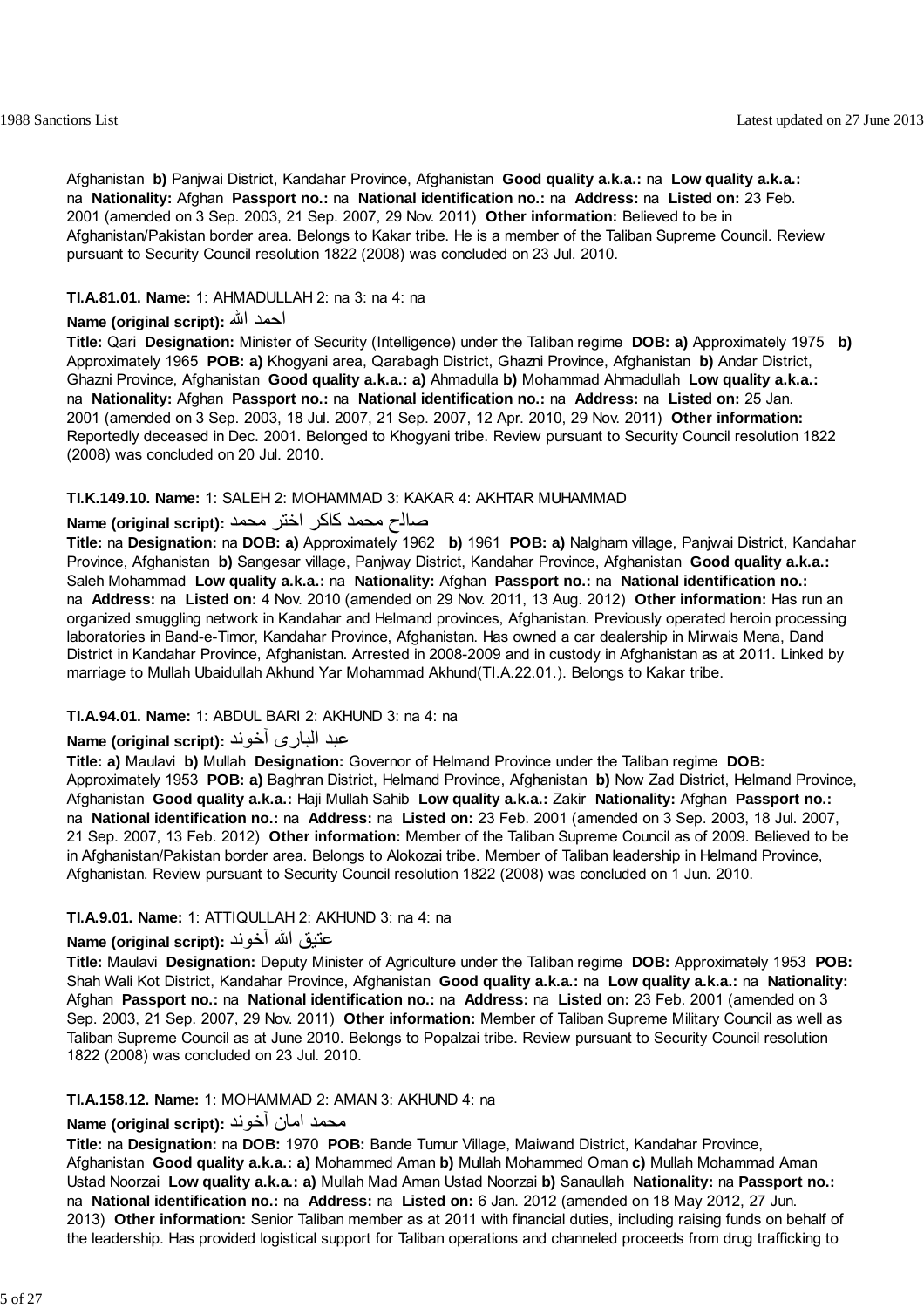Afghanistan **b)** Panjwai District, Kandahar Province, Afghanistan **Good quality a.k.a.:** na **Low quality a.k.a.:** na **Nationality:** Afghan **Passport no.:** na **National identification no.:** na **Address:** na **Listed on:** 23 Feb. 2001 (amended on 3 Sep. 2003, 21 Sep. 2007, 29 Nov. 2011) **Other information:** Believed to be in Afghanistan/Pakistan border area. Belongs to Kakar tribe. He is a member of the Taliban Supreme Council. Review pursuant to Security Council resolution 1822 (2008) was concluded on 23 Jul. 2010.

**TI.A.81.01. Name:** 1: AHMADULLAH 2: na 3: na 4: na

**Name (original script):** احمد الله

**Title:** Qari **Designation:** Minister of Security (Intelligence) under the Taliban regime **DOB: a)** Approximately 1975 **b)** Approximately 1965 **POB: a)** Khogyani area, Qarabagh District, Ghazni Province, Afghanistan **b)** Andar District, Ghazni Province, Afghanistan **Good quality a.k.a.: a)** Ahmadulla **b)** Mohammad Ahmadullah **Low quality a.k.a.:** na **Nationality:** Afghan **Passport no.:** na **National identification no.:** na **Address:** na **Listed on:** 25 Jan. 2001 (amended on 3 Sep. 2003, 18 Jul. 2007, 21 Sep. 2007, 12 Apr. 2010, 29 Nov. 2011) **Other information:** Reportedly deceased in Dec. 2001. Belonged to Khogyani tribe. Review pursuant to Security Council resolution 1822 (2008) was concluded on 20 Jul. 2010.

**TI.K.149.10. Name:** 1: SALEH 2: MOHAMMAD 3: KAKAR 4: AKHTAR MUHAMMAD

**Name (original script):** صالح محمد کاکر اختر محمد

**Title:** na **Designation:** na **DOB: a)** Approximately 1962 **b)** 1961 **POB: a)** Nalgham village, Panjwai District, Kandahar Province, Afghanistan **b)** Sangesar village, Panjway District, Kandahar Province, Afghanistan **Good quality a.k.a.:** Saleh Mohammad **Low quality a.k.a.:** na **Nationality:** Afghan **Passport no.:** na **National identification no.:** na **Address:** na **Listed on:** 4 Nov. 2010 (amended on 29 Nov. 2011, 13 Aug. 2012) **Other information:** Has run an organized smuggling network in Kandahar and Helmand provinces, Afghanistan. Previously operated heroin processing laboratories in Band-e-Timor, Kandahar Province, Afghanistan. Has owned a car dealership in Mirwais Mena, Dand District in Kandahar Province, Afghanistan. Arrested in 2008-2009 and in custody in Afghanistan as at 2011. Linked by marriage to Mullah Ubaidullah Akhund Yar Mohammad Akhund(TI.A.22.01.). Belongs to Kakar tribe.

**TI.A.94.01. Name:** 1: ABDUL BARI 2: AKHUND 3: na 4: na

**Name (original script):** عبد الباری آخوند

**Title: a)** Maulavi **b)** Mullah **Designation:** Governor of Helmand Province under the Taliban regime **DOB:** Approximately 1953 **POB: a)** Baghran District, Helmand Province, Afghanistan **b)** Now Zad District, Helmand Province, Afghanistan **Good quality a.k.a.:** Haji Mullah Sahib **Low quality a.k.a.:** Zakir **Nationality:** Afghan **Passport no.:** na **National identification no.:** na **Address:** na **Listed on:** 23 Feb. 2001 (amended on 3 Sep. 2003, 18 Jul. 2007, 21 Sep. 2007, 13 Feb. 2012) **Other information:** Member of the Taliban Supreme Council as of 2009. Believed to be in Afghanistan/Pakistan border area. Belongs to Alokozai tribe. Member of Taliban leadership in Helmand Province, Afghanistan. Review pursuant to Security Council resolution 1822 (2008) was concluded on 1 Jun. 2010.

**TI.A.9.01. Name:** 1: ATTIQULLAH 2: AKHUND 3: na 4: na

**Name (original script):** عتیق الله آخوند

**Title:** Maulavi **Designation:** Deputy Minister of Agriculture under the Taliban regime **DOB:** Approximately 1953 **POB:** Shah Wali Kot District, Kandahar Province, Afghanistan **Good quality a.k.a.:** na **Low quality a.k.a.:** na **Nationality:** Afghan **Passport no.:** na **National identification no.:** na **Address:** na **Listed on:** 23 Feb. 2001 (amended on 3 Sep. 2003, 21 Sep. 2007, 29 Nov. 2011) **Other information:** Member of Taliban Supreme Military Council as well as Taliban Supreme Council as at June 2010. Belongs to Popalzai tribe. Review pursuant to Security Council resolution 1822 (2008) was concluded on 23 Jul. 2010.

**TI.A.158.12. Name:** 1: MOHAMMAD 2: AMAN 3: AKHUND 4: na

**Name (original script):** محمد امان آخوند

**Title:** na **Designation:** na **DOB:** 1970 **POB:** Bande Tumur Village, Maiwand District, Kandahar Province, Afghanistan **Good quality a.k.a.: a)** Mohammed Aman **b)** Mullah Mohammed Oman **c)** Mullah Mohammad Aman Ustad Noorzai **Low quality a.k.a.: a)** Mullah Mad Aman Ustad Noorzai **b)** Sanaullah **Nationality:** na **Passport no.:** na **National identification no.:** na **Address:** na **Listed on:** 6 Jan. 2012 (amended on 18 May 2012, 27 Jun. 2013) **Other information:** Senior Taliban member as at 2011 with financial duties, including raising funds on behalf of the leadership. Has provided logistical support for Taliban operations and channeled proceeds from drug trafficking to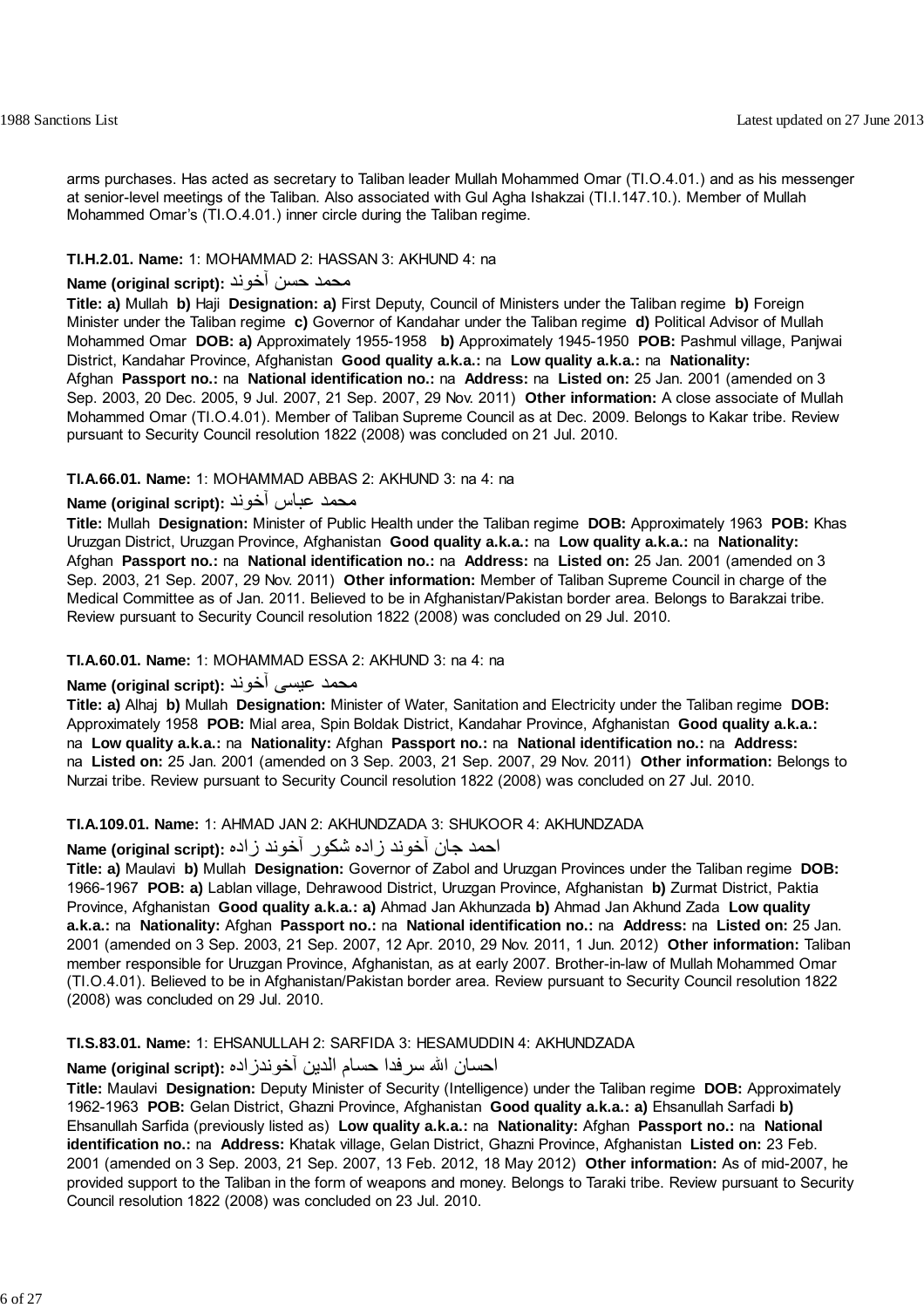arms purchases. Has acted as secretary to Taliban leader Mullah Mohammed Omar (TI.O.4.01.) and as his messenger at senior-level meetings of the Taliban. Also associated with Gul Agha Ishakzai (TI.I.147.10.). Member of Mullah Mohammed Omar's (TI.O.4.01.) inner circle during the Taliban regime.

**TI.H.2.01. Name:** 1: MOHAMMAD 2: HASSAN 3: AKHUND 4: na

**Name (original script):** محمد حسن آخوند

**Title: a)** Mullah **b)** Haji **Designation: a)** First Deputy, Council of Ministers under the Taliban regime **b)** Foreign Minister under the Taliban regime **c)** Governor of Kandahar under the Taliban regime **d)** Political Advisor of Mullah Mohammed Omar **DOB: a)** Approximately 1955-1958 **b)** Approximately 1945-1950 **POB:** Pashmul village, Panjwai District, Kandahar Province, Afghanistan **Good quality a.k.a.:** na **Low quality a.k.a.:** na **Nationality:** Afghan **Passport no.:** na **National identification no.:** na **Address:** na **Listed on:** 25 Jan. 2001 (amended on 3 Sep. 2003, 20 Dec. 2005, 9 Jul. 2007, 21 Sep. 2007, 29 Nov. 2011) **Other information:** A close associate of Mullah Mohammed Omar (TI.O.4.01). Member of Taliban Supreme Council as at Dec. 2009. Belongs to Kakar tribe. Review pursuant to Security Council resolution 1822 (2008) was concluded on 21 Jul. 2010.

**TI.A.66.01. Name:** 1: MOHAMMAD ABBAS 2: AKHUND 3: na 4: na

**Name (original script):** محمد عباس آخوند

**Title:** Mullah **Designation:** Minister of Public Health under the Taliban regime **DOB:** Approximately 1963 **POB:** Khas Uruzgan District, Uruzgan Province, Afghanistan **Good quality a.k.a.:** na **Low quality a.k.a.:** na **Nationality:** Afghan **Passport no.:** na **National identification no.:** na **Address:** na **Listed on:** 25 Jan. 2001 (amended on 3 Sep. 2003, 21 Sep. 2007, 29 Nov. 2011) **Other information:** Member of Taliban Supreme Council in charge of the Medical Committee as of Jan. 2011. Believed to be in Afghanistan/Pakistan border area. Belongs to Barakzai tribe. Review pursuant to Security Council resolution 1822 (2008) was concluded on 29 Jul. 2010.

**TI.A.60.01. Name:** 1: MOHAMMAD ESSA 2: AKHUND 3: na 4: na

**Name (original script):** محمد عیسی آخوند

**Title: a)** Alhaj **b)** Mullah **Designation:** Minister of Water, Sanitation and Electricity under the Taliban regime **DOB:** Approximately 1958 **POB:** Mial area, Spin Boldak District, Kandahar Province, Afghanistan **Good quality a.k.a.:** na **Low quality a.k.a.:** na **Nationality:** Afghan **Passport no.:** na **National identification no.:** na **Address:** na **Listed on:** 25 Jan. 2001 (amended on 3 Sep. 2003, 21 Sep. 2007, 29 Nov. 2011) **Other information:** Belongs to Nurzai tribe. Review pursuant to Security Council resolution 1822 (2008) was concluded on 27 Jul. 2010.

**TI.A.109.01. Name:** 1: AHMAD JAN 2: AKHUNDZADA 3: SHUKOOR 4: AKHUNDZADA

**Name (original script):** احمد جان آخوند زاده شکور آخوند زاده

**Title: a)** Maulavi **b)** Mullah **Designation:** Governor of Zabol and Uruzgan Provinces under the Taliban regime **DOB:** 1966-1967 **POB: a)** Lablan village, Dehrawood District, Uruzgan Province, Afghanistan **b)** Zurmat District, Paktia Province, Afghanistan **Good quality a.k.a.: a)** Ahmad Jan Akhunzada **b)** Ahmad Jan Akhund Zada **Low quality a.k.a.:** na **Nationality:** Afghan **Passport no.:** na **National identification no.:** na **Address:** na **Listed on:** 25 Jan. 2001 (amended on 3 Sep. 2003, 21 Sep. 2007, 12 Apr. 2010, 29 Nov. 2011, 1 Jun. 2012) **Other information:** Taliban member responsible for Uruzgan Province, Afghanistan, as at early 2007. Brother-in-law of Mullah Mohammed Omar (TI.O.4.01). Believed to be in Afghanistan/Pakistan border area. Review pursuant to Security Council resolution 1822 (2008) was concluded on 29 Jul. 2010.

**TI.S.83.01. Name:** 1: EHSANULLAH 2: SARFIDA 3: HESAMUDDIN 4: AKHUNDZADA

**Name (original script):** احسان الله سرفدا حسام الدین آخوندزاده

**Title:** Maulavi **Designation:** Deputy Minister of Security (Intelligence) under the Taliban regime **DOB:** Approximately 1962-1963 **POB:** Gelan District, Ghazni Province, Afghanistan **Good quality a.k.a.: a)** Ehsanullah Sarfadi **b)** Ehsanullah Sarfida (previously listed as) **Low quality a.k.a.:** na **Nationality:** Afghan **Passport no.:** na **National identification no.:** na **Address:** Khatak village, Gelan District, Ghazni Province, Afghanistan **Listed on:** 23 Feb. 2001 (amended on 3 Sep. 2003, 21 Sep. 2007, 13 Feb. 2012, 18 May 2012) **Other information:** As of mid-2007, he provided support to the Taliban in the form of weapons and money. Belongs to Taraki tribe. Review pursuant to Security Council resolution 1822 (2008) was concluded on 23 Jul. 2010.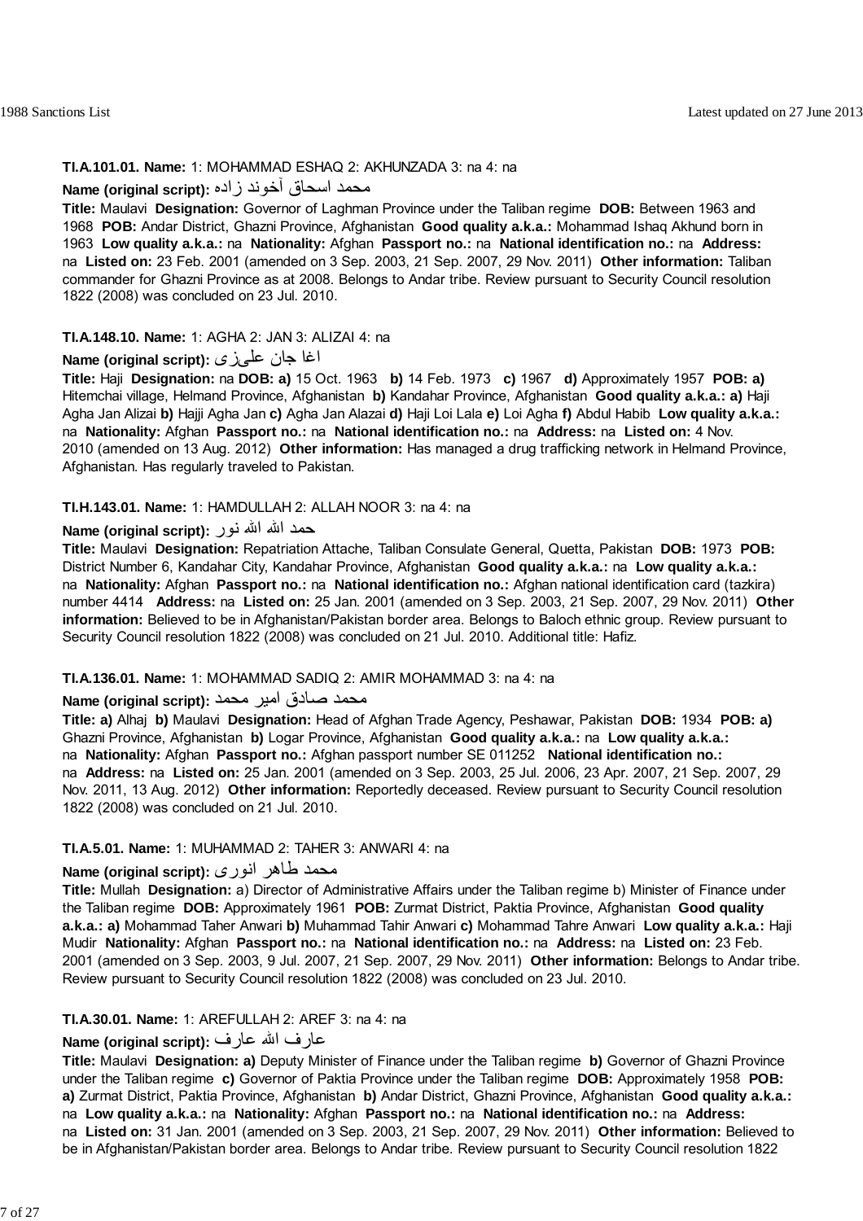**TI.A.101.01. Name:** 1: MOHAMMAD ESHAQ 2: AKHUNZADA 3: na 4: na

**Name (original script):** محمد اسحاق آخوند زاده

**Title:** Maulavi **Designation:** Governor of Laghman Province under the Taliban regime **DOB:** Between 1963 and 1968 **POB:** Andar District, Ghazni Province, Afghanistan **Good quality a.k.a.:** Mohammad Ishaq Akhund born in 1963 **Low quality a.k.a.:** na **Nationality:** Afghan **Passport no.:** na **National identification no.:** na **Address:** na **Listed on:** 23 Feb. 2001 (amended on 3 Sep. 2003, 21 Sep. 2007, 29 Nov. 2011) **Other information:** Taliban commander for Ghazni Province as at 2008. Belongs to Andar tribe. Review pursuant to Security Council resolution 1822 (2008) was concluded on 23 Jul. 2010.

**TI.A.148.10. Name:** 1: AGHA 2: JAN 3: ALIZAI 4: na

**Name (original script):** اغا جان علی‌زی

**Title:** Haji **Designation:** na **DOB: a)** 15 Oct. 1963 **b)** 14 Feb. 1973 **c)** 1967 **d)** Approximately 1957 **POB: a)** Hitemchai village, Helmand Province, Afghanistan **b)** Kandahar Province, Afghanistan **Good quality a.k.a.: a)** Haji Agha Jan Alizai **b)** Hajji Agha Jan **c)** Agha Jan Alazai **d)** Haji Loi Lala **e)** Loi Agha **f)** Abdul Habib **Low quality a.k.a.:** na **Nationality:** Afghan **Passport no.:** na **National identification no.:** na **Address:** na **Listed on:** 4 Nov. 2010 (amended on 13 Aug. 2012) **Other information:** Has managed a drug trafficking network in Helmand Province, Afghanistan. Has regularly traveled to Pakistan.

**TI.H.143.01. Name:** 1: HAMDULLAH 2: ALLAH NOOR 3: na 4: na

**Name (original script):** حمد الله نور

**Title:** Maulavi **Designation:** Repatriation Attache, Taliban Consulate General, Quetta, Pakistan **DOB:** 1973 **POB:** District Number 6, Kandahar City, Kandahar Province, Afghanistan **Good quality a.k.a.:** na **Low quality a.k.a.:** na **Nationality:** Afghan **Passport no.:** na **National identification no.:** Afghan national identification card (tazkira) number 4414 **Address:** na **Listed on:** 25 Jan. 2001 (amended on 3 Sep. 2003, 21 Sep. 2007, 29 Nov. 2011) **Other information:** Believed to be in Afghanistan/Pakistan border area. Belongs to Baloch ethnic group. Review pursuant to Security Council resolution 1822 (2008) was concluded on 21 Jul. 2010. Additional title: Hafiz.

**TI.A.136.01. Name:** 1: MOHAMMAD SADIQ 2: AMIR MOHAMMAD 3: na 4: na

**Name (original script):** محمد صادق امیر محمد

**Title: a)** Alhaj **b)** Maulavi **Designation:** Head of Afghan Trade Agency, Peshawar, Pakistan **DOB:** 1934 **POB: a)** Ghazni Province, Afghanistan **b)** Logar Province, Afghanistan **Good quality a.k.a.:** na **Low quality a.k.a.:** na **Nationality:** Afghan **Passport no.:** Afghan passport number SE 011252 **National identification no.:** na **Address:** na **Listed on:** 25 Jan. 2001 (amended on 3 Sep. 2003, 25 Jul. 2006, 23 Apr. 2007, 21 Sep. 2007, 29 Nov. 2011, 13 Aug. 2012) **Other information:** Reportedly deceased. Review pursuant to Security Council resolution 1822 (2008) was concluded on 21 Jul. 2010.

**TI.A.5.01. Name:** 1: MUHAMMAD 2: TAHER 3: ANWARI 4: na

**Name (original script):** محمد طاهر انوری

**Title:** Mullah **Designation:** a) Director of Administrative Affairs under the Taliban regime b) Minister of Finance under the Taliban regime **DOB:** Approximately 1961 **POB:** Zurmat District, Paktia Province, Afghanistan **Good quality a.k.a.: a)** Mohammad Taher Anwari **b)** Muhammad Tahir Anwari **c)** Mohammad Tahre Anwari **Low quality a.k.a.:** Haji Mudir **Nationality:** Afghan **Passport no.:** na **National identification no.:** na **Address:** na **Listed on:** 23 Feb. 2001 (amended on 3 Sep. 2003, 9 Jul. 2007, 21 Sep. 2007, 29 Nov. 2011) **Other information:** Belongs to Andar tribe. Review pursuant to Security Council resolution 1822 (2008) was concluded on 23 Jul. 2010.

**TI.A.30.01. Name:** 1: AREFULLAH 2: AREF 3: na 4: na

**Name (original script):** عارف الله عارف

**Title:** Maulavi **Designation: a)** Deputy Minister of Finance under the Taliban regime **b)** Governor of Ghazni Province under the Taliban regime **c)** Governor of Paktia Province under the Taliban regime **DOB:** Approximately 1958 **POB: a)** Zurmat District, Paktia Province, Afghanistan **b)** Andar District, Ghazni Province, Afghanistan **Good quality a.k.a.:** na **Low quality a.k.a.:** na **Nationality:** Afghan **Passport no.:** na **National identification no.:** na **Address:** na **Listed on:** 31 Jan. 2001 (amended on 3 Sep. 2003, 21 Sep. 2007, 29 Nov. 2011) **Other information:** Believed to be in Afghanistan/Pakistan border area. Belongs to Andar tribe. Review pursuant to Security Council resolution 1822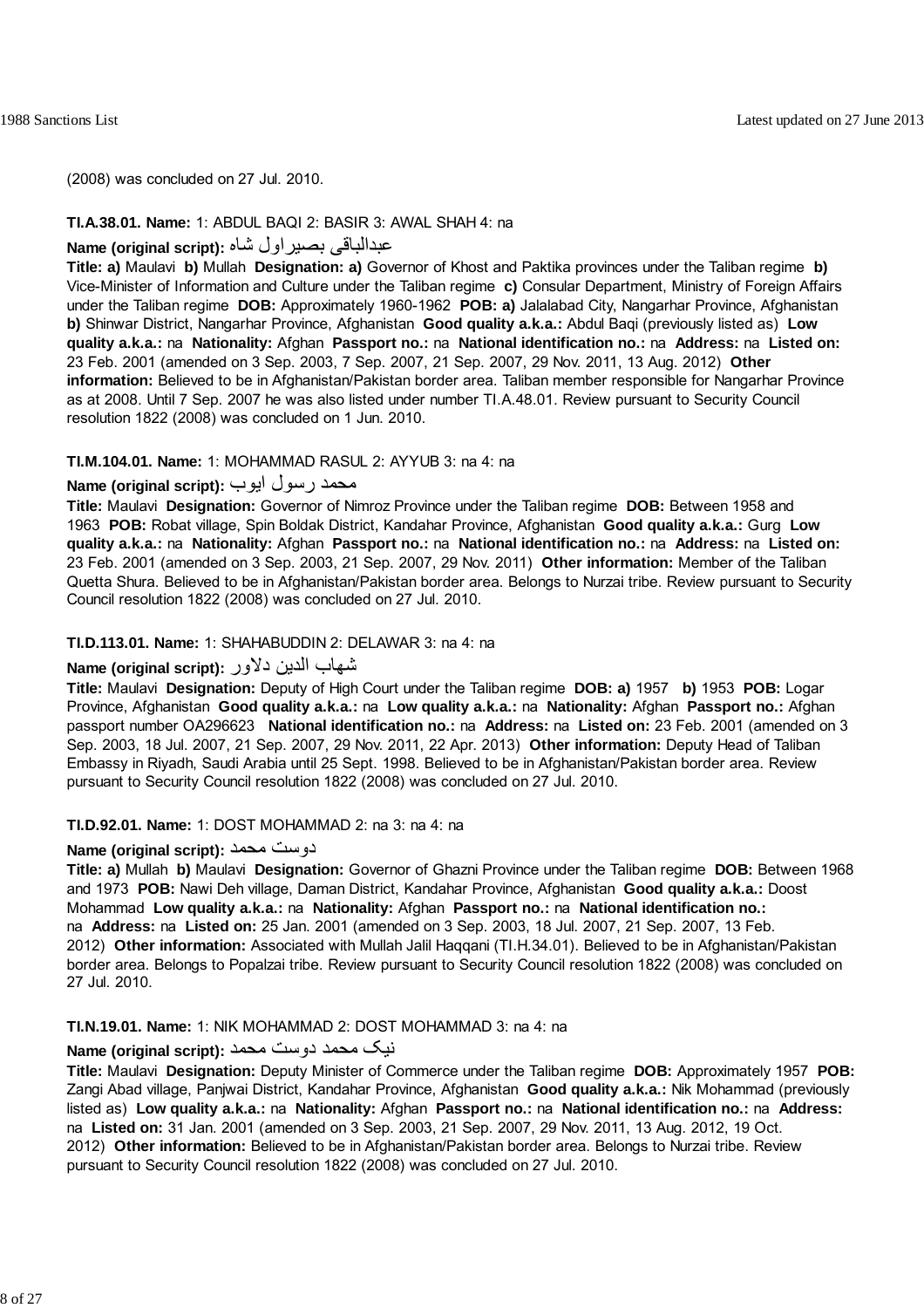(2008) was concluded on 27 Jul. 2010.

**TI.A.38.01. Name:** 1: ABDUL BAQI 2: BASIR 3: AWAL SHAH 4: na

**Name (original script):** عبدالباقی بصیراول شاه

**Title: a)** Maulavi **b)** Mullah **Designation: a)** Governor of Khost and Paktika provinces under the Taliban regime **b)** Vice-Minister of Information and Culture under the Taliban regime **c)** Consular Department, Ministry of Foreign Affairs under the Taliban regime **DOB:** Approximately 1960-1962 **POB: a)** Jalalabad City, Nangarhar Province, Afghanistan **b)** Shinwar District, Nangarhar Province, Afghanistan **Good quality a.k.a.:** Abdul Baqi (previously listed as) **Low quality a.k.a.:** na **Nationality:** Afghan **Passport no.:** na **National identification no.:** na **Address:** na **Listed on:** 23 Feb. 2001 (amended on 3 Sep. 2003, 7 Sep. 2007, 21 Sep. 2007, 29 Nov. 2011, 13 Aug. 2012) **Other information:** Believed to be in Afghanistan/Pakistan border area. Taliban member responsible for Nangarhar Province as at 2008. Until 7 Sep. 2007 he was also listed under number TI.A.48.01. Review pursuant to Security Council resolution 1822 (2008) was concluded on 1 Jun. 2010.

**TI.M.104.01. Name:** 1: MOHAMMAD RASUL 2: AYYUB 3: na 4: na

**Name (original script):** محمد رسول ایوب

**Title:** Maulavi **Designation:** Governor of Nimroz Province under the Taliban regime **DOB:** Between 1958 and 1963 **POB:** Robat village, Spin Boldak District, Kandahar Province, Afghanistan **Good quality a.k.a.:** Gurg **Low quality a.k.a.:** na **Nationality:** Afghan **Passport no.:** na **National identification no.:** na **Address:** na **Listed on:** 23 Feb. 2001 (amended on 3 Sep. 2003, 21 Sep. 2007, 29 Nov. 2011) **Other information:** Member of the Taliban Quetta Shura. Believed to be in Afghanistan/Pakistan border area. Belongs to Nurzai tribe. Review pursuant to Security Council resolution 1822 (2008) was concluded on 27 Jul. 2010.

**TI.D.113.01. Name:** 1: SHAHABUDDIN 2: DELAWAR 3: na 4: na

**Name (original script):** شهاب الدین دلاور

**Title:** Maulavi **Designation:** Deputy of High Court under the Taliban regime **DOB: a)** 1957 **b)** 1953 **POB:** Logar Province, Afghanistan **Good quality a.k.a.:** na **Low quality a.k.a.:** na **Nationality:** Afghan **Passport no.:** Afghan passport number OA296623 **National identification no.:** na **Address:** na **Listed on:** 23 Feb. 2001 (amended on 3 Sep. 2003, 18 Jul. 2007, 21 Sep. 2007, 29 Nov. 2011, 22 Apr. 2013) **Other information:** Deputy Head of Taliban Embassy in Riyadh, Saudi Arabia until 25 Sept. 1998. Believed to be in Afghanistan/Pakistan border area. Review pursuant to Security Council resolution 1822 (2008) was concluded on 27 Jul. 2010.

**TI.D.92.01. Name:** 1: DOST MOHAMMAD 2: na 3: na 4: na

**Name (original script):** دوست محمد

**Title: a)** Mullah **b)** Maulavi **Designation:** Governor of Ghazni Province under the Taliban regime **DOB:** Between 1968 and 1973 **POB:** Nawi Deh village, Daman District, Kandahar Province, Afghanistan **Good quality a.k.a.:** Doost Mohammad **Low quality a.k.a.:** na **Nationality:** Afghan **Passport no.:** na **National identification no.:** na **Address:** na **Listed on:** 25 Jan. 2001 (amended on 3 Sep. 2003, 18 Jul. 2007, 21 Sep. 2007, 13 Feb. 2012) **Other information:** Associated with Mullah Jalil Haqqani (TI.H.34.01). Believed to be in Afghanistan/Pakistan border area. Belongs to Popalzai tribe. Review pursuant to Security Council resolution 1822 (2008) was concluded on 27 Jul. 2010.

**TI.N.19.01. Name:** 1: NIK MOHAMMAD 2: DOST MOHAMMAD 3: na 4: na

**Name (original script):** نیک محمد دوست محمد

**Title:** Maulavi **Designation:** Deputy Minister of Commerce under the Taliban regime **DOB:** Approximately 1957 **POB:** Zangi Abad village, Panjwai District, Kandahar Province, Afghanistan **Good quality a.k.a.:** Nik Mohammad (previously listed as) **Low quality a.k.a.:** na **Nationality:** Afghan **Passport no.:** na **National identification no.:** na **Address:** na **Listed on:** 31 Jan. 2001 (amended on 3 Sep. 2003, 21 Sep. 2007, 29 Nov. 2011, 13 Aug. 2012, 19 Oct. 2012) **Other information:** Believed to be in Afghanistan/Pakistan border area. Belongs to Nurzai tribe. Review pursuant to Security Council resolution 1822 (2008) was concluded on 27 Jul. 2010.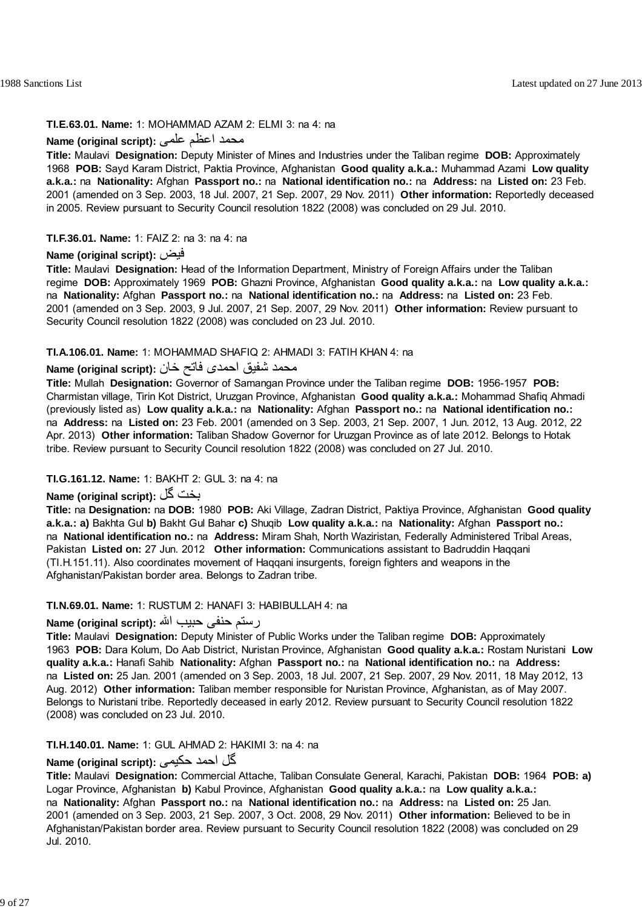**TI.E.63.01. Name:** 1: MOHAMMAD AZAM 2: ELMI 3: na 4: na

**Name (original script):** محمد اعظم علمی

**Title:** Maulavi **Designation:** Deputy Minister of Mines and Industries under the Taliban regime **DOB:** Approximately 1968 **POB:** Sayd Karam District, Paktia Province, Afghanistan **Good quality a.k.a.:** Muhammad Azami **Low quality a.k.a.:** na **Nationality:** Afghan **Passport no.:** na **National identification no.:** na **Address:** na **Listed on:** 23 Feb. 2001 (amended on 3 Sep. 2003, 18 Jul. 2007, 21 Sep. 2007, 29 Nov. 2011) **Other information:** Reportedly deceased in 2005. Review pursuant to Security Council resolution 1822 (2008) was concluded on 29 Jul. 2010.

**TI.F.36.01. Name:** 1: FAIZ 2: na 3: na 4: na

**Name (original script):** فيض

**Title:** Maulavi **Designation:** Head of the Information Department, Ministry of Foreign Affairs under the Taliban regime **DOB:** Approximately 1969 **POB:** Ghazni Province, Afghanistan **Good quality a.k.a.:** na **Low quality a.k.a.:** na **Nationality:** Afghan **Passport no.:** na **National identification no.:** na **Address:** na **Listed on:** 23 Feb. 2001 (amended on 3 Sep. 2003, 9 Jul. 2007, 21 Sep. 2007, 29 Nov. 2011) **Other information:** Review pursuant to Security Council resolution 1822 (2008) was concluded on 23 Jul. 2010.

**TI.A.106.01. Name:** 1: MOHAMMAD SHAFIQ 2: AHMADI 3: FATIH KHAN 4: na

**Name (original script):** محمد شفيق احمدی فاتح خان

**Title:** Mullah **Designation:** Governor of Samangan Province under the Taliban regime **DOB:** 1956-1957 **POB:** Charmistan village, Tirin Kot District, Uruzgan Province, Afghanistan **Good quality a.k.a.:** Mohammad Shafiq Ahmadi (previously listed as) **Low quality a.k.a.:** na **Nationality:** Afghan **Passport no.:** na **National identification no.:** na **Address:** na **Listed on:** 23 Feb. 2001 (amended on 3 Sep. 2003, 21 Sep. 2007, 1 Jun. 2012, 13 Aug. 2012, 22 Apr. 2013) **Other information:** Taliban Shadow Governor for Uruzgan Province as of late 2012. Belongs to Hotak tribe. Review pursuant to Security Council resolution 1822 (2008) was concluded on 27 Jul. 2010.

**TI.G.161.12. Name:** 1: BAKHT 2: GUL 3: na 4: na

**Name (original script):** بخت گل

**Title:** na **Designation:** na **DOB:** 1980 **POB:** Aki Village, Zadran District, Paktiya Province, Afghanistan **Good quality a.k.a.: a)** Bakhta Gul **b)** Bakht Gul Bahar **c)** Shuqib **Low quality a.k.a.:** na **Nationality:** Afghan **Passport no.:** na **National identification no.:** na **Address:** Miram Shah, North Waziristan, Federally Administered Tribal Areas, Pakistan **Listed on:** 27 Jun. 2012 **Other information:** Communications assistant to Badruddin Haqqani (TI.H.151.11). Also coordinates movement of Haqqani insurgents, foreign fighters and weapons in the Afghanistan/Pakistan border area. Belongs to Zadran tribe.

**TI.N.69.01. Name:** 1: RUSTUM 2: HANAFI 3: HABIBULLAH 4: na

**Name (original script):** رستم حنفی حبيب الله

**Title:** Maulavi **Designation:** Deputy Minister of Public Works under the Taliban regime **DOB:** Approximately 1963 **POB:** Dara Kolum, Do Aab District, Nuristan Province, Afghanistan **Good quality a.k.a.:** Rostam Nuristani **Low quality a.k.a.:** Hanafi Sahib **Nationality:** Afghan **Passport no.:** na **National identification no.:** na **Address:** na **Listed on:** 25 Jan. 2001 (amended on 3 Sep. 2003, 18 Jul. 2007, 21 Sep. 2007, 29 Nov. 2011, 18 May 2012, 13 Aug. 2012) **Other information:** Taliban member responsible for Nuristan Province, Afghanistan, as of May 2007. Belongs to Nuristani tribe. Reportedly deceased in early 2012. Review pursuant to Security Council resolution 1822 (2008) was concluded on 23 Jul. 2010.

**TI.H.140.01. Name:** 1: GUL AHMAD 2: HAKIMI 3: na 4: na

**Name (original script):** گل احمد حکيمی

**Title:** Maulavi **Designation:** Commercial Attache, Taliban Consulate General, Karachi, Pakistan **DOB:** 1964 **POB: a)** Logar Province, Afghanistan **b)** Kabul Province, Afghanistan **Good quality a.k.a.:** na **Low quality a.k.a.:** na **Nationality:** Afghan **Passport no.:** na **National identification no.:** na **Address:** na **Listed on:** 25 Jan. 2001 (amended on 3 Sep. 2003, 21 Sep. 2007, 3 Oct. 2008, 29 Nov. 2011) **Other information:** Believed to be in Afghanistan/Pakistan border area. Review pursuant to Security Council resolution 1822 (2008) was concluded on 29 Jul. 2010.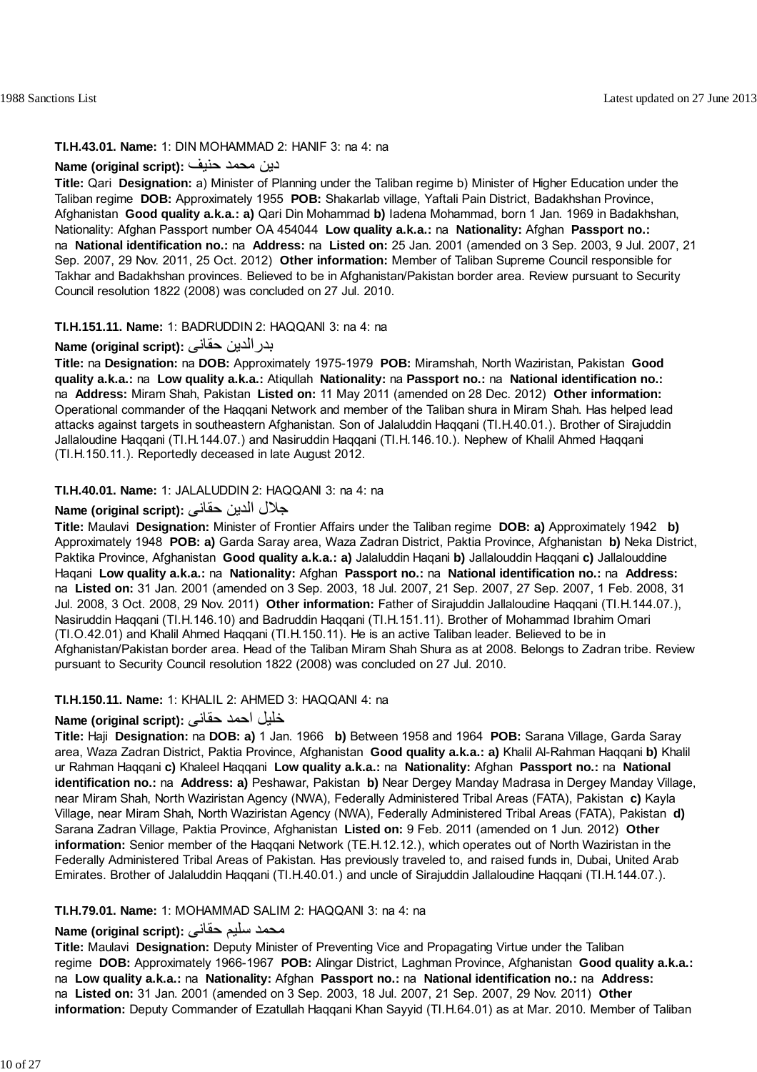**TI.H.43.01. Name:** 1: DIN MOHAMMAD 2: HANIF 3: na 4: na

**Name (original script):** دین محمد حنیف

**Title:** Qari **Designation:** a) Minister of Planning under the Taliban regime b) Minister of Higher Education under the Taliban regime **DOB:** Approximately 1955 **POB:** Shakarlab village, Yaftali Pain District, Badakhshan Province, Afghanistan **Good quality a.k.a.: a)** Qari Din Mohammad **b)** Iadena Mohammad, born 1 Jan. 1969 in Badakhshan, Nationality: Afghan Passport number OA 454044 **Low quality a.k.a.:** na **Nationality:** Afghan **Passport no.:** na **National identification no.:** na **Address:** na **Listed on:** 25 Jan. 2001 (amended on 3 Sep. 2003, 9 Jul. 2007, 21 Sep. 2007, 29 Nov. 2011, 25 Oct. 2012) **Other information:** Member of Taliban Supreme Council responsible for Takhar and Badakhshan provinces. Believed to be in Afghanistan/Pakistan border area. Review pursuant to Security Council resolution 1822 (2008) was concluded on 27 Jul. 2010.

**TI.H.151.11. Name:** 1: BADRUDDIN 2: HAQQANI 3: na 4: na

**Name (original script):** بدرالدین حقانی

**Title:** na **Designation:** na **DOB:** Approximately 1975-1979 **POB:** Miramshah, North Waziristan, Pakistan **Good quality a.k.a.:** na **Low quality a.k.a.:** Atiqullah **Nationality:** na **Passport no.:** na **National identification no.:** na **Address:** Miram Shah, Pakistan **Listed on:** 11 May 2011 (amended on 28 Dec. 2012) **Other information:** Operational commander of the Haqqani Network and member of the Taliban shura in Miram Shah. Has helped lead attacks against targets in southeastern Afghanistan. Son of Jalaluddin Haqqani (TI.H.40.01.). Brother of Sirajuddin Jallaloudine Haqqani (TI.H.144.07.) and Nasiruddin Haqqani (TI.H.146.10.). Nephew of Khalil Ahmed Haqqani (TI.H.150.11.). Reportedly deceased in late August 2012.

**TI.H.40.01. Name:** 1: JALALUDDIN 2: HAQQANI 3: na 4: na

**Name (original script):** جلال الدین حقانی

**Title:** Maulavi **Designation:** Minister of Frontier Affairs under the Taliban regime **DOB: a)** Approximately 1942 **b)** Approximately 1948 **POB: a)** Garda Saray area, Waza Zadran District, Paktia Province, Afghanistan **b)** Neka District, Paktika Province, Afghanistan **Good quality a.k.a.: a)** Jalaluddin Haqani **b)** Jallalouddin Haqqani **c)** Jallalouddine Haqani **Low quality a.k.a.:** na **Nationality:** Afghan **Passport no.:** na **National identification no.:** na **Address:** na **Listed on:** 31 Jan. 2001 (amended on 3 Sep. 2003, 18 Jul. 2007, 21 Sep. 2007, 27 Sep. 2007, 1 Feb. 2008, 31 Jul. 2008, 3 Oct. 2008, 29 Nov. 2011) **Other information:** Father of Sirajuddin Jallaloudine Haqqani (TI.H.144.07.), Nasiruddin Haqqani (TI.H.146.10) and Badruddin Haqqani (TI.H.151.11). Brother of Mohammad Ibrahim Omari (TI.O.42.01) and Khalil Ahmed Haqqani (TI.H.150.11). He is an active Taliban leader. Believed to be in Afghanistan/Pakistan border area. Head of the Taliban Miram Shah Shura as at 2008. Belongs to Zadran tribe. Review pursuant to Security Council resolution 1822 (2008) was concluded on 27 Jul. 2010.

**TI.H.150.11. Name:** 1: KHALIL 2: AHMED 3: HAQQANI 4: na

**Name (original script):** خلیل احمد حقانی

**Title:** Haji **Designation:** na **DOB: a)** 1 Jan. 1966 **b)** Between 1958 and 1964 **POB:** Sarana Village, Garda Saray area, Waza Zadran District, Paktia Province, Afghanistan **Good quality a.k.a.: a)** Khalil Al-Rahman Haqqani **b)** Khalil ur Rahman Haqqani **c)** Khaleel Haqqani **Low quality a.k.a.:** na **Nationality:** Afghan **Passport no.:** na **National identification no.:** na **Address: a)** Peshawar, Pakistan **b)** Near Dergey Manday Madrasa in Dergey Manday Village, near Miram Shah, North Waziristan Agency (NWA), Federally Administered Tribal Areas (FATA), Pakistan **c)** Kayla Village, near Miram Shah, North Waziristan Agency (NWA), Federally Administered Tribal Areas (FATA), Pakistan **d)** Sarana Zadran Village, Paktia Province, Afghanistan **Listed on:** 9 Feb. 2011 (amended on 1 Jun. 2012) **Other information:** Senior member of the Haqqani Network (TE.H.12.12.), which operates out of North Waziristan in the Federally Administered Tribal Areas of Pakistan. Has previously traveled to, and raised funds in, Dubai, United Arab Emirates. Brother of Jalaluddin Haqqani (TI.H.40.01.) and uncle of Sirajuddin Jallaloudine Haqqani (TI.H.144.07.).

**TI.H.79.01. Name:** 1: MOHAMMAD SALIM 2: HAQQANI 3: na 4: na

**Name (original script):** محمد سلیم حقانی

**Title:** Maulavi **Designation:** Deputy Minister of Preventing Vice and Propagating Virtue under the Taliban regime **DOB:** Approximately 1966-1967 **POB:** Alingar District, Laghman Province, Afghanistan **Good quality a.k.a.:** na **Low quality a.k.a.:** na **Nationality:** Afghan **Passport no.:** na **National identification no.:** na **Address:** na **Listed on:** 31 Jan. 2001 (amended on 3 Sep. 2003, 18 Jul. 2007, 21 Sep. 2007, 29 Nov. 2011) **Other information:** Deputy Commander of Ezatullah Haqqani Khan Sayyid (TI.H.64.01) as at Mar. 2010. Member of Taliban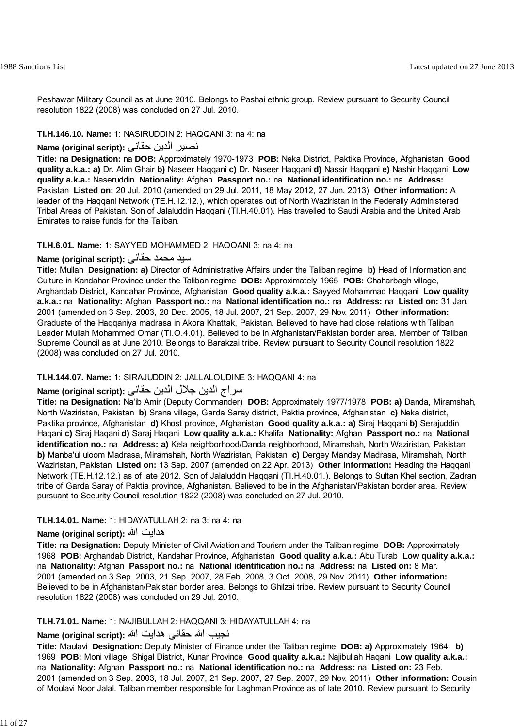Peshawar Military Council as at June 2010. Belongs to Pashai ethnic group. Review pursuant to Security Council resolution 1822 (2008) was concluded on 27 Jul. 2010.

**TI.H.146.10. Name:** 1: NASIRUDDIN 2: HAQQANI 3: na 4: na

**Name (original script):** نصير الدين حقانى

**Title:** na **Designation:** na **DOB:** Approximately 1970-1973 **POB:** Neka District, Paktika Province, Afghanistan **Good quality a.k.a.: a)** Dr. Alim Ghair **b)** Naseer Haqqani **c)** Dr. Naseer Haqqani **d)** Nassir Haqqani **e)** Nashir Haqqani **Low quality a.k.a.:** Naseruddin **Nationality:** Afghan **Passport no.:** na **National identification no.:** na **Address:** Pakistan **Listed on:** 20 Jul. 2010 (amended on 29 Jul. 2011, 18 May 2012, 27 Jun. 2013) **Other information:** A leader of the Haqqani Network (TE.H.12.12.), which operates out of North Waziristan in the Federally Administered Tribal Areas of Pakistan. Son of Jalaluddin Haqqani (TI.H.40.01). Has travelled to Saudi Arabia and the United Arab Emirates to raise funds for the Taliban.

**TI.H.6.01. Name:** 1: SAYYED MOHAMMED 2: HAQQANI 3: na 4: na

**Name (original script):** سيد محمد حقانى

**Title:** Mullah **Designation: a)** Director of Administrative Affairs under the Taliban regime **b)** Head of Information and Culture in Kandahar Province under the Taliban regime **DOB:** Approximately 1965 **POB:** Chaharbagh village, Arghandab District, Kandahar Province, Afghanistan **Good quality a.k.a.:** Sayyed Mohammad Haqqani **Low quality a.k.a.:** na **Nationality:** Afghan **Passport no.:** na **National identification no.:** na **Address:** na **Listed on:** 31 Jan. 2001 (amended on 3 Sep. 2003, 20 Dec. 2005, 18 Jul. 2007, 21 Sep. 2007, 29 Nov. 2011) **Other information:** Graduate of the Haqqaniya madrasa in Akora Khattak, Pakistan. Believed to have had close relations with Taliban Leader Mullah Mohammed Omar (TI.O.4.01). Believed to be in Afghanistan/Pakistan border area. Member of Taliban Supreme Council as at June 2010. Belongs to Barakzai tribe. Review pursuant to Security Council resolution 1822 (2008) was concluded on 27 Jul. 2010.

**TI.H.144.07. Name:** 1: SIRAJUDDIN 2: JALLALOUDINE 3: HAQQANI 4: na

**Name (original script):** سراج الدين جلال الدين حقانى

**Title:** na **Designation:** Na'ib Amir (Deputy Commander) **DOB:** Approximately 1977/1978 **POB: a)** Danda, Miramshah, North Waziristan, Pakistan **b)** Srana village, Garda Saray district, Paktia province, Afghanistan **c)** Neka district, Paktika province, Afghanistan **d)** Khost province, Afghanistan **Good quality a.k.a.: a)** Siraj Haqqani **b)** Serajuddin Haqani **c)** Siraj Haqani **d)** Saraj Haqani **Low quality a.k.a.:** Khalifa **Nationality:** Afghan **Passport no.:** na **National identification no.:** na **Address: a)** Kela neighborhood/Danda neighborhood, Miramshah, North Waziristan, Pakistan **b)** Manba'ul uloom Madrasa, Miramshah, North Waziristan, Pakistan **c)** Dergey Manday Madrasa, Miramshah, North Waziristan, Pakistan **Listed on:** 13 Sep. 2007 (amended on 22 Apr. 2013) **Other information:** Heading the Haqqani Network (TE.H.12.12.) as of late 2012. Son of Jalaluddin Haqqani (TI.H.40.01.). Belongs to Sultan Khel section, Zadran tribe of Garda Saray of Paktia province, Afghanistan. Believed to be in the Afghanistan/Pakistan border area. Review pursuant to Security Council resolution 1822 (2008) was concluded on 27 Jul. 2010.

**TI.H.14.01. Name:** 1: HIDAYATULLAH 2: na 3: na 4: na

**Name (original script):** هدايت الله

**Title:** na **Designation:** Deputy Minister of Civil Aviation and Tourism under the Taliban regime **DOB:** Approximately 1968 **POB:** Arghandab District, Kandahar Province, Afghanistan **Good quality a.k.a.:** Abu Turab **Low quality a.k.a.:** na **Nationality:** Afghan **Passport no.:** na **National identification no.:** na **Address:** na **Listed on:** 8 Mar. 2001 (amended on 3 Sep. 2003, 21 Sep. 2007, 28 Feb. 2008, 3 Oct. 2008, 29 Nov. 2011) **Other information:** Believed to be in Afghanistan/Pakistan border area. Belongs to Ghilzai tribe. Review pursuant to Security Council resolution 1822 (2008) was concluded on 29 Jul. 2010.

**TI.H.71.01. Name:** 1: NAJIBULLAH 2: HAQQANI 3: HIDAYATULLAH 4: na

**Name (original script):** نجيب الله حقانى هدايت الله

**Title:** Maulavi **Designation:** Deputy Minister of Finance under the Taliban regime **DOB: a)** Approximately 1964 **b)** 1969 **POB:** Moni village, Shigal District, Kunar Province **Good quality a.k.a.:** Najibullah Haqani **Low quality a.k.a.:** na **Nationality:** Afghan **Passport no.:** na **National identification no.:** na **Address:** na **Listed on:** 23 Feb. 2001 (amended on 3 Sep. 2003, 18 Jul. 2007, 21 Sep. 2007, 27 Sep. 2007, 29 Nov. 2011) **Other information:** Cousin of Moulavi Noor Jalal. Taliban member responsible for Laghman Province as of late 2010. Review pursuant to Security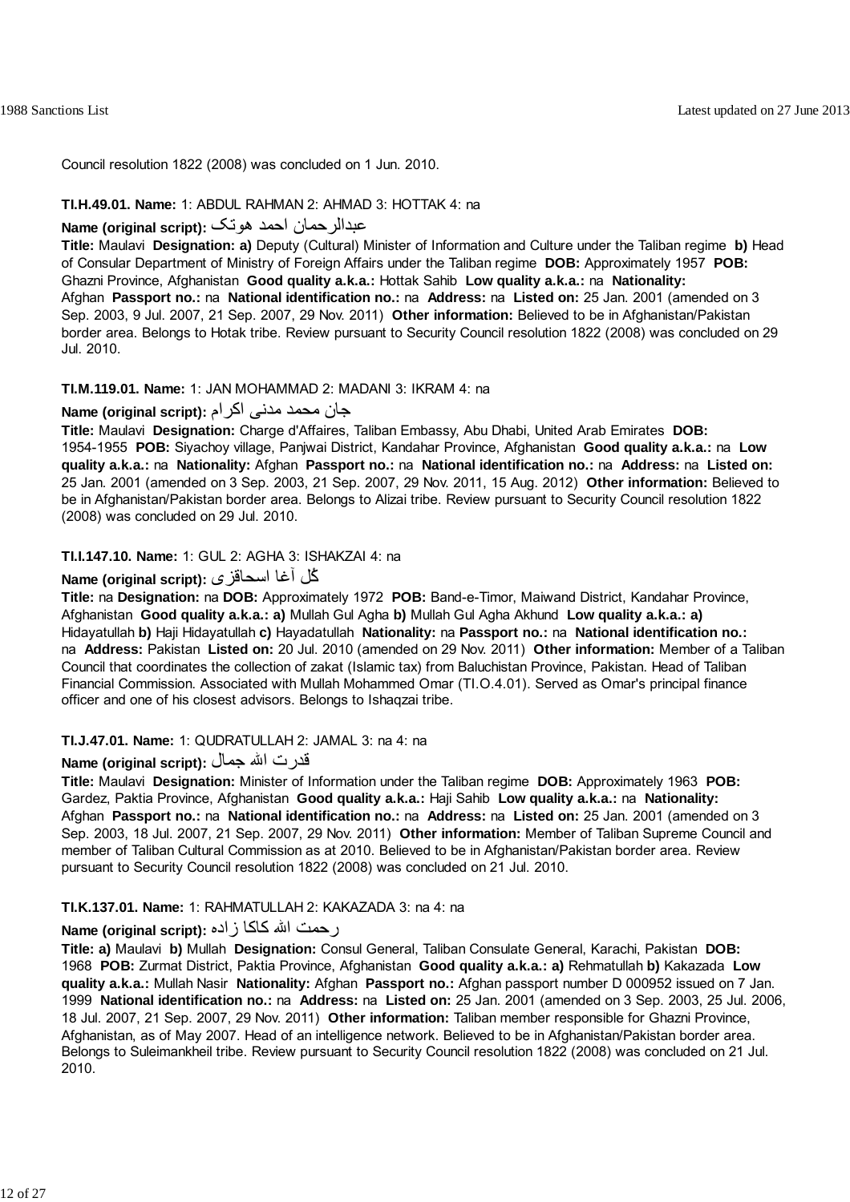Council resolution 1822 (2008) was concluded on 1 Jun. 2010.

**TI.H.49.01. Name:** 1: ABDUL RAHMAN 2: AHMAD 3: HOTTAK 4: na

**Name (original script):** عبدالرحمان احمد هوتک

**Title:** Maulavi **Designation: a)** Deputy (Cultural) Minister of Information and Culture under the Taliban regime **b)** Head of Consular Department of Ministry of Foreign Affairs under the Taliban regime **DOB:** Approximately 1957 **POB:** Ghazni Province, Afghanistan **Good quality a.k.a.:** Hottak Sahib **Low quality a.k.a.:** na **Nationality:** Afghan **Passport no.:** na **National identification no.:** na **Address:** na **Listed on:** 25 Jan. 2001 (amended on 3 Sep. 2003, 9 Jul. 2007, 21 Sep. 2007, 29 Nov. 2011) **Other information:** Believed to be in Afghanistan/Pakistan border area. Belongs to Hotak tribe. Review pursuant to Security Council resolution 1822 (2008) was concluded on 29 Jul. 2010.

**TI.M.119.01. Name:** 1: JAN MOHAMMAD 2: MADANI 3: IKRAM 4: na

**Name (original script):** جان محمد مدنی اکرام

**Title:** Maulavi **Designation:** Charge d'Affaires, Taliban Embassy, Abu Dhabi, United Arab Emirates **DOB:** 1954-1955 **POB:** Siyachoy village, Panjwai District, Kandahar Province, Afghanistan **Good quality a.k.a.:** na **Low quality a.k.a.:** na **Nationality:** Afghan **Passport no.:** na **National identification no.:** na **Address:** na **Listed on:** 25 Jan. 2001 (amended on 3 Sep. 2003, 21 Sep. 2007, 29 Nov. 2011, 15 Aug. 2012) **Other information:** Believed to be in Afghanistan/Pakistan border area. Belongs to Alizai tribe. Review pursuant to Security Council resolution 1822 (2008) was concluded on 29 Jul. 2010.

**TI.I.147.10. Name:** 1: GUL 2: AGHA 3: ISHAKZAI 4: na

**Name (original script):** گل آغا اسحاقزی

**Title:** na **Designation:** na **DOB:** Approximately 1972 **POB:** Band-e-Timor, Maiwand District, Kandahar Province, Afghanistan **Good quality a.k.a.: a)** Mullah Gul Agha **b)** Mullah Gul Agha Akhund **Low quality a.k.a.: a)** Hidayatullah **b)** Haji Hidayatullah **c)** Hayadatullah **Nationality:** na **Passport no.:** na **National identification no.:** na **Address:** Pakistan **Listed on:** 20 Jul. 2010 (amended on 29 Nov. 2011) **Other information:** Member of a Taliban Council that coordinates the collection of zakat (Islamic tax) from Baluchistan Province, Pakistan. Head of Taliban Financial Commission. Associated with Mullah Mohammed Omar (TI.O.4.01). Served as Omar's principal finance officer and one of his closest advisors. Belongs to Ishaqzai tribe.

**TI.J.47.01. Name:** 1: QUDRATULLAH 2: JAMAL 3: na 4: na

**Name (original script):** قدرت الله جمال

**Title:** Maulavi **Designation:** Minister of Information under the Taliban regime **DOB:** Approximately 1963 **POB:** Gardez, Paktia Province, Afghanistan **Good quality a.k.a.:** Haji Sahib **Low quality a.k.a.:** na **Nationality:** Afghan **Passport no.:** na **National identification no.:** na **Address:** na **Listed on:** 25 Jan. 2001 (amended on 3 Sep. 2003, 18 Jul. 2007, 21 Sep. 2007, 29 Nov. 2011) **Other information:** Member of Taliban Supreme Council and member of Taliban Cultural Commission as at 2010. Believed to be in Afghanistan/Pakistan border area. Review pursuant to Security Council resolution 1822 (2008) was concluded on 21 Jul. 2010.

**TI.K.137.01. Name:** 1: RAHMATULLAH 2: KAKAZADA 3: na 4: na

**Name (original script):** رحمت الله کاکا زاده

**Title: a)** Maulavi **b)** Mullah **Designation:** Consul General, Taliban Consulate General, Karachi, Pakistan **DOB:** 1968 **POB:** Zurmat District, Paktia Province, Afghanistan **Good quality a.k.a.: a)** Rehmatullah **b)** Kakazada **Low quality a.k.a.:** Mullah Nasir **Nationality:** Afghan **Passport no.:** Afghan passport number D 000952 issued on 7 Jan. 1999 **National identification no.:** na **Address:** na **Listed on:** 25 Jan. 2001 (amended on 3 Sep. 2003, 25 Jul. 2006, 18 Jul. 2007, 21 Sep. 2007, 29 Nov. 2011) **Other information:** Taliban member responsible for Ghazni Province, Afghanistan, as of May 2007. Head of an intelligence network. Believed to be in Afghanistan/Pakistan border area. Belongs to Suleimankheil tribe. Review pursuant to Security Council resolution 1822 (2008) was concluded on 21 Jul. 2010.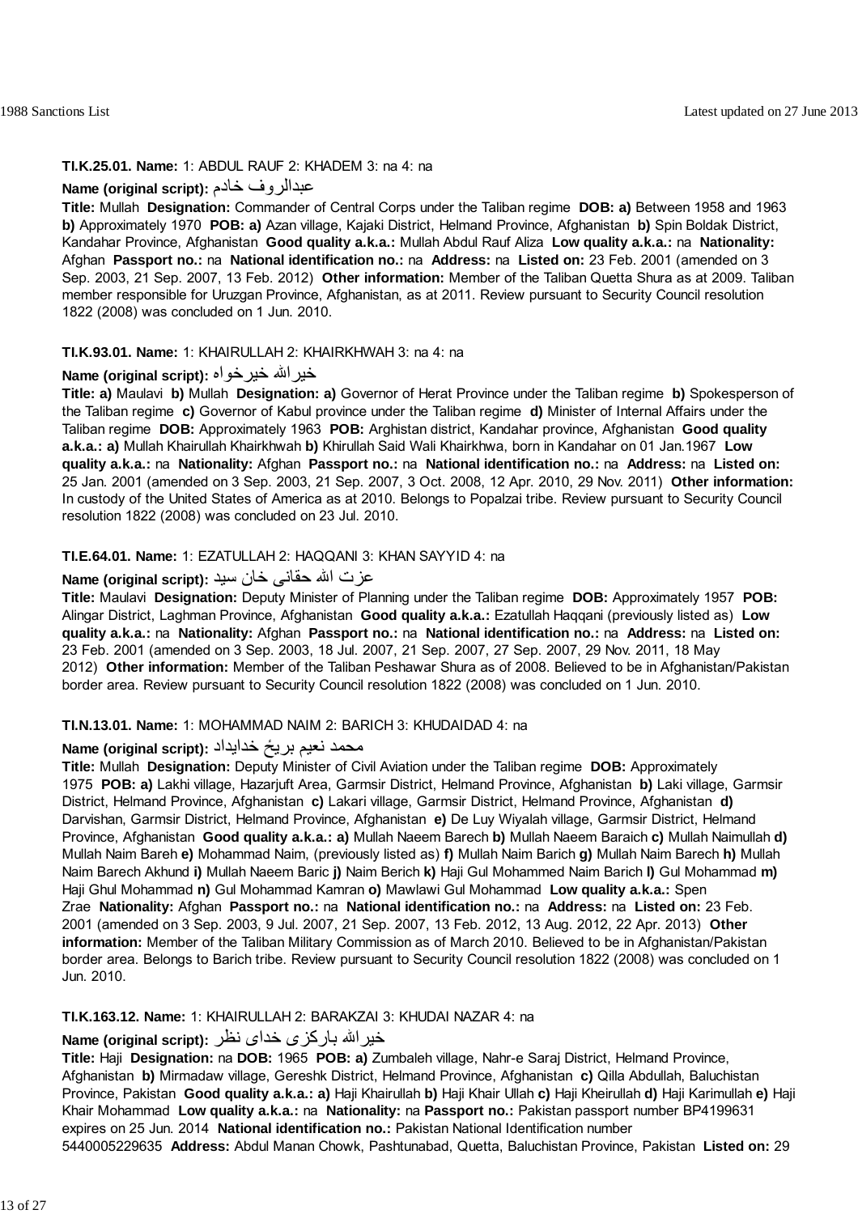**TI.K.25.01. Name:** 1: ABDUL RAUF 2: KHADEM 3: na 4: na

**Name (original script):** عبدالروف خادم

**Title:** Mullah **Designation:** Commander of Central Corps under the Taliban regime **DOB: a)** Between 1958 and 1963 **b)** Approximately 1970 **POB: a)** Azan village, Kajaki District, Helmand Province, Afghanistan **b)** Spin Boldak District, Kandahar Province, Afghanistan **Good quality a.k.a.:** Mullah Abdul Rauf Aliza **Low quality a.k.a.:** na **Nationality:** Afghan **Passport no.:** na **National identification no.:** na **Address:** na **Listed on:** 23 Feb. 2001 (amended on 3 Sep. 2003, 21 Sep. 2007, 13 Feb. 2012) **Other information:** Member of the Taliban Quetta Shura as at 2009. Taliban member responsible for Uruzgan Province, Afghanistan, as at 2011. Review pursuant to Security Council resolution 1822 (2008) was concluded on 1 Jun. 2010.

**TI.K.93.01. Name:** 1: KHAIRULLAH 2: KHAIRKHWAH 3: na 4: na

**Name (original script):** خيرالله خيرخواه

**Title: a)** Maulavi **b)** Mullah **Designation: a)** Governor of Herat Province under the Taliban regime **b)** Spokesperson of the Taliban regime **c)** Governor of Kabul province under the Taliban regime **d)** Minister of Internal Affairs under the Taliban regime **DOB:** Approximately 1963 **POB:** Arghistan district, Kandahar province, Afghanistan **Good quality a.k.a.: a)** Mullah Khairullah Khairkhwah **b)** Khirullah Said Wali Khairkhwa, born in Kandahar on 01 Jan.1967 **Low quality a.k.a.:** na **Nationality:** Afghan **Passport no.:** na **National identification no.:** na **Address:** na **Listed on:** 25 Jan. 2001 (amended on 3 Sep. 2003, 21 Sep. 2007, 3 Oct. 2008, 12 Apr. 2010, 29 Nov. 2011) **Other information:** In custody of the United States of America as at 2010. Belongs to Popalzai tribe. Review pursuant to Security Council resolution 1822 (2008) was concluded on 23 Jul. 2010.

**TI.E.64.01. Name:** 1: EZATULLAH 2: HAQQANI 3: KHAN SAYYID 4: na

**Name (original script):** عزت الله حقانی خان سید

**Title:** Maulavi **Designation:** Deputy Minister of Planning under the Taliban regime **DOB:** Approximately 1957 **POB:** Alingar District, Laghman Province, Afghanistan **Good quality a.k.a.:** Ezatullah Haqqani (previously listed as) **Low quality a.k.a.:** na **Nationality:** Afghan **Passport no.:** na **National identification no.:** na **Address:** na **Listed on:** 23 Feb. 2001 (amended on 3 Sep. 2003, 18 Jul. 2007, 21 Sep. 2007, 27 Sep. 2007, 29 Nov. 2011, 18 May 2012) **Other information:** Member of the Taliban Peshawar Shura as of 2008. Believed to be in Afghanistan/Pakistan border area. Review pursuant to Security Council resolution 1822 (2008) was concluded on 1 Jun. 2010.

**TI.N.13.01. Name:** 1: MOHAMMAD NAIM 2: BARICH 3: KHUDAIDAD 4: na

**Name (original script):** محمد نعيم بريځ خدايداد

**Title:** Mullah **Designation:** Deputy Minister of Civil Aviation under the Taliban regime **DOB:** Approximately 1975 **POB: a)** Lakhi village, Hazarjuft Area, Garmsir District, Helmand Province, Afghanistan **b)** Laki village, Garmsir District, Helmand Province, Afghanistan **c)** Lakari village, Garmsir District, Helmand Province, Afghanistan **d)** Darvishan, Garmsir District, Helmand Province, Afghanistan **e)** De Luy Wiyalah village, Garmsir District, Helmand Province, Afghanistan **Good quality a.k.a.: a)** Mullah Naeem Barech **b)** Mullah Naeem Baraich **c)** Mullah Naimullah **d)** Mullah Naim Bareh **e)** Mohammad Naim, (previously listed as) **f)** Mullah Naim Barich **g)** Mullah Naim Barech **h)** Mullah Naim Barech Akhund **i)** Mullah Naeem Baric **j)** Naim Berich **k)** Haji Gul Mohammed Naim Barich **l)** Gul Mohammad **m)** Haji Ghul Mohammad **n)** Gul Mohammad Kamran **o)** Mawlawi Gul Mohammad **Low quality a.k.a.:** Spen Zrae **Nationality:** Afghan **Passport no.:** na **National identification no.:** na **Address:** na **Listed on:** 23 Feb. 2001 (amended on 3 Sep. 2003, 9 Jul. 2007, 21 Sep. 2007, 13 Feb. 2012, 13 Aug. 2012, 22 Apr. 2013) **Other information:** Member of the Taliban Military Commission as of March 2010. Believed to be in Afghanistan/Pakistan border area. Belongs to Barich tribe. Review pursuant to Security Council resolution 1822 (2008) was concluded on 1 Jun. 2010.

**TI.K.163.12. Name:** 1: KHAIRULLAH 2: BARAKZAI 3: KHUDAI NAZAR 4: na

**Name (original script):** خيرالله بارکزی خدای نظر

**Title:** Haji **Designation:** na **DOB:** 1965 **POB: a)** Zumbaleh village, Nahr-e Saraj District, Helmand Province, Afghanistan **b)** Mirmadaw village, Gereshk District, Helmand Province, Afghanistan **c)** Qilla Abdullah, Baluchistan Province, Pakistan **Good quality a.k.a.: a)** Haji Khairullah **b)** Haji Khair Ullah **c)** Haji Kheirullah **d)** Haji Karimullah **e)** Haji Khair Mohammad **Low quality a.k.a.:** na **Nationality:** na **Passport no.:** Pakistan passport number BP4199631 expires on 25 Jun. 2014 **National identification no.:** Pakistan National Identification number 5440005229635 **Address:** Abdul Manan Chowk, Pashtunabad, Quetta, Baluchistan Province, Pakistan **Listed on:** 29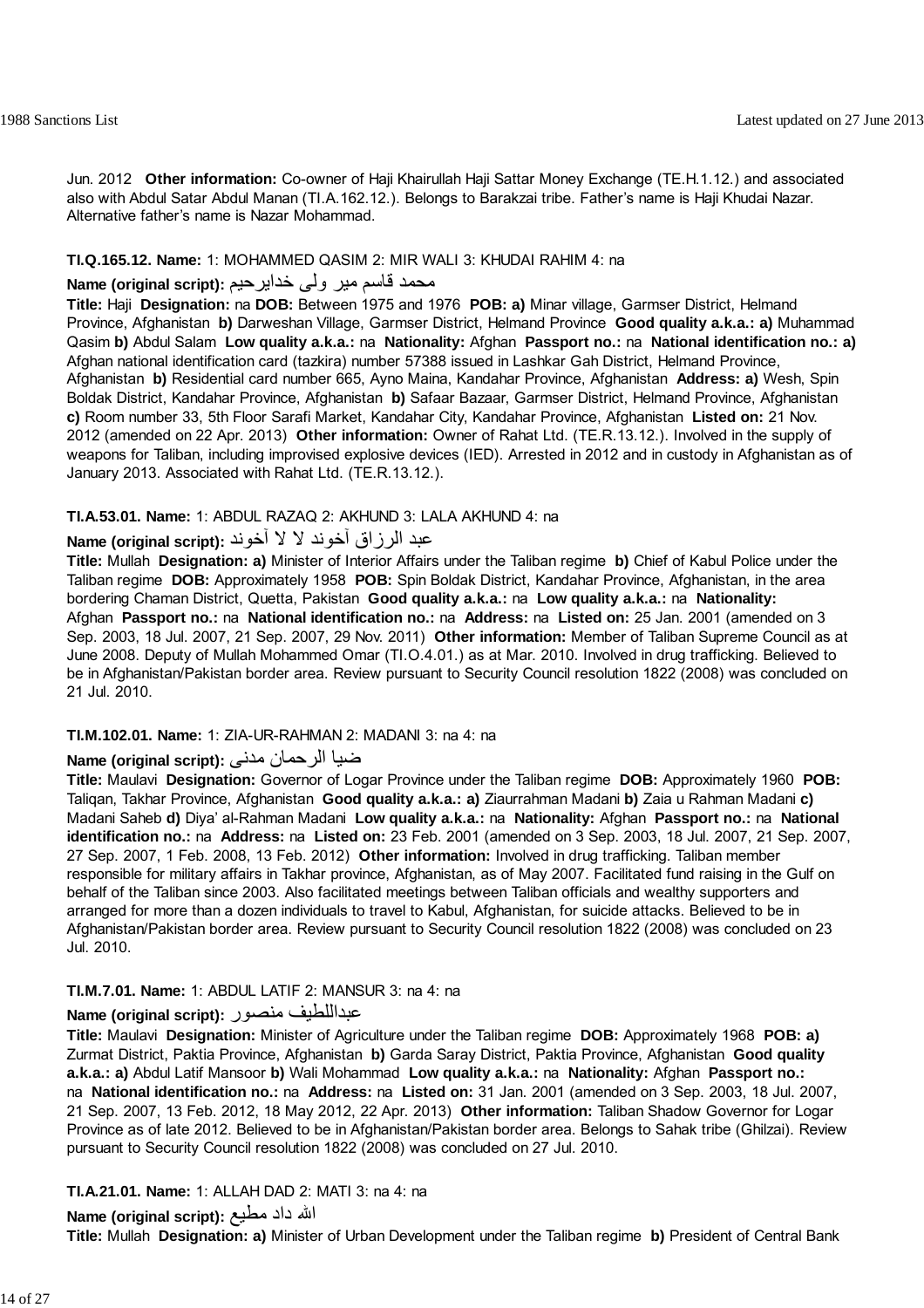Jun. 2012 **Other information:** Co-owner of Haji Khairullah Haji Sattar Money Exchange (TE.H.1.12.) and associated also with Abdul Satar Abdul Manan (TI.A.162.12.). Belongs to Barakzai tribe. Father's name is Haji Khudai Nazar. Alternative father's name is Nazar Mohammad.

**TI.Q.165.12. Name:** 1: MOHAMMED QASIM 2: MIR WALI 3: KHUDAI RAHIM 4: na

**Name (original script):** محمد قاسم میر ولی خدایرحیم

**Title:** Haji **Designation:** na **DOB:** Between 1975 and 1976 **POB: a)** Minar village, Garmser District, Helmand Province, Afghanistan **b)** Darweshan Village, Garmser District, Helmand Province **Good quality a.k.a.: a)** Muhammad Qasim **b)** Abdul Salam **Low quality a.k.a.:** na **Nationality:** Afghan **Passport no.:** na **National identification no.: a)** Afghan national identification card (tazkira) number 57388 issued in Lashkar Gah District, Helmand Province, Afghanistan **b)** Residential card number 665, Ayno Maina, Kandahar Province, Afghanistan **Address: a)** Wesh, Spin Boldak District, Kandahar Province, Afghanistan **b)** Safaar Bazaar, Garmser District, Helmand Province, Afghanistan **c)** Room number 33, 5th Floor Sarafi Market, Kandahar City, Kandahar Province, Afghanistan **Listed on:** 21 Nov. 2012 (amended on 22 Apr. 2013) **Other information:** Owner of Rahat Ltd. (TE.R.13.12.). Involved in the supply of weapons for Taliban, including improvised explosive devices (IED). Arrested in 2012 and in custody in Afghanistan as of January 2013. Associated with Rahat Ltd. (TE.R.13.12.).

**TI.A.53.01. Name:** 1: ABDUL RAZAQ 2: AKHUND 3: LALA AKHUND 4: na

**Name (original script):** عبد الرزاق آخوند لا لا آخوند

**Title:** Mullah **Designation: a)** Minister of Interior Affairs under the Taliban regime **b)** Chief of Kabul Police under the Taliban regime **DOB:** Approximately 1958 **POB:** Spin Boldak District, Kandahar Province, Afghanistan, in the area bordering Chaman District, Quetta, Pakistan **Good quality a.k.a.:** na **Low quality a.k.a.:** na **Nationality:** Afghan **Passport no.:** na **National identification no.:** na **Address:** na **Listed on:** 25 Jan. 2001 (amended on 3 Sep. 2003, 18 Jul. 2007, 21 Sep. 2007, 29 Nov. 2011) **Other information:** Member of Taliban Supreme Council as at June 2008. Deputy of Mullah Mohammed Omar (TI.O.4.01.) as at Mar. 2010. Involved in drug trafficking. Believed to be in Afghanistan/Pakistan border area. Review pursuant to Security Council resolution 1822 (2008) was concluded on 21 Jul. 2010.

**TI.M.102.01. Name:** 1: ZIA-UR-RAHMAN 2: MADANI 3: na 4: na

**Name (original script):** ضيا الرحمان مدنى

**Title:** Maulavi **Designation:** Governor of Logar Province under the Taliban regime **DOB:** Approximately 1960 **POB:** Taliqan, Takhar Province, Afghanistan **Good quality a.k.a.: a)** Ziaurrahman Madani **b)** Zaia u Rahman Madani **c)** Madani Saheb **d)** Diya' al-Rahman Madani **Low quality a.k.a.:** na **Nationality:** Afghan **Passport no.:** na **National identification no.:** na **Address:** na **Listed on:** 23 Feb. 2001 (amended on 3 Sep. 2003, 18 Jul. 2007, 21 Sep. 2007, 27 Sep. 2007, 1 Feb. 2008, 13 Feb. 2012) **Other information:** Involved in drug trafficking. Taliban member responsible for military affairs in Takhar province, Afghanistan, as of May 2007. Facilitated fund raising in the Gulf on behalf of the Taliban since 2003. Also facilitated meetings between Taliban officials and wealthy supporters and arranged for more than a dozen individuals to travel to Kabul, Afghanistan, for suicide attacks. Believed to be in Afghanistan/Pakistan border area. Review pursuant to Security Council resolution 1822 (2008) was concluded on 23 Jul. 2010.

**TI.M.7.01. Name:** 1: ABDUL LATIF 2: MANSUR 3: na 4: na

**Name (original script):** عبداللطيف منصور

**Title:** Maulavi **Designation:** Minister of Agriculture under the Taliban regime **DOB:** Approximately 1968 **POB: a)** Zurmat District, Paktia Province, Afghanistan **b)** Garda Saray District, Paktia Province, Afghanistan **Good quality a.k.a.: a)** Abdul Latif Mansoor **b)** Wali Mohammad **Low quality a.k.a.:** na **Nationality:** Afghan **Passport no.:** na **National identification no.:** na **Address:** na **Listed on:** 31 Jan. 2001 (amended on 3 Sep. 2003, 18 Jul. 2007, 21 Sep. 2007, 13 Feb. 2012, 18 May 2012, 22 Apr. 2013) **Other information:** Taliban Shadow Governor for Logar Province as of late 2012. Believed to be in Afghanistan/Pakistan border area. Belongs to Sahak tribe (Ghilzai). Review pursuant to Security Council resolution 1822 (2008) was concluded on 27 Jul. 2010.

**TI.A.21.01. Name:** 1: ALLAH DAD 2: MATI 3: na 4: na

**Name (original script):** الله داد مطيع

**Title:** Mullah **Designation: a)** Minister of Urban Development under the Taliban regime **b)** President of Central Bank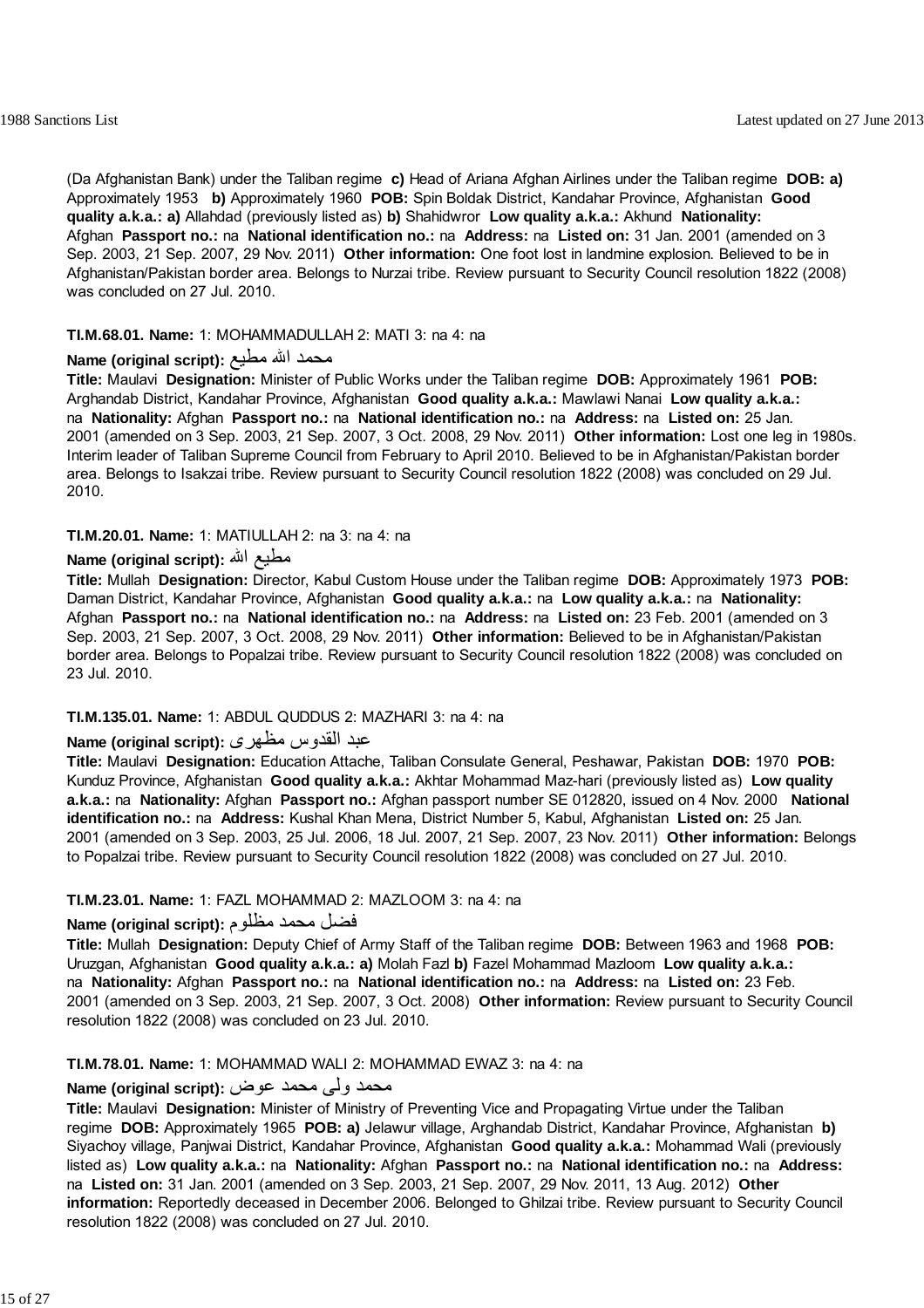(Da Afghanistan Bank) under the Taliban regime **c)** Head of Ariana Afghan Airlines under the Taliban regime **DOB: a)** Approximately 1953 **b)** Approximately 1960 **POB:** Spin Boldak District, Kandahar Province, Afghanistan **Good quality a.k.a.: a)** Allahdad (previously listed as) **b)** Shahidwror **Low quality a.k.a.:** Akhund **Nationality:** Afghan **Passport no.:** na **National identification no.:** na **Address:** na **Listed on:** 31 Jan. 2001 (amended on 3 Sep. 2003, 21 Sep. 2007, 29 Nov. 2011) **Other information:** One foot lost in landmine explosion. Believed to be in Afghanistan/Pakistan border area. Belongs to Nurzai tribe. Review pursuant to Security Council resolution 1822 (2008) was concluded on 27 Jul. 2010.

**TI.M.68.01. Name:** 1: MOHAMMADULLAH 2: MATI 3: na 4: na

**Name (original script):** محمد الله مطيع

**Title:** Maulavi **Designation:** Minister of Public Works under the Taliban regime **DOB:** Approximately 1961 **POB:** Arghandab District, Kandahar Province, Afghanistan **Good quality a.k.a.:** Mawlawi Nanai **Low quality a.k.a.:** na **Nationality:** Afghan **Passport no.:** na **National identification no.:** na **Address:** na **Listed on:** 25 Jan. 2001 (amended on 3 Sep. 2003, 21 Sep. 2007, 3 Oct. 2008, 29 Nov. 2011) **Other information:** Lost one leg in 1980s. Interim leader of Taliban Supreme Council from February to April 2010. Believed to be in Afghanistan/Pakistan border area. Belongs to Isakzai tribe. Review pursuant to Security Council resolution 1822 (2008) was concluded on 29 Jul. 2010.

**TI.M.20.01. Name:** 1: MATIULLAH 2: na 3: na 4: na

**Name (original script):** مطيع الله

**Title:** Mullah **Designation:** Director, Kabul Custom House under the Taliban regime **DOB:** Approximately 1973 **POB:** Daman District, Kandahar Province, Afghanistan **Good quality a.k.a.:** na **Low quality a.k.a.:** na **Nationality:** Afghan **Passport no.:** na **National identification no.:** na **Address:** na **Listed on:** 23 Feb. 2001 (amended on 3 Sep. 2003, 21 Sep. 2007, 3 Oct. 2008, 29 Nov. 2011) **Other information:** Believed to be in Afghanistan/Pakistan border area. Belongs to Popalzai tribe. Review pursuant to Security Council resolution 1822 (2008) was concluded on 23 Jul. 2010.

**TI.M.135.01. Name:** 1: ABDUL QUDDUS 2: MAZHARI 3: na 4: na

**Name (original script):** عبد القدوس مظهری

**Title:** Maulavi **Designation:** Education Attache, Taliban Consulate General, Peshawar, Pakistan **DOB:** 1970 **POB:** Kunduz Province, Afghanistan **Good quality a.k.a.:** Akhtar Mohammad Maz-hari (previously listed as) **Low quality a.k.a.:** na **Nationality:** Afghan **Passport no.:** Afghan passport number SE 012820, issued on 4 Nov. 2000 **National identification no.:** na **Address:** Kushal Khan Mena, District Number 5, Kabul, Afghanistan **Listed on:** 25 Jan. 2001 (amended on 3 Sep. 2003, 25 Jul. 2006, 18 Jul. 2007, 21 Sep. 2007, 23 Nov. 2011) **Other information:** Belongs to Popalzai tribe. Review pursuant to Security Council resolution 1822 (2008) was concluded on 27 Jul. 2010.

**TI.M.23.01. Name:** 1: FAZL MOHAMMAD 2: MAZLOOM 3: na 4: na

**Name (original script):** فضل محمد مظلوم

**Title:** Mullah **Designation:** Deputy Chief of Army Staff of the Taliban regime **DOB:** Between 1963 and 1968 **POB:** Uruzgan, Afghanistan **Good quality a.k.a.: a)** Molah Fazl **b)** Fazel Mohammad Mazloom **Low quality a.k.a.:** na **Nationality:** Afghan **Passport no.:** na **National identification no.:** na **Address:** na **Listed on:** 23 Feb. 2001 (amended on 3 Sep. 2003, 21 Sep. 2007, 3 Oct. 2008) **Other information:** Review pursuant to Security Council resolution 1822 (2008) was concluded on 23 Jul. 2010.

**TI.M.78.01. Name:** 1: MOHAMMAD WALI 2: MOHAMMAD EWAZ 3: na 4: na

**Name (original script):** محمد ولی محمد عوض

**Title:** Maulavi **Designation:** Minister of Ministry of Preventing Vice and Propagating Virtue under the Taliban regime **DOB:** Approximately 1965 **POB: a)** Jelawur village, Arghandab District, Kandahar Province, Afghanistan **b)** Siyachoy village, Panjwai District, Kandahar Province, Afghanistan **Good quality a.k.a.:** Mohammad Wali (previously listed as) **Low quality a.k.a.:** na **Nationality:** Afghan **Passport no.:** na **National identification no.:** na **Address:** na **Listed on:** 31 Jan. 2001 (amended on 3 Sep. 2003, 21 Sep. 2007, 29 Nov. 2011, 13 Aug. 2012) **Other information:** Reportedly deceased in December 2006. Belonged to Ghilzai tribe. Review pursuant to Security Council resolution 1822 (2008) was concluded on 27 Jul. 2010.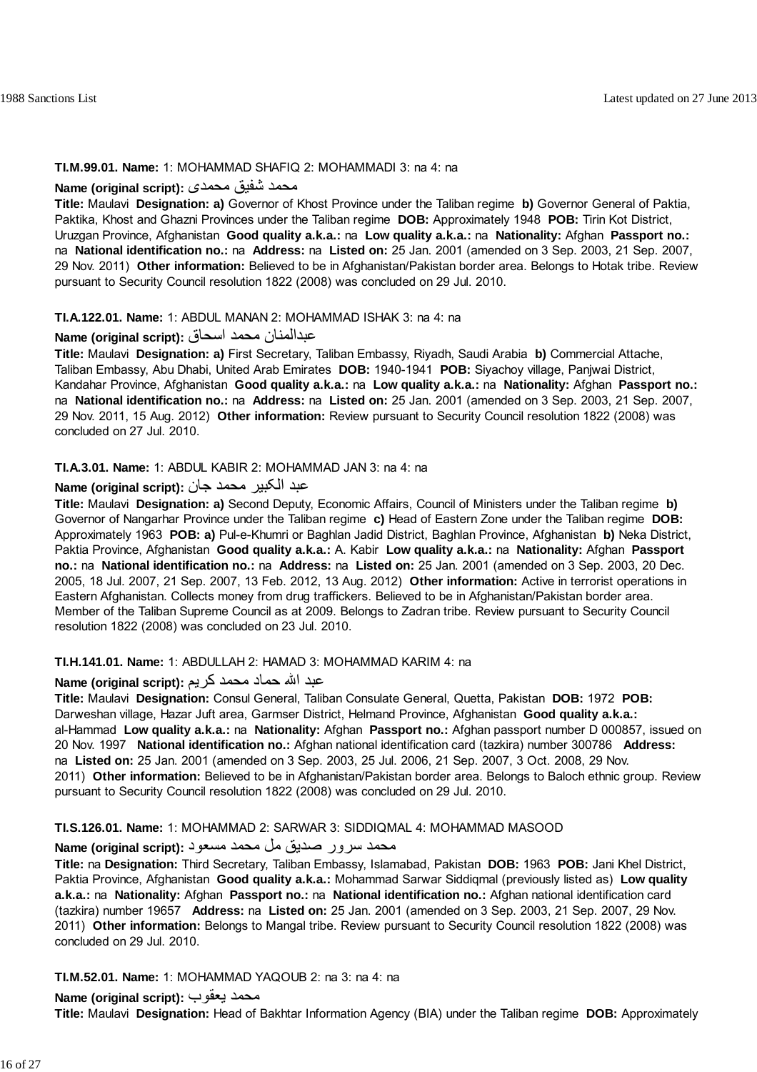**TI.M.99.01. Name:** 1: MOHAMMAD SHAFIQ 2: MOHAMMADI 3: na 4: na

**Name (original script):** محمد شفیق محمدی

**Title:** Maulavi **Designation: a)** Governor of Khost Province under the Taliban regime **b)** Governor General of Paktia, Paktika, Khost and Ghazni Provinces under the Taliban regime **DOB:** Approximately 1948 **POB:** Tirin Kot District, Uruzgan Province, Afghanistan **Good quality a.k.a.:** na **Low quality a.k.a.:** na **Nationality:** Afghan **Passport no.:** na **National identification no.:** na **Address:** na **Listed on:** 25 Jan. 2001 (amended on 3 Sep. 2003, 21 Sep. 2007, 29 Nov. 2011) **Other information:** Believed to be in Afghanistan/Pakistan border area. Belongs to Hotak tribe. Review pursuant to Security Council resolution 1822 (2008) was concluded on 29 Jul. 2010.

**TI.A.122.01. Name:** 1: ABDUL MANAN 2: MOHAMMAD ISHAK 3: na 4: na

**Name (original script):** عبدالمنان محمد اسحاق

**Title:** Maulavi **Designation: a)** First Secretary, Taliban Embassy, Riyadh, Saudi Arabia **b)** Commercial Attache, Taliban Embassy, Abu Dhabi, United Arab Emirates **DOB:** 1940-1941 **POB:** Siyachoy village, Panjwai District, Kandahar Province, Afghanistan **Good quality a.k.a.:** na **Low quality a.k.a.:** na **Nationality:** Afghan **Passport no.:** na **National identification no.:** na **Address:** na **Listed on:** 25 Jan. 2001 (amended on 3 Sep. 2003, 21 Sep. 2007, 29 Nov. 2011, 15 Aug. 2012) **Other information:** Review pursuant to Security Council resolution 1822 (2008) was concluded on 27 Jul. 2010.

**TI.A.3.01. Name:** 1: ABDUL KABIR 2: MOHAMMAD JAN 3: na 4: na

**Name (original script):** عبد الکبیر محمد جان

**Title:** Maulavi **Designation: a)** Second Deputy, Economic Affairs, Council of Ministers under the Taliban regime **b)** Governor of Nangarhar Province under the Taliban regime **c)** Head of Eastern Zone under the Taliban regime **DOB:** Approximately 1963 **POB: a)** Pul-e-Khumri or Baghlan Jadid District, Baghlan Province, Afghanistan **b)** Neka District, Paktia Province, Afghanistan **Good quality a.k.a.:** A. Kabir **Low quality a.k.a.:** na **Nationality:** Afghan **Passport no.:** na **National identification no.:** na **Address:** na **Listed on:** 25 Jan. 2001 (amended on 3 Sep. 2003, 20 Dec. 2005, 18 Jul. 2007, 21 Sep. 2007, 13 Feb. 2012, 13 Aug. 2012) **Other information:** Active in terrorist operations in Eastern Afghanistan. Collects money from drug traffickers. Believed to be in Afghanistan/Pakistan border area. Member of the Taliban Supreme Council as at 2009. Belongs to Zadran tribe. Review pursuant to Security Council resolution 1822 (2008) was concluded on 23 Jul. 2010.

**TI.H.141.01. Name:** 1: ABDULLAH 2: HAMAD 3: MOHAMMAD KARIM 4: na

**Name (original script):** عبد الله حماد محمد کریم

**Title:** Maulavi **Designation:** Consul General, Taliban Consulate General, Quetta, Pakistan **DOB:** 1972 **POB:** Darweshan village, Hazar Juft area, Garmser District, Helmand Province, Afghanistan **Good quality a.k.a.:** al-Hammad **Low quality a.k.a.:** na **Nationality:** Afghan **Passport no.:** Afghan passport number D 000857, issued on 20 Nov. 1997 **National identification no.:** Afghan national identification card (tazkira) number 300786 **Address:** na **Listed on:** 25 Jan. 2001 (amended on 3 Sep. 2003, 25 Jul. 2006, 21 Sep. 2007, 3 Oct. 2008, 29 Nov. 2011) **Other information:** Believed to be in Afghanistan/Pakistan border area. Belongs to Baloch ethnic group. Review pursuant to Security Council resolution 1822 (2008) was concluded on 29 Jul. 2010.

**TI.S.126.01. Name:** 1: MOHAMMAD 2: SARWAR 3: SIDDIQMAL 4: MOHAMMAD MASOOD

**Name (original script):** محمد سرور صدیق مل محمد مسعود

**Title:** na **Designation:** Third Secretary, Taliban Embassy, Islamabad, Pakistan **DOB:** 1963 **POB:** Jani Khel District, Paktia Province, Afghanistan **Good quality a.k.a.:** Mohammad Sarwar Siddiqmal (previously listed as) **Low quality a.k.a.:** na **Nationality:** Afghan **Passport no.:** na **National identification no.:** Afghan national identification card (tazkira) number 19657 **Address:** na **Listed on:** 25 Jan. 2001 (amended on 3 Sep. 2003, 21 Sep. 2007, 29 Nov. 2011) **Other information:** Belongs to Mangal tribe. Review pursuant to Security Council resolution 1822 (2008) was concluded on 29 Jul. 2010.

**TI.M.52.01. Name:** 1: MOHAMMAD YAQOUB 2: na 3: na 4: na

**Name (original script):** محمد یعقوب

**Title:** Maulavi **Designation:** Head of Bakhtar Information Agency (BIA) under the Taliban regime **DOB:** Approximately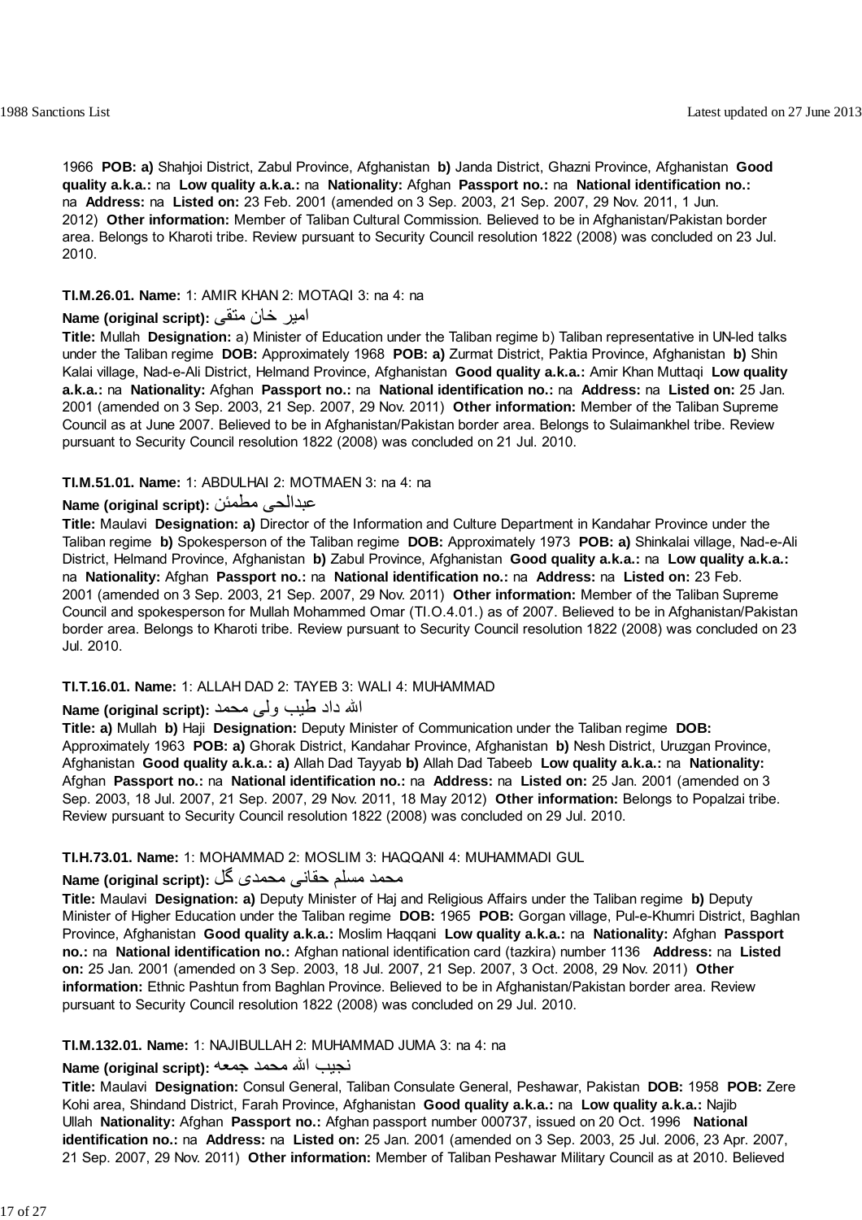1966 **POB: a)** Shahjoi District, Zabul Province, Afghanistan **b)** Janda District, Ghazni Province, Afghanistan **Good quality a.k.a.:** na **Low quality a.k.a.:** na **Nationality:** Afghan **Passport no.:** na **National identification no.:** na **Address:** na **Listed on:** 23 Feb. 2001 (amended on 3 Sep. 2003, 21 Sep. 2007, 29 Nov. 2011, 1 Jun. 2012) **Other information:** Member of Taliban Cultural Commission. Believed to be in Afghanistan/Pakistan border area. Belongs to Kharoti tribe. Review pursuant to Security Council resolution 1822 (2008) was concluded on 23 Jul. 2010.

**TI.M.26.01. Name:** 1: AMIR KHAN 2: MOTAQI 3: na 4: na

**Name (original script):** امير خان متقى

**Title:** Mullah **Designation:** a) Minister of Education under the Taliban regime b) Taliban representative in UN-led talks under the Taliban regime **DOB:** Approximately 1968 **POB: a)** Zurmat District, Paktia Province, Afghanistan **b)** Shin Kalai village, Nad-e-Ali District, Helmand Province, Afghanistan **Good quality a.k.a.:** Amir Khan Muttaqi **Low quality a.k.a.:** na **Nationality:** Afghan **Passport no.:** na **National identification no.:** na **Address:** na **Listed on:** 25 Jan. 2001 (amended on 3 Sep. 2003, 21 Sep. 2007, 29 Nov. 2011) **Other information:** Member of the Taliban Supreme Council as at June 2007. Believed to be in Afghanistan/Pakistan border area. Belongs to Sulaimankhel tribe. Review pursuant to Security Council resolution 1822 (2008) was concluded on 21 Jul. 2010.

**TI.M.51.01. Name:** 1: ABDULHAI 2: MOTMAEN 3: na 4: na

**Name (original script):** عبدالحى مطمئن

**Title:** Maulavi **Designation: a)** Director of the Information and Culture Department in Kandahar Province under the Taliban regime **b)** Spokesperson of the Taliban regime **DOB:** Approximately 1973 **POB: a)** Shinkalai village, Nad-e-Ali District, Helmand Province, Afghanistan **b)** Zabul Province, Afghanistan **Good quality a.k.a.:** na **Low quality a.k.a.:** na **Nationality:** Afghan **Passport no.:** na **National identification no.:** na **Address:** na **Listed on:** 23 Feb. 2001 (amended on 3 Sep. 2003, 21 Sep. 2007, 29 Nov. 2011) **Other information:** Member of the Taliban Supreme Council and spokesperson for Mullah Mohammed Omar (TI.O.4.01.) as of 2007. Believed to be in Afghanistan/Pakistan border area. Belongs to Kharoti tribe. Review pursuant to Security Council resolution 1822 (2008) was concluded on 23 Jul. 2010.

**TI.T.16.01. Name:** 1: ALLAH DAD 2: TAYEB 3: WALI 4: MUHAMMAD

**Name (original script):** الله داد طيب ولى محمد

**Title: a)** Mullah **b)** Haji **Designation:** Deputy Minister of Communication under the Taliban regime **DOB:** Approximately 1963 **POB: a)** Ghorak District, Kandahar Province, Afghanistan **b)** Nesh District, Uruzgan Province, Afghanistan **Good quality a.k.a.: a)** Allah Dad Tayyab **b)** Allah Dad Tabeeb **Low quality a.k.a.:** na **Nationality:** Afghan **Passport no.:** na **National identification no.:** na **Address:** na **Listed on:** 25 Jan. 2001 (amended on 3 Sep. 2003, 18 Jul. 2007, 21 Sep. 2007, 29 Nov. 2011, 18 May 2012) **Other information:** Belongs to Popalzai tribe. Review pursuant to Security Council resolution 1822 (2008) was concluded on 29 Jul. 2010.

**TI.H.73.01. Name:** 1: MOHAMMAD 2: MOSLIM 3: HAQQANI 4: MUHAMMADI GUL

**Name (original script):** محمد مسلم حقانى محمدى گل

**Title:** Maulavi **Designation: a)** Deputy Minister of Haj and Religious Affairs under the Taliban regime **b)** Deputy Minister of Higher Education under the Taliban regime **DOB:** 1965 **POB:** Gorgan village, Pul-e-Khumri District, Baghlan Province, Afghanistan **Good quality a.k.a.:** Moslim Haqqani **Low quality a.k.a.:** na **Nationality:** Afghan **Passport no.:** na **National identification no.:** Afghan national identification card (tazkira) number 1136 **Address:** na **Listed on:** 25 Jan. 2001 (amended on 3 Sep. 2003, 18 Jul. 2007, 21 Sep. 2007, 3 Oct. 2008, 29 Nov. 2011) **Other information:** Ethnic Pashtun from Baghlan Province. Believed to be in Afghanistan/Pakistan border area. Review pursuant to Security Council resolution 1822 (2008) was concluded on 29 Jul. 2010.

**TI.M.132.01. Name:** 1: NAJIBULLAH 2: MUHAMMAD JUMA 3: na 4: na

**Name (original script):** نجيب الله محمد جمعه

**Title:** Maulavi **Designation:** Consul General, Taliban Consulate General, Peshawar, Pakistan **DOB:** 1958 **POB:** Zere Kohi area, Shindand District, Farah Province, Afghanistan **Good quality a.k.a.:** na **Low quality a.k.a.:** Najib Ullah **Nationality:** Afghan **Passport no.:** Afghan passport number 000737, issued on 20 Oct. 1996 **National identification no.:** na **Address:** na **Listed on:** 25 Jan. 2001 (amended on 3 Sep. 2003, 25 Jul. 2006, 23 Apr. 2007, 21 Sep. 2007, 29 Nov. 2011) **Other information:** Member of Taliban Peshawar Military Council as at 2010. Believed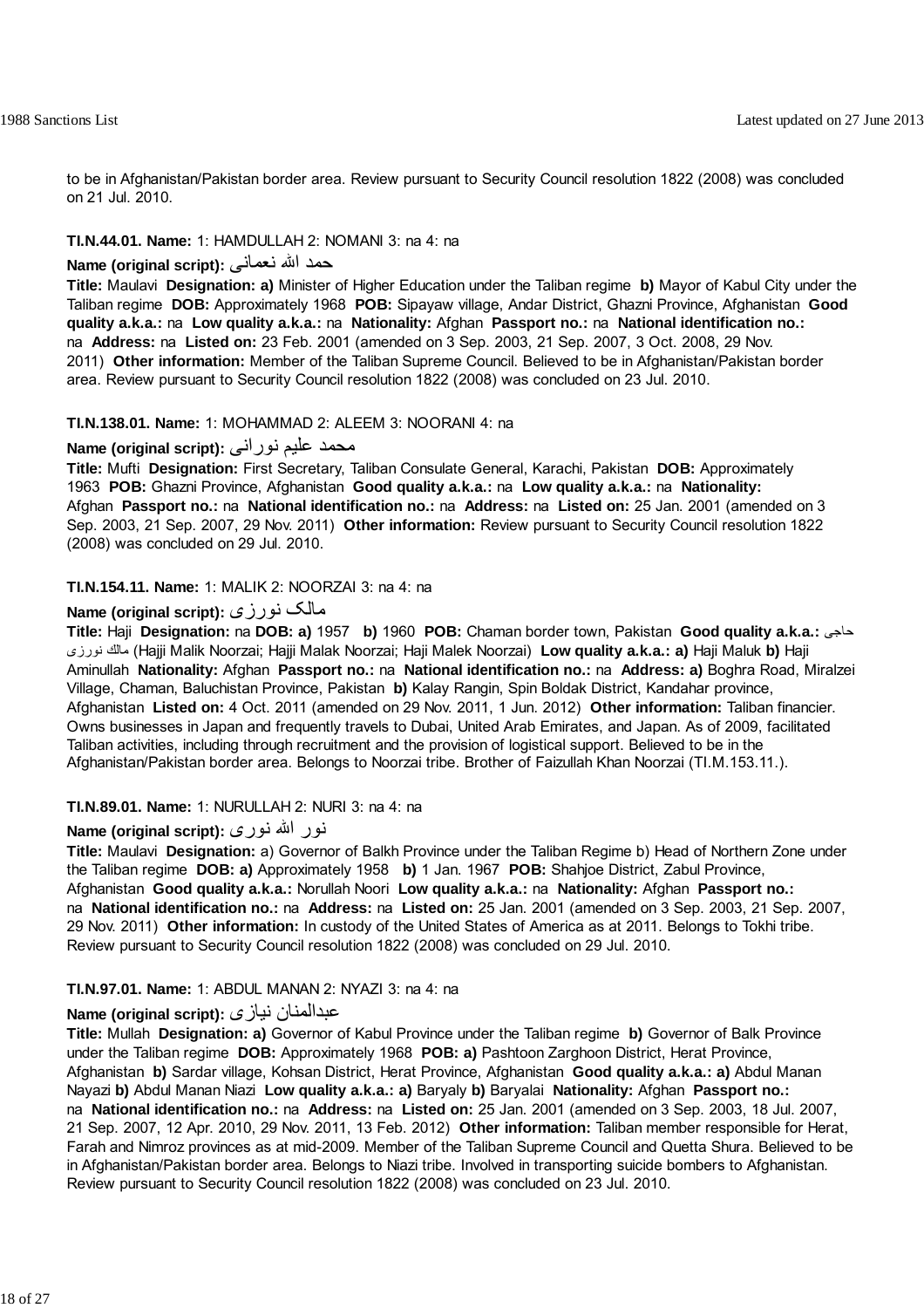to be in Afghanistan/Pakistan border area. Review pursuant to Security Council resolution 1822 (2008) was concluded on 21 Jul. 2010.

**TI.N.44.01. Name:** 1: HAMDULLAH 2: NOMANI 3: na 4: na

**Name (original script):** حمد الله نعمانی

**Title:** Maulavi **Designation: a)** Minister of Higher Education under the Taliban regime **b)** Mayor of Kabul City under the Taliban regime **DOB:** Approximately 1968 **POB:** Sipayaw village, Andar District, Ghazni Province, Afghanistan **Good quality a.k.a.:** na **Low quality a.k.a.:** na **Nationality:** Afghan **Passport no.:** na **National identification no.:** na **Address:** na **Listed on:** 23 Feb. 2001 (amended on 3 Sep. 2003, 21 Sep. 2007, 3 Oct. 2008, 29 Nov. 2011) **Other information:** Member of the Taliban Supreme Council. Believed to be in Afghanistan/Pakistan border area. Review pursuant to Security Council resolution 1822 (2008) was concluded on 23 Jul. 2010.

**TI.N.138.01. Name:** 1: MOHAMMAD 2: ALEEM 3: NOORANI 4: na

**Name (original script):** محمد علیم نورانی

**Title:** Mufti **Designation:** First Secretary, Taliban Consulate General, Karachi, Pakistan **DOB:** Approximately 1963 **POB:** Ghazni Province, Afghanistan **Good quality a.k.a.:** na **Low quality a.k.a.:** na **Nationality:** Afghan **Passport no.:** na **National identification no.:** na **Address:** na **Listed on:** 25 Jan. 2001 (amended on 3 Sep. 2003, 21 Sep. 2007, 29 Nov. 2011) **Other information:** Review pursuant to Security Council resolution 1822 (2008) was concluded on 29 Jul. 2010.

**TI.N.154.11. Name:** 1: MALIK 2: NOORZAI 3: na 4: na

**Name (original script):** مالک نورزی

**Title:** Haji **Designation:** na **DOB: a)** 1957 **b)** 1960 **POB:** Chaman border town, Pakistan **Good quality a.k.a.:** حاجی مالك نورزی (Hajji Malik Noorzai; Hajji Malak Noorzai; Haji Malek Noorzai) **Low quality a.k.a.: a)** Haji Maluk **b)** Haji Aminullah **Nationality:** Afghan **Passport no.:** na **National identification no.:** na **Address: a)** Boghra Road, Miralzei Village, Chaman, Baluchistan Province, Pakistan **b)** Kalay Rangin, Spin Boldak District, Kandahar province, Afghanistan **Listed on:** 4 Oct. 2011 (amended on 29 Nov. 2011, 1 Jun. 2012) **Other information:** Taliban financier. Owns businesses in Japan and frequently travels to Dubai, United Arab Emirates, and Japan. As of 2009, facilitated Taliban activities, including through recruitment and the provision of logistical support. Believed to be in the Afghanistan/Pakistan border area. Belongs to Noorzai tribe. Brother of Faizullah Khan Noorzai (TI.M.153.11.).

**TI.N.89.01. Name:** 1: NURULLAH 2: NURI 3: na 4: na

**Name (original script):** نور الله نوری

**Title:** Maulavi **Designation:** a) Governor of Balkh Province under the Taliban Regime b) Head of Northern Zone under the Taliban regime **DOB: a)** Approximately 1958 **b)** 1 Jan. 1967 **POB:** Shahjoe District, Zabul Province, Afghanistan **Good quality a.k.a.:** Norullah Noori **Low quality a.k.a.:** na **Nationality:** Afghan **Passport no.:** na **National identification no.:** na **Address:** na **Listed on:** 25 Jan. 2001 (amended on 3 Sep. 2003, 21 Sep. 2007, 29 Nov. 2011) **Other information:** In custody of the United States of America as at 2011. Belongs to Tokhi tribe. Review pursuant to Security Council resolution 1822 (2008) was concluded on 29 Jul. 2010.

**TI.N.97.01. Name:** 1: ABDUL MANAN 2: NYAZI 3: na 4: na

**Name (original script):** عبدالمنان نیازی

**Title:** Mullah **Designation: a)** Governor of Kabul Province under the Taliban regime **b)** Governor of Balk Province under the Taliban regime **DOB:** Approximately 1968 **POB: a)** Pashtoon Zarghoon District, Herat Province, Afghanistan **b)** Sardar village, Kohsan District, Herat Province, Afghanistan **Good quality a.k.a.: a)** Abdul Manan Nayazi **b)** Abdul Manan Niazi **Low quality a.k.a.: a)** Baryaly **b)** Baryalai **Nationality:** Afghan **Passport no.:** na **National identification no.:** na **Address:** na **Listed on:** 25 Jan. 2001 (amended on 3 Sep. 2003, 18 Jul. 2007, 21 Sep. 2007, 12 Apr. 2010, 29 Nov. 2011, 13 Feb. 2012) **Other information:** Taliban member responsible for Herat, Farah and Nimroz provinces as at mid-2009. Member of the Taliban Supreme Council and Quetta Shura. Believed to be in Afghanistan/Pakistan border area. Belongs to Niazi tribe. Involved in transporting suicide bombers to Afghanistan. Review pursuant to Security Council resolution 1822 (2008) was concluded on 23 Jul. 2010.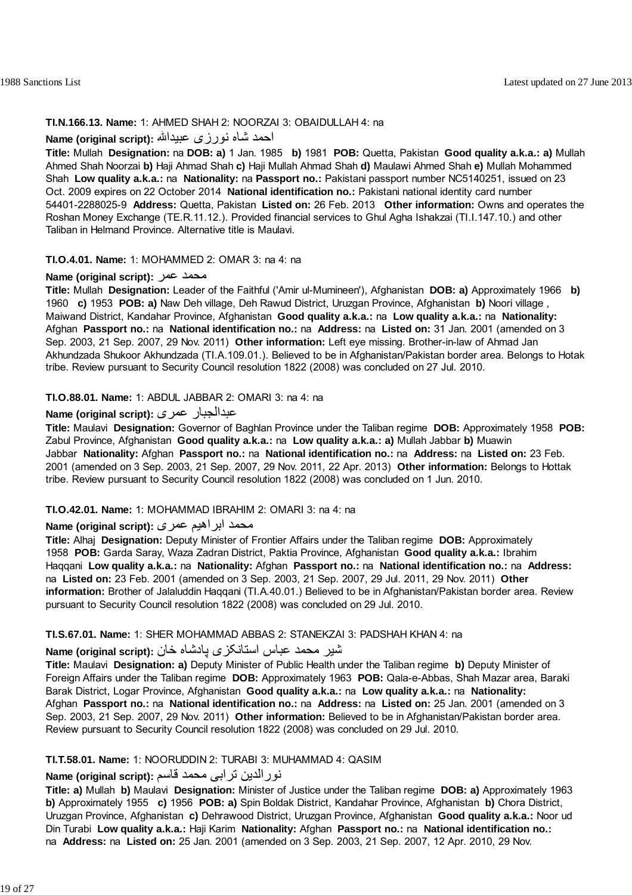**TI.N.166.13. Name:** 1: AHMED SHAH 2: NOORZAI 3: OBAIDULLAH 4: na

**Name (original script):** احمد شاه نورزی عبیدالله

**Title:** Mullah **Designation:** na **DOB: a)** 1 Jan. 1985 **b)** 1981 **POB:** Quetta, Pakistan **Good quality a.k.a.: a)** Mullah Ahmed Shah Noorzai **b)** Haji Ahmad Shah **c)** Haji Mullah Ahmad Shah **d)** Maulawi Ahmed Shah **e)** Mullah Mohammed Shah **Low quality a.k.a.:** na **Nationality:** na **Passport no.:** Pakistani passport number NC5140251, issued on 23 Oct. 2009 expires on 22 October 2014 **National identification no.:** Pakistani national identity card number 54401-2288025-9 **Address:** Quetta, Pakistan **Listed on:** 26 Feb. 2013 **Other information:** Owns and operates the Roshan Money Exchange (TE.R.11.12.). Provided financial services to Ghul Agha Ishakzai (TI.I.147.10.) and other Taliban in Helmand Province. Alternative title is Maulavi.

**TI.O.4.01. Name:** 1: MOHAMMED 2: OMAR 3: na 4: na

**Name (original script):** محمد عمر

**Title:** Mullah **Designation:** Leader of the Faithful ('Amir ul-Mumineen'), Afghanistan **DOB: a)** Approximately 1966 **b)** 1960 **c)** 1953 **POB: a)** Naw Deh village, Deh Rawud District, Uruzgan Province, Afghanistan **b)** Noori village , Maiwand District, Kandahar Province, Afghanistan **Good quality a.k.a.:** na **Low quality a.k.a.:** na **Nationality:** Afghan **Passport no.:** na **National identification no.:** na **Address:** na **Listed on:** 31 Jan. 2001 (amended on 3 Sep. 2003, 21 Sep. 2007, 29 Nov. 2011) **Other information:** Left eye missing. Brother-in-law of Ahmad Jan Akhundzada Shukoor Akhundzada (TI.A.109.01.). Believed to be in Afghanistan/Pakistan border area. Belongs to Hotak tribe. Review pursuant to Security Council resolution 1822 (2008) was concluded on 27 Jul. 2010.

**TI.O.88.01. Name:** 1: ABDUL JABBAR 2: OMARI 3: na 4: na

**Name (original script):** عبدالجبار عمری

**Title:** Maulavi **Designation:** Governor of Baghlan Province under the Taliban regime **DOB:** Approximately 1958 **POB:** Zabul Province, Afghanistan **Good quality a.k.a.:** na **Low quality a.k.a.: a)** Mullah Jabbar **b)** Muawin Jabbar **Nationality:** Afghan **Passport no.:** na **National identification no.:** na **Address:** na **Listed on:** 23 Feb. 2001 (amended on 3 Sep. 2003, 21 Sep. 2007, 29 Nov. 2011, 22 Apr. 2013) **Other information:** Belongs to Hottak tribe. Review pursuant to Security Council resolution 1822 (2008) was concluded on 1 Jun. 2010.

**TI.O.42.01. Name:** 1: MOHAMMAD IBRAHIM 2: OMARI 3: na 4: na

**Name (original script):** محمد ابراهیم عمری

**Title:** Alhaj **Designation:** Deputy Minister of Frontier Affairs under the Taliban regime **DOB:** Approximately 1958 **POB:** Garda Saray, Waza Zadran District, Paktia Province, Afghanistan **Good quality a.k.a.:** Ibrahim Haqqani **Low quality a.k.a.:** na **Nationality:** Afghan **Passport no.:** na **National identification no.:** na **Address:** na **Listed on:** 23 Feb. 2001 (amended on 3 Sep. 2003, 21 Sep. 2007, 29 Jul. 2011, 29 Nov. 2011) **Other information:** Brother of Jalaluddin Haqqani (TI.A.40.01.) Believed to be in Afghanistan/Pakistan border area. Review pursuant to Security Council resolution 1822 (2008) was concluded on 29 Jul. 2010.

**TI.S.67.01. Name:** 1: SHER MOHAMMAD ABBAS 2: STANEKZAI 3: PADSHAH KHAN 4: na

**Name (original script):** شیر محمد عباس استانکزی پادشاه خان

**Title:** Maulavi **Designation: a)** Deputy Minister of Public Health under the Taliban regime **b)** Deputy Minister of Foreign Affairs under the Taliban regime **DOB:** Approximately 1963 **POB:** Qala-e-Abbas, Shah Mazar area, Baraki Barak District, Logar Province, Afghanistan **Good quality a.k.a.:** na **Low quality a.k.a.:** na **Nationality:** Afghan **Passport no.:** na **National identification no.:** na **Address:** na **Listed on:** 25 Jan. 2001 (amended on 3 Sep. 2003, 21 Sep. 2007, 29 Nov. 2011) **Other information:** Believed to be in Afghanistan/Pakistan border area. Review pursuant to Security Council resolution 1822 (2008) was concluded on 29 Jul. 2010.

**TI.T.58.01. Name:** 1: NOORUDDIN 2: TURABI 3: MUHAMMAD 4: QASIM

**Name (original script):** نورالدین ترابی محمد قاسم

**Title: a)** Mullah **b)** Maulavi **Designation:** Minister of Justice under the Taliban regime **DOB: a)** Approximately 1963 **b)** Approximately 1955 **c)** 1956 **POB: a)** Spin Boldak District, Kandahar Province, Afghanistan **b)** Chora District, Uruzgan Province, Afghanistan **c)** Dehrawood District, Uruzgan Province, Afghanistan **Good quality a.k.a.:** Noor ud Din Turabi **Low quality a.k.a.:** Haji Karim **Nationality:** Afghan **Passport no.:** na **National identification no.:** na **Address:** na **Listed on:** 25 Jan. 2001 (amended on 3 Sep. 2003, 21 Sep. 2007, 12 Apr. 2010, 29 Nov.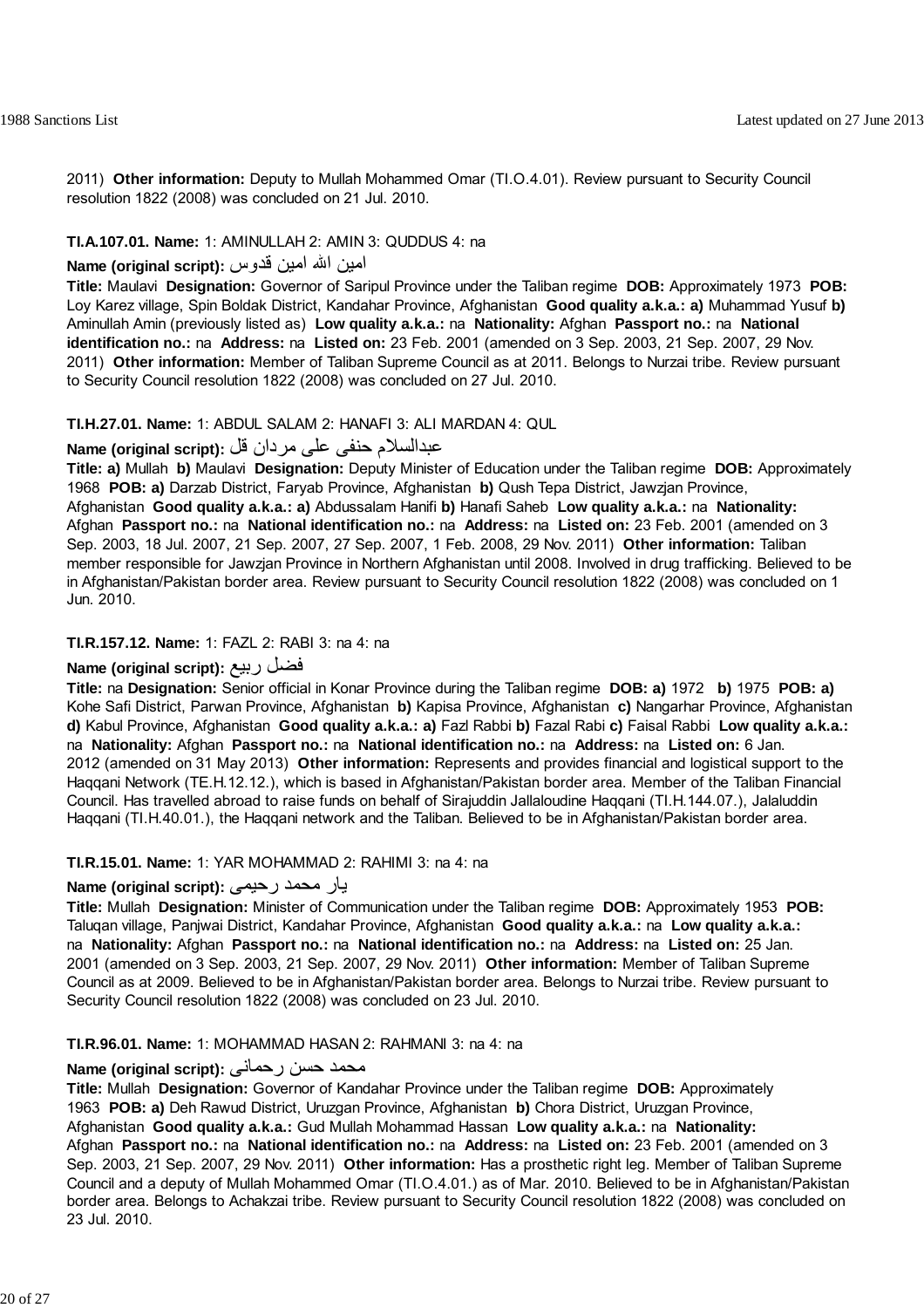2011) **Other information:** Deputy to Mullah Mohammed Omar (TI.O.4.01). Review pursuant to Security Council resolution 1822 (2008) was concluded on 21 Jul. 2010.

**TI.A.107.01. Name:** 1: AMINULLAH 2: AMIN 3: QUDDUS 4: na

**Name (original script):** امين الله امين قدوس

**Title:** Maulavi **Designation:** Governor of Saripul Province under the Taliban regime **DOB:** Approximately 1973 **POB:** Loy Karez village, Spin Boldak District, Kandahar Province, Afghanistan **Good quality a.k.a.: a)** Muhammad Yusuf **b)** Aminullah Amin (previously listed as) **Low quality a.k.a.:** na **Nationality:** Afghan **Passport no.:** na **National identification no.:** na **Address:** na **Listed on:** 23 Feb. 2001 (amended on 3 Sep. 2003, 21 Sep. 2007, 29 Nov. 2011) **Other information:** Member of Taliban Supreme Council as at 2011. Belongs to Nurzai tribe. Review pursuant to Security Council resolution 1822 (2008) was concluded on 27 Jul. 2010.

**TI.H.27.01. Name:** 1: ABDUL SALAM 2: HANAFI 3: ALI MARDAN 4: QUL

**Name (original script):** عبدالسلام حنفى على مردان قل

**Title: a)** Mullah **b)** Maulavi **Designation:** Deputy Minister of Education under the Taliban regime **DOB:** Approximately 1968 **POB: a)** Darzab District, Faryab Province, Afghanistan **b)** Qush Tepa District, Jawzjan Province, Afghanistan **Good quality a.k.a.: a)** Abdussalam Hanifi **b)** Hanafi Saheb **Low quality a.k.a.:** na **Nationality:** Afghan **Passport no.:** na **National identification no.:** na **Address:** na **Listed on:** 23 Feb. 2001 (amended on 3 Sep. 2003, 18 Jul. 2007, 21 Sep. 2007, 27 Sep. 2007, 1 Feb. 2008, 29 Nov. 2011) **Other information:** Taliban member responsible for Jawzjan Province in Northern Afghanistan until 2008. Involved in drug trafficking. Believed to be in Afghanistan/Pakistan border area. Review pursuant to Security Council resolution 1822 (2008) was concluded on 1 Jun. 2010.

**TI.R.157.12. Name:** 1: FAZL 2: RABI 3: na 4: na

**Name (original script):** فضل ربيع

**Title:** na **Designation:** Senior official in Konar Province during the Taliban regime **DOB: a)** 1972 **b)** 1975 **POB: a)** Kohe Safi District, Parwan Province, Afghanistan **b)** Kapisa Province, Afghanistan **c)** Nangarhar Province, Afghanistan **d)** Kabul Province, Afghanistan **Good quality a.k.a.: a)** Fazl Rabbi **b)** Fazal Rabi **c)** Faisal Rabbi **Low quality a.k.a.:** na **Nationality:** Afghan **Passport no.:** na **National identification no.:** na **Address:** na **Listed on:** 6 Jan. 2012 (amended on 31 May 2013) **Other information:** Represents and provides financial and logistical support to the Haqqani Network (TE.H.12.12.), which is based in Afghanistan/Pakistan border area. Member of the Taliban Financial Council. Has travelled abroad to raise funds on behalf of Sirajuddin Jallaloudine Haqqani (TI.H.144.07.), Jalaluddin Haqqani (TI.H.40.01.), the Haqqani network and the Taliban. Believed to be in Afghanistan/Pakistan border area.

**TI.R.15.01. Name:** 1: YAR MOHAMMAD 2: RAHIMI 3: na 4: na

**Name (original script):** يار محمد رحيمى

**Title:** Mullah **Designation:** Minister of Communication under the Taliban regime **DOB:** Approximately 1953 **POB:** Taluqan village, Panjwai District, Kandahar Province, Afghanistan **Good quality a.k.a.:** na **Low quality a.k.a.:** na **Nationality:** Afghan **Passport no.:** na **National identification no.:** na **Address:** na **Listed on:** 25 Jan. 2001 (amended on 3 Sep. 2003, 21 Sep. 2007, 29 Nov. 2011) **Other information:** Member of Taliban Supreme Council as at 2009. Believed to be in Afghanistan/Pakistan border area. Belongs to Nurzai tribe. Review pursuant to Security Council resolution 1822 (2008) was concluded on 23 Jul. 2010.

**TI.R.96.01. Name:** 1: MOHAMMAD HASAN 2: RAHMANI 3: na 4: na

**Name (original script):** محمد حسن رحمانى

**Title:** Mullah **Designation:** Governor of Kandahar Province under the Taliban regime **DOB:** Approximately 1963 **POB: a)** Deh Rawud District, Uruzgan Province, Afghanistan **b)** Chora District, Uruzgan Province, Afghanistan **Good quality a.k.a.:** Gud Mullah Mohammad Hassan **Low quality a.k.a.:** na **Nationality:** Afghan **Passport no.:** na **National identification no.:** na **Address:** na **Listed on:** 23 Feb. 2001 (amended on 3 Sep. 2003, 21 Sep. 2007, 29 Nov. 2011) **Other information:** Has a prosthetic right leg. Member of Taliban Supreme Council and a deputy of Mullah Mohammed Omar (TI.O.4.01.) as of Mar. 2010. Believed to be in Afghanistan/Pakistan border area. Belongs to Achakzai tribe. Review pursuant to Security Council resolution 1822 (2008) was concluded on 23 Jul. 2010.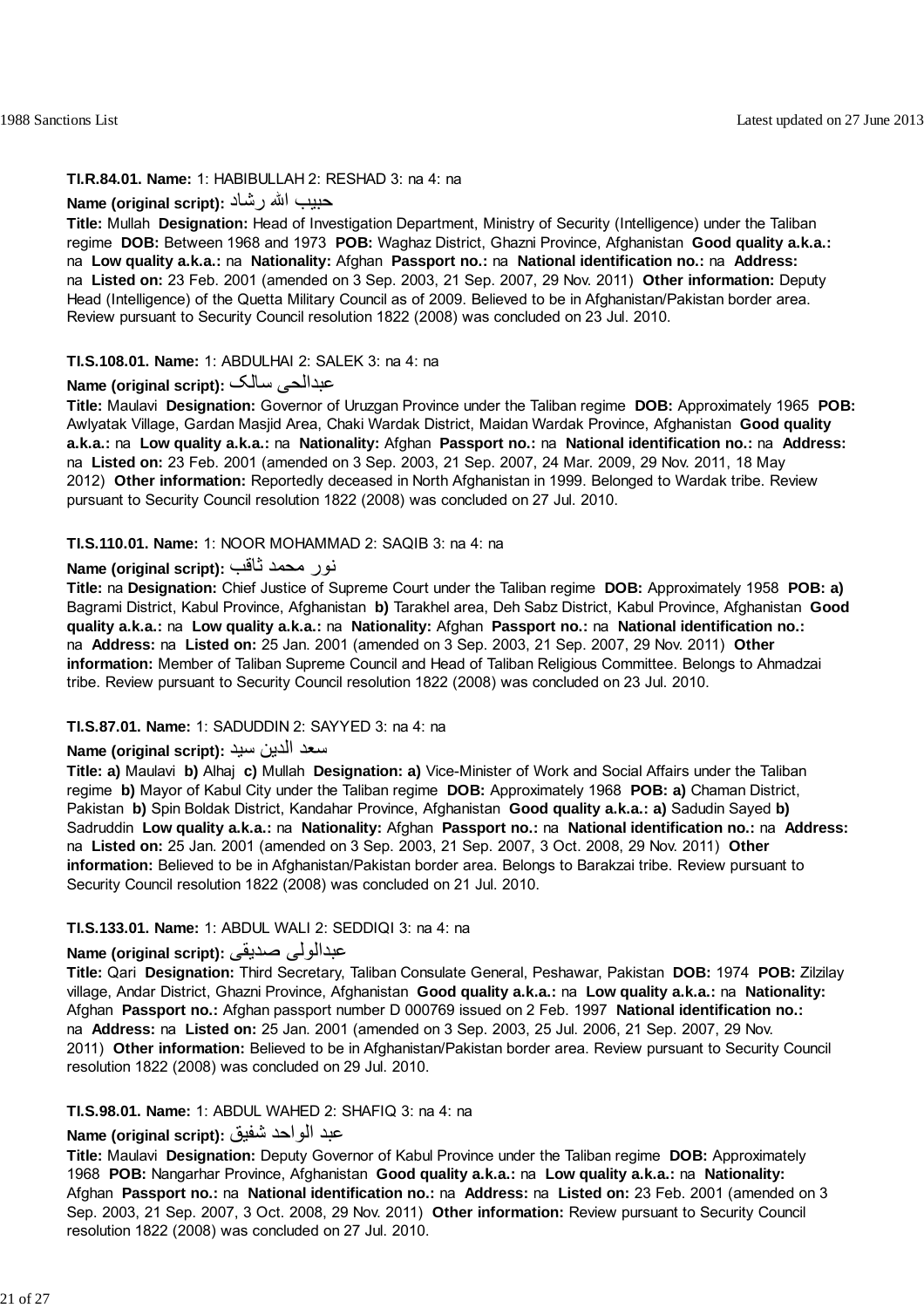**TI.R.84.01. Name:** 1: HABIBULLAH 2: RESHAD 3: na 4: na

**Name (original script):** حبيب الله رشاد

**Title:** Mullah **Designation:** Head of Investigation Department, Ministry of Security (Intelligence) under the Taliban regime **DOB:** Between 1968 and 1973 **POB:** Waghaz District, Ghazni Province, Afghanistan **Good quality a.k.a.:** na **Low quality a.k.a.:** na **Nationality:** Afghan **Passport no.:** na **National identification no.:** na **Address:** na **Listed on:** 23 Feb. 2001 (amended on 3 Sep. 2003, 21 Sep. 2007, 29 Nov. 2011) **Other information:** Deputy Head (Intelligence) of the Quetta Military Council as of 2009. Believed to be in Afghanistan/Pakistan border area. Review pursuant to Security Council resolution 1822 (2008) was concluded on 23 Jul. 2010.

**TI.S.108.01. Name:** 1: ABDULHAI 2: SALEK 3: na 4: na

**Name (original script):** عبدالحی سالک

**Title:** Maulavi **Designation:** Governor of Uruzgan Province under the Taliban regime **DOB:** Approximately 1965 **POB:** Awlyatak Village, Gardan Masjid Area, Chaki Wardak District, Maidan Wardak Province, Afghanistan **Good quality a.k.a.:** na **Low quality a.k.a.:** na **Nationality:** Afghan **Passport no.:** na **National identification no.:** na **Address:** na **Listed on:** 23 Feb. 2001 (amended on 3 Sep. 2003, 21 Sep. 2007, 24 Mar. 2009, 29 Nov. 2011, 18 May 2012) **Other information:** Reportedly deceased in North Afghanistan in 1999. Belonged to Wardak tribe. Review pursuant to Security Council resolution 1822 (2008) was concluded on 27 Jul. 2010.

**TI.S.110.01. Name:** 1: NOOR MOHAMMAD 2: SAQIB 3: na 4: na

**Name (original script):** نور محمد ثاقب

**Title:** na **Designation:** Chief Justice of Supreme Court under the Taliban regime **DOB:** Approximately 1958 **POB:** **a)** Bagrami District, Kabul Province, Afghanistan **b)** Tarakhel area, Deh Sabz District, Kabul Province, Afghanistan **Good quality a.k.a.:** na **Low quality a.k.a.:** na **Nationality:** Afghan **Passport no.:** na **National identification no.:** na **Address:** na **Listed on:** 25 Jan. 2001 (amended on 3 Sep. 2003, 21 Sep. 2007, 29 Nov. 2011) **Other information:** Member of Taliban Supreme Council and Head of Taliban Religious Committee. Belongs to Ahmadzai tribe. Review pursuant to Security Council resolution 1822 (2008) was concluded on 23 Jul. 2010.

**TI.S.87.01. Name:** 1: SADUDDIN 2: SAYYED 3: na 4: na

**Name (original script):** سعد الدين سيد

**Title:** **a)** Maulavi **b)** Alhaj **c)** Mullah **Designation:** **a)** Vice-Minister of Work and Social Affairs under the Taliban regime **b)** Mayor of Kabul City under the Taliban regime **DOB:** Approximately 1968 **POB:** **a)** Chaman District, Pakistan **b)** Spin Boldak District, Kandahar Province, Afghanistan **Good quality a.k.a.:** **a)** Sadudin Sayed **b)** Sadruddin **Low quality a.k.a.:** na **Nationality:** Afghan **Passport no.:** na **National identification no.:** na **Address:** na **Listed on:** 25 Jan. 2001 (amended on 3 Sep. 2003, 21 Sep. 2007, 3 Oct. 2008, 29 Nov. 2011) **Other information:** Believed to be in Afghanistan/Pakistan border area. Belongs to Barakzai tribe. Review pursuant to Security Council resolution 1822 (2008) was concluded on 21 Jul. 2010.

**TI.S.133.01. Name:** 1: ABDUL WALI 2: SEDDIQI 3: na 4: na

**Name (original script):** عبدالولی صدیقی

**Title:** Qari **Designation:** Third Secretary, Taliban Consulate General, Peshawar, Pakistan **DOB:** 1974 **POB:** Zilzilay village, Andar District, Ghazni Province, Afghanistan **Good quality a.k.a.:** na **Low quality a.k.a.:** na **Nationality:** Afghan **Passport no.:** Afghan passport number D 000769 issued on 2 Feb. 1997 **National identification no.:** na **Address:** na **Listed on:** 25 Jan. 2001 (amended on 3 Sep. 2003, 25 Jul. 2006, 21 Sep. 2007, 29 Nov. 2011) **Other information:** Believed to be in Afghanistan/Pakistan border area. Review pursuant to Security Council resolution 1822 (2008) was concluded on 29 Jul. 2010.

**TI.S.98.01. Name:** 1: ABDUL WAHED 2: SHAFIQ 3: na 4: na

**Name (original script):** عبد الواحد شفيق

**Title:** Maulavi **Designation:** Deputy Governor of Kabul Province under the Taliban regime **DOB:** Approximately 1968 **POB:** Nangarhar Province, Afghanistan **Good quality a.k.a.:** na **Low quality a.k.a.:** na **Nationality:** Afghan **Passport no.:** na **National identification no.:** na **Address:** na **Listed on:** 23 Feb. 2001 (amended on 3 Sep. 2003, 21 Sep. 2007, 3 Oct. 2008, 29 Nov. 2011) **Other information:** Review pursuant to Security Council resolution 1822 (2008) was concluded on 27 Jul. 2010.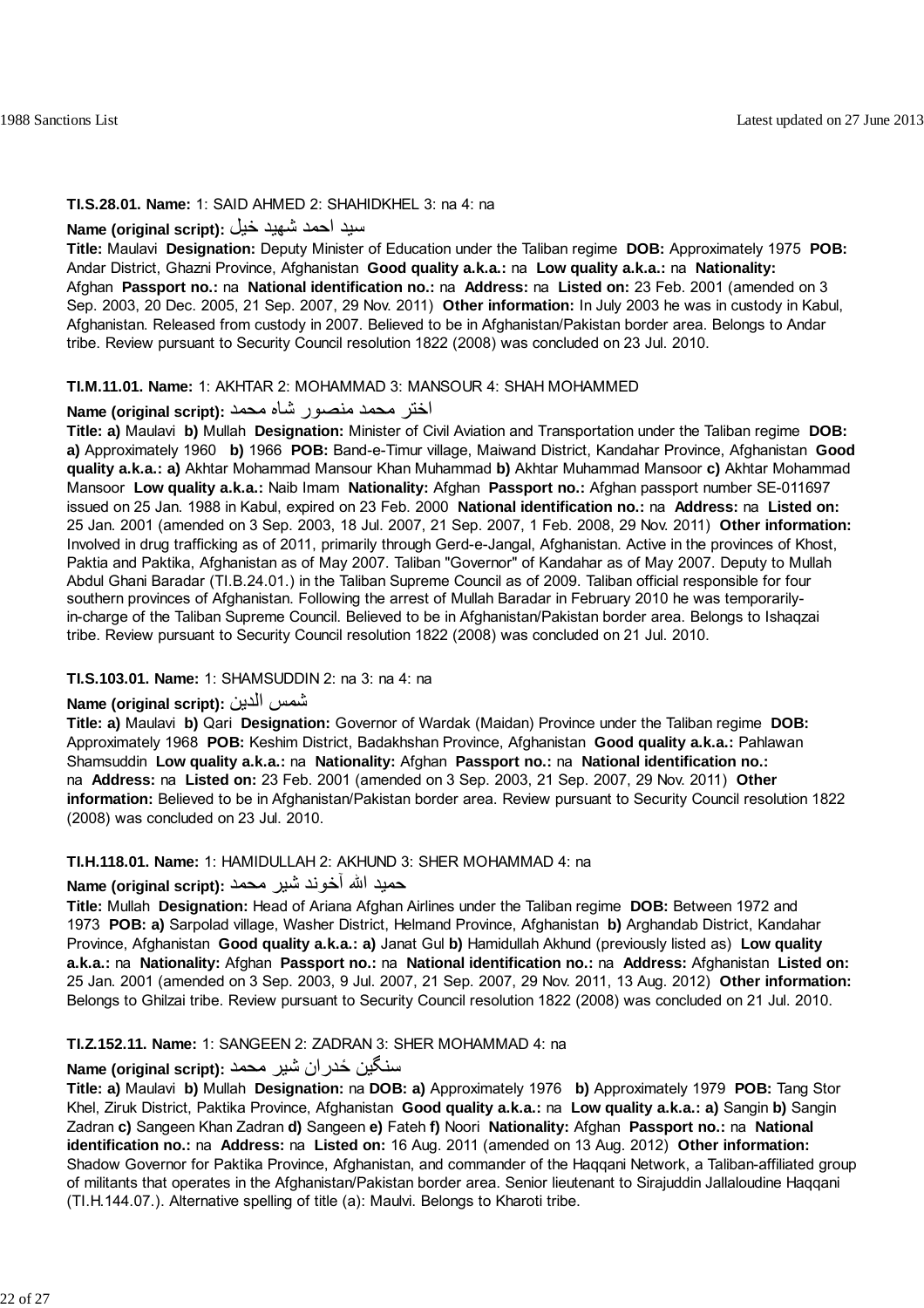**TI.S.28.01. Name:** 1: SAID AHMED 2: SHAHIDKHEL 3: na 4: na

**Name (original script):** سيد احمد شهيد خيل

**Title:** Maulavi **Designation:** Deputy Minister of Education under the Taliban regime **DOB:** Approximately 1975 **POB:** Andar District, Ghazni Province, Afghanistan **Good quality a.k.a.:** na **Low quality a.k.a.:** na **Nationality:** Afghan **Passport no.:** na **National identification no.:** na **Address:** na **Listed on:** 23 Feb. 2001 (amended on 3 Sep. 2003, 20 Dec. 2005, 21 Sep. 2007, 29 Nov. 2011) **Other information:** In July 2003 he was in custody in Kabul, Afghanistan. Released from custody in 2007. Believed to be in Afghanistan/Pakistan border area. Belongs to Andar tribe. Review pursuant to Security Council resolution 1822 (2008) was concluded on 23 Jul. 2010.

**TI.M.11.01. Name:** 1: AKHTAR 2: MOHAMMAD 3: MANSOUR 4: SHAH MOHAMMED

**Name (original script):** اختر محمد منصور شاه محمد

**Title: a)** Maulavi **b)** Mullah **Designation:** Minister of Civil Aviation and Transportation under the Taliban regime **DOB: a)** Approximately 1960 **b)** 1966 **POB:** Band-e-Timur village, Maiwand District, Kandahar Province, Afghanistan **Good quality a.k.a.: a)** Akhtar Mohammad Mansour Khan Muhammad **b)** Akhtar Muhammad Mansoor **c)** Akhtar Mohammad Mansoor **Low quality a.k.a.:** Naib Imam **Nationality:** Afghan **Passport no.:** Afghan passport number SE-011697 issued on 25 Jan. 1988 in Kabul, expired on 23 Feb. 2000 **National identification no.:** na **Address:** na **Listed on:** 25 Jan. 2001 (amended on 3 Sep. 2003, 18 Jul. 2007, 21 Sep. 2007, 1 Feb. 2008, 29 Nov. 2011) **Other information:** Involved in drug trafficking as of 2011, primarily through Gerd-e-Jangal, Afghanistan. Active in the provinces of Khost, Paktia and Paktika, Afghanistan as of May 2007. Taliban "Governor" of Kandahar as of May 2007. Deputy to Mullah Abdul Ghani Baradar (TI.B.24.01.) in the Taliban Supreme Council as of 2009. Taliban official responsible for four southern provinces of Afghanistan. Following the arrest of Mullah Baradar in February 2010 he was temporarily-in-charge of the Taliban Supreme Council. Believed to be in Afghanistan/Pakistan border area. Belongs to Ishaqzai tribe. Review pursuant to Security Council resolution 1822 (2008) was concluded on 21 Jul. 2010.

**TI.S.103.01. Name:** 1: SHAMSUDDIN 2: na 3: na 4: na

**Name (original script):** شمس الدين

**Title: a)** Maulavi **b)** Qari **Designation:** Governor of Wardak (Maidan) Province under the Taliban regime **DOB:** Approximately 1968 **POB:** Keshim District, Badakhshan Province, Afghanistan **Good quality a.k.a.:** Pahlawan Shamsuddin **Low quality a.k.a.:** na **Nationality:** Afghan **Passport no.:** na **National identification no.:** na **Address:** na **Listed on:** 23 Feb. 2001 (amended on 3 Sep. 2003, 21 Sep. 2007, 29 Nov. 2011) **Other information:** Believed to be in Afghanistan/Pakistan border area. Review pursuant to Security Council resolution 1822 (2008) was concluded on 23 Jul. 2010.

**TI.H.118.01. Name:** 1: HAMIDULLAH 2: AKHUND 3: SHER MOHAMMAD 4: na

**Name (original script):** حميد الله آخوند شير محمد

**Title:** Mullah **Designation:** Head of Ariana Afghan Airlines under the Taliban regime **DOB:** Between 1972 and 1973 **POB: a)** Sarpolad village, Washer District, Helmand Province, Afghanistan **b)** Arghandab District, Kandahar Province, Afghanistan **Good quality a.k.a.: a)** Janat Gul **b)** Hamidullah Akhund (previously listed as) **Low quality a.k.a.:** na **Nationality:** Afghan **Passport no.:** na **National identification no.:** na **Address:** Afghanistan **Listed on:** 25 Jan. 2001 (amended on 3 Sep. 2003, 9 Jul. 2007, 21 Sep. 2007, 29 Nov. 2011, 13 Aug. 2012) **Other information:** Belongs to Ghilzai tribe. Review pursuant to Security Council resolution 1822 (2008) was concluded on 21 Jul. 2010.

**TI.Z.152.11. Name:** 1: SANGEEN 2: ZADRAN 3: SHER MOHAMMAD 4: na

**Name (original script):** سنگين ځدران شير محمد

**Title: a)** Maulavi **b)** Mullah **Designation:** na **DOB: a)** Approximately 1976 **b)** Approximately 1979 **POB:** Tang Stor Khel, Ziruk District, Paktika Province, Afghanistan **Good quality a.k.a.:** na **Low quality a.k.a.: a)** Sangin **b)** Sangin Zadran **c)** Sangeen Khan Zadran **d)** Sangeen **e)** Fateh **f)** Noori **Nationality:** Afghan **Passport no.:** na **National identification no.:** na **Address:** na **Listed on:** 16 Aug. 2011 (amended on 13 Aug. 2012) **Other information:** Shadow Governor for Paktika Province, Afghanistan, and commander of the Haqqani Network, a Taliban-affiliated group of militants that operates in the Afghanistan/Pakistan border area. Senior lieutenant to Sirajuddin Jallaloudine Haqqani (TI.H.144.07.). Alternative spelling of title (a): Maulvi. Belongs to Kharoti tribe.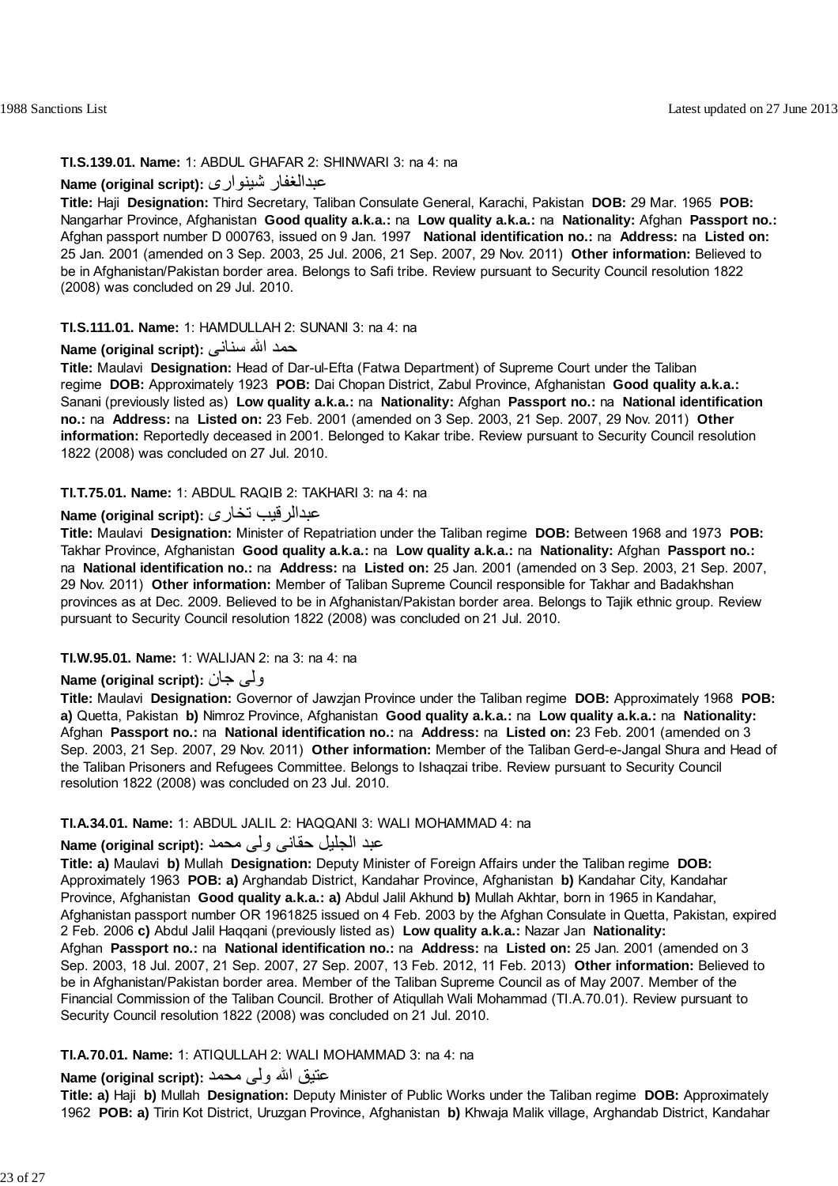**TI.S.139.01. Name:** 1: ABDUL GHAFAR 2: SHINWARI 3: na 4: na

**Name (original script):** عبدالغفار شینواری

**Title:** Haji **Designation:** Third Secretary, Taliban Consulate General, Karachi, Pakistan **DOB:** 29 Mar. 1965 **POB:** Nangarhar Province, Afghanistan **Good quality a.k.a.:** na **Low quality a.k.a.:** na **Nationality:** Afghan **Passport no.:** Afghan passport number D 000763, issued on 9 Jan. 1997 **National identification no.:** na **Address:** na **Listed on:** 25 Jan. 2001 (amended on 3 Sep. 2003, 25 Jul. 2006, 21 Sep. 2007, 29 Nov. 2011) **Other information:** Believed to be in Afghanistan/Pakistan border area. Belongs to Safi tribe. Review pursuant to Security Council resolution 1822 (2008) was concluded on 29 Jul. 2010.

**TI.S.111.01. Name:** 1: HAMDULLAH 2: SUNANI 3: na 4: na

**Name (original script):** حمد الله سنانی

**Title:** Maulavi **Designation:** Head of Dar-ul-Efta (Fatwa Department) of Supreme Court under the Taliban regime **DOB:** Approximately 1923 **POB:** Dai Chopan District, Zabul Province, Afghanistan **Good quality a.k.a.:** Sanani (previously listed as) **Low quality a.k.a.:** na **Nationality:** Afghan **Passport no.:** na **National identification no.:** na **Address:** na **Listed on:** 23 Feb. 2001 (amended on 3 Sep. 2003, 21 Sep. 2007, 29 Nov. 2011) **Other information:** Reportedly deceased in 2001. Belonged to Kakar tribe. Review pursuant to Security Council resolution 1822 (2008) was concluded on 27 Jul. 2010.

**TI.T.75.01. Name:** 1: ABDUL RAQIB 2: TAKHARI 3: na 4: na

**Name (original script):** عبدالرقیب تخاری

**Title:** Maulavi **Designation:** Minister of Repatriation under the Taliban regime **DOB:** Between 1968 and 1973 **POB:** Takhar Province, Afghanistan **Good quality a.k.a.:** na **Low quality a.k.a.:** na **Nationality:** Afghan **Passport no.:** na **National identification no.:** na **Address:** na **Listed on:** 25 Jan. 2001 (amended on 3 Sep. 2003, 21 Sep. 2007, 29 Nov. 2011) **Other information:** Member of Taliban Supreme Council responsible for Takhar and Badakhshan provinces as at Dec. 2009. Believed to be in Afghanistan/Pakistan border area. Belongs to Tajik ethnic group. Review pursuant to Security Council resolution 1822 (2008) was concluded on 21 Jul. 2010.

**TI.W.95.01. Name:** 1: WALIJAN 2: na 3: na 4: na

**Name (original script):** ولی جان

**Title:** Maulavi **Designation:** Governor of Jawzjan Province under the Taliban regime **DOB:** Approximately 1968 **POB:** **a)** Quetta, Pakistan **b)** Nimroz Province, Afghanistan **Good quality a.k.a.:** na **Low quality a.k.a.:** na **Nationality:** Afghan **Passport no.:** na **National identification no.:** na **Address:** na **Listed on:** 23 Feb. 2001 (amended on 3 Sep. 2003, 21 Sep. 2007, 29 Nov. 2011) **Other information:** Member of the Taliban Gerd-e-Jangal Shura and Head of the Taliban Prisoners and Refugees Committee. Belongs to Ishaqzai tribe. Review pursuant to Security Council resolution 1822 (2008) was concluded on 23 Jul. 2010.

**TI.A.34.01. Name:** 1: ABDUL JALIL 2: HAQQANI 3: WALI MOHAMMAD 4: na

**Name (original script):** عبد الجلیل حقانی ولی محمد

**Title:** **a)** Maulavi **b)** Mullah **Designation:** Deputy Minister of Foreign Affairs under the Taliban regime **DOB:** Approximately 1963 **POB:** **a)** Arghandab District, Kandahar Province, Afghanistan **b)** Kandahar City, Kandahar Province, Afghanistan **Good quality a.k.a.:** **a)** Abdul Jalil Akhund **b)** Mullah Akhtar, born in 1965 in Kandahar, Afghanistan passport number OR 1961825 issued on 4 Feb. 2003 by the Afghan Consulate in Quetta, Pakistan, expired 2 Feb. 2006 **c)** Abdul Jalil Haqqani (previously listed as) **Low quality a.k.a.:** Nazar Jan **Nationality:** Afghan **Passport no.:** na **National identification no.:** na **Address:** na **Listed on:** 25 Jan. 2001 (amended on 3 Sep. 2003, 18 Jul. 2007, 21 Sep. 2007, 27 Sep. 2007, 13 Feb. 2012, 11 Feb. 2013) **Other information:** Believed to be in Afghanistan/Pakistan border area. Member of the Taliban Supreme Council as of May 2007. Member of the Financial Commission of the Taliban Council. Brother of Atiqullah Wali Mohammad (TI.A.70.01). Review pursuant to Security Council resolution 1822 (2008) was concluded on 21 Jul. 2010.

**TI.A.70.01. Name:** 1: ATIQULLAH 2: WALI MOHAMMAD 3: na 4: na

**Name (original script):** عتیق الله ولی محمد

**Title:** **a)** Haji **b)** Mullah **Designation:** Deputy Minister of Public Works under the Taliban regime **DOB:** Approximately 1962 **POB:** **a)** Tirin Kot District, Uruzgan Province, Afghanistan **b)** Khwaja Malik village, Arghandab District, Kandahar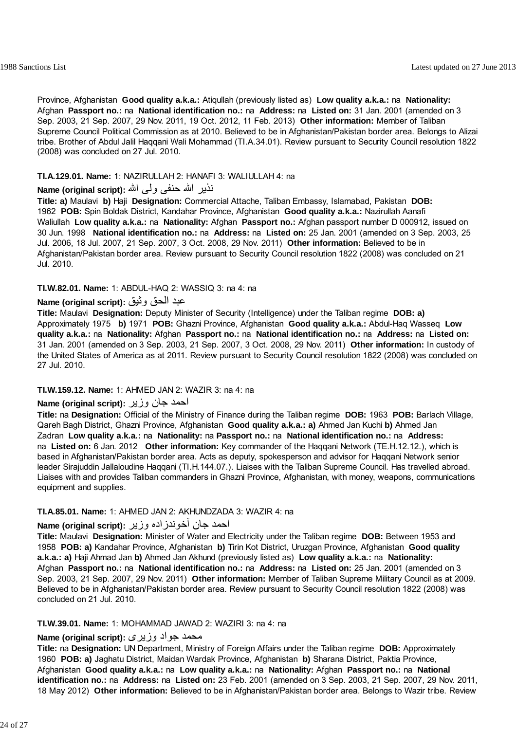Province, Afghanistan **Good quality a.k.a.:** Atiqullah (previously listed as) **Low quality a.k.a.:** na **Nationality:** Afghan **Passport no.:** na **National identification no.:** na **Address:** na **Listed on:** 31 Jan. 2001 (amended on 3 Sep. 2003, 21 Sep. 2007, 29 Nov. 2011, 19 Oct. 2012, 11 Feb. 2013) **Other information:** Member of Taliban Supreme Council Political Commission as at 2010. Believed to be in Afghanistan/Pakistan border area. Belongs to Alizai tribe. Brother of Abdul Jalil Haqqani Wali Mohammad (TI.A.34.01). Review pursuant to Security Council resolution 1822 (2008) was concluded on 27 Jul. 2010.

**TI.A.129.01. Name:** 1: NAZIRULLAH 2: HANAFI 3: WALIULLAH 4: na

**Name (original script):** نذير الله حنفى ولى الله

**Title: a)** Maulavi **b)** Haji **Designation:** Commercial Attache, Taliban Embassy, Islamabad, Pakistan **DOB:** 1962 **POB:** Spin Boldak District, Kandahar Province, Afghanistan **Good quality a.k.a.:** Nazirullah Aanafi Waliullah **Low quality a.k.a.:** na **Nationality:** Afghan **Passport no.:** Afghan passport number D 000912, issued on 30 Jun. 1998 **National identification no.:** na **Address:** na **Listed on:** 25 Jan. 2001 (amended on 3 Sep. 2003, 25 Jul. 2006, 18 Jul. 2007, 21 Sep. 2007, 3 Oct. 2008, 29 Nov. 2011) **Other information:** Believed to be in Afghanistan/Pakistan border area. Review pursuant to Security Council resolution 1822 (2008) was concluded on 21 Jul. 2010.

**TI.W.82.01. Name:** 1: ABDUL-HAQ 2: WASSIQ 3: na 4: na

**Name (original script):** عبد الحق وثيق

**Title:** Maulavi **Designation:** Deputy Minister of Security (Intelligence) under the Taliban regime **DOB: a)** Approximately 1975 **b)** 1971 **POB:** Ghazni Province, Afghanistan **Good quality a.k.a.:** Abdul-Haq Wasseq **Low quality a.k.a.:** na **Nationality:** Afghan **Passport no.:** na **National identification no.:** na **Address:** na **Listed on:** 31 Jan. 2001 (amended on 3 Sep. 2003, 21 Sep. 2007, 3 Oct. 2008, 29 Nov. 2011) **Other information:** In custody of the United States of America as at 2011. Review pursuant to Security Council resolution 1822 (2008) was concluded on 27 Jul. 2010.

**TI.W.159.12. Name:** 1: AHMED JAN 2: WAZIR 3: na 4: na

**Name (original script):** احمد جان وزير

**Title:** na **Designation:** Official of the Ministry of Finance during the Taliban regime **DOB:** 1963 **POB:** Barlach Village, Qareh Bagh District, Ghazni Province, Afghanistan **Good quality a.k.a.: a)** Ahmed Jan Kuchi **b)** Ahmed Jan Zadran **Low quality a.k.a.:** na **Nationality:** na **Passport no.:** na **National identification no.:** na **Address:** na **Listed on:** 6 Jan. 2012 **Other information:** Key commander of the Haqqani Network (TE.H.12.12.), which is based in Afghanistan/Pakistan border area. Acts as deputy, spokesperson and advisor for Haqqani Network senior leader Sirajuddin Jallaloudine Haqqani (TI.H.144.07.). Liaises with the Taliban Supreme Council. Has travelled abroad. Liaises with and provides Taliban commanders in Ghazni Province, Afghanistan, with money, weapons, communications equipment and supplies.

**TI.A.85.01. Name:** 1: AHMED JAN 2: AKHUNDZADA 3: WAZIR 4: na

**Name (original script):** احمد جان آخوندزاده وزير

**Title:** Maulavi **Designation:** Minister of Water and Electricity under the Taliban regime **DOB:** Between 1953 and 1958 **POB: a)** Kandahar Province, Afghanistan **b)** Tirin Kot District, Uruzgan Province, Afghanistan **Good quality a.k.a.: a)** Haji Ahmad Jan **b)** Ahmed Jan Akhund (previously listed as) **Low quality a.k.a.:** na **Nationality:** Afghan **Passport no.:** na **National identification no.:** na **Address:** na **Listed on:** 25 Jan. 2001 (amended on 3 Sep. 2003, 21 Sep. 2007, 29 Nov. 2011) **Other information:** Member of Taliban Supreme Military Council as at 2009. Believed to be in Afghanistan/Pakistan border area. Review pursuant to Security Council resolution 1822 (2008) was concluded on 21 Jul. 2010.

**TI.W.39.01. Name:** 1: MOHAMMAD JAWAD 2: WAZIRI 3: na 4: na

**Name (original script):** محمد جواد وزيرى

**Title:** na **Designation:** UN Department, Ministry of Foreign Affairs under the Taliban regime **DOB:** Approximately 1960 **POB: a)** Jaghatu District, Maidan Wardak Province, Afghanistan **b)** Sharana District, Paktia Province, Afghanistan **Good quality a.k.a.:** na **Low quality a.k.a.:** na **Nationality:** Afghan **Passport no.:** na **National identification no.:** na **Address:** na **Listed on:** 23 Feb. 2001 (amended on 3 Sep. 2003, 21 Sep. 2007, 29 Nov. 2011, 18 May 2012) **Other information:** Believed to be in Afghanistan/Pakistan border area. Belongs to Wazir tribe. Review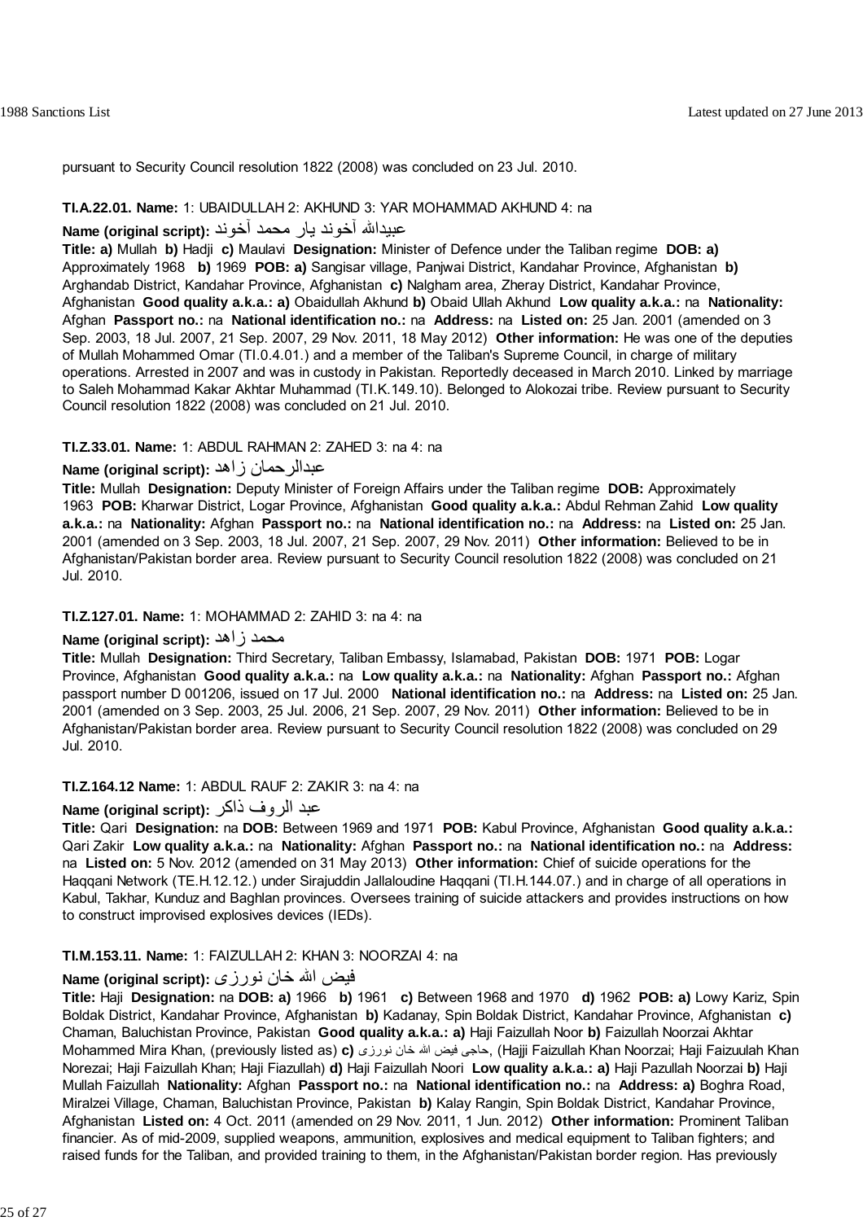pursuant to Security Council resolution 1822 (2008) was concluded on 23 Jul. 2010.

**TI.A.22.01. Name:** 1: UBAIDULLAH 2: AKHUND 3: YAR MOHAMMAD AKHUND 4: na

**Name (original script):** عبیدالله آخوند یار محمد آخوند

**Title:** **a)** Mullah **b)** Hadji **c)** Maulavi **Designation:** Minister of Defence under the Taliban regime **DOB:** **a)** Approximately 1968 **b)** 1969 **POB:** **a)** Sangisar village, Panjwai District, Kandahar Province, Afghanistan **b)** Arghandab District, Kandahar Province, Afghanistan **c)** Nalgham area, Zheray District, Kandahar Province, Afghanistan **Good quality a.k.a.:** **a)** Obaidullah Akhund **b)** Obaid Ullah Akhund **Low quality a.k.a.:** na **Nationality:** Afghan **Passport no.:** na **National identification no.:** na **Address:** na **Listed on:** 25 Jan. 2001 (amended on 3 Sep. 2003, 18 Jul. 2007, 21 Sep. 2007, 29 Nov. 2011, 18 May 2012) **Other information:** He was one of the deputies of Mullah Mohammed Omar (TI.0.4.01.) and a member of the Taliban's Supreme Council, in charge of military operations. Arrested in 2007 and was in custody in Pakistan. Reportedly deceased in March 2010. Linked by marriage to Saleh Mohammad Kakar Akhtar Muhammad (TI.K.149.10). Belonged to Alokozai tribe. Review pursuant to Security Council resolution 1822 (2008) was concluded on 21 Jul. 2010.

**TI.Z.33.01. Name:** 1: ABDUL RAHMAN 2: ZAHED 3: na 4: na

**Name (original script):** عبدالرحمان زاهد

**Title:** Mullah **Designation:** Deputy Minister of Foreign Affairs under the Taliban regime **DOB:** Approximately 1963 **POB:** Kharwar District, Logar Province, Afghanistan **Good quality a.k.a.:** Abdul Rehman Zahid **Low quality a.k.a.:** na **Nationality:** Afghan **Passport no.:** na **National identification no.:** na **Address:** na **Listed on:** 25 Jan. 2001 (amended on 3 Sep. 2003, 18 Jul. 2007, 21 Sep. 2007, 29 Nov. 2011) **Other information:** Believed to be in Afghanistan/Pakistan border area. Review pursuant to Security Council resolution 1822 (2008) was concluded on 21 Jul. 2010.

**TI.Z.127.01. Name:** 1: MOHAMMAD 2: ZAHID 3: na 4: na

**Name (original script):** محمد زاهد

**Title:** Mullah **Designation:** Third Secretary, Taliban Embassy, Islamabad, Pakistan **DOB:** 1971 **POB:** Logar Province, Afghanistan **Good quality a.k.a.:** na **Low quality a.k.a.:** na **Nationality:** Afghan **Passport no.:** Afghan passport number D 001206, issued on 17 Jul. 2000 **National identification no.:** na **Address:** na **Listed on:** 25 Jan. 2001 (amended on 3 Sep. 2003, 25 Jul. 2006, 21 Sep. 2007, 29 Nov. 2011) **Other information:** Believed to be in Afghanistan/Pakistan border area. Review pursuant to Security Council resolution 1822 (2008) was concluded on 29 Jul. 2010.

**TI.Z.164.12 Name:** 1: ABDUL RAUF 2: ZAKIR 3: na 4: na

**Name (original script):** عبد الروف ذاکر

**Title:** Qari **Designation:** na **DOB:** Between 1969 and 1971 **POB:** Kabul Province, Afghanistan **Good quality a.k.a.:** Qari Zakir **Low quality a.k.a.:** na **Nationality:** Afghan **Passport no.:** na **National identification no.:** na **Address:** na **Listed on:** 5 Nov. 2012 (amended on 31 May 2013) **Other information:** Chief of suicide operations for the Haqqani Network (TE.H.12.12.) under Sirajuddin Jallaloudine Haqqani (TI.H.144.07.) and in charge of all operations in Kabul, Takhar, Kunduz and Baghlan provinces. Oversees training of suicide attackers and provides instructions on how to construct improvised explosives devices (IEDs).

**TI.M.153.11. Name:** 1: FAIZULLAH 2: KHAN 3: NOORZAI 4: na

**Name (original script):** فیض الله خان نورزی

**Title:** Haji **Designation:** na **DOB:** **a)** 1966 **b)** 1961 **c)** Between 1968 and 1970 **d)** 1962 **POB:** **a)** Lowy Kariz, Spin Boldak District, Kandahar Province, Afghanistan **b)** Kadanay, Spin Boldak District, Kandahar Province, Afghanistan **c)** Chaman, Baluchistan Province, Pakistan **Good quality a.k.a.:** **a)** Haji Faizullah Noor **b)** Faizullah Noorzai Akhtar Mohammed Mira Khan, (previously listed as) **c)** حاجی فیض الله خان نورزی, (Hajji Faizullah Khan Noorzai; Haji Faizuulah Khan Norezai; Haji Faizullah Khan; Haji Fiazullah) **d)** Haji Faizullah Noori **Low quality a.k.a.:** **a)** Haji Pazullah Noorzai **b)** Haji Mullah Faizullah **Nationality:** Afghan **Passport no.:** na **National identification no.:** na **Address:** **a)** Boghra Road, Miralzei Village, Chaman, Baluchistan Province, Pakistan **b)** Kalay Rangin, Spin Boldak District, Kandahar Province, Afghanistan **Listed on:** 4 Oct. 2011 (amended on 29 Nov. 2011, 1 Jun. 2012) **Other information:** Prominent Taliban financier. As of mid-2009, supplied weapons, ammunition, explosives and medical equipment to Taliban fighters; and raised funds for the Taliban, and provided training to them, in the Afghanistan/Pakistan border region. Has previously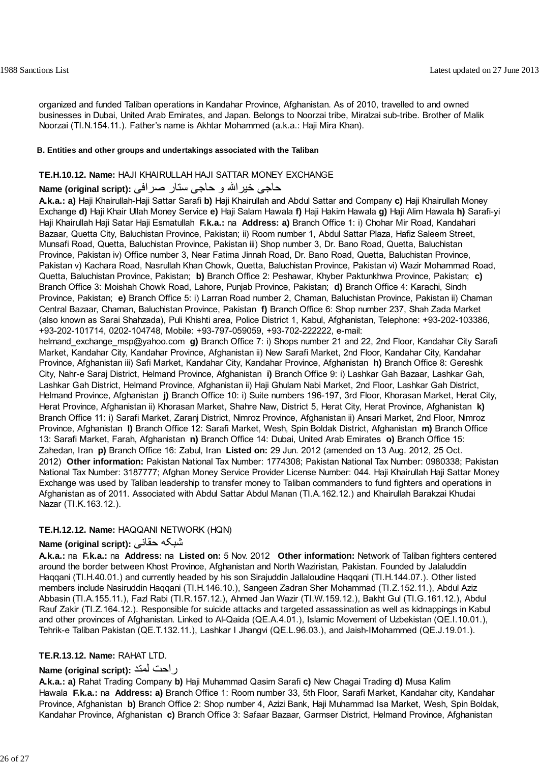organized and funded Taliban operations in Kandahar Province, Afghanistan. As of 2010, travelled to and owned businesses in Dubai, United Arab Emirates, and Japan. Belongs to Noorzai tribe, Miralzai sub-tribe. Brother of Malik Noorzai (TI.N.154.11.). Father's name is Akhtar Mohammed (a.k.a.: Haji Mira Khan).

#### B. Entities and other groups and undertakings associated with the Taliban

**TE.H.10.12. Name:** HAJI KHAIRULLAH HAJI SATTAR MONEY EXCHANGE

**Name (original script):** حاجی خیرالله و حاجی ستار صرافی

**A.k.a.: a)** Haji Khairullah-Haji Sattar Sarafi **b)** Haji Khairullah and Abdul Sattar and Company **c)** Haji Khairullah Money Exchange **d)** Haji Khair Ullah Money Service **e)** Haji Salam Hawala **f)** Haji Hakim Hawala **g)** Haji Alim Hawala **h)** Sarafi-yi Haji Khairullah Haji Satar Haji Esmatullah **F.k.a.:** na **Address: a)** Branch Office 1: i) Chohar Mir Road, Kandahari Bazaar, Quetta City, Baluchistan Province, Pakistan; ii) Room number 1, Abdul Sattar Plaza, Hafiz Saleem Street, Munsafi Road, Quetta, Baluchistan Province, Pakistan iii) Shop number 3, Dr. Bano Road, Quetta, Baluchistan Province, Pakistan iv) Office number 3, Near Fatima Jinnah Road, Dr. Bano Road, Quetta, Baluchistan Province, Pakistan v) Kachara Road, Nasrullah Khan Chowk, Quetta, Baluchistan Province, Pakistan vi) Wazir Mohammad Road, Quetta, Baluchistan Province, Pakistan; **b)** Branch Office 2: Peshawar, Khyber Paktunkhwa Province, Pakistan; **c)** Branch Office 3: Moishah Chowk Road, Lahore, Punjab Province, Pakistan; **d)** Branch Office 4: Karachi, Sindh Province, Pakistan; **e)** Branch Office 5: i) Larran Road number 2, Chaman, Baluchistan Province, Pakistan ii) Chaman Central Bazaar, Chaman, Baluchistan Province, Pakistan **f)** Branch Office 6: Shop number 237, Shah Zada Market (also known as Sarai Shahzada), Puli Khishti area, Police District 1, Kabul, Afghanistan, Telephone: +93-202-103386, +93-202-101714, 0202-104748, Mobile: +93-797-059059, +93-702-222222, e-mail: helmand_exchange_msp@yahoo.com **g)** Branch Office 7: i) Shops number 21 and 22, 2nd Floor, Kandahar City Sarafi Market, Kandahar City, Kandahar Province, Afghanistan ii) New Sarafi Market, 2nd Floor, Kandahar City, Kandahar Province, Afghanistan iii) Safi Market, Kandahar City, Kandahar Province, Afghanistan **h)** Branch Office 8: Gereshk City, Nahr-e Saraj District, Helmand Province, Afghanistan **i)** Branch Office 9: i) Lashkar Gah Bazaar, Lashkar Gah, Lashkar Gah District, Helmand Province, Afghanistan ii) Haji Ghulam Nabi Market, 2nd Floor, Lashkar Gah District, Helmand Province, Afghanistan **j)** Branch Office 10: i) Suite numbers 196-197, 3rd Floor, Khorasan Market, Herat City, Herat Province, Afghanistan ii) Khorasan Market, Shahre Naw, District 5, Herat City, Herat Province, Afghanistan **k)** Branch Office 11: i) Sarafi Market, Zaranj District, Nimroz Province, Afghanistan ii) Ansari Market, 2nd Floor, Nimroz Province, Afghanistan **l)** Branch Office 12: Sarafi Market, Wesh, Spin Boldak District, Afghanistan **m)** Branch Office 13: Sarafi Market, Farah, Afghanistan **n)** Branch Office 14: Dubai, United Arab Emirates **o)** Branch Office 15: Zahedan, Iran **p)** Branch Office 16: Zabul, Iran **Listed on:** 29 Jun. 2012 (amended on 13 Aug. 2012, 25 Oct. 2012) **Other information:** Pakistan National Tax Number: 1774308; Pakistan National Tax Number: 0980338; Pakistan National Tax Number: 3187777; Afghan Money Service Provider License Number: 044. Haji Khairullah Haji Sattar Money Exchange was used by Taliban leadership to transfer money to Taliban commanders to fund fighters and operations in Afghanistan as of 2011. Associated with Abdul Sattar Abdul Manan (TI.A.162.12.) and Khairullah Barakzai Khudai Nazar (TI.K.163.12.).

**TE.H.12.12. Name:** HAQQANI NETWORK (HQN)

**Name (original script):** شبکه حقانی

**A.k.a.:** na **F.k.a.:** na **Address:** na **Listed on:** 5 Nov. 2012 **Other information:** Network of Taliban fighters centered around the border between Khost Province, Afghanistan and North Waziristan, Pakistan. Founded by Jalaluddin Haqqani (TI.H.40.01.) and currently headed by his son Sirajuddin Jallaloudine Haqqani (TI.H.144.07.). Other listed members include Nasiruddin Haqqani (TI.H.146.10.), Sangeen Zadran Sher Mohammad (TI.Z.152.11.), Abdul Aziz Abbasin (TI.A.155.11.), Fazl Rabi (TI.R.157.12.), Ahmed Jan Wazir (TI.W.159.12.), Bakht Gul (TI.G.161.12.), Abdul Rauf Zakir (TI.Z.164.12.). Responsible for suicide attacks and targeted assassination as well as kidnappings in Kabul and other provinces of Afghanistan. Linked to Al-Qaida (QE.A.4.01.), Islamic Movement of Uzbekistan (QE.I.10.01.), Tehrik-e Taliban Pakistan (QE.T.132.11.), Lashkar I Jhangvi (QE.L.96.03.), and Jaish-IMohammed (QE.J.19.01.).

**TE.R.13.12. Name:** RAHAT LTD.

**Name (original script):** راحت لمتد

**A.k.a.: a)** Rahat Trading Company **b)** Haji Muhammad Qasim Sarafi **c)** New Chagai Trading **d)** Musa Kalim Hawala **F.k.a.:** na **Address: a)** Branch Office 1: Room number 33, 5th Floor, Sarafi Market, Kandahar city, Kandahar Province, Afghanistan **b)** Branch Office 2: Shop number 4, Azizi Bank, Haji Muhammad Isa Market, Wesh, Spin Boldak, Kandahar Province, Afghanistan **c)** Branch Office 3: Safaar Bazaar, Garmser District, Helmand Province, Afghanistan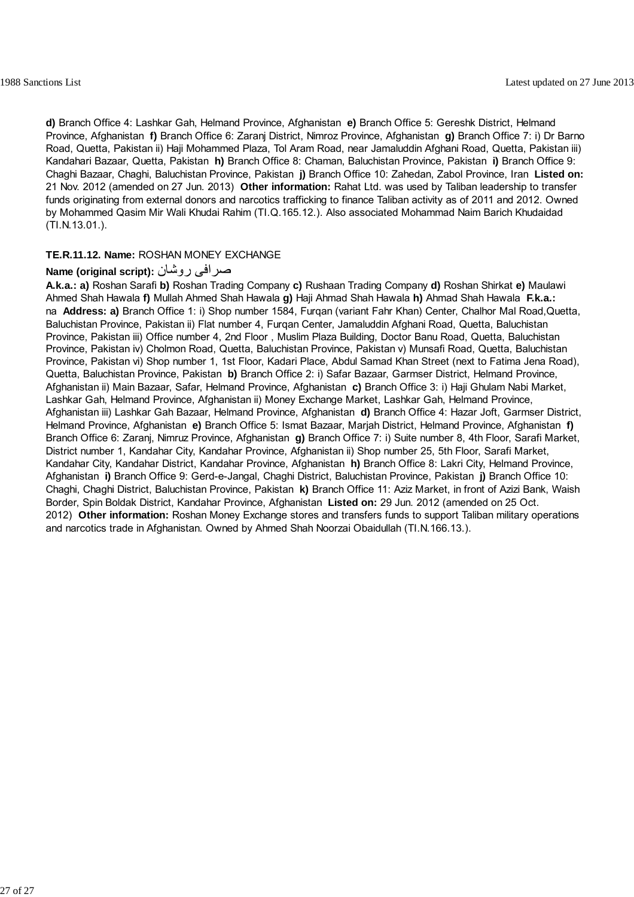**d)** Branch Office 4: Lashkar Gah, Helmand Province, Afghanistan **e)** Branch Office 5: Gereshk District, Helmand Province, Afghanistan **f)** Branch Office 6: Zaranj District, Nimroz Province, Afghanistan **g)** Branch Office 7: i) Dr Barno Road, Quetta, Pakistan ii) Haji Mohammed Plaza, Tol Aram Road, near Jamaluddin Afghani Road, Quetta, Pakistan iii) Kandahari Bazaar, Quetta, Pakistan **h)** Branch Office 8: Chaman, Baluchistan Province, Pakistan **i)** Branch Office 9: Chaghi Bazaar, Chaghi, Baluchistan Province, Pakistan **j)** Branch Office 10: Zahedan, Zabol Province, Iran **Listed on:** 21 Nov. 2012 (amended on 27 Jun. 2013) **Other information:** Rahat Ltd. was used by Taliban leadership to transfer funds originating from external donors and narcotics trafficking to finance Taliban activity as of 2011 and 2012. Owned by Mohammed Qasim Mir Wali Khudai Rahim (TI.Q.165.12.). Also associated Mohammad Naim Barich Khudaidad (TI.N.13.01.).

**TE.R.11.12. Name:** ROSHAN MONEY EXCHANGE

**Name (original script):** صرافی روشان

**A.k.a.: a)** Roshan Sarafi **b)** Roshan Trading Company **c)** Rushaan Trading Company **d)** Roshan Shirkat **e)** Maulawi Ahmed Shah Hawala **f)** Mullah Ahmed Shah Hawala **g)** Haji Ahmad Shah Hawala **h)** Ahmad Shah Hawala **F.k.a.:** na **Address: a)** Branch Office 1: i) Shop number 1584, Furqan (variant Fahr Khan) Center, Chalhor Mal Road,Quetta, Baluchistan Province, Pakistan ii) Flat number 4, Furqan Center, Jamaluddin Afghani Road, Quetta, Baluchistan Province, Pakistan iii) Office number 4, 2nd Floor , Muslim Plaza Building, Doctor Banu Road, Quetta, Baluchistan Province, Pakistan iv) Cholmon Road, Quetta, Baluchistan Province, Pakistan v) Munsafi Road, Quetta, Baluchistan Province, Pakistan vi) Shop number 1, 1st Floor, Kadari Place, Abdul Samad Khan Street (next to Fatima Jena Road), Quetta, Baluchistan Province, Pakistan **b)** Branch Office 2: i) Safar Bazaar, Garmser District, Helmand Province, Afghanistan ii) Main Bazaar, Safar, Helmand Province, Afghanistan **c)** Branch Office 3: i) Haji Ghulam Nabi Market, Lashkar Gah, Helmand Province, Afghanistan ii) Money Exchange Market, Lashkar Gah, Helmand Province, Afghanistan iii) Lashkar Gah Bazaar, Helmand Province, Afghanistan **d)** Branch Office 4: Hazar Joft, Garmser District, Helmand Province, Afghanistan **e)** Branch Office 5: Ismat Bazaar, Marjah District, Helmand Province, Afghanistan **f)** Branch Office 6: Zaranj, Nimruz Province, Afghanistan **g)** Branch Office 7: i) Suite number 8, 4th Floor, Sarafi Market, District number 1, Kandahar City, Kandahar Province, Afghanistan ii) Shop number 25, 5th Floor, Sarafi Market, Kandahar City, Kandahar District, Kandahar Province, Afghanistan **h)** Branch Office 8: Lakri City, Helmand Province, Afghanistan **i)** Branch Office 9: Gerd-e-Jangal, Chaghi District, Baluchistan Province, Pakistan **j)** Branch Office 10: Chaghi, Chaghi District, Baluchistan Province, Pakistan **k)** Branch Office 11: Aziz Market, in front of Azizi Bank, Waish Border, Spin Boldak District, Kandahar Province, Afghanistan **Listed on:** 29 Jun. 2012 (amended on 25 Oct. 2012) **Other information:** Roshan Money Exchange stores and transfers funds to support Taliban military operations and narcotics trade in Afghanistan. Owned by Ahmed Shah Noorzai Obaidullah (TI.N.166.13.).